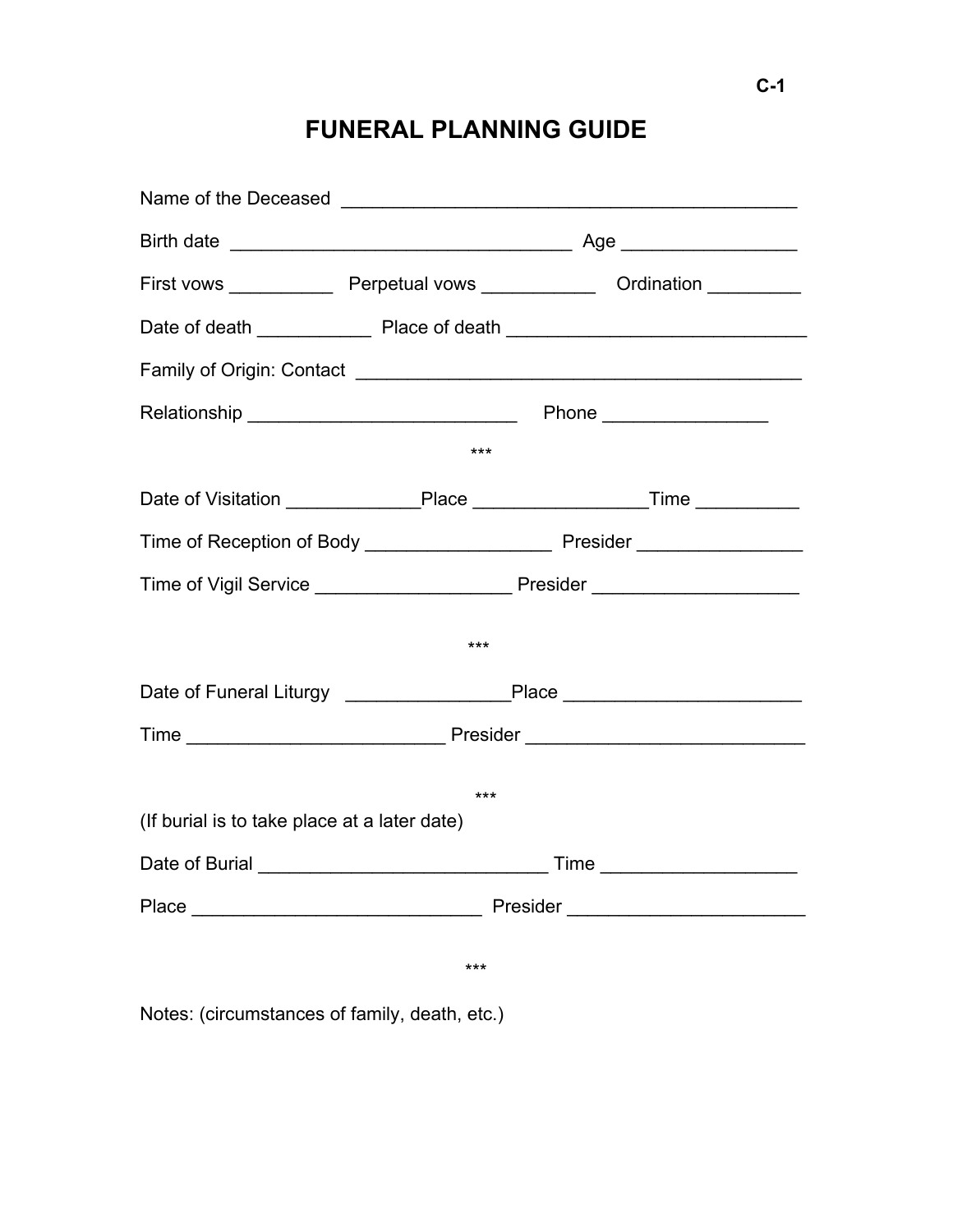C-1

# FUNERAL PLANNING GUIDE

Name of the Deceased ____________________________________________

Birth date _________________________________ Age ________________

First vows __________ Perpetual vows ___________ Ordination _________

Date of death ___________ Place of death _____________________________

Family of Origin: Contact ___________________________________________

Relationship __________________________ Phone ________________

***

Date of Visitation _____________Place ________________Time __________

Time of Reception of Body __________________ Presider ________________

Time of Vigil Service ___________________ Presider ____________________

***

Date of Funeral Liturgy ________________Place _______________________

Time _________________________ Presider ___________________________

***

(If burial is to take place at a later date)

Date of Burial ____________________________ Time __________________

Place ____________________________ Presider _______________________

***

Notes: (circumstances of family, death, etc.)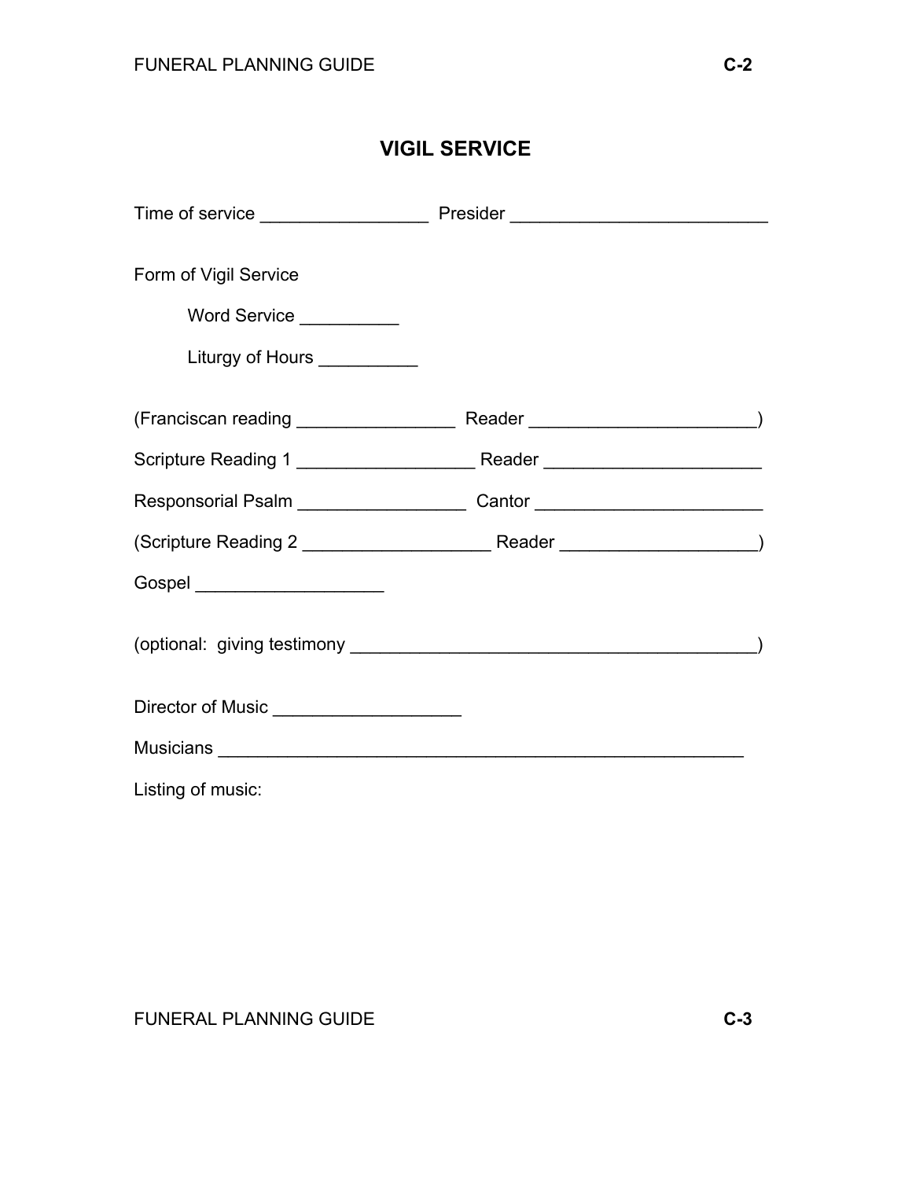# VIGIL SERVICE

Time of service _________________ Presider __________________________

Form of Vigil Service

Word Service __________

Liturgy of Hours __________

(Franciscan reading ________________ Reader _______________________)

Scripture Reading 1 __________________ Reader ______________________

Responsorial Psalm _________________ Cantor _______________________

(Scripture Reading 2 ___________________ Reader ____________________)

Gospel ___________________

(optional: giving testimony __________________________________________)

Director of Music ___________________

Musicians ______________________________________________________

Listing of music: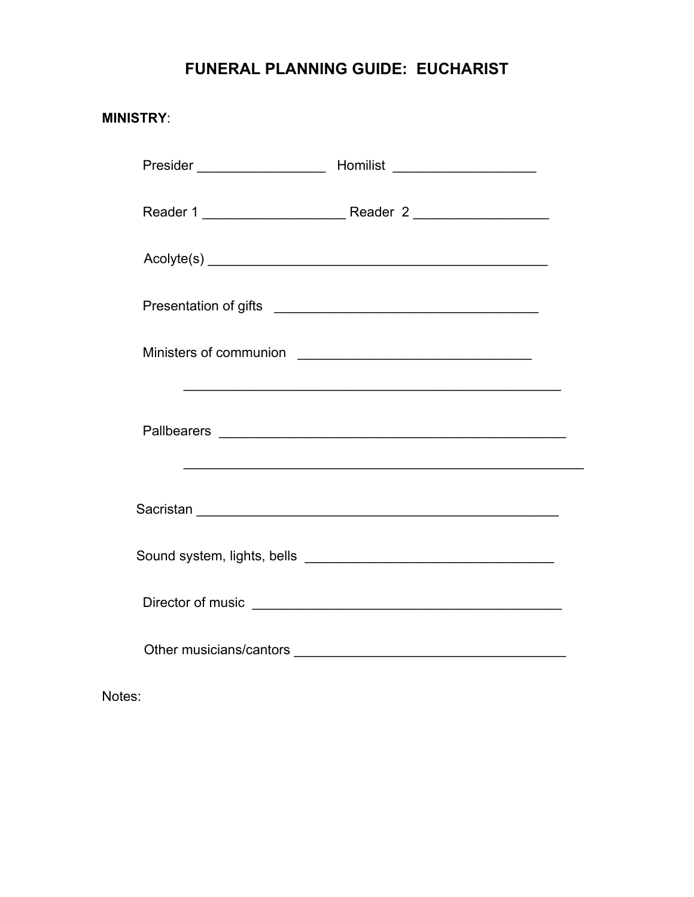# FUNERAL PLANNING GUIDE: EUCHARIST

**MINISTRY**:

Presider _________________ Homilist ___________________

Reader 1 ___________________ Reader 2 __________________

Acolyte(s) ____________________________________________

Presentation of gifts ___________________________________

Ministers of communion _______________________________

__________________________________________________

Pallbearers ______________________________________________

______________________________________________________

Sacristan ________________________________________________

Sound system, lights, bells _________________________________

Director of music _______________________________________

Other musicians/cantors ____________________________________

Notes: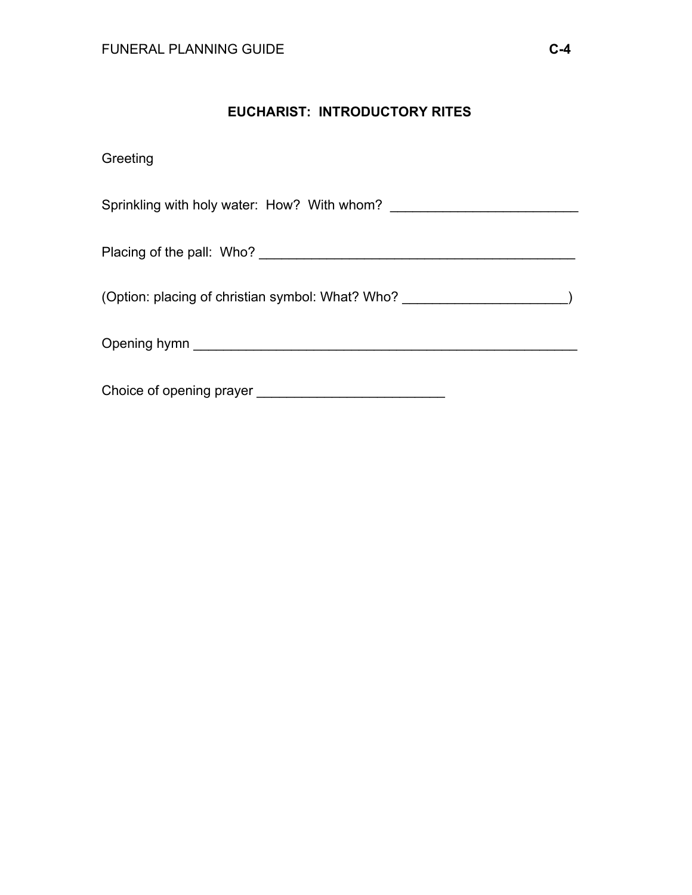## EUCHARIST: INTRODUCTORY RITES

Greeting

Sprinkling with holy water: How? With whom? _________________________

Placing of the pall: Who? ___________________________________________

(Option: placing of christian symbol: What? Who? ______________________)

Opening hymn _____________________________________________________

Choice of opening prayer _________________________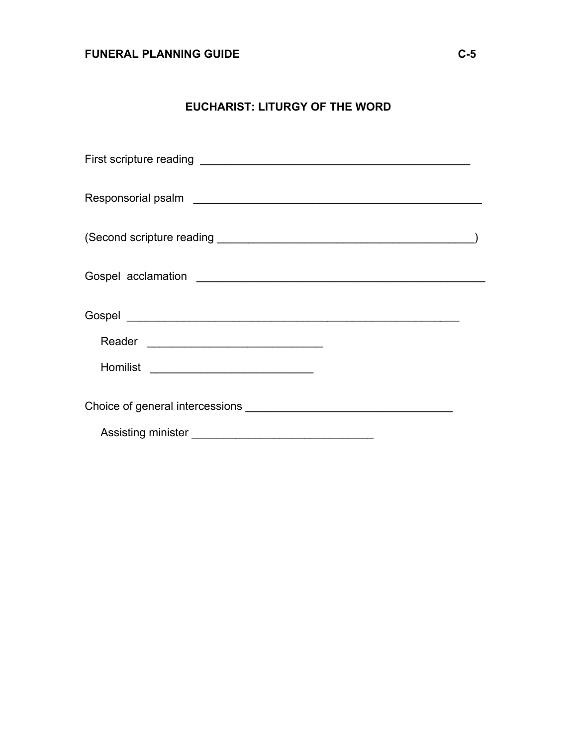# EUCHARIST: LITURGY OF THE WORD

First scripture reading ___________________________________________

Responsorial psalm ______________________________________________

(Second scripture reading _________________________________________)

Gospel acclamation ______________________________________________

Gospel _______________________________________________________

Reader ____________________________

Homilist __________________________

Choice of general intercessions _________________________________

Assisting minister _____________________________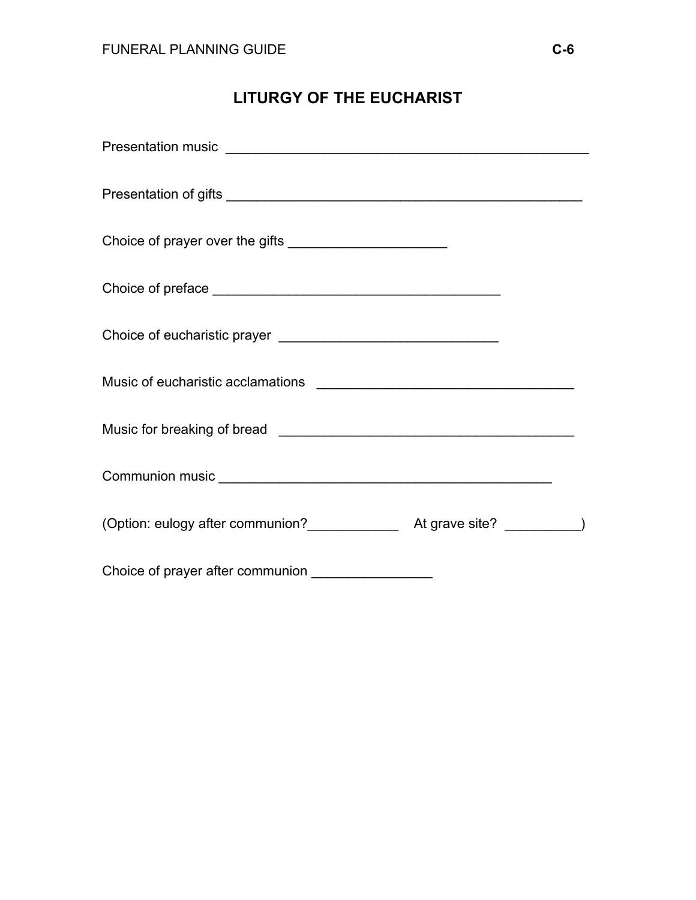# LITURGY OF THE EUCHARIST

Presentation music ________________________________________________

Presentation of gifts _______________________________________________

Choice of prayer over the gifts ____________________

Choice of preface ____________________________________

Choice of eucharistic prayer ____________________________

Music of eucharistic acclamations _________________________________

Music for breaking of bread ______________________________________

Communion music ____________________________________________

(Option: eulogy after communion?____________ At grave site? __________)

Choice of prayer after communion _______________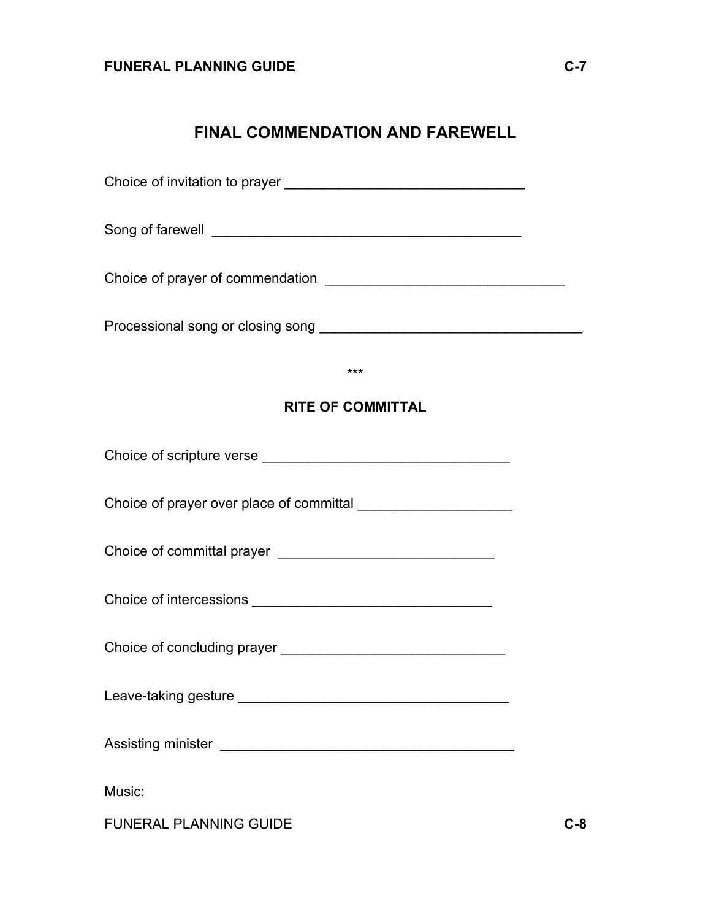# FINAL COMMENDATION AND FAREWELL

Choice of invitation to prayer _______________________________

Song of farewell _________________________________________

Choice of prayer of commendation _______________________________

Processional song or closing song __________________________________

***

## RITE OF COMMITTAL

Choice of scripture verse ________________________________

Choice of prayer over place of committal ____________________

Choice of committal prayer ____________________________

Choice of intercessions _______________________________

Choice of concluding prayer _____________________________

Leave-taking gesture ___________________________________

Assisting minister ______________________________________

Music: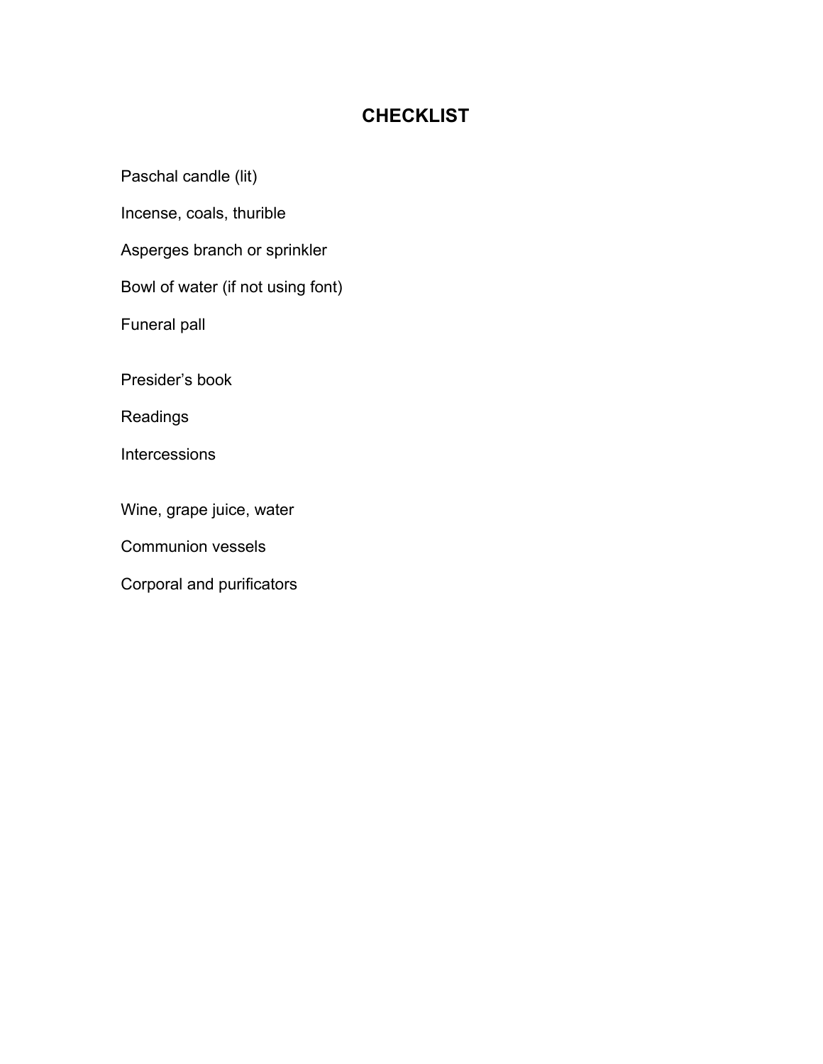# CHECKLIST

Paschal candle (lit)

Incense, coals, thurible

Asperges branch or sprinkler

Bowl of water (if not using font)

Funeral pall

Presider's book

Readings

Intercessions

Wine, grape juice, water

Communion vessels

Corporal and purificators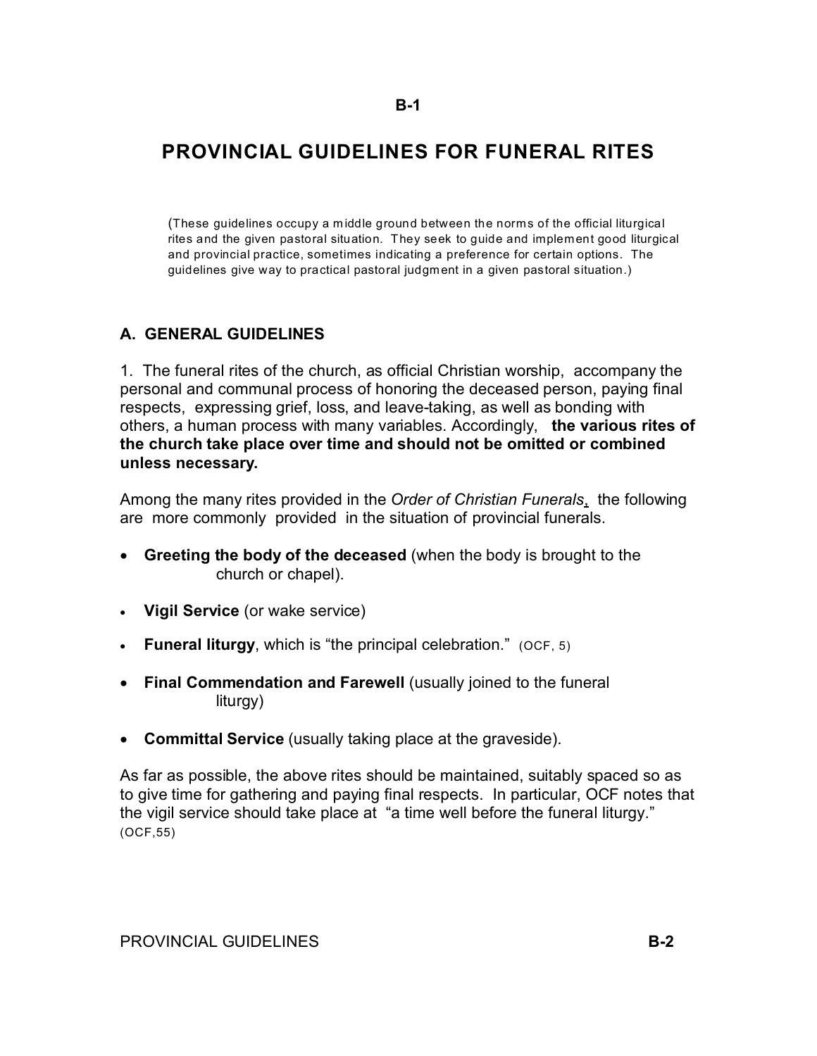# PROVINCIAL GUIDELINES FOR FUNERAL RITES

(These guidelines occupy a middle ground between the norms of the official liturgical rites and the given pastoral situation. They seek to guide and implement good liturgical and provincial practice, sometimes indicating a preference for certain options. The guidelines give way to practical pastoral judgment in a given pastoral situation.)

## A. GENERAL GUIDELINES

1. The funeral rites of the church, as official Christian worship, accompany the personal and communal process of honoring the deceased person, paying final respects, expressing grief, loss, and leave-taking, as well as bonding with others, a human process with many variables. Accordingly, **the various rites of the church take place over time and should not be omitted or combined unless necessary.**

Among the many rites provided in the *Order of Christian Funerals*, the following are more commonly provided in the situation of provincial funerals.

- **Greeting the body of the deceased** (when the body is brought to the church or chapel).
- **Vigil Service** (or wake service)
- **Funeral liturgy**, which is "the principal celebration." (OCF, 5)
- **Final Commendation and Farewell** (usually joined to the funeral liturgy)
- **Committal Service** (usually taking place at the graveside).

As far as possible, the above rites should be maintained, suitably spaced so as to give time for gathering and paying final respects. In particular, OCF notes that the vigil service should take place at "a time well before the funeral liturgy." (OCF,55)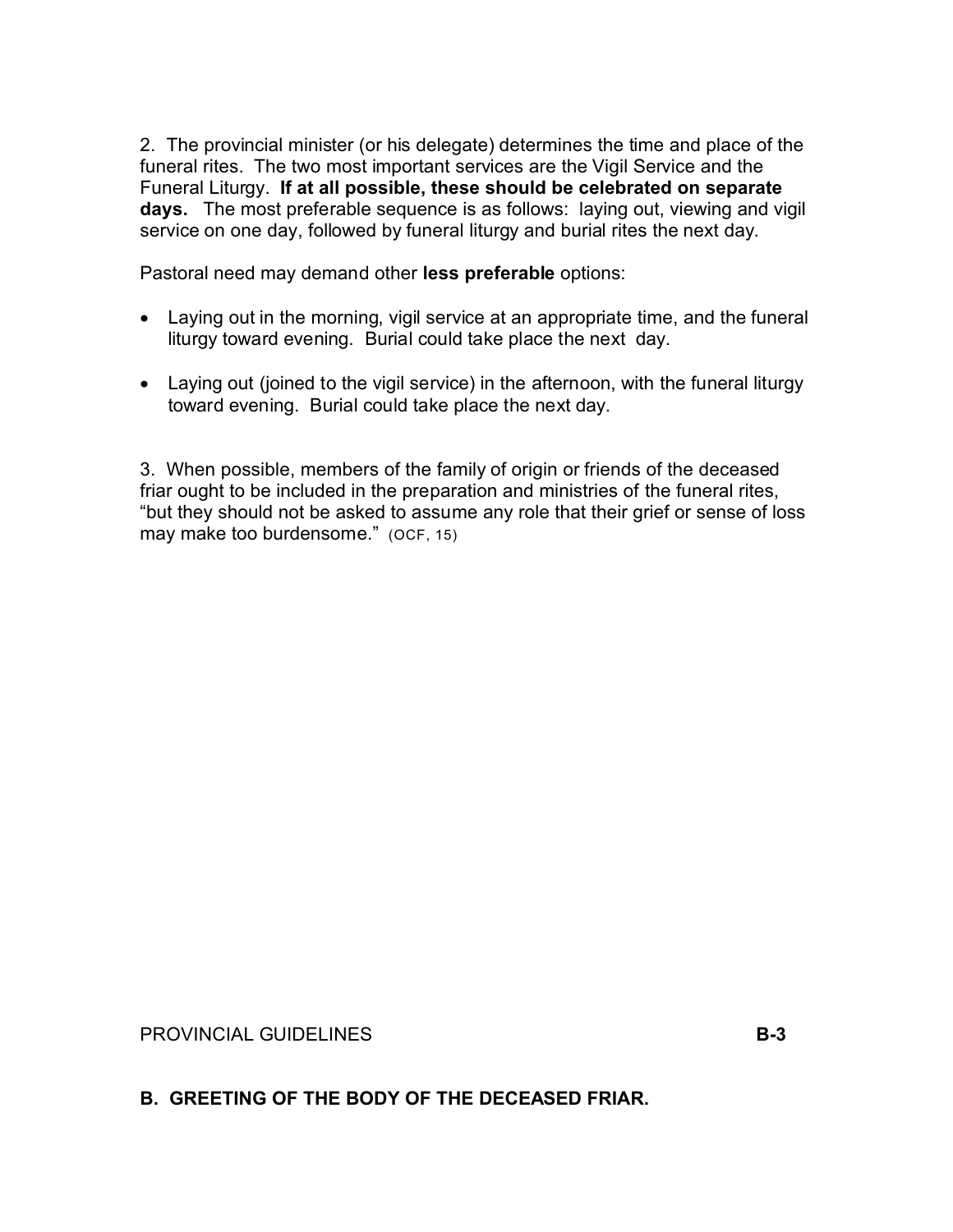2. The provincial minister (or his delegate) determines the time and place of the funeral rites. The two most important services are the Vigil Service and the Funeral Liturgy. **If at all possible, these should be celebrated on separate days.** The most preferable sequence is as follows: laying out, viewing and vigil service on one day, followed by funeral liturgy and burial rites the next day.

Pastoral need may demand other **less preferable** options:

- Laying out in the morning, vigil service at an appropriate time, and the funeral liturgy toward evening. Burial could take place the next day.
- Laying out (joined to the vigil service) in the afternoon, with the funeral liturgy toward evening. Burial could take place the next day.

3. When possible, members of the family of origin or friends of the deceased friar ought to be included in the preparation and ministries of the funeral rites, "but they should not be asked to assume any role that their grief or sense of loss may make too burdensome." (OCF, 15)

## B. GREETING OF THE BODY OF THE DECEASED FRIAR.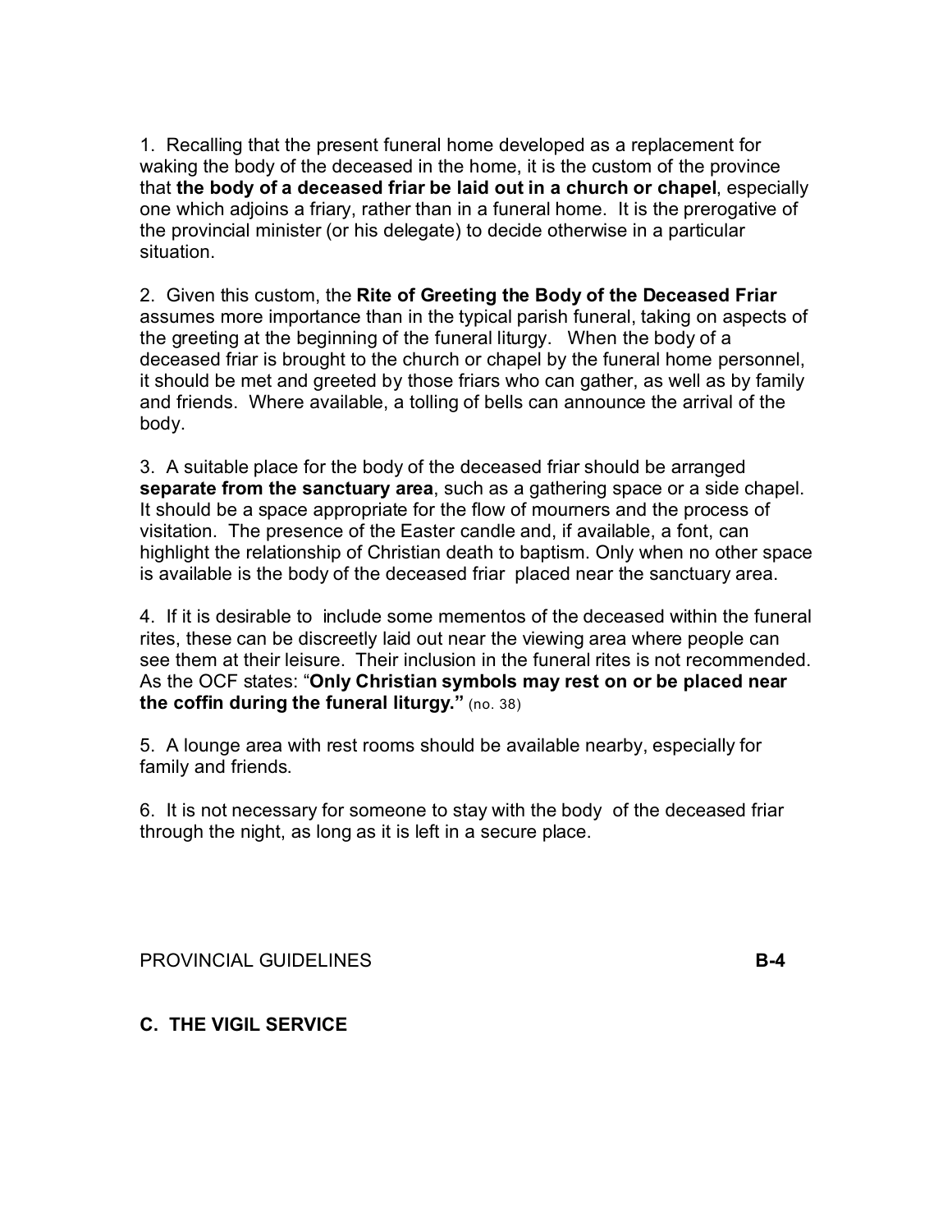1. Recalling that the present funeral home developed as a replacement for waking the body of the deceased in the home, it is the custom of the province that **the body of a deceased friar be laid out in a church or chapel**, especially one which adjoins a friary, rather than in a funeral home. It is the prerogative of the provincial minister (or his delegate) to decide otherwise in a particular situation.

2. Given this custom, the **Rite of Greeting the Body of the Deceased Friar** assumes more importance than in the typical parish funeral, taking on aspects of the greeting at the beginning of the funeral liturgy. When the body of a deceased friar is brought to the church or chapel by the funeral home personnel, it should be met and greeted by those friars who can gather, as well as by family and friends. Where available, a tolling of bells can announce the arrival of the body.

3. A suitable place for the body of the deceased friar should be arranged **separate from the sanctuary area**, such as a gathering space or a side chapel. It should be a space appropriate for the flow of mourners and the process of visitation. The presence of the Easter candle and, if available, a font, can highlight the relationship of Christian death to baptism. Only when no other space is available is the body of the deceased friar placed near the sanctuary area.

4. If it is desirable to include some mementos of the deceased within the funeral rites, these can be discreetly laid out near the viewing area where people can see them at their leisure. Their inclusion in the funeral rites is not recommended. As the OCF states: "**Only Christian symbols may rest on or be placed near the coffin during the funeral liturgy.**" (no. 38)

5. A lounge area with rest rooms should be available nearby, especially for family and friends.

6. It is not necessary for someone to stay with the body of the deceased friar through the night, as long as it is left in a secure place.

## C. THE VIGIL SERVICE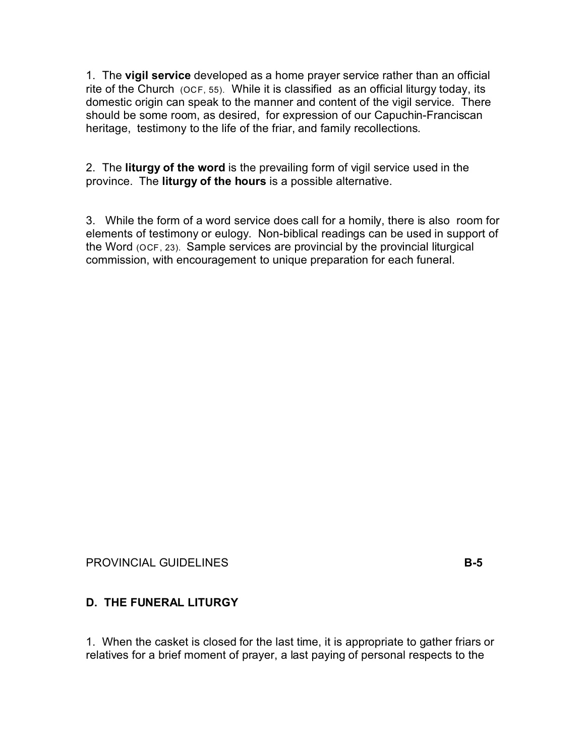1. The **vigil service** developed as a home prayer service rather than an official rite of the Church (OCF, 55). While it is classified as an official liturgy today, its domestic origin can speak to the manner and content of the vigil service. There should be some room, as desired, for expression of our Capuchin-Franciscan heritage, testimony to the life of the friar, and family recollections.

2. The **liturgy of the word** is the prevailing form of vigil service used in the province. The **liturgy of the hours** is a possible alternative.

3. While the form of a word service does call for a homily, there is also room for elements of testimony or eulogy. Non-biblical readings can be used in support of the Word (OCF, 23). Sample services are provincial by the provincial liturgical commission, with encouragement to unique preparation for each funeral.

## D. THE FUNERAL LITURGY

1. When the casket is closed for the last time, it is appropriate to gather friars or relatives for a brief moment of prayer, a last paying of personal respects to the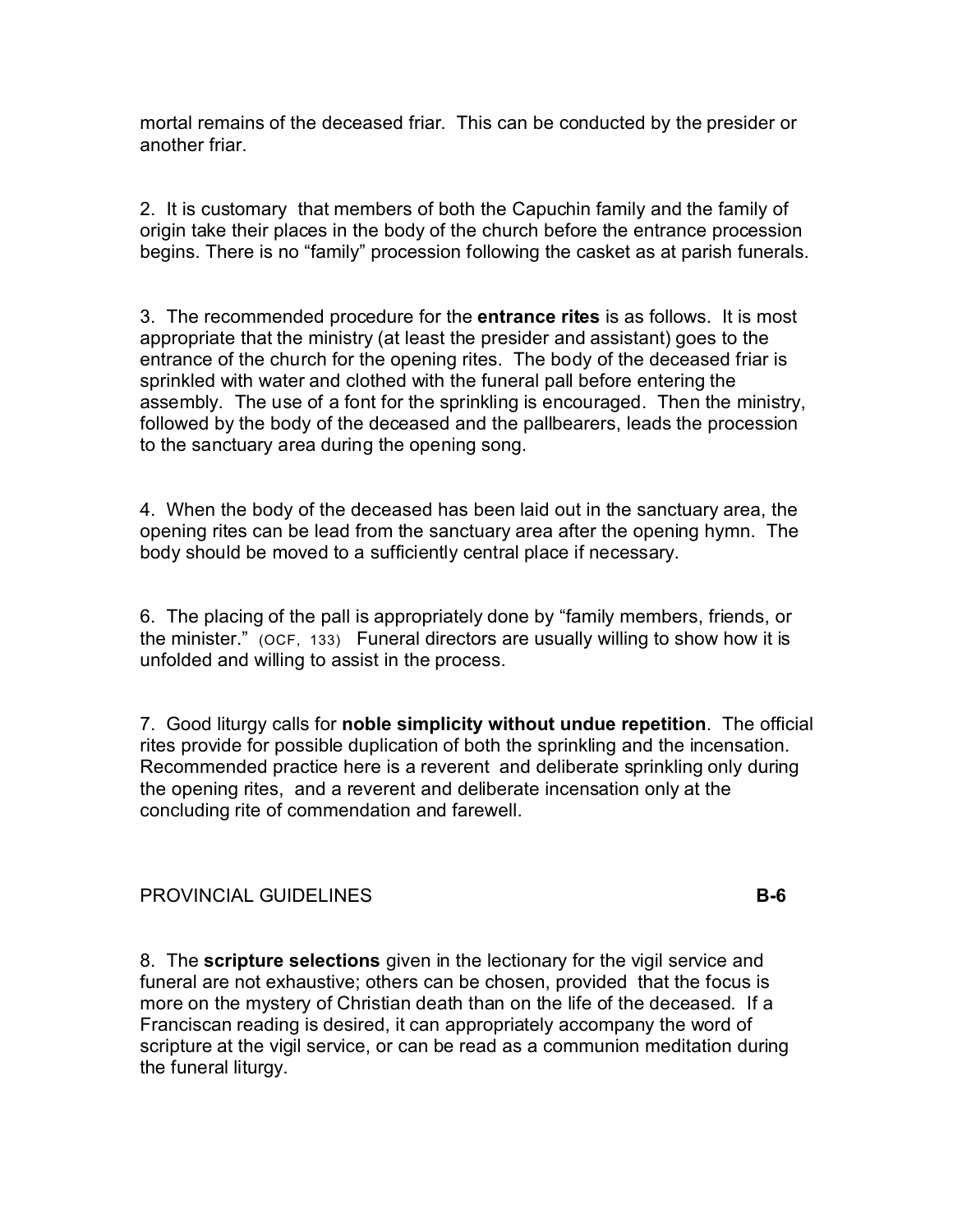mortal remains of the deceased friar. This can be conducted by the presider or another friar.

2. It is customary that members of both the Capuchin family and the family of origin take their places in the body of the church before the entrance procession begins. There is no "family" procession following the casket as at parish funerals.

3. The recommended procedure for the **entrance rites** is as follows. It is most appropriate that the ministry (at least the presider and assistant) goes to the entrance of the church for the opening rites. The body of the deceased friar is sprinkled with water and clothed with the funeral pall before entering the assembly. The use of a font for the sprinkling is encouraged. Then the ministry, followed by the body of the deceased and the pallbearers, leads the procession to the sanctuary area during the opening song.

4. When the body of the deceased has been laid out in the sanctuary area, the opening rites can be lead from the sanctuary area after the opening hymn. The body should be moved to a sufficiently central place if necessary.

6. The placing of the pall is appropriately done by "family members, friends, or the minister." (OCF, 133) Funeral directors are usually willing to show how it is unfolded and willing to assist in the process.

7. Good liturgy calls for **noble simplicity without undue repetition**. The official rites provide for possible duplication of both the sprinkling and the incensation. Recommended practice here is a reverent and deliberate sprinkling only during the opening rites, and a reverent and deliberate incensation only at the concluding rite of commendation and farewell.

8. The **scripture selections** given in the lectionary for the vigil service and funeral are not exhaustive; others can be chosen, provided that the focus is more on the mystery of Christian death than on the life of the deceased. If a Franciscan reading is desired, it can appropriately accompany the word of scripture at the vigil service, or can be read as a communion meditation during the funeral liturgy.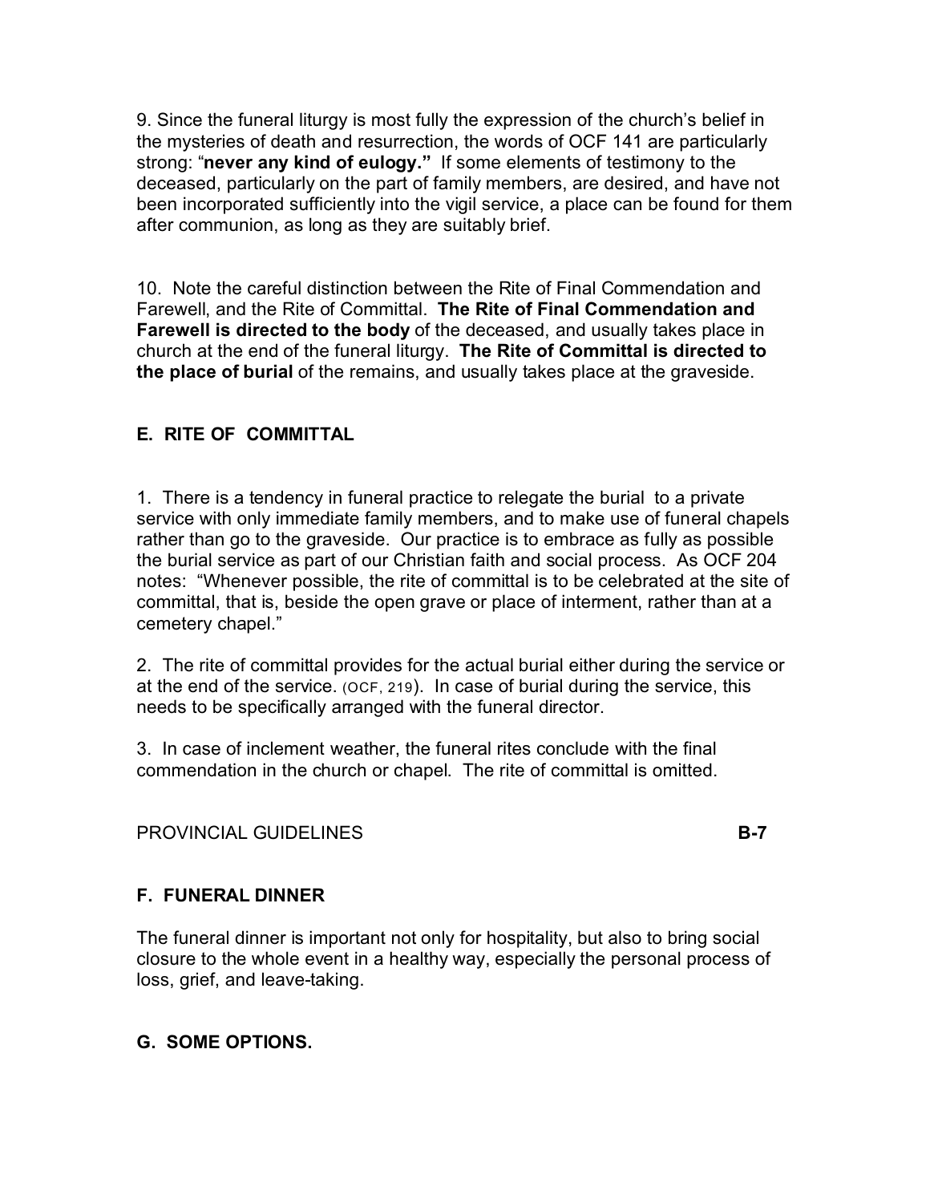9. Since the funeral liturgy is most fully the expression of the church's belief in the mysteries of death and resurrection, the words of OCF 141 are particularly strong: "**never any kind of eulogy.**" If some elements of testimony to the deceased, particularly on the part of family members, are desired, and have not been incorporated sufficiently into the vigil service, a place can be found for them after communion, as long as they are suitably brief.

10. Note the careful distinction between the Rite of Final Commendation and Farewell, and the Rite of Committal. **The Rite of Final Commendation and Farewell is directed to the body** of the deceased, and usually takes place in church at the end of the funeral liturgy. **The Rite of Committal is directed to the place of burial** of the remains, and usually takes place at the graveside.

## E. RITE OF COMMITTAL

1. There is a tendency in funeral practice to relegate the burial to a private service with only immediate family members, and to make use of funeral chapels rather than go to the graveside. Our practice is to embrace as fully as possible the burial service as part of our Christian faith and social process. As OCF 204 notes: "Whenever possible, the rite of committal is to be celebrated at the site of committal, that is, beside the open grave or place of interment, rather than at a cemetery chapel."

2. The rite of committal provides for the actual burial either during the service or at the end of the service. (OCF, 219). In case of burial during the service, this needs to be specifically arranged with the funeral director.

3. In case of inclement weather, the funeral rites conclude with the final commendation in the church or chapel. The rite of committal is omitted.

## F. FUNERAL DINNER

The funeral dinner is important not only for hospitality, but also to bring social closure to the whole event in a healthy way, especially the personal process of loss, grief, and leave-taking.

## G. SOME OPTIONS.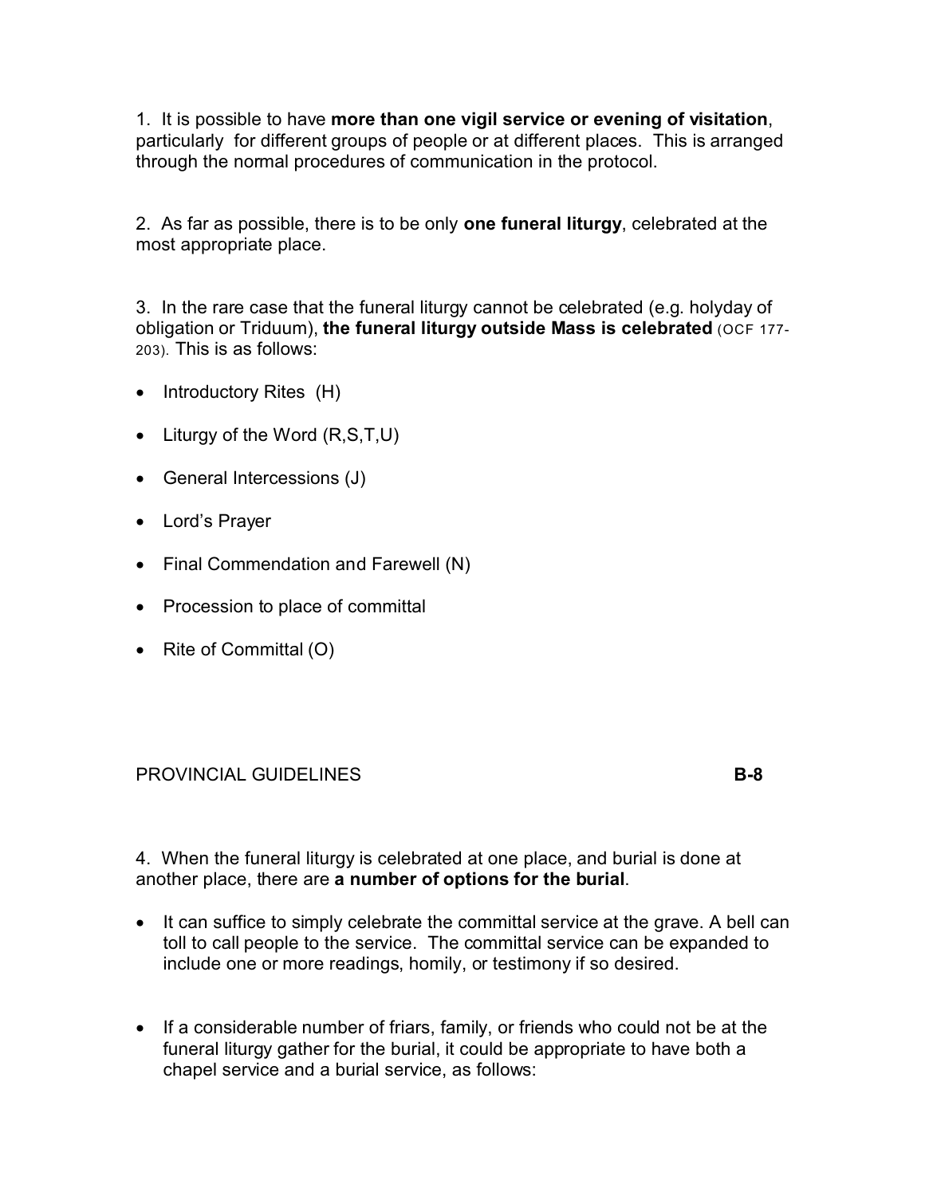1. It is possible to have **more than one vigil service or evening of visitation**, particularly for different groups of people or at different places. This is arranged through the normal procedures of communication in the protocol.

2. As far as possible, there is to be only **one funeral liturgy**, celebrated at the most appropriate place.

3. In the rare case that the funeral liturgy cannot be celebrated (e.g. holyday of obligation or Triduum), **the funeral liturgy outside Mass is celebrated** (OCF 177-203). This is as follows:

- Introductory Rites (H)
- Liturgy of the Word (R,S,T,U)
- General Intercessions (J)
- Lord's Prayer
- Final Commendation and Farewell (N)
- Procession to place of committal
- Rite of Committal (O)

PROVINCIAL GUIDELINES **B-8**

4. When the funeral liturgy is celebrated at one place, and burial is done at another place, there are **a number of options for the burial**.

- It can suffice to simply celebrate the committal service at the grave. A bell can toll to call people to the service. The committal service can be expanded to include one or more readings, homily, or testimony if so desired.

- If a considerable number of friars, family, or friends who could not be at the funeral liturgy gather for the burial, it could be appropriate to have both a chapel service and a burial service, as follows: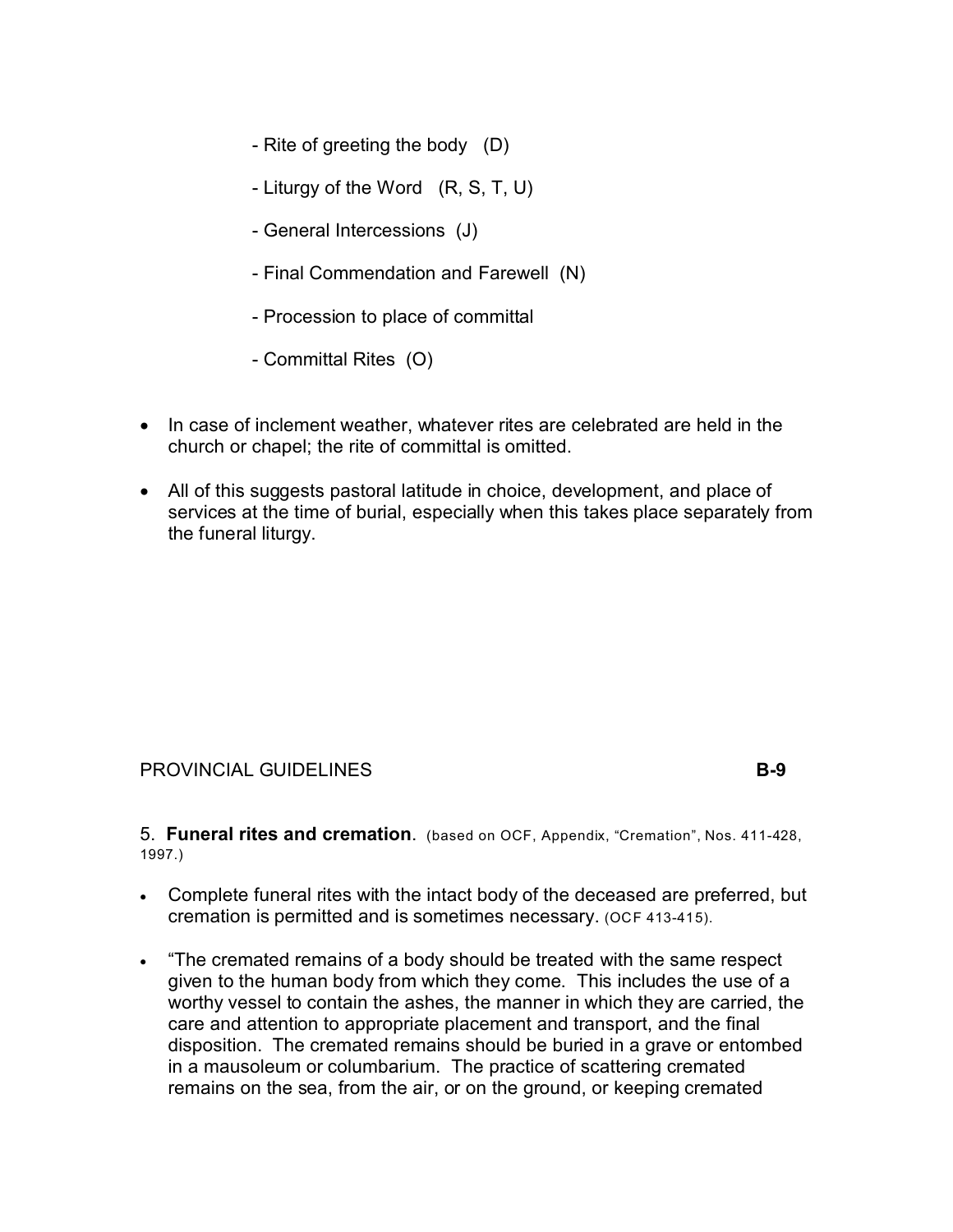- Rite of greeting the body (D)

- Liturgy of the Word (R, S, T, U)

- General Intercessions (J)

- Final Commendation and Farewell (N)

- Procession to place of committal

- Committal Rites (O)

- In case of inclement weather, whatever rites are celebrated are held in the church or chapel; the rite of committal is omitted.
- All of this suggests pastoral latitude in choice, development, and place of services at the time of burial, especially when this takes place separately from the funeral liturgy.

PROVINCIAL GUIDELINES **B-9**

5. **Funeral rites and cremation**. (based on OCF, Appendix, "Cremation", Nos. 411-428, 1997.)

- Complete funeral rites with the intact body of the deceased are preferred, but cremation is permitted and is sometimes necessary. (OCF 413-415).
- "The cremated remains of a body should be treated with the same respect given to the human body from which they come. This includes the use of a worthy vessel to contain the ashes, the manner in which they are carried, the care and attention to appropriate placement and transport, and the final disposition. The cremated remains should be buried in a grave or entombed in a mausoleum or columbarium. The practice of scattering cremated remains on the sea, from the air, or on the ground, or keeping cremated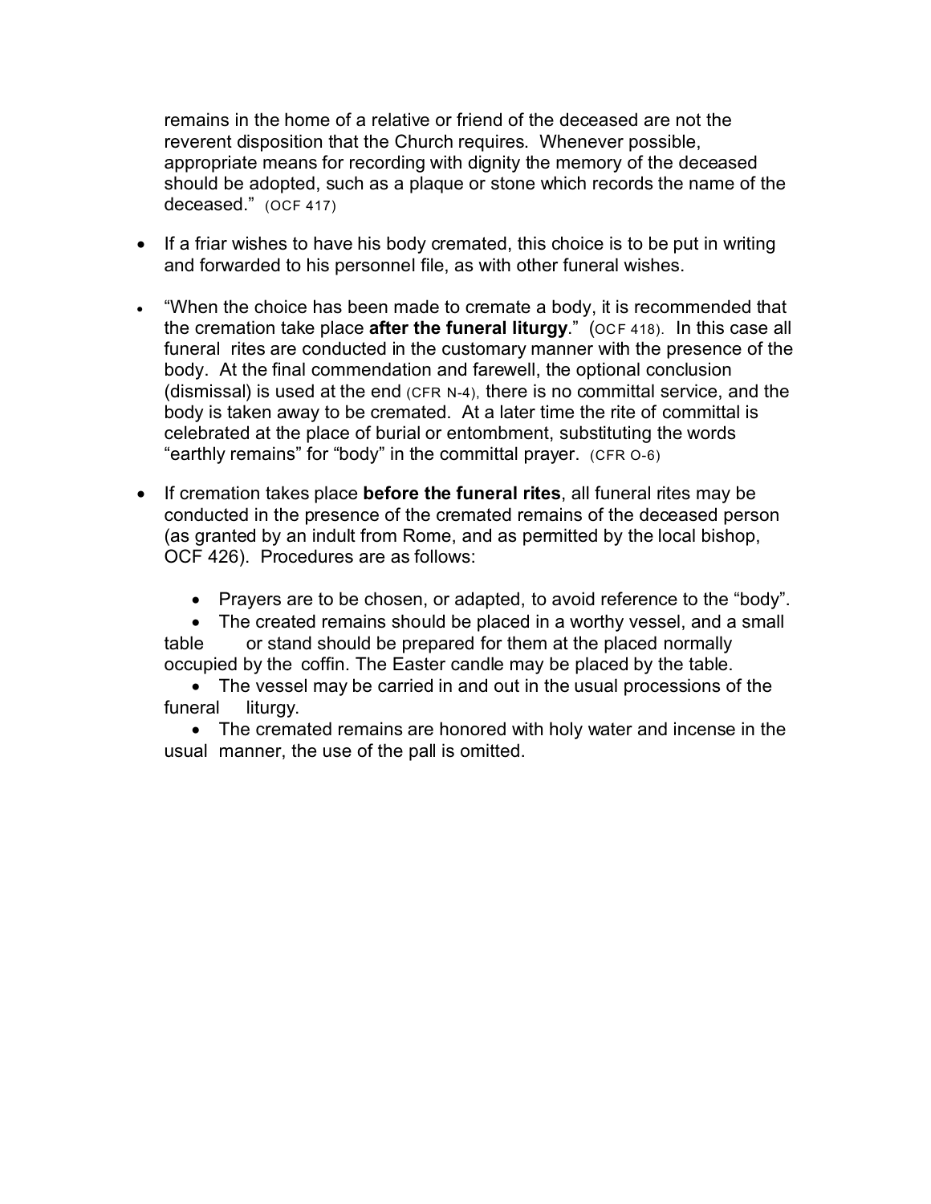remains in the home of a relative or friend of the deceased are not the reverent disposition that the Church requires. Whenever possible, appropriate means for recording with dignity the memory of the deceased should be adopted, such as a plaque or stone which records the name of the deceased." (OCF 417)

- If a friar wishes to have his body cremated, this choice is to be put in writing and forwarded to his personnel file, as with other funeral wishes.

- "When the choice has been made to cremate a body, it is recommended that the cremation take place **after the funeral liturgy**." (OCF 418). In this case all funeral rites are conducted in the customary manner with the presence of the body. At the final commendation and farewell, the optional conclusion (dismissal) is used at the end (CFR N-4), there is no committal service, and the body is taken away to be cremated. At a later time the rite of committal is celebrated at the place of burial or entombment, substituting the words "earthly remains" for "body" in the committal prayer. (CFR O-6)

- If cremation takes place **before the funeral rites**, all funeral rites may be conducted in the presence of the cremated remains of the deceased person (as granted by an indult from Rome, and as permitted by the local bishop, OCF 426). Procedures are as follows:

  - Prayers are to be chosen, or adapted, to avoid reference to the "body".
  - The created remains should be placed in a worthy vessel, and a small table or stand should be prepared for them at the placed normally occupied by the coffin. The Easter candle may be placed by the table.
  - The vessel may be carried in and out in the usual processions of the funeral liturgy.
  - The cremated remains are honored with holy water and incense in the usual manner, the use of the pall is omitted.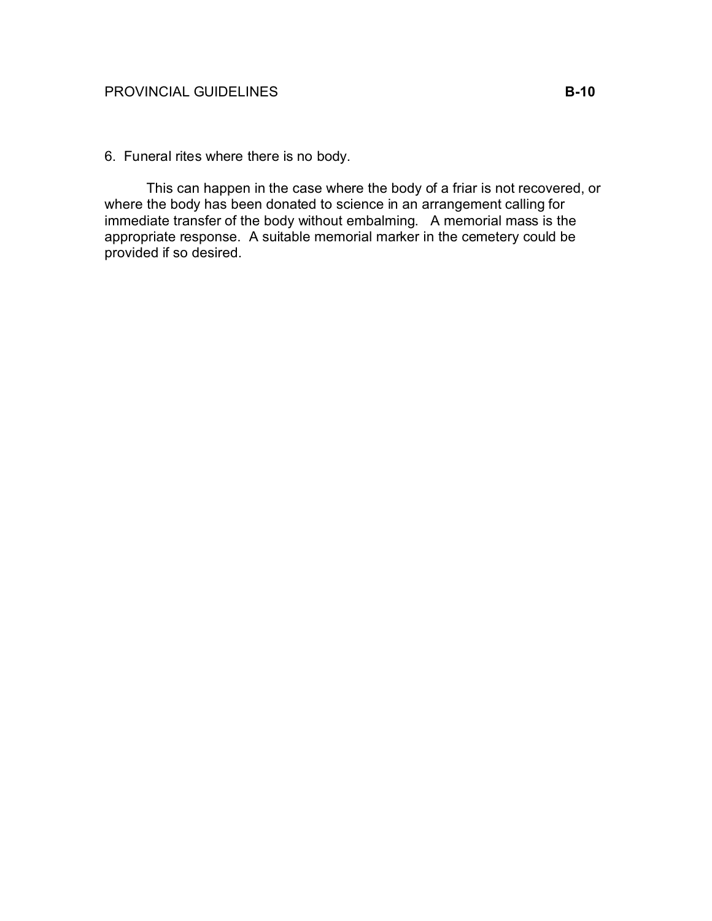6. Funeral rites where there is no body.

This can happen in the case where the body of a friar is not recovered, or where the body has been donated to science in an arrangement calling for immediate transfer of the body without embalming. A memorial mass is the appropriate response. A suitable memorial marker in the cemetery could be provided if so desired.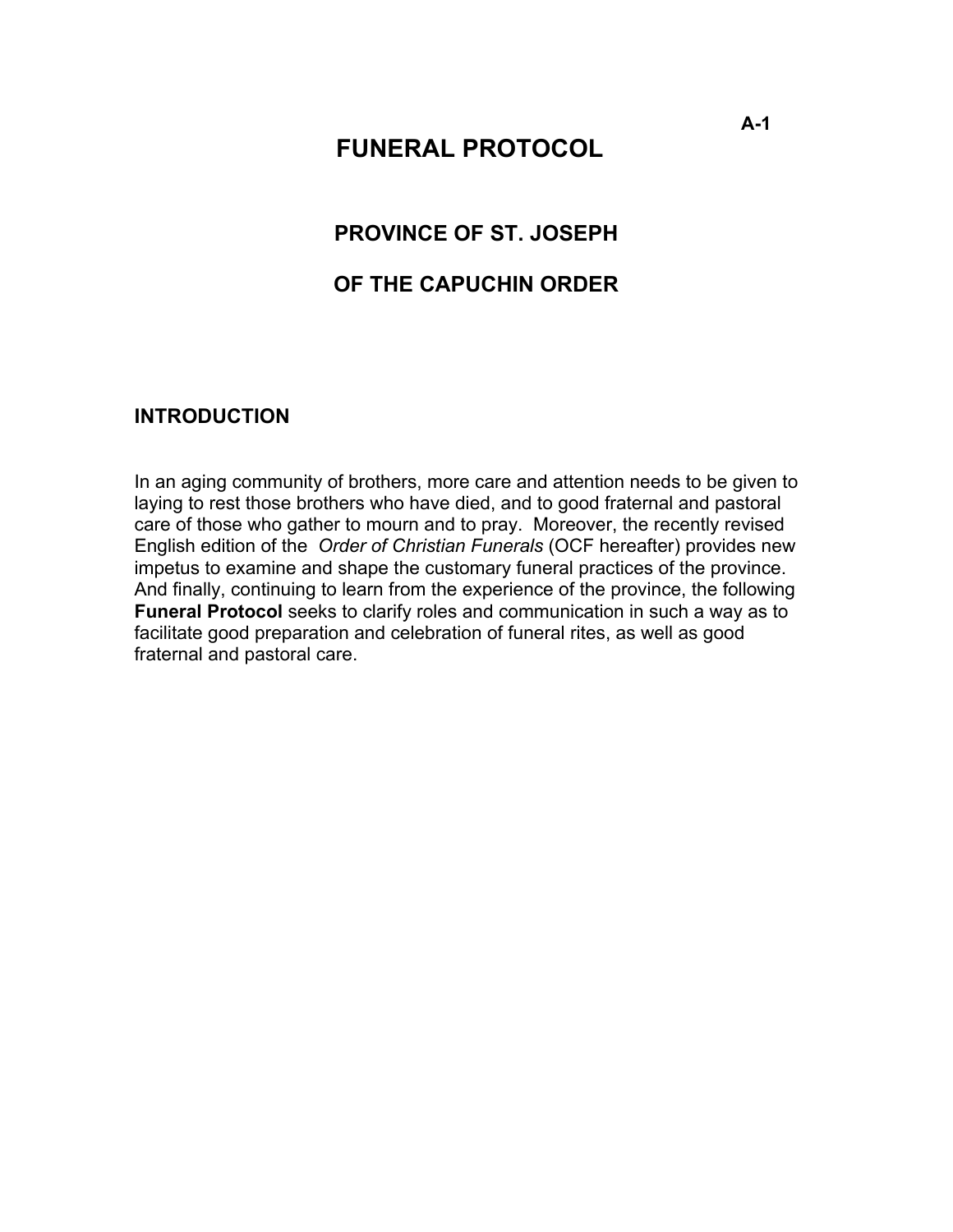# FUNERAL PROTOCOL

## PROVINCE OF ST. JOSEPH

## OF THE CAPUCHIN ORDER

### INTRODUCTION

In an aging community of brothers, more care and attention needs to be given to laying to rest those brothers who have died, and to good fraternal and pastoral care of those who gather to mourn and to pray. Moreover, the recently revised English edition of the *Order of Christian Funerals* (OCF hereafter) provides new impetus to examine and shape the customary funeral practices of the province. And finally, continuing to learn from the experience of the province, the following **Funeral Protocol** seeks to clarify roles and communication in such a way as to facilitate good preparation and celebration of funeral rites, as well as good fraternal and pastoral care.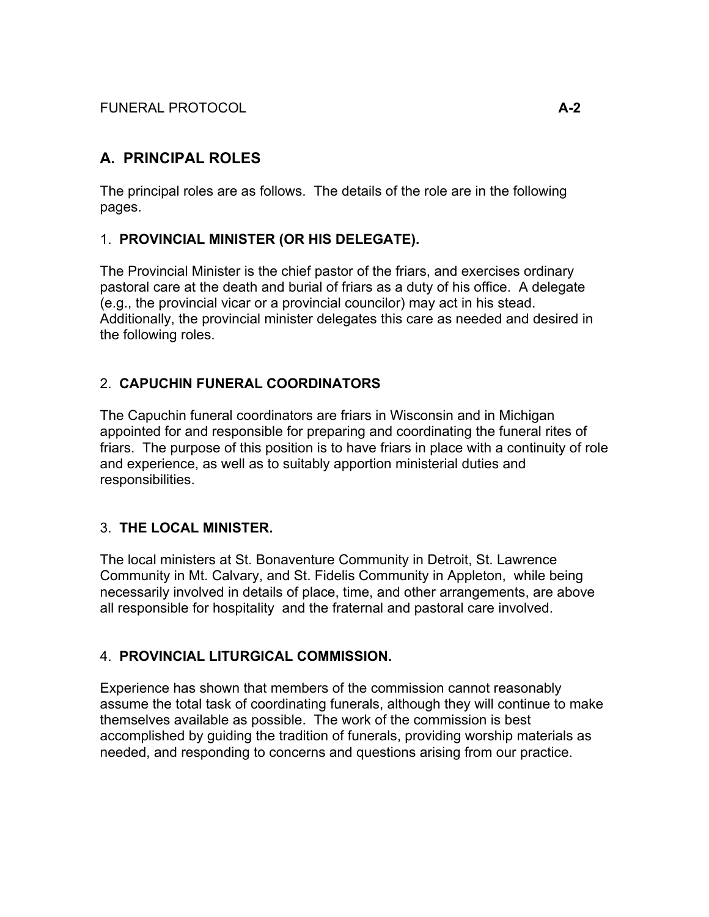## A. PRINCIPAL ROLES

The principal roles are as follows. The details of the role are in the following pages.

### 1. PROVINCIAL MINISTER (OR HIS DELEGATE).

The Provincial Minister is the chief pastor of the friars, and exercises ordinary pastoral care at the death and burial of friars as a duty of his office. A delegate (e.g., the provincial vicar or a provincial councilor) may act in his stead. Additionally, the provincial minister delegates this care as needed and desired in the following roles.

### 2. CAPUCHIN FUNERAL COORDINATORS

The Capuchin funeral coordinators are friars in Wisconsin and in Michigan appointed for and responsible for preparing and coordinating the funeral rites of friars. The purpose of this position is to have friars in place with a continuity of role and experience, as well as to suitably apportion ministerial duties and responsibilities.

### 3. THE LOCAL MINISTER.

The local ministers at St. Bonaventure Community in Detroit, St. Lawrence Community in Mt. Calvary, and St. Fidelis Community in Appleton, while being necessarily involved in details of place, time, and other arrangements, are above all responsible for hospitality and the fraternal and pastoral care involved.

### 4. PROVINCIAL LITURGICAL COMMISSION.

Experience has shown that members of the commission cannot reasonably assume the total task of coordinating funerals, although they will continue to make themselves available as possible. The work of the commission is best accomplished by guiding the tradition of funerals, providing worship materials as needed, and responding to concerns and questions arising from our practice.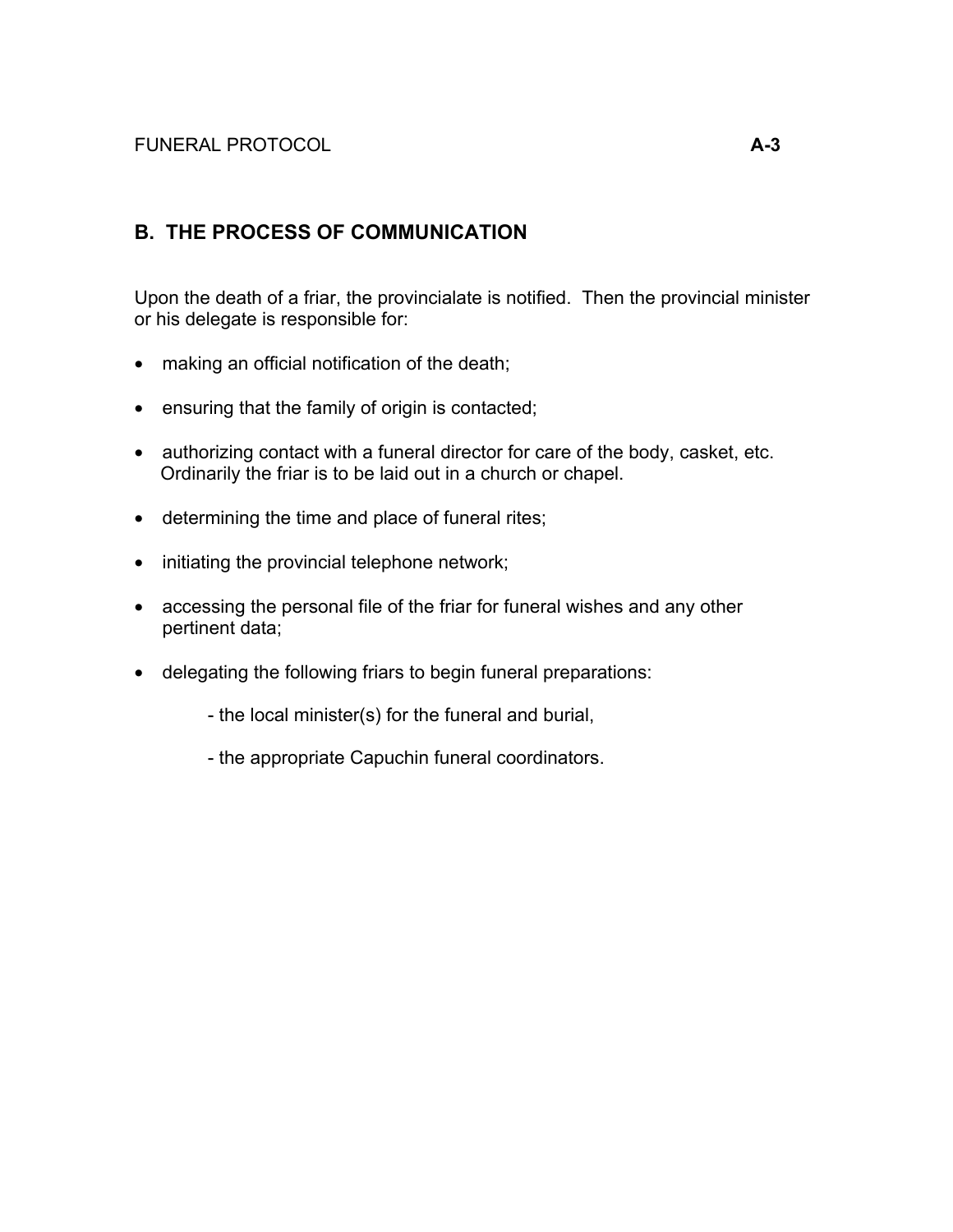## B. THE PROCESS OF COMMUNICATION

Upon the death of a friar, the provincialate is notified. Then the provincial minister or his delegate is responsible for:

- making an official notification of the death;
- ensuring that the family of origin is contacted;
- authorizing contact with a funeral director for care of the body, casket, etc. Ordinarily the friar is to be laid out in a church or chapel.
- determining the time and place of funeral rites;
- initiating the provincial telephone network;
- accessing the personal file of the friar for funeral wishes and any other pertinent data;
- delegating the following friars to begin funeral preparations:
  - the local minister(s) for the funeral and burial,
  - the appropriate Capuchin funeral coordinators.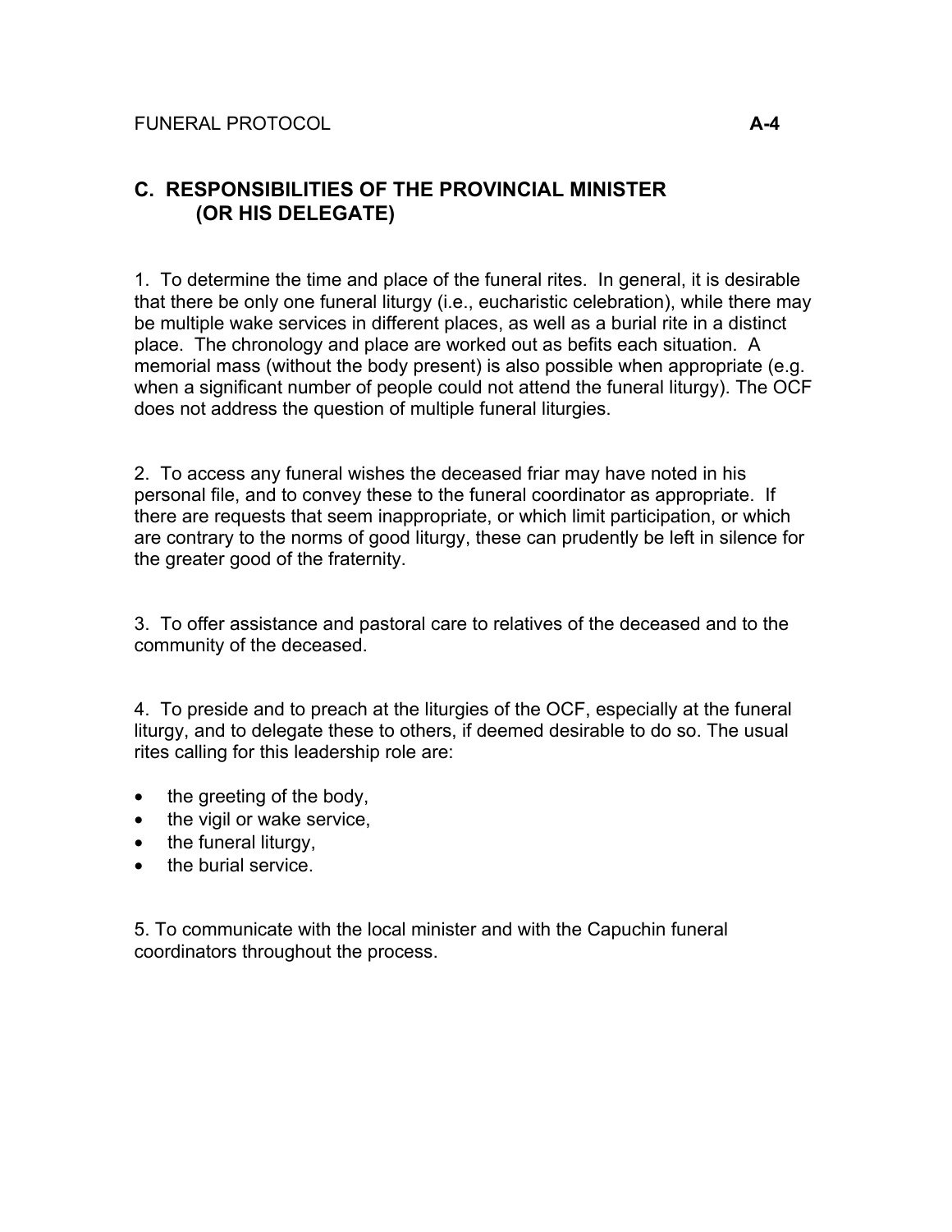## C. RESPONSIBILITIES OF THE PROVINCIAL MINISTER (OR HIS DELEGATE)

1. To determine the time and place of the funeral rites. In general, it is desirable that there be only one funeral liturgy (i.e., eucharistic celebration), while there may be multiple wake services in different places, as well as a burial rite in a distinct place. The chronology and place are worked out as befits each situation. A memorial mass (without the body present) is also possible when appropriate (e.g. when a significant number of people could not attend the funeral liturgy). The OCF does not address the question of multiple funeral liturgies.

2. To access any funeral wishes the deceased friar may have noted in his personal file, and to convey these to the funeral coordinator as appropriate. If there are requests that seem inappropriate, or which limit participation, or which are contrary to the norms of good liturgy, these can prudently be left in silence for the greater good of the fraternity.

3. To offer assistance and pastoral care to relatives of the deceased and to the community of the deceased.

4. To preside and to preach at the liturgies of the OCF, especially at the funeral liturgy, and to delegate these to others, if deemed desirable to do so. The usual rites calling for this leadership role are:

- the greeting of the body,
- the vigil or wake service,
- the funeral liturgy,
- the burial service.

5. To communicate with the local minister and with the Capuchin funeral coordinators throughout the process.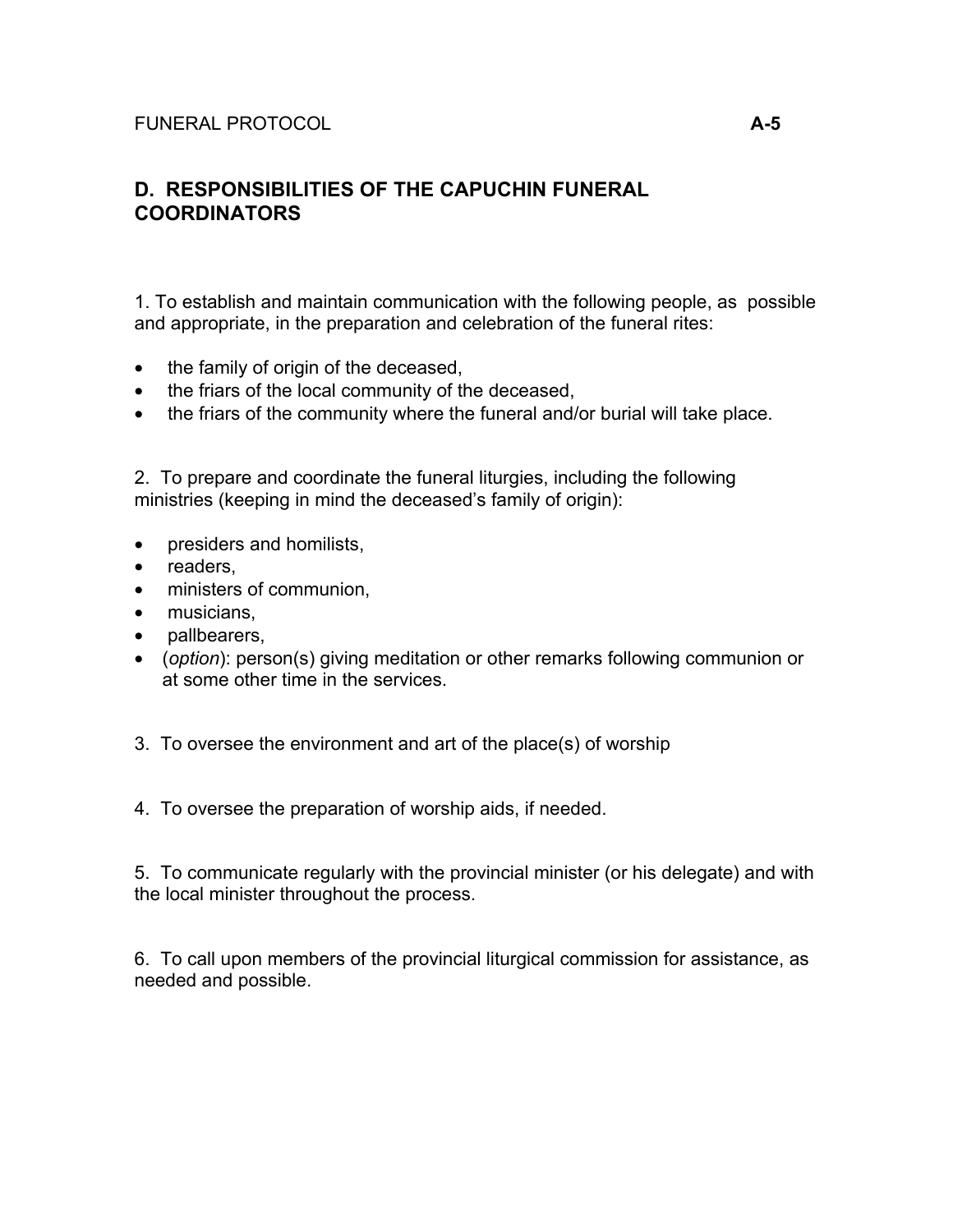## D. RESPONSIBILITIES OF THE CAPUCHIN FUNERAL COORDINATORS

1. To establish and maintain communication with the following people, as possible and appropriate, in the preparation and celebration of the funeral rites:

- the family of origin of the deceased,
- the friars of the local community of the deceased,
- the friars of the community where the funeral and/or burial will take place.

2. To prepare and coordinate the funeral liturgies, including the following ministries (keeping in mind the deceased's family of origin):

- presiders and homilists,
- readers,
- ministers of communion,
- musicians,
- pallbearers,
- (*option*): person(s) giving meditation or other remarks following communion or at some other time in the services.

3. To oversee the environment and art of the place(s) of worship

4. To oversee the preparation of worship aids, if needed.

5. To communicate regularly with the provincial minister (or his delegate) and with the local minister throughout the process.

6. To call upon members of the provincial liturgical commission for assistance, as needed and possible.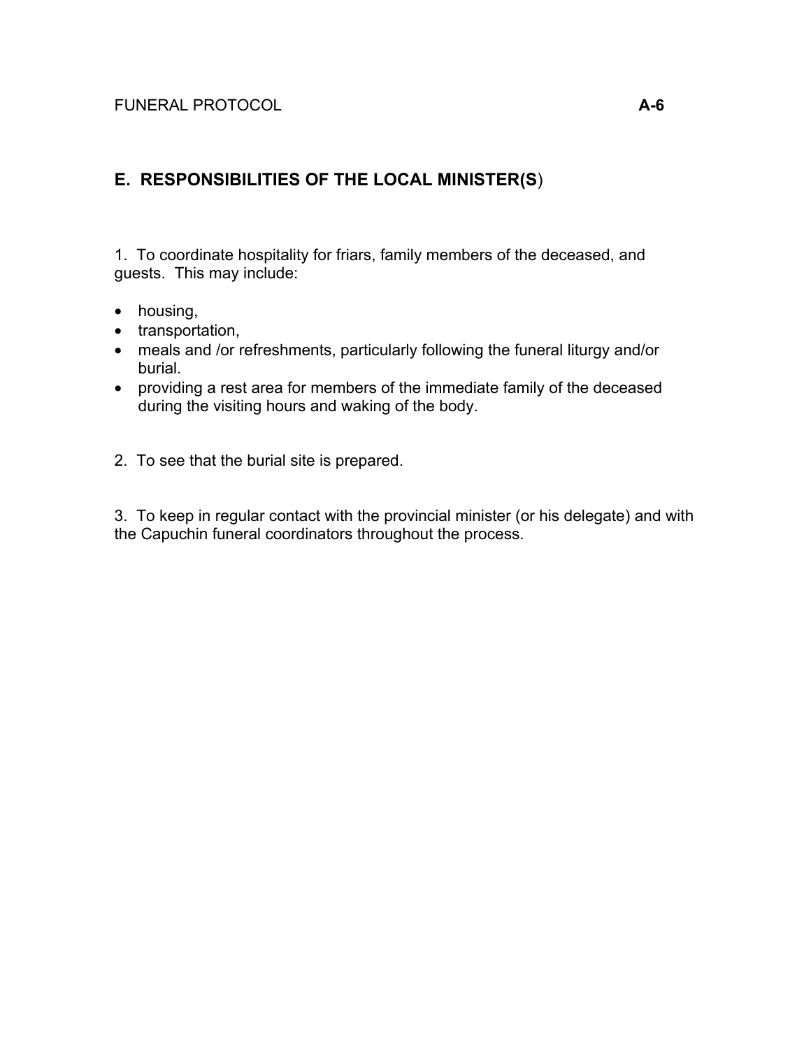## E. RESPONSIBILITIES OF THE LOCAL MINISTER(S)

1. To coordinate hospitality for friars, family members of the deceased, and guests. This may include:

- housing,
- transportation,
- meals and /or refreshments, particularly following the funeral liturgy and/or burial.
- providing a rest area for members of the immediate family of the deceased during the visiting hours and waking of the body.

2. To see that the burial site is prepared.

3. To keep in regular contact with the provincial minister (or his delegate) and with the Capuchin funeral coordinators throughout the process.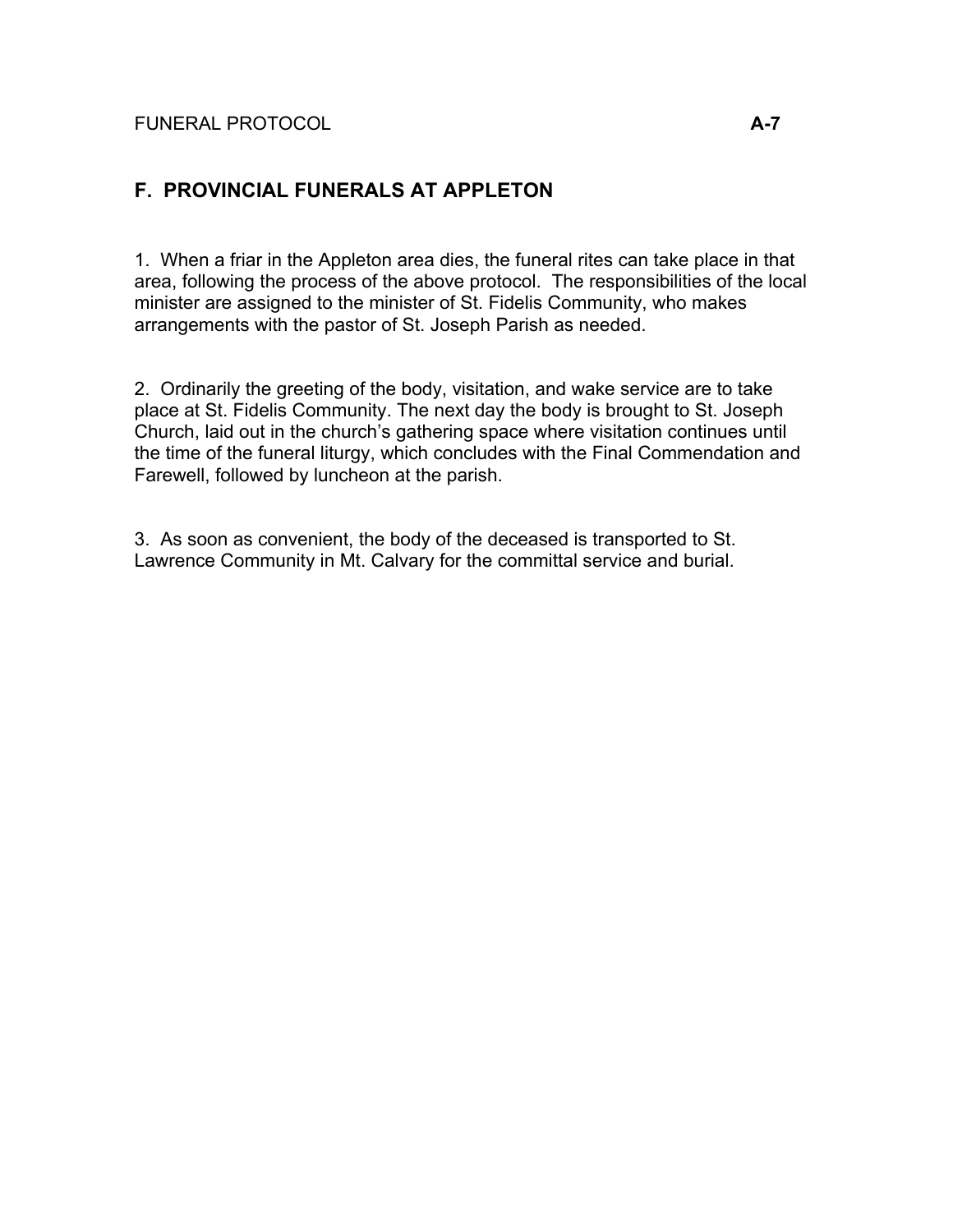## F. PROVINCIAL FUNERALS AT APPLETON

1. When a friar in the Appleton area dies, the funeral rites can take place in that area, following the process of the above protocol. The responsibilities of the local minister are assigned to the minister of St. Fidelis Community, who makes arrangements with the pastor of St. Joseph Parish as needed.

2. Ordinarily the greeting of the body, visitation, and wake service are to take place at St. Fidelis Community. The next day the body is brought to St. Joseph Church, laid out in the church's gathering space where visitation continues until the time of the funeral liturgy, which concludes with the Final Commendation and Farewell, followed by luncheon at the parish.

3. As soon as convenient, the body of the deceased is transported to St. Lawrence Community in Mt. Calvary for the committal service and burial.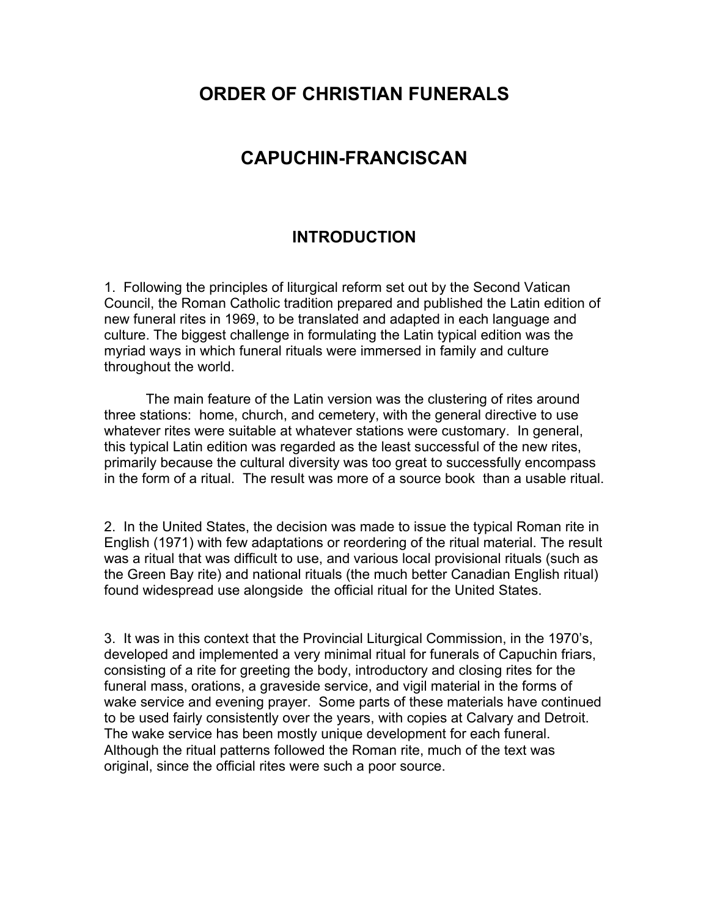# ORDER OF CHRISTIAN FUNERALS

# CAPUCHIN-FRANCISCAN

## INTRODUCTION

1. Following the principles of liturgical reform set out by the Second Vatican Council, the Roman Catholic tradition prepared and published the Latin edition of new funeral rites in 1969, to be translated and adapted in each language and culture. The biggest challenge in formulating the Latin typical edition was the myriad ways in which funeral rituals were immersed in family and culture throughout the world.

The main feature of the Latin version was the clustering of rites around three stations: home, church, and cemetery, with the general directive to use whatever rites were suitable at whatever stations were customary. In general, this typical Latin edition was regarded as the least successful of the new rites, primarily because the cultural diversity was too great to successfully encompass in the form of a ritual. The result was more of a source book than a usable ritual.

2. In the United States, the decision was made to issue the typical Roman rite in English (1971) with few adaptations or reordering of the ritual material. The result was a ritual that was difficult to use, and various local provisional rituals (such as the Green Bay rite) and national rituals (the much better Canadian English ritual) found widespread use alongside the official ritual for the United States.

3. It was in this context that the Provincial Liturgical Commission, in the 1970's, developed and implemented a very minimal ritual for funerals of Capuchin friars, consisting of a rite for greeting the body, introductory and closing rites for the funeral mass, orations, a graveside service, and vigil material in the forms of wake service and evening prayer. Some parts of these materials have continued to be used fairly consistently over the years, with copies at Calvary and Detroit. The wake service has been mostly unique development for each funeral. Although the ritual patterns followed the Roman rite, much of the text was original, since the official rites were such a poor source.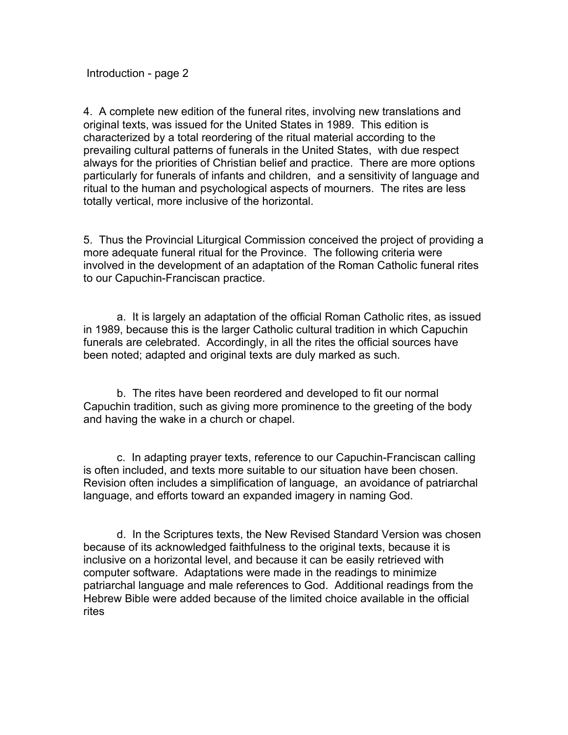4. A complete new edition of the funeral rites, involving new translations and original texts, was issued for the United States in 1989. This edition is characterized by a total reordering of the ritual material according to the prevailing cultural patterns of funerals in the United States, with due respect always for the priorities of Christian belief and practice. There are more options particularly for funerals of infants and children, and a sensitivity of language and ritual to the human and psychological aspects of mourners. The rites are less totally vertical, more inclusive of the horizontal.

5. Thus the Provincial Liturgical Commission conceived the project of providing a more adequate funeral ritual for the Province. The following criteria were involved in the development of an adaptation of the Roman Catholic funeral rites to our Capuchin-Franciscan practice.

a. It is largely an adaptation of the official Roman Catholic rites, as issued in 1989, because this is the larger Catholic cultural tradition in which Capuchin funerals are celebrated. Accordingly, in all the rites the official sources have been noted; adapted and original texts are duly marked as such.

b. The rites have been reordered and developed to fit our normal Capuchin tradition, such as giving more prominence to the greeting of the body and having the wake in a church or chapel.

c. In adapting prayer texts, reference to our Capuchin-Franciscan calling is often included, and texts more suitable to our situation have been chosen. Revision often includes a simplification of language, an avoidance of patriarchal language, and efforts toward an expanded imagery in naming God.

d. In the Scriptures texts, the New Revised Standard Version was chosen because of its acknowledged faithfulness to the original texts, because it is inclusive on a horizontal level, and because it can be easily retrieved with computer software. Adaptations were made in the readings to minimize patriarchal language and male references to God. Additional readings from the Hebrew Bible were added because of the limited choice available in the official rites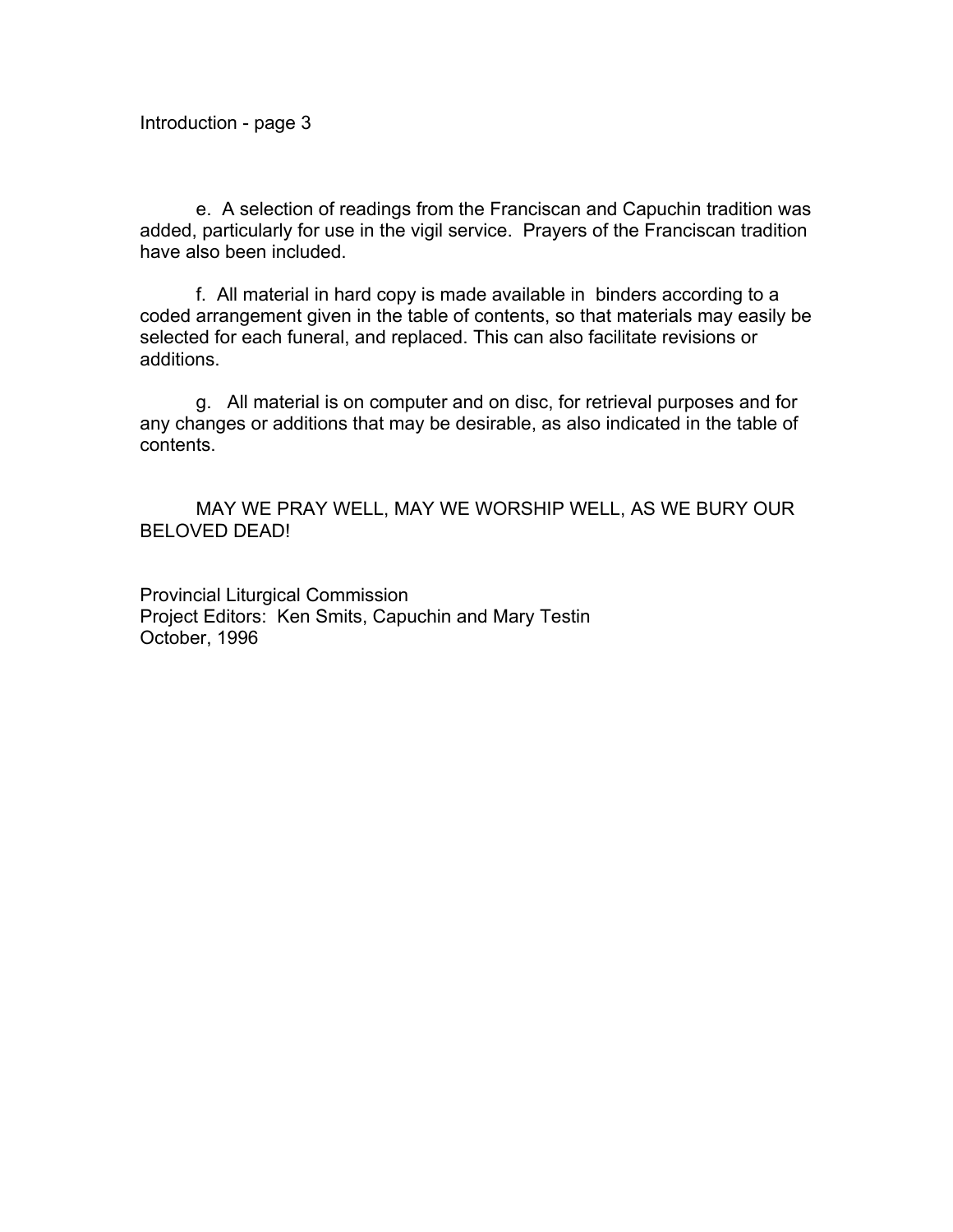e. A selection of readings from the Franciscan and Capuchin tradition was added, particularly for use in the vigil service. Prayers of the Franciscan tradition have also been included.

f. All material in hard copy is made available in binders according to a coded arrangement given in the table of contents, so that materials may easily be selected for each funeral, and replaced. This can also facilitate revisions or additions.

g. All material is on computer and on disc, for retrieval purposes and for any changes or additions that may be desirable, as also indicated in the table of contents.

MAY WE PRAY WELL, MAY WE WORSHIP WELL, AS WE BURY OUR BELOVED DEAD!

Provincial Liturgical Commission
Project Editors: Ken Smits, Capuchin and Mary Testin
October, 1996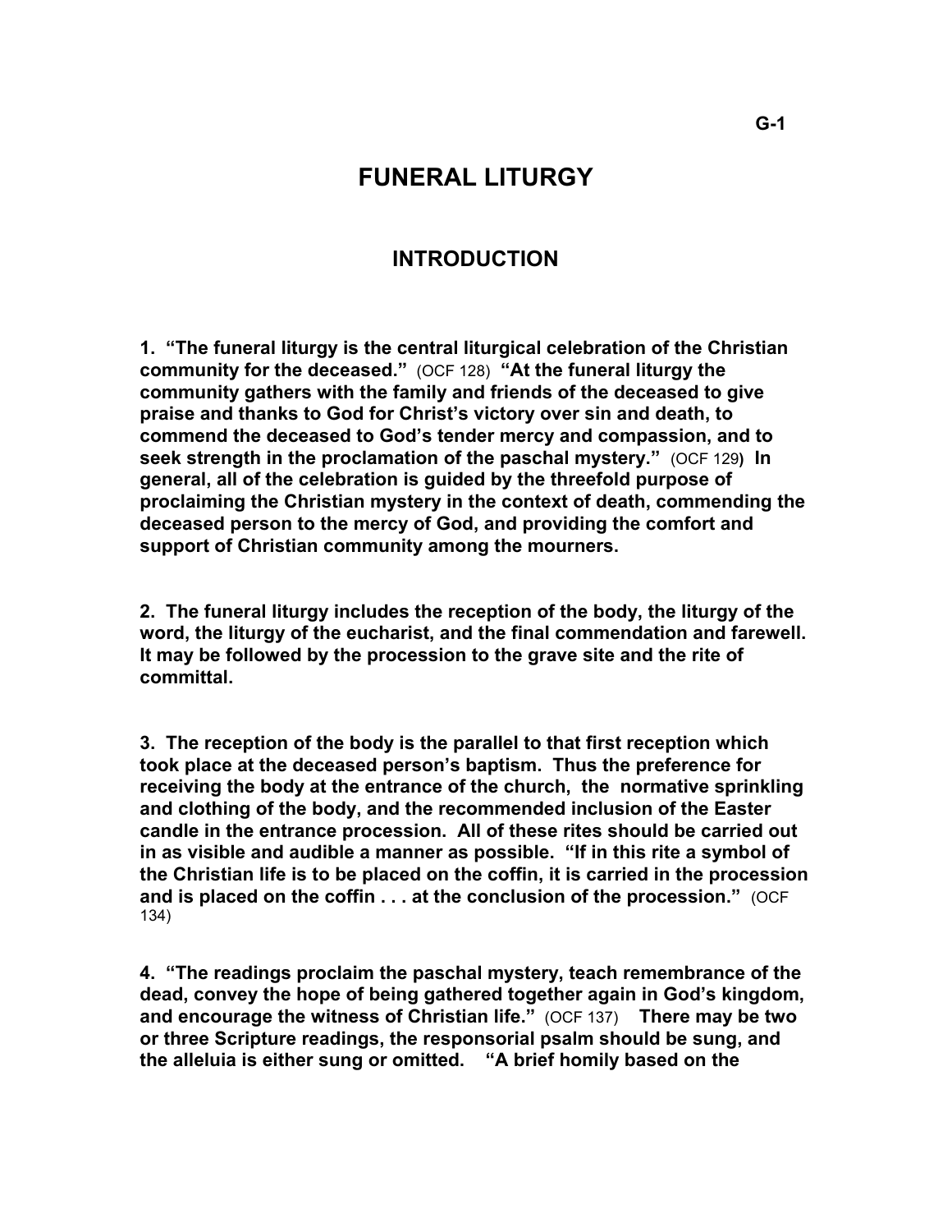# FUNERAL LITURGY

## INTRODUCTION

**1. "The funeral liturgy is the central liturgical celebration of the Christian community for the deceased."** (OCF 128) **"At the funeral liturgy the community gathers with the family and friends of the deceased to give praise and thanks to God for Christ's victory over sin and death, to commend the deceased to God's tender mercy and compassion, and to seek strength in the proclamation of the paschal mystery."** (OCF 129**)** **In general, all of the celebration is guided by the threefold purpose of proclaiming the Christian mystery in the context of death, commending the deceased person to the mercy of God, and providing the comfort and support of Christian community among the mourners.**

**2. The funeral liturgy includes the reception of the body, the liturgy of the word, the liturgy of the eucharist, and the final commendation and farewell. It may be followed by the procession to the grave site and the rite of committal.**

**3. The reception of the body is the parallel to that first reception which took place at the deceased person's baptism. Thus the preference for receiving the body at the entrance of the church, the normative sprinkling and clothing of the body, and the recommended inclusion of the Easter candle in the entrance procession. All of these rites should be carried out in as visible and audible a manner as possible. "If in this rite a symbol of the Christian life is to be placed on the coffin, it is carried in the procession and is placed on the coffin . . . at the conclusion of the procession."** (OCF 134)

**4. "The readings proclaim the paschal mystery, teach remembrance of the dead, convey the hope of being gathered together again in God's kingdom, and encourage the witness of Christian life."** (OCF 137) **There may be two or three Scripture readings, the responsorial psalm should be sung, and the alleluia is either sung or omitted. "A brief homily based on the**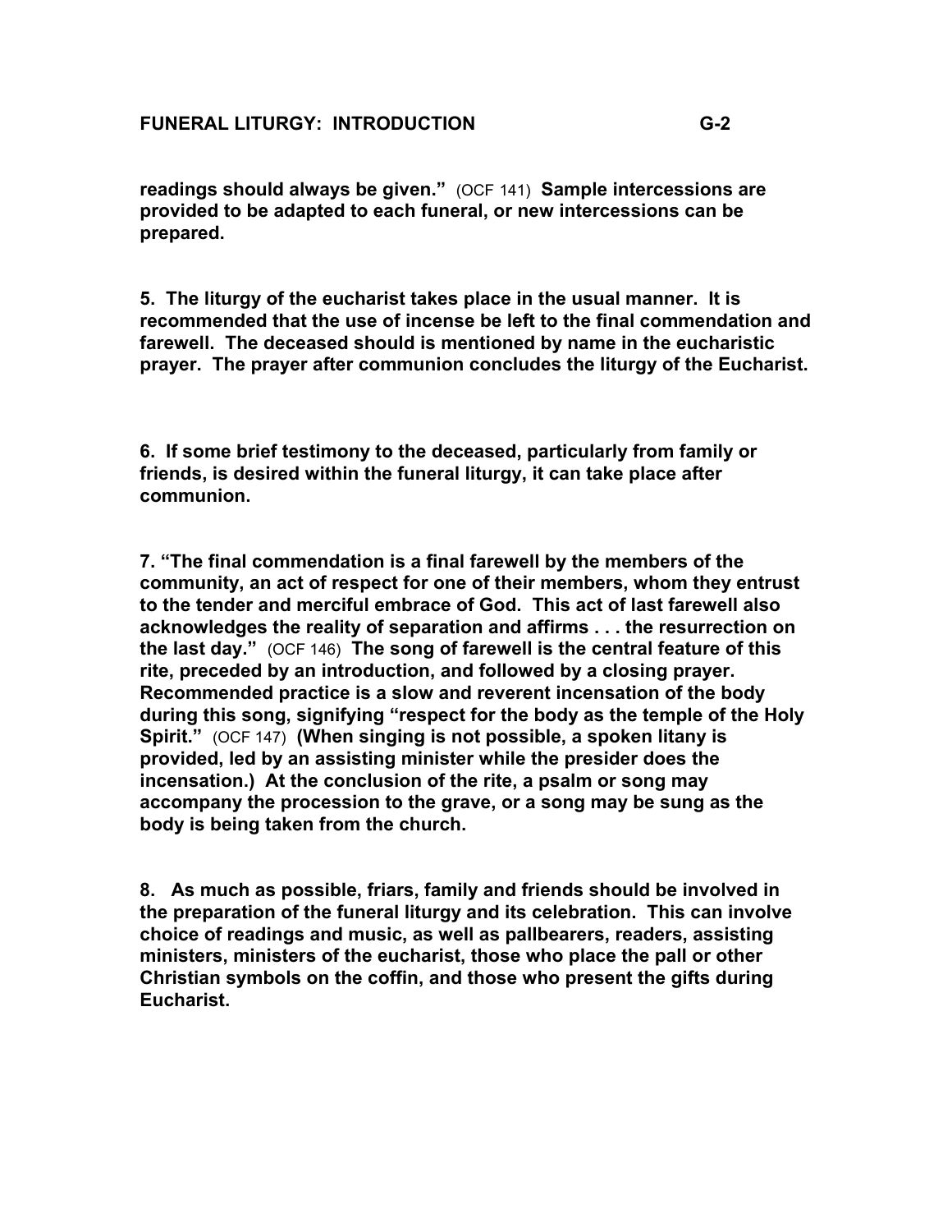**readings should always be given."** (OCF 141) **Sample intercessions are provided to be adapted to each funeral, or new intercessions can be prepared.**

**5. The liturgy of the eucharist takes place in the usual manner. It is recommended that the use of incense be left to the final commendation and farewell. The deceased should is mentioned by name in the eucharistic prayer. The prayer after communion concludes the liturgy of the Eucharist.**

**6. If some brief testimony to the deceased, particularly from family or friends, is desired within the funeral liturgy, it can take place after communion.**

**7. "The final commendation is a final farewell by the members of the community, an act of respect for one of their members, whom they entrust to the tender and merciful embrace of God. This act of last farewell also acknowledges the reality of separation and affirms . . . the resurrection on the last day."** (OCF 146) **The song of farewell is the central feature of this rite, preceded by an introduction, and followed by a closing prayer. Recommended practice is a slow and reverent incensation of the body during this song, signifying "respect for the body as the temple of the Holy Spirit."** (OCF 147) **(When singing is not possible, a spoken litany is provided, led by an assisting minister while the presider does the incensation.) At the conclusion of the rite, a psalm or song may accompany the procession to the grave, or a song may be sung as the body is being taken from the church.**

**8. As much as possible, friars, family and friends should be involved in the preparation of the funeral liturgy and its celebration. This can involve choice of readings and music, as well as pallbearers, readers, assisting ministers, ministers of the eucharist, those who place the pall or other Christian symbols on the coffin, and those who present the gifts during Eucharist.**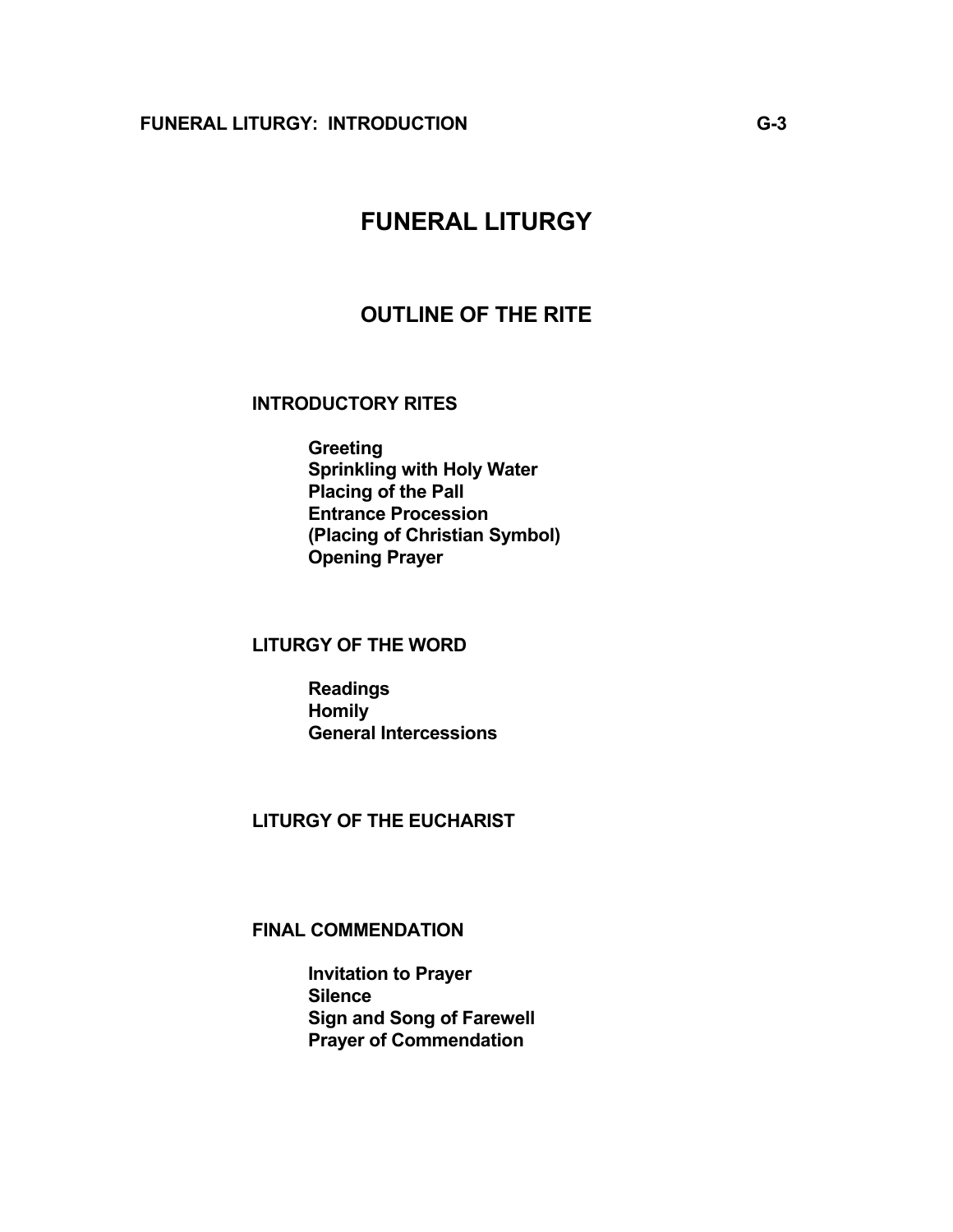# FUNERAL LITURGY

## OUTLINE OF THE RITE

### INTRODUCTORY RITES

- **Greeting**
- **Sprinkling with Holy Water**
- **Placing of the Pall**
- **Entrance Procession**
- **(Placing of Christian Symbol)**
- **Opening Prayer**

### LITURGY OF THE WORD

- **Readings**
- **Homily**
- **General Intercessions**

### LITURGY OF THE EUCHARIST

### FINAL COMMENDATION

- **Invitation to Prayer**
- **Silence**
- **Sign and Song of Farewell**
- **Prayer of Commendation**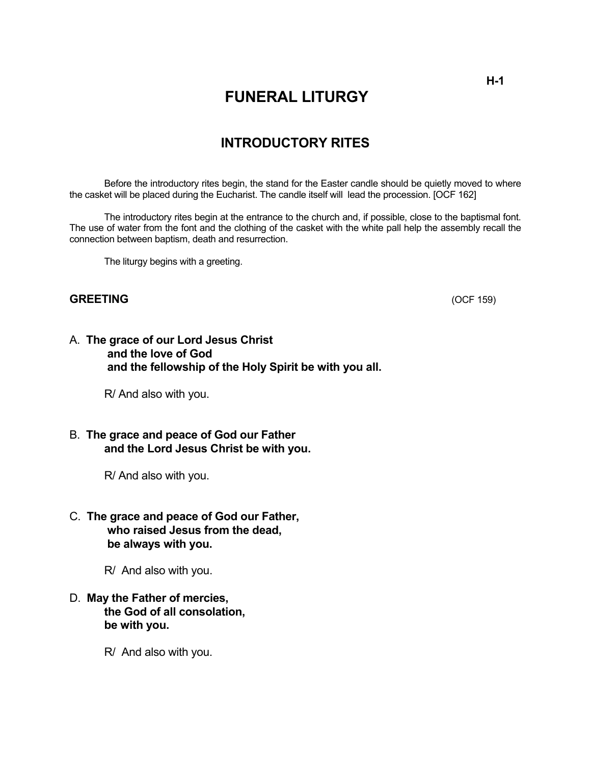# FUNERAL LITURGY

## INTRODUCTORY RITES

Before the introductory rites begin, the stand for the Easter candle should be quietly moved to where the casket will be placed during the Eucharist. The candle itself will lead the procession. [OCF 162]

The introductory rites begin at the entrance to the church and, if possible, close to the baptismal font. The use of water from the font and the clothing of the casket with the white pall help the assembly recall the connection between baptism, death and resurrection.

The liturgy begins with a greeting.

### GREETING (OCF 159)

A. **The grace of our Lord Jesus Christ**
**and the love of God**
**and the fellowship of the Holy Spirit be with you all.**

R/ And also with you.

B. **The grace and peace of God our Father**
**and the Lord Jesus Christ be with you.**

R/ And also with you.

C. **The grace and peace of God our Father,**
**who raised Jesus from the dead,**
**be always with you.**

R/ And also with you.

D. **May the Father of mercies,**
**the God of all consolation,**
**be with you.**

R/ And also with you.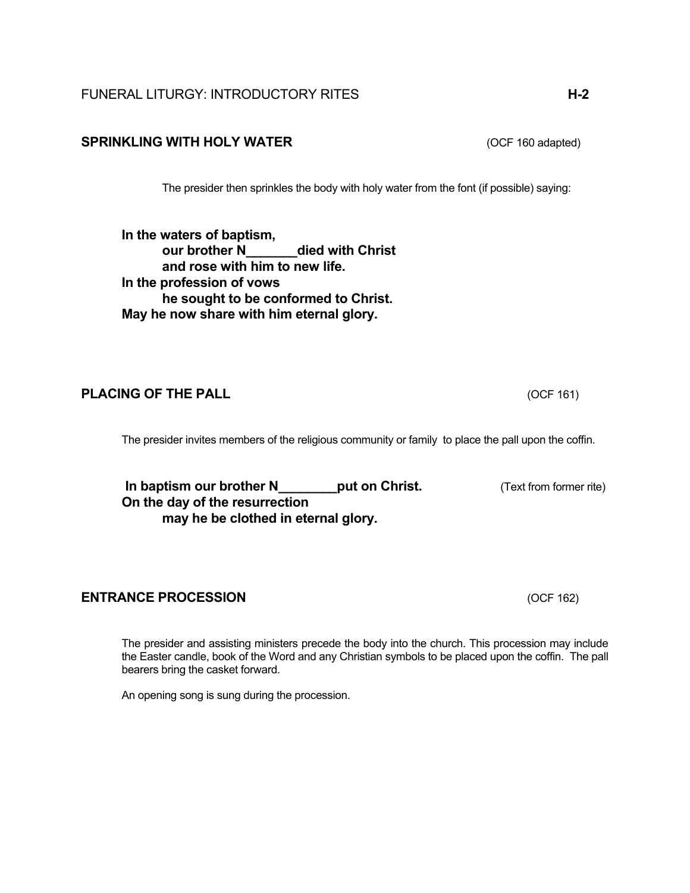FUNERAL LITURGY: INTRODUCTORY RITES **H-2**

## SPRINKLING WITH HOLY WATER (OCF 160 adapted)

The presider then sprinkles the body with holy water from the font (if possible) saying:

**In the waters of baptism,**
**our brother N_______died with Christ**
**and rose with him to new life.**
**In the profession of vows**
**he sought to be conformed to Christ.**
**May he now share with him eternal glory.**

## PLACING OF THE PALL (OCF 161)

The presider invites members of the religious community or family to place the pall upon the coffin.

**In baptism our brother N________put on Christ.** (Text from former rite)
**On the day of the resurrection**
**may he be clothed in eternal glory.**

## ENTRANCE PROCESSION (OCF 162)

The presider and assisting ministers precede the body into the church. This procession may include the Easter candle, book of the Word and any Christian symbols to be placed upon the coffin. The pall bearers bring the casket forward.

An opening song is sung during the procession.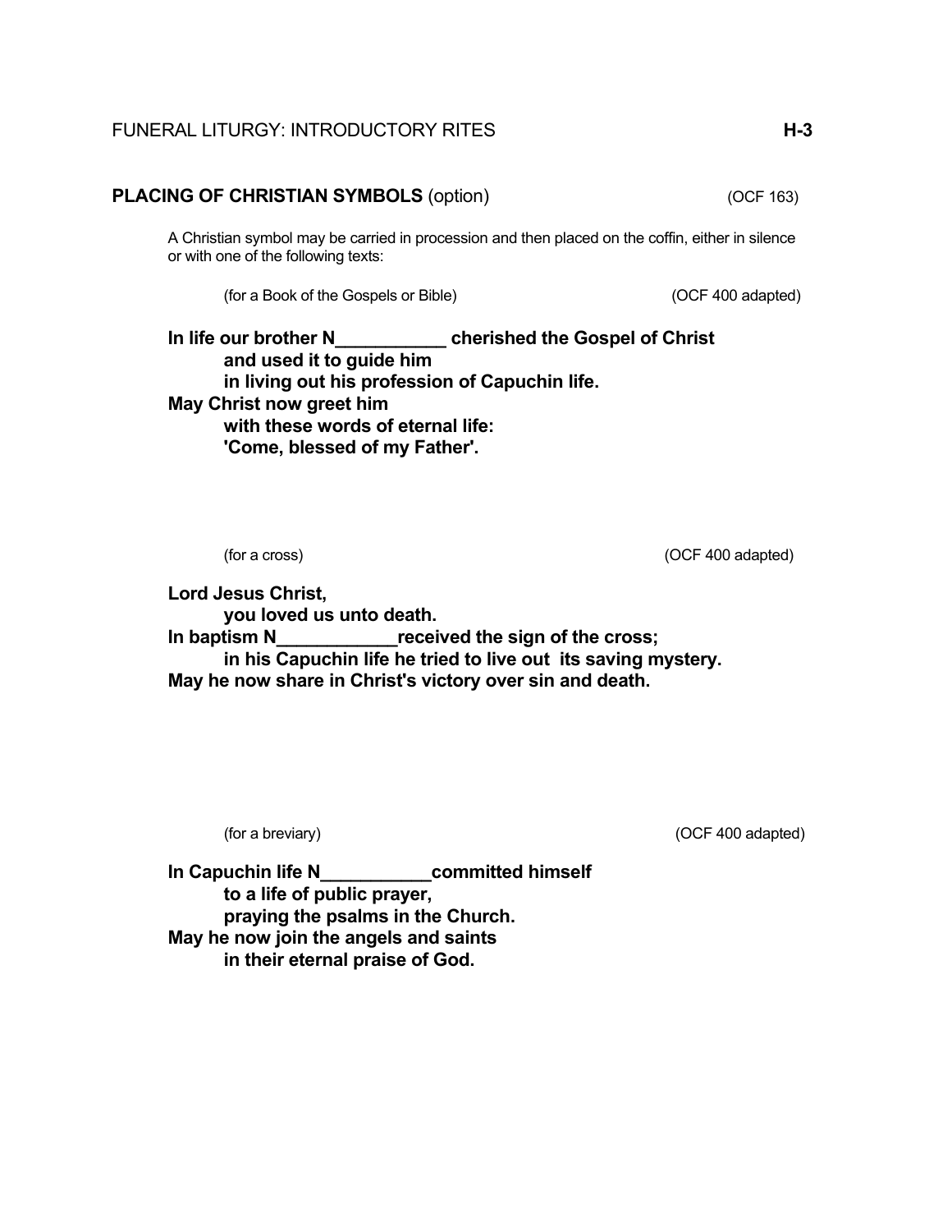## PLACING OF CHRISTIAN SYMBOLS (option) (OCF 163)

A Christian symbol may be carried in procession and then placed on the coffin, either in silence or with one of the following texts:

(for a Book of the Gospels or Bible) (OCF 400 adapted)

**In life our brother N___________ cherished the Gospel of Christ**
**and used it to guide him**
**in living out his profession of Capuchin life.**
**May Christ now greet him**
**with these words of eternal life:**
**'Come, blessed of my Father'.**

(for a cross) (OCF 400 adapted)

**Lord Jesus Christ,**
**you loved us unto death.**
**In baptism N____________received the sign of the cross;**
**in his Capuchin life he tried to live out its saving mystery.**
**May he now share in Christ's victory over sin and death.**

(for a breviary) (OCF 400 adapted)

**In Capuchin life N___________committed himself**
**to a life of public prayer,**
**praying the psalms in the Church.**
**May he now join the angels and saints**
**in their eternal praise of God.**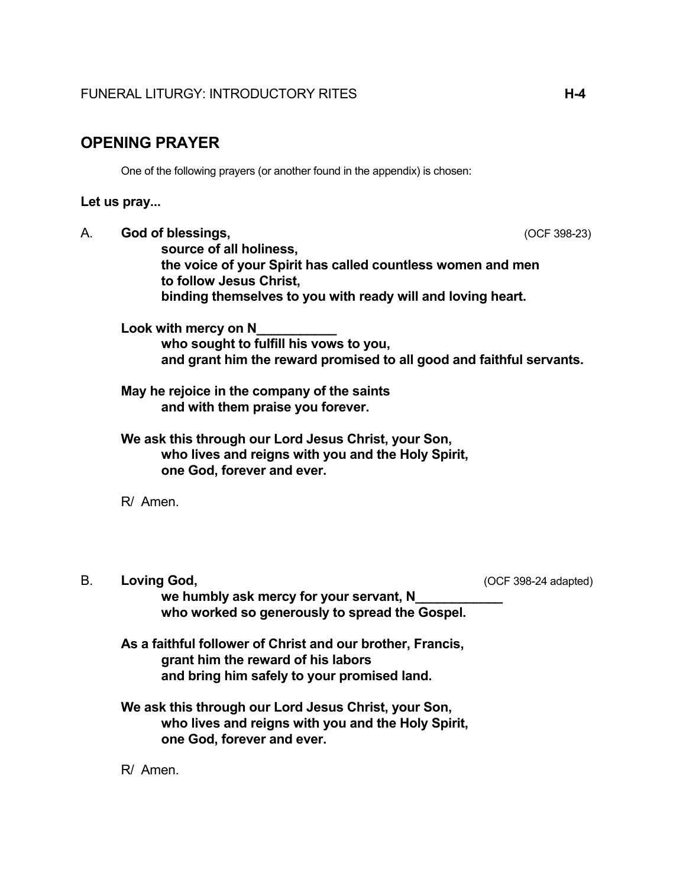## OPENING PRAYER

One of the following prayers (or another found in the appendix) is chosen:

**Let us pray...**

A. **God of blessings,** (OCF 398-23)
**source of all holiness,**
**the voice of your Spirit has called countless women and men**
**to follow Jesus Christ,**
**binding themselves to you with ready will and loving heart.**

**Look with mercy on N___________**
**who sought to fulfill his vows to you,**
**and grant him the reward promised to all good and faithful servants.**

**May he rejoice in the company of the saints**
**and with them praise you forever.**

**We ask this through our Lord Jesus Christ, your Son,**
**who lives and reigns with you and the Holy Spirit,**
**one God, forever and ever.**

R/ Amen.

B. **Loving God,** (OCF 398-24 adapted)
**we humbly ask mercy for your servant, N____________**
**who worked so generously to spread the Gospel.**

**As a faithful follower of Christ and our brother, Francis,**
**grant him the reward of his labors**
**and bring him safely to your promised land.**

**We ask this through our Lord Jesus Christ, your Son,**
**who lives and reigns with you and the Holy Spirit,**
**one God, forever and ever.**

R/ Amen.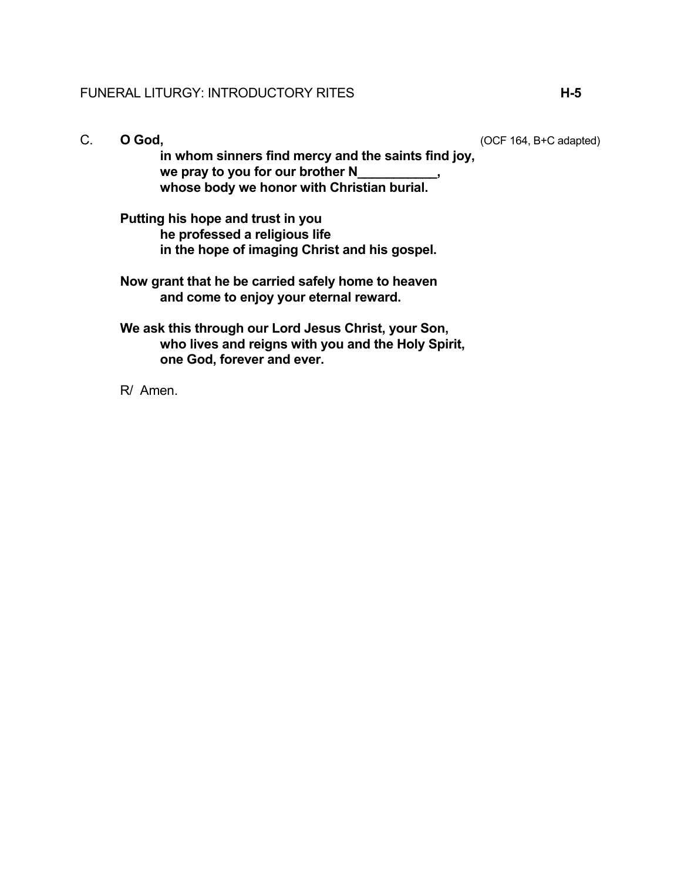C. **O God,** (OCF 164, B+C adapted)

**in whom sinners find mercy and the saints find joy,**
**we pray to you for our brother N___________,**
**whose body we honor with Christian burial.**

**Putting his hope and trust in you**
**he professed a religious life**
**in the hope of imaging Christ and his gospel.**

**Now grant that he be carried safely home to heaven**
**and come to enjoy your eternal reward.**

**We ask this through our Lord Jesus Christ, your Son,**
**who lives and reigns with you and the Holy Spirit,**
**one God, forever and ever.**

R/ Amen.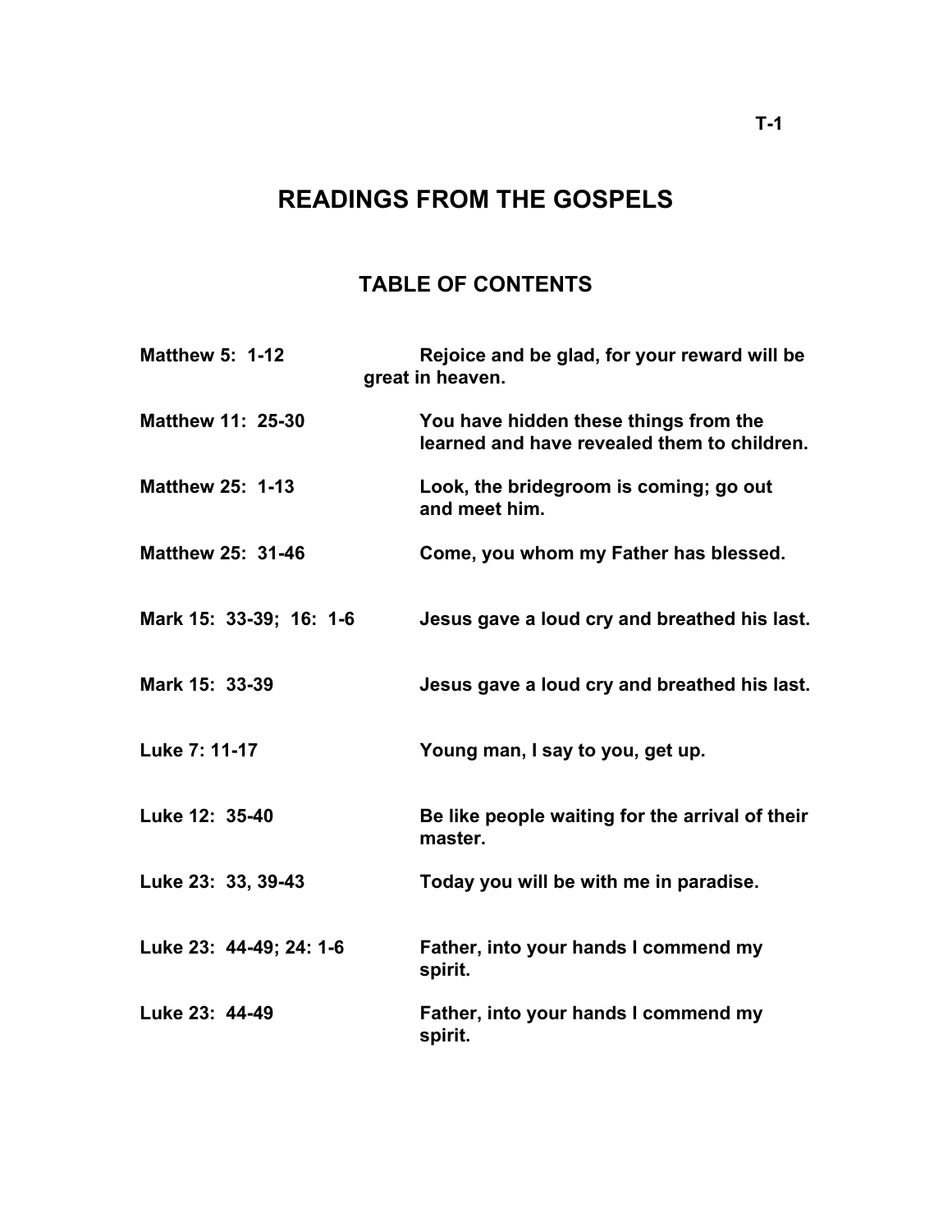# READINGS FROM THE GOSPELS

## TABLE OF CONTENTS

| | |
|---|---|
| **Matthew 5: 1-12** | **Rejoice and be glad, for your reward will be great in heaven.** |
| **Matthew 11: 25-30** | **You have hidden these things from the learned and have revealed them to children.** |
| **Matthew 25: 1-13** | **Look, the bridegroom is coming; go out and meet him.** |
| **Matthew 25: 31-46** | **Come, you whom my Father has blessed.** |
| **Mark 15: 33-39; 16: 1-6** | **Jesus gave a loud cry and breathed his last.** |
| **Mark 15: 33-39** | **Jesus gave a loud cry and breathed his last.** |
| **Luke 7: 11-17** | **Young man, I say to you, get up.** |
| **Luke 12: 35-40** | **Be like people waiting for the arrival of their master.** |
| **Luke 23: 33, 39-43** | **Today you will be with me in paradise.** |
| **Luke 23: 44-49; 24: 1-6** | **Father, into your hands I commend my spirit.** |
| **Luke 23: 44-49** | **Father, into your hands I commend my spirit.** |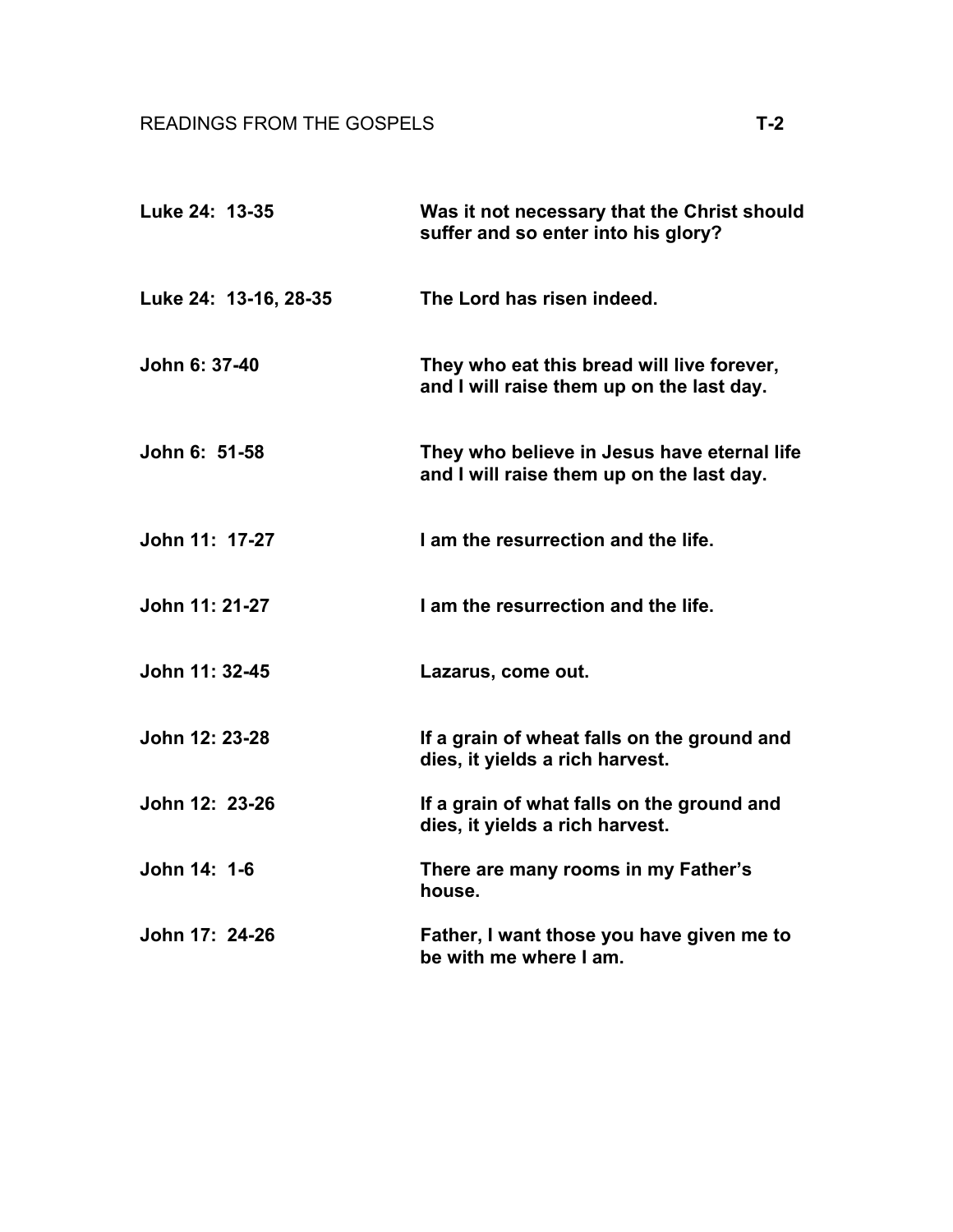READINGS FROM THE GOSPELS **T-2**

| | |
|---|---|
| **Luke 24: 13-35** | **Was it not necessary that the Christ should suffer and so enter into his glory?** |
| **Luke 24: 13-16, 28-35** | **The Lord has risen indeed.** |
| **John 6: 37-40** | **They who eat this bread will live forever, and I will raise them up on the last day.** |
| **John 6: 51-58** | **They who believe in Jesus have eternal life and I will raise them up on the last day.** |
| **John 11: 17-27** | **I am the resurrection and the life.** |
| **John 11: 21-27** | **I am the resurrection and the life.** |
| **John 11: 32-45** | **Lazarus, come out.** |
| **John 12: 23-28** | **If a grain of wheat falls on the ground and dies, it yields a rich harvest.** |
| **John 12: 23-26** | **If a grain of what falls on the ground and dies, it yields a rich harvest.** |
| **John 14: 1-6** | **There are many rooms in my Father's house.** |
| **John 17: 24-26** | **Father, I want those you have given me to be with me where I am.** |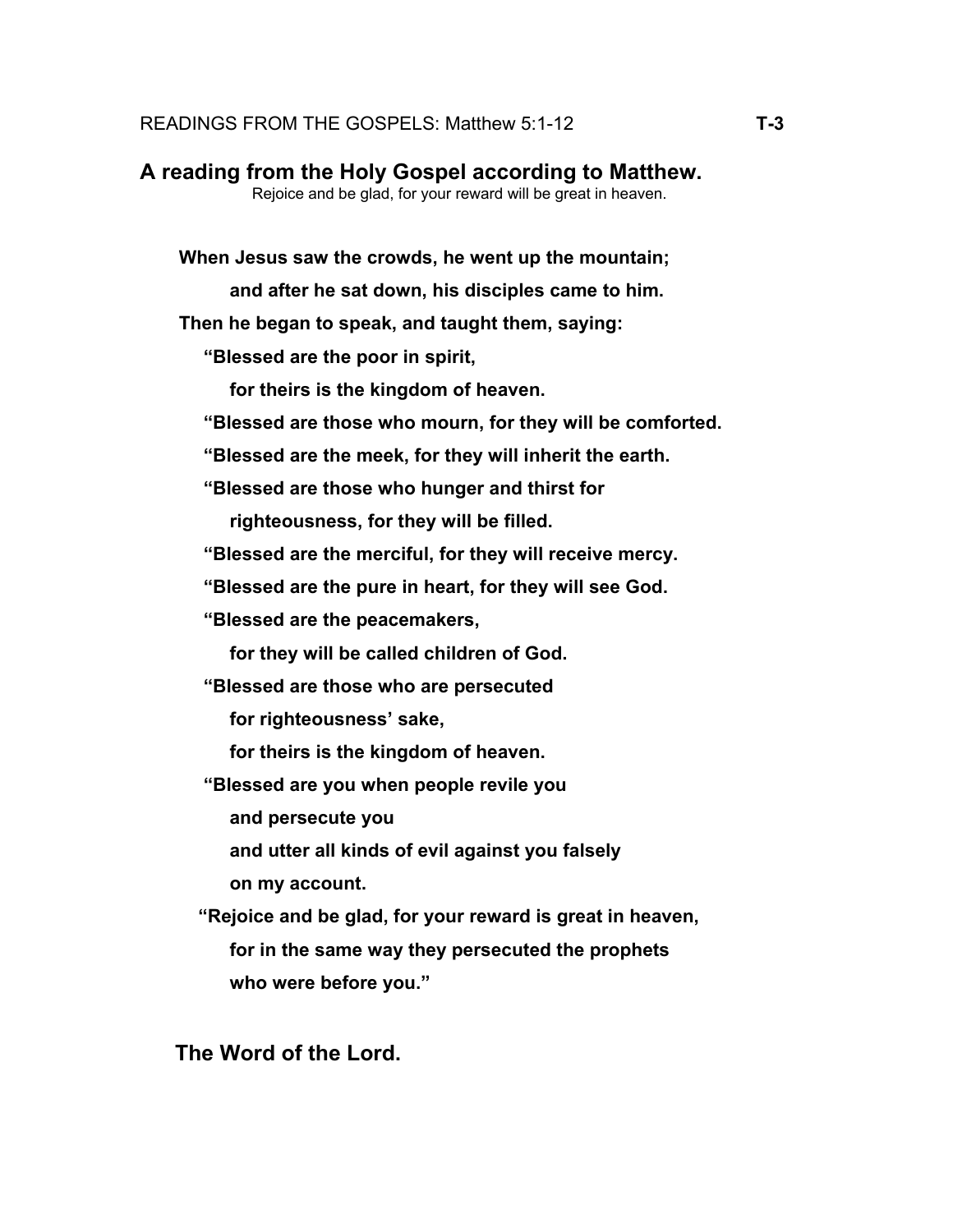READINGS FROM THE GOSPELS: Matthew 5:1-12 **T-3**

## A reading from the Holy Gospel according to Matthew.

Rejoice and be glad, for your reward will be great in heaven.

**When Jesus saw the crowds, he went up the mountain;**
**and after he sat down, his disciples came to him.**
**Then he began to speak, and taught them, saying:**
**"Blessed are the poor in spirit,**
**for theirs is the kingdom of heaven.**
**"Blessed are those who mourn, for they will be comforted.**
**"Blessed are the meek, for they will inherit the earth.**
**"Blessed are those who hunger and thirst for**
**righteousness, for they will be filled.**
**"Blessed are the merciful, for they will receive mercy.**
**"Blessed are the pure in heart, for they will see God.**
**"Blessed are the peacemakers,**
**for they will be called children of God.**
**"Blessed are those who are persecuted**
**for righteousness' sake,**
**for theirs is the kingdom of heaven.**
**"Blessed are you when people revile you**
**and persecute you**
**and utter all kinds of evil against you falsely**
**on my account.**
**"Rejoice and be glad, for your reward is great in heaven,**
**for in the same way they persecuted the prophets**
**who were before you."**

**The Word of the Lord.**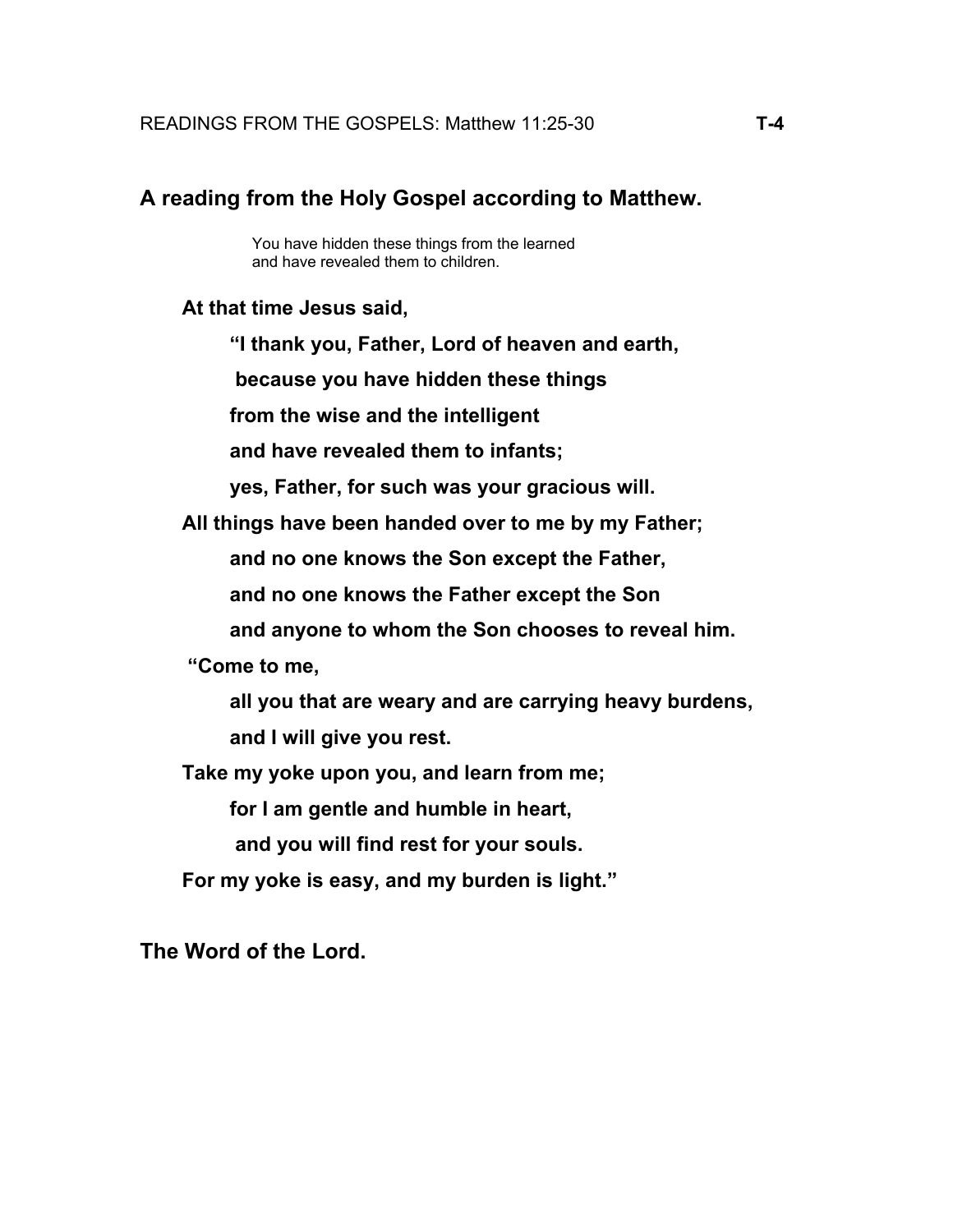READINGS FROM THE GOSPELS: Matthew 11:25-30 **T-4**

## A reading from the Holy Gospel according to Matthew.

You have hidden these things from the learned
and have revealed them to children.

**At that time Jesus said,**

**"I thank you, Father, Lord of heaven and earth,**

**because you have hidden these things**

**from the wise and the intelligent**

**and have revealed them to infants;**

**yes, Father, for such was your gracious will.**

**All things have been handed over to me by my Father;**

**and no one knows the Son except the Father,**

**and no one knows the Father except the Son**

**and anyone to whom the Son chooses to reveal him.**

**"Come to me,**

**all you that are weary and are carrying heavy burdens,**

**and I will give you rest.**

**Take my yoke upon you, and learn from me;**

**for I am gentle and humble in heart,**

**and you will find rest for your souls.**

**For my yoke is easy, and my burden is light."**

**The Word of the Lord.**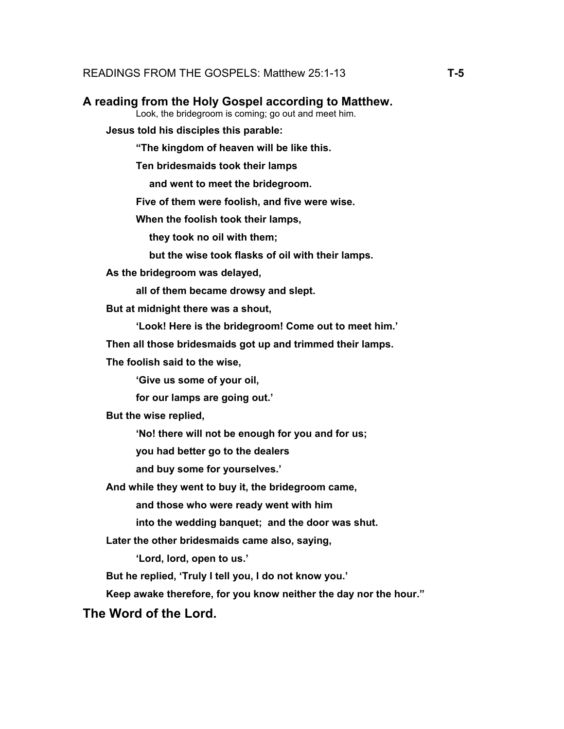READINGS FROM THE GOSPELS: Matthew 25:1-13 **T-5**

## A reading from the Holy Gospel according to Matthew.

Look, the bridegroom is coming; go out and meet him.

**Jesus told his disciples this parable:**

**"The kingdom of heaven will be like this.**

**Ten bridesmaids took their lamps**

**and went to meet the bridegroom.**

**Five of them were foolish, and five were wise.**

**When the foolish took their lamps,**

**they took no oil with them;**

**but the wise took flasks of oil with their lamps.**

**As the bridegroom was delayed,**

**all of them became drowsy and slept.**

**But at midnight there was a shout,**

**'Look! Here is the bridegroom! Come out to meet him.'**

**Then all those bridesmaids got up and trimmed their lamps.**

**The foolish said to the wise,**

**'Give us some of your oil,**

**for our lamps are going out.'**

**But the wise replied,**

**'No! there will not be enough for you and for us;**

**you had better go to the dealers**

**and buy some for yourselves.'**

**And while they went to buy it, the bridegroom came,**

**and those who were ready went with him**

**into the wedding banquet; and the door was shut.**

**Later the other bridesmaids came also, saying,**

**'Lord, lord, open to us.'**

**But he replied, 'Truly I tell you, I do not know you.'**

**Keep awake therefore, for you know neither the day nor the hour."**

## The Word of the Lord.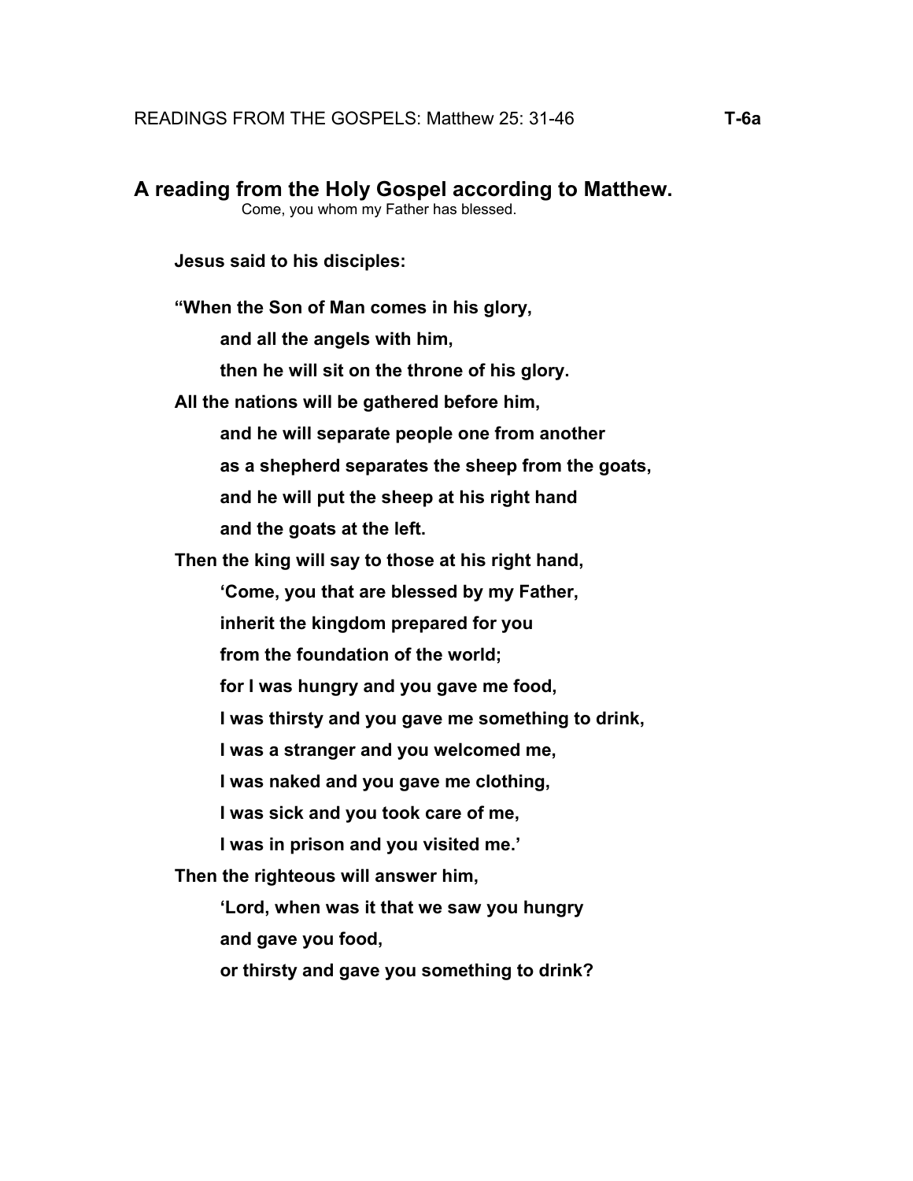READINGS FROM THE GOSPELS: Matthew 25: 31-46 **T-6a**

## A reading from the Holy Gospel according to Matthew.

Come, you whom my Father has blessed.

**Jesus said to his disciples:**

**“When the Son of Man comes in his glory,**
**and all the angels with him,**
**then he will sit on the throne of his glory.**
**All the nations will be gathered before him,**
**and he will separate people one from another**
**as a shepherd separates the sheep from the goats,**
**and he will put the sheep at his right hand**
**and the goats at the left.**
**Then the king will say to those at his right hand,**
**‘Come, you that are blessed by my Father,**
**inherit the kingdom prepared for you**
**from the foundation of the world;**
**for I was hungry and you gave me food,**
**I was thirsty and you gave me something to drink,**
**I was a stranger and you welcomed me,**
**I was naked and you gave me clothing,**
**I was sick and you took care of me,**
**I was in prison and you visited me.’**
**Then the righteous will answer him,**
**‘Lord, when was it that we saw you hungry**
**and gave you food,**
**or thirsty and gave you something to drink?**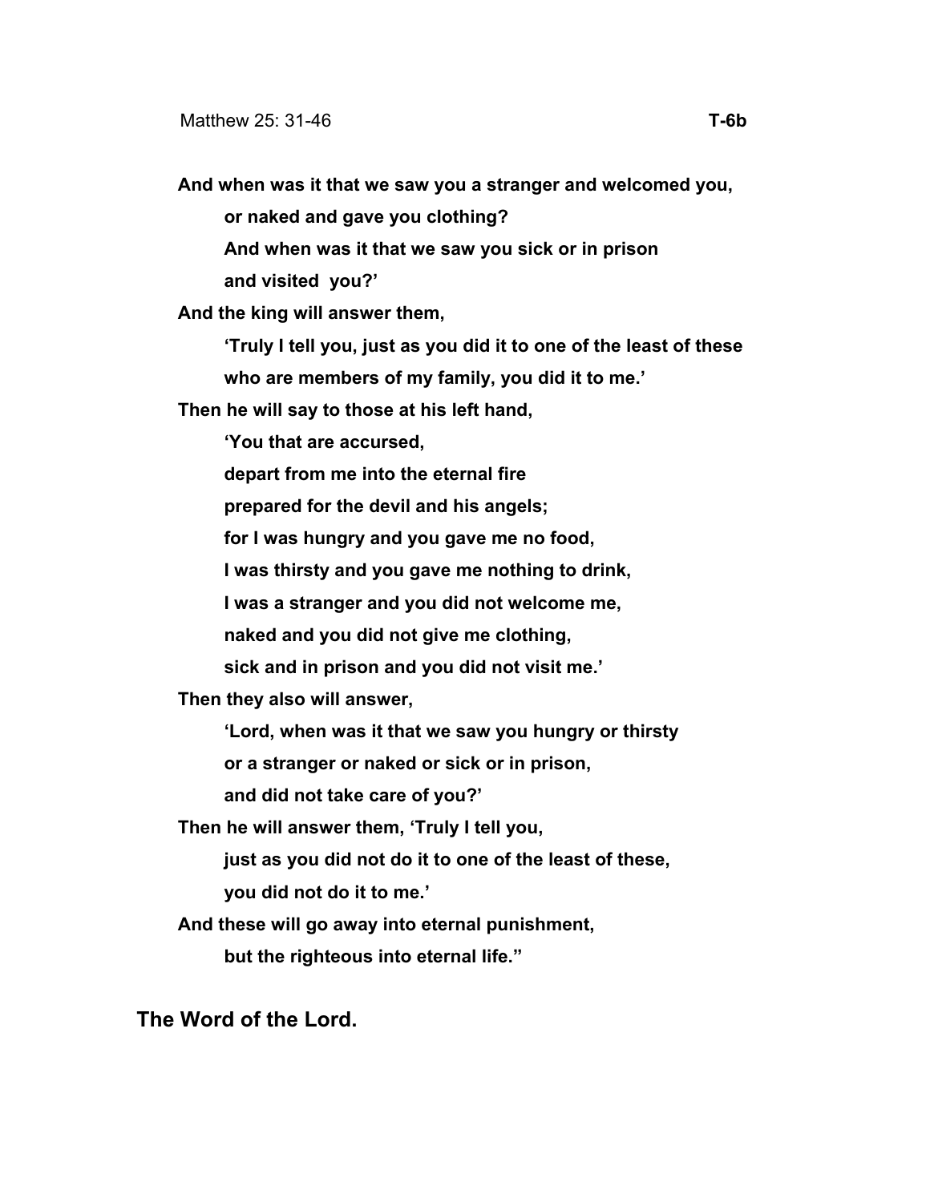Matthew 25: 31-46 **T-6b**

**And when was it that we saw you a stranger and welcomed you,**
**or naked and gave you clothing?**
**And when was it that we saw you sick or in prison**
**and visited you?'**
**And the king will answer them,**
**'Truly I tell you, just as you did it to one of the least of these**
**who are members of my family, you did it to me.'**
**Then he will say to those at his left hand,**
**'You that are accursed,**
**depart from me into the eternal fire**
**prepared for the devil and his angels;**
**for I was hungry and you gave me no food,**
**I was thirsty and you gave me nothing to drink,**
**I was a stranger and you did not welcome me,**
**naked and you did not give me clothing,**
**sick and in prison and you did not visit me.'**
**Then they also will answer,**
**'Lord, when was it that we saw you hungry or thirsty**
**or a stranger or naked or sick or in prison,**
**and did not take care of you?'**
**Then he will answer them, 'Truly I tell you,**
**just as you did not do it to one of the least of these,**
**you did not do it to me.'**
**And these will go away into eternal punishment,**
**but the righteous into eternal life."**

**The Word of the Lord.**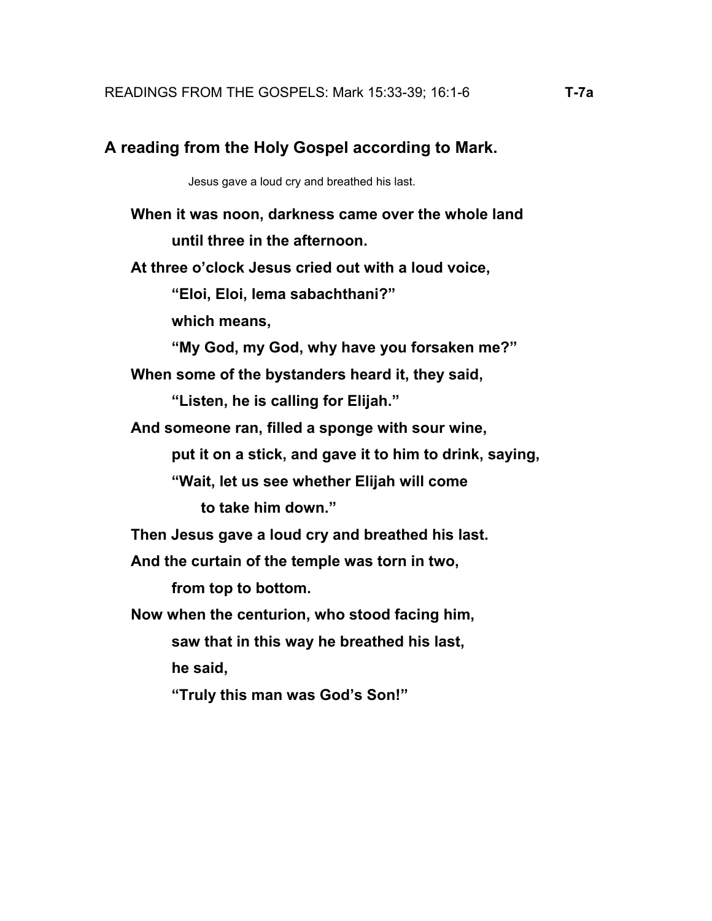READINGS FROM THE GOSPELS: Mark 15:33-39; 16:1-6 **T-7a**

## A reading from the Holy Gospel according to Mark.

Jesus gave a loud cry and breathed his last.

**When it was noon, darkness came over the whole land**
**until three in the afternoon.**
**At three o'clock Jesus cried out with a loud voice,**
**"Eloi, Eloi, lema sabachthani?"**
**which means,**
**"My God, my God, why have you forsaken me?"**
**When some of the bystanders heard it, they said,**
**"Listen, he is calling for Elijah."**
**And someone ran, filled a sponge with sour wine,**
**put it on a stick, and gave it to him to drink, saying,**
**"Wait, let us see whether Elijah will come**
**to take him down."**
**Then Jesus gave a loud cry and breathed his last.**
**And the curtain of the temple was torn in two,**
**from top to bottom.**
**Now when the centurion, who stood facing him,**
**saw that in this way he breathed his last,**
**he said,**
**"Truly this man was God's Son!"**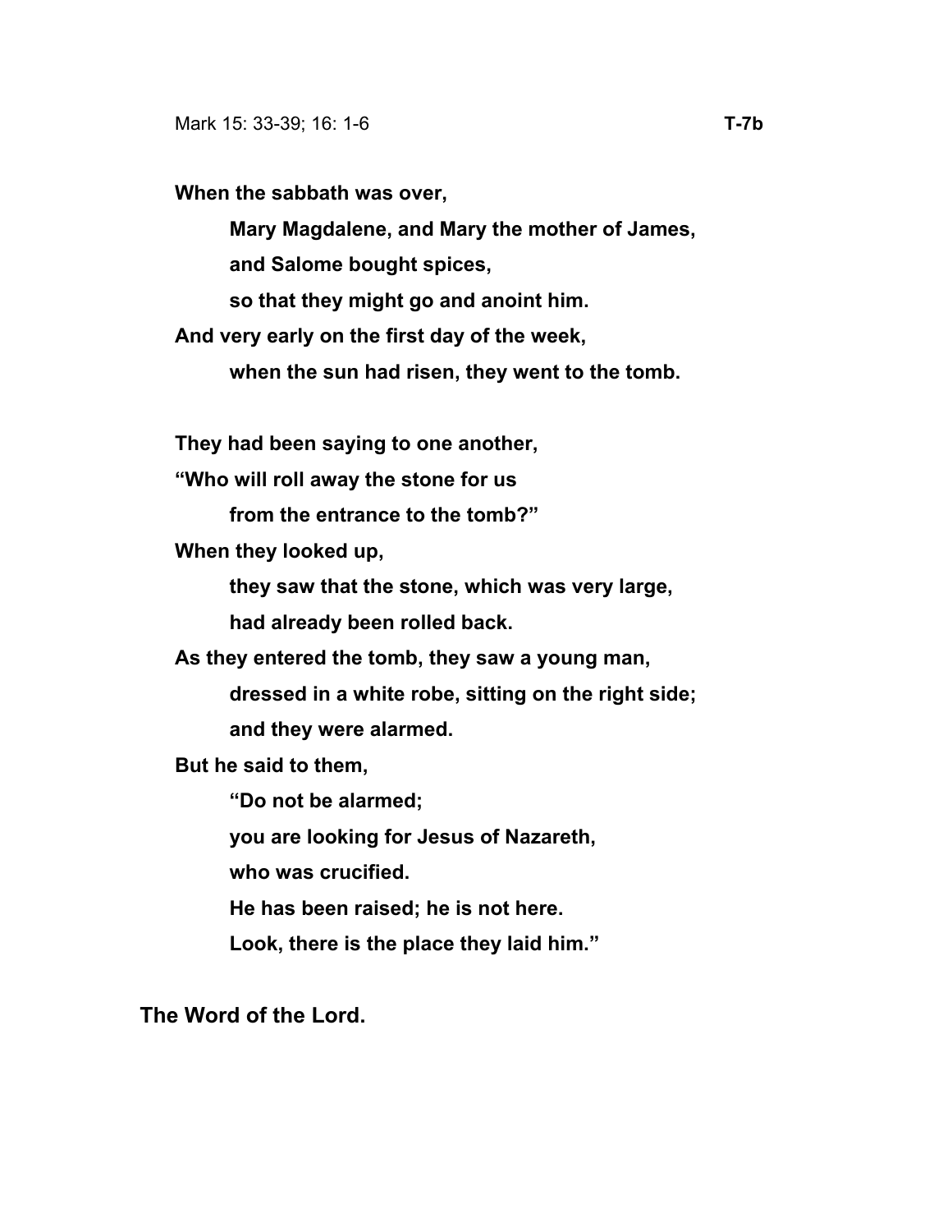Mark 15: 33-39; 16: 1-6 **T-7b**

**When the sabbath was over,**

**Mary Magdalene, and Mary the mother of James,**

**and Salome bought spices,**

**so that they might go and anoint him.**

**And very early on the first day of the week,**

**when the sun had risen, they went to the tomb.**

**They had been saying to one another,**

**"Who will roll away the stone for us**

**from the entrance to the tomb?"**

**When they looked up,**

**they saw that the stone, which was very large,**

**had already been rolled back.**

**As they entered the tomb, they saw a young man,**

**dressed in a white robe, sitting on the right side;**

**and they were alarmed.**

**But he said to them,**

**"Do not be alarmed;**

**you are looking for Jesus of Nazareth,**

**who was crucified.**

**He has been raised; he is not here.**

**Look, there is the place they laid him."**

**The Word of the Lord.**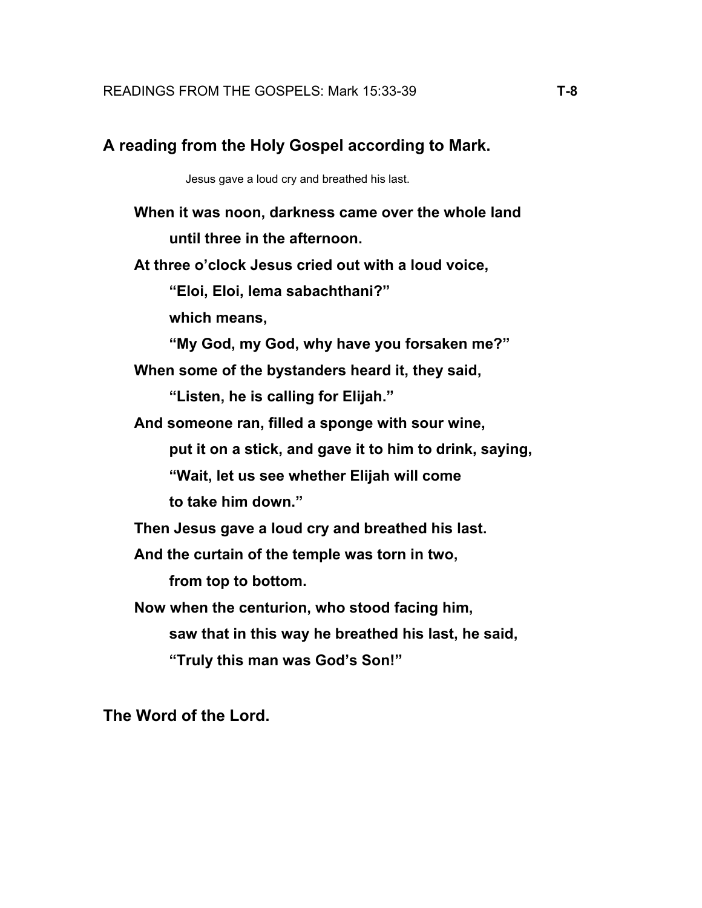READINGS FROM THE GOSPELS: Mark 15:33-39 **T-8**

## A reading from the Holy Gospel according to Mark.

Jesus gave a loud cry and breathed his last.

**When it was noon, darkness came over the whole land**
**until three in the afternoon.**
**At three o'clock Jesus cried out with a loud voice,**
**"Eloi, Eloi, lema sabachthani?"**
**which means,**
**"My God, my God, why have you forsaken me?"**
**When some of the bystanders heard it, they said,**
**"Listen, he is calling for Elijah."**
**And someone ran, filled a sponge with sour wine,**
**put it on a stick, and gave it to him to drink, saying,**
**"Wait, let us see whether Elijah will come**
**to take him down."**
**Then Jesus gave a loud cry and breathed his last.**
**And the curtain of the temple was torn in two,**
**from top to bottom.**
**Now when the centurion, who stood facing him,**
**saw that in this way he breathed his last, he said,**
**"Truly this man was God's Son!"**

**The Word of the Lord.**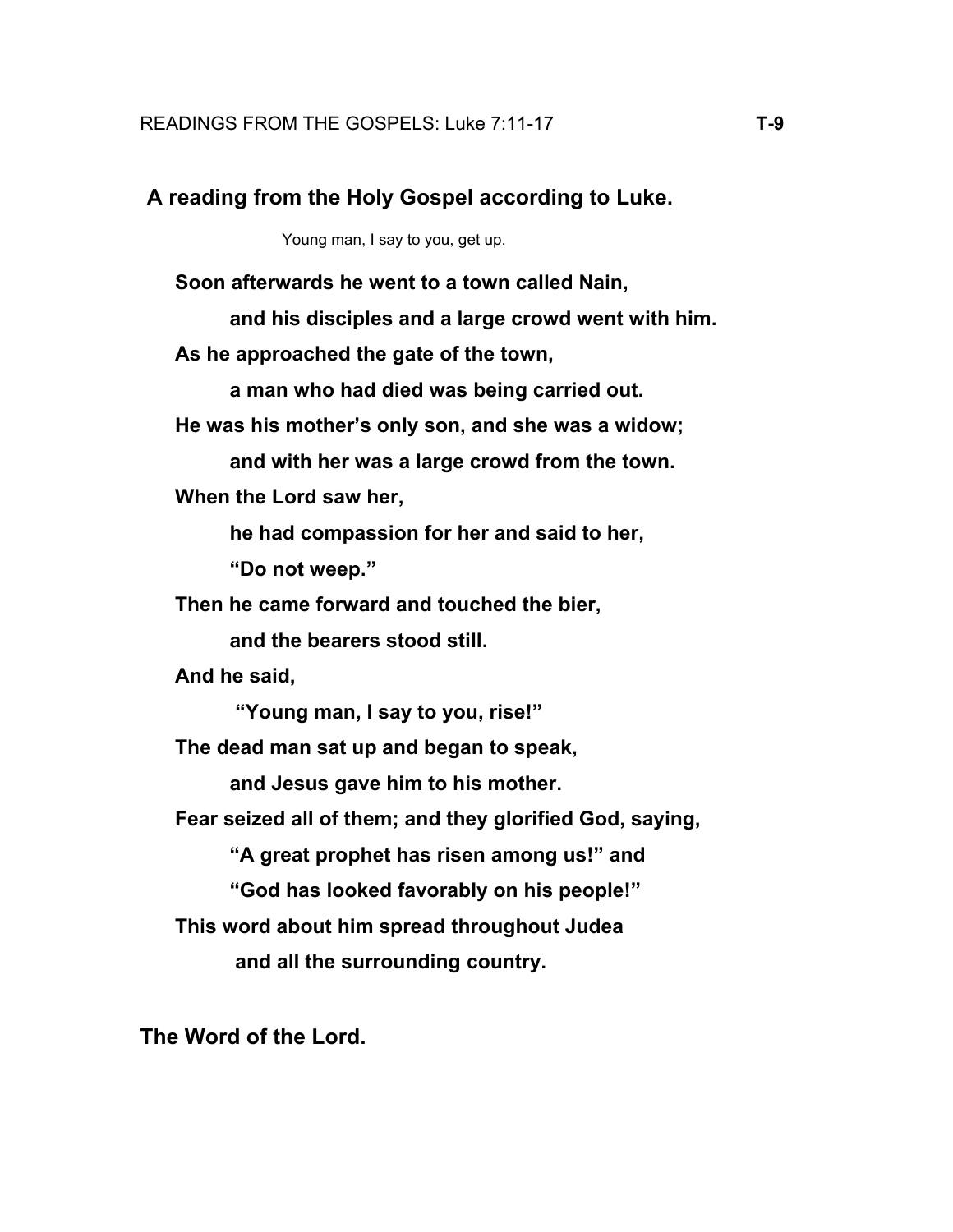READINGS FROM THE GOSPELS: Luke 7:11-17 **T-9**

## A reading from the Holy Gospel according to Luke.

Young man, I say to you, get up.

**Soon afterwards he went to a town called Nain,**
**and his disciples and a large crowd went with him.**
**As he approached the gate of the town,**
**a man who had died was being carried out.**
**He was his mother's only son, and she was a widow;**
**and with her was a large crowd from the town.**
**When the Lord saw her,**
**he had compassion for her and said to her,**
**"Do not weep."**
**Then he came forward and touched the bier,**
**and the bearers stood still.**
**And he said,**
**"Young man, I say to you, rise!"**
**The dead man sat up and began to speak,**
**and Jesus gave him to his mother.**
**Fear seized all of them; and they glorified God, saying,**
**"A great prophet has risen among us!" and**
**"God has looked favorably on his people!"**
**This word about him spread throughout Judea**
**and all the surrounding country.**

**The Word of the Lord.**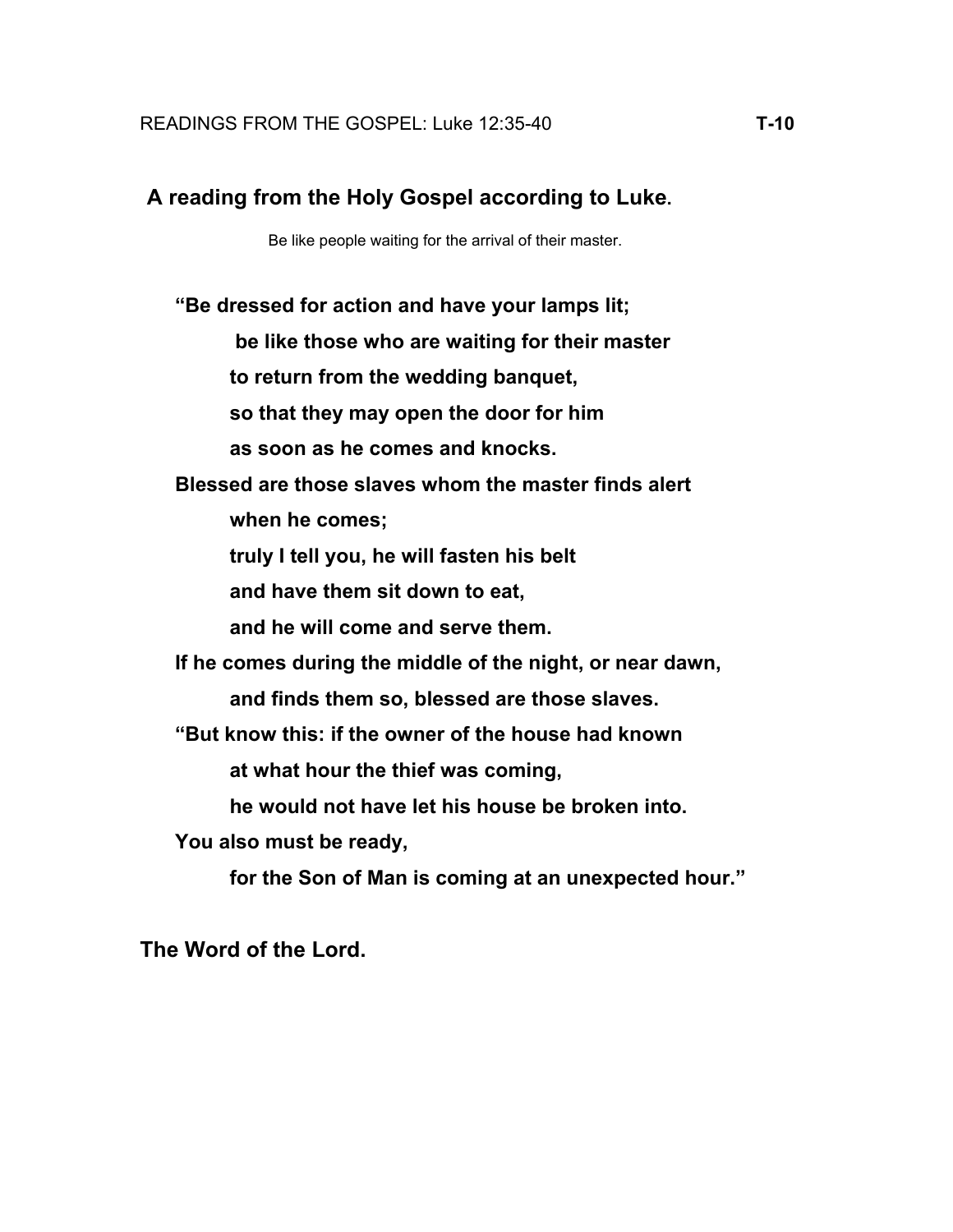READINGS FROM THE GOSPEL: Luke 12:35-40 **T-10**

**A reading from the Holy Gospel according to Luke.**

Be like people waiting for the arrival of their master.

**"Be dressed for action and have your lamps lit;**
**be like those who are waiting for their master**
**to return from the wedding banquet,**
**so that they may open the door for him**
**as soon as he comes and knocks.**
**Blessed are those slaves whom the master finds alert**
**when he comes;**
**truly I tell you, he will fasten his belt**
**and have them sit down to eat,**
**and he will come and serve them.**
**If he comes during the middle of the night, or near dawn,**
**and finds them so, blessed are those slaves.**
**"But know this: if the owner of the house had known**
**at what hour the thief was coming,**
**he would not have let his house be broken into.**
**You also must be ready,**
**for the Son of Man is coming at an unexpected hour."**

**The Word of the Lord.**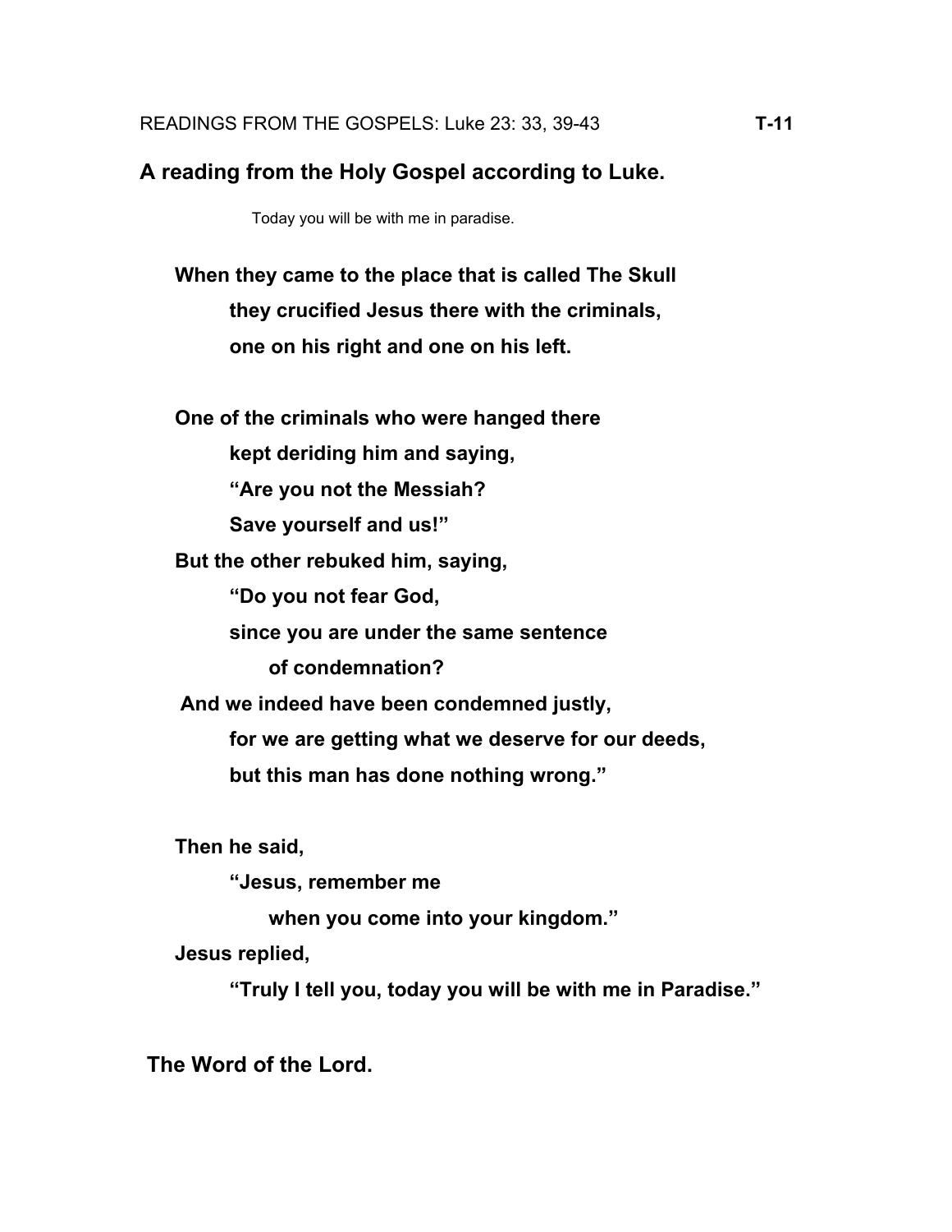READINGS FROM THE GOSPELS: Luke 23: 33, 39-43 **T-11**

**A reading from the Holy Gospel according to Luke.**

Today you will be with me in paradise.

**When they came to the place that is called The Skull**
**they crucified Jesus there with the criminals,**
**one on his right and one on his left.**

**One of the criminals who were hanged there**
**kept deriding him and saying,**
**"Are you not the Messiah?**
**Save yourself and us!"**
**But the other rebuked him, saying,**
**"Do you not fear God,**
**since you are under the same sentence**
**of condemnation?**
**And we indeed have been condemned justly,**
**for we are getting what we deserve for our deeds,**
**but this man has done nothing wrong."**

**Then he said,**
**"Jesus, remember me**
**when you come into your kingdom."**
**Jesus replied,**
**"Truly I tell you, today you will be with me in Paradise."**

**The Word of the Lord.**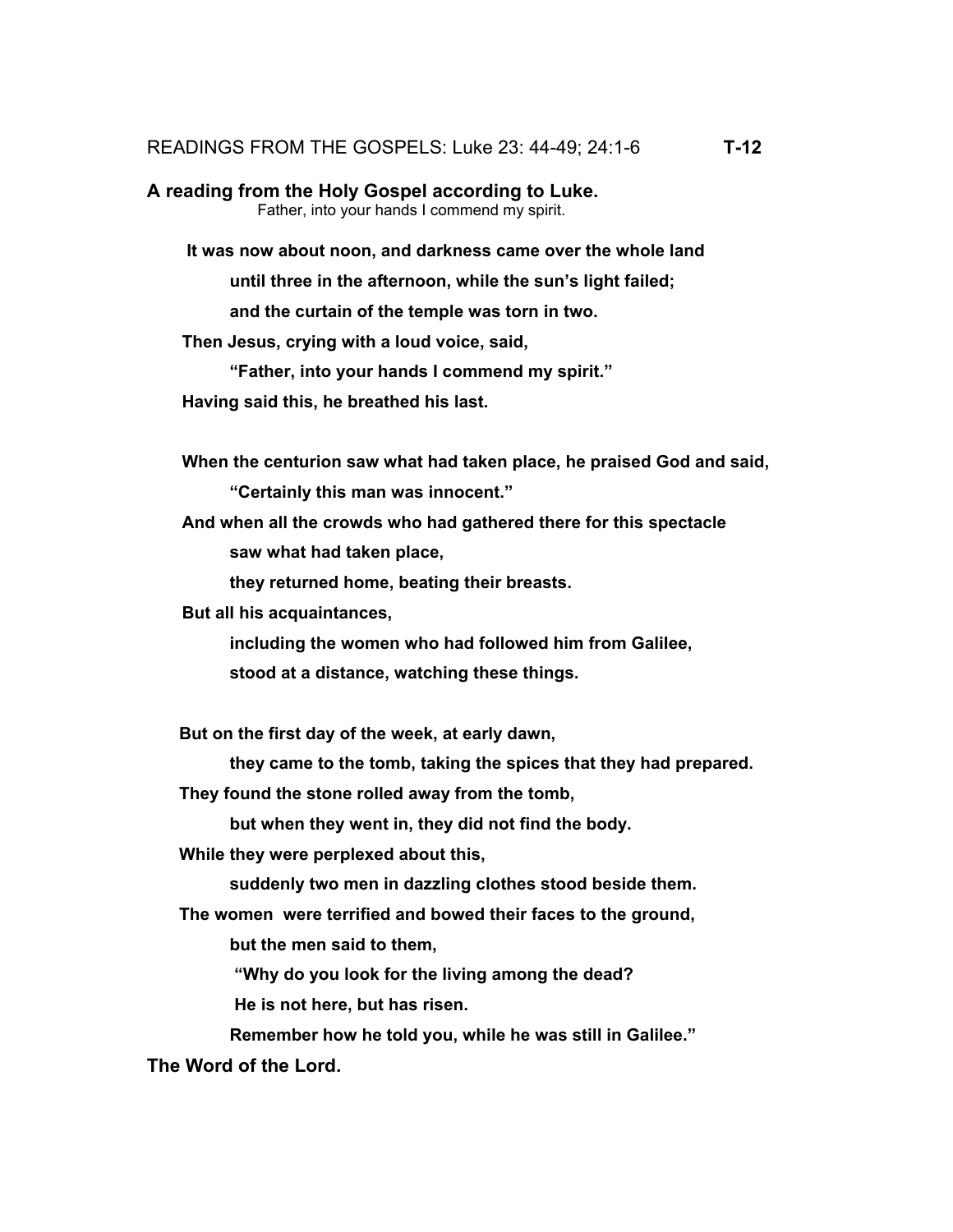READINGS FROM THE GOSPELS: Luke 23: 44-49; 24:1-6 **T-12**

**A reading from the Holy Gospel according to Luke.**

Father, into your hands I commend my spirit.

**It was now about noon, and darkness came over the whole land**
**until three in the afternoon, while the sun's light failed;**
**and the curtain of the temple was torn in two.**
**Then Jesus, crying with a loud voice, said,**
**"Father, into your hands I commend my spirit."**
**Having said this, he breathed his last.**

**When the centurion saw what had taken place, he praised God and said,**
**"Certainly this man was innocent."**
**And when all the crowds who had gathered there for this spectacle**
**saw what had taken place,**
**they returned home, beating their breasts.**
**But all his acquaintances,**
**including the women who had followed him from Galilee,**
**stood at a distance, watching these things.**

**But on the first day of the week, at early dawn,**
**they came to the tomb, taking the spices that they had prepared.**
**They found the stone rolled away from the tomb,**
**but when they went in, they did not find the body.**
**While they were perplexed about this,**
**suddenly two men in dazzling clothes stood beside them.**
**The women were terrified and bowed their faces to the ground,**
**but the men said to them,**
**"Why do you look for the living among the dead?**
**He is not here, but has risen.**
**Remember how he told you, while he was still in Galilee."**

**The Word of the Lord.**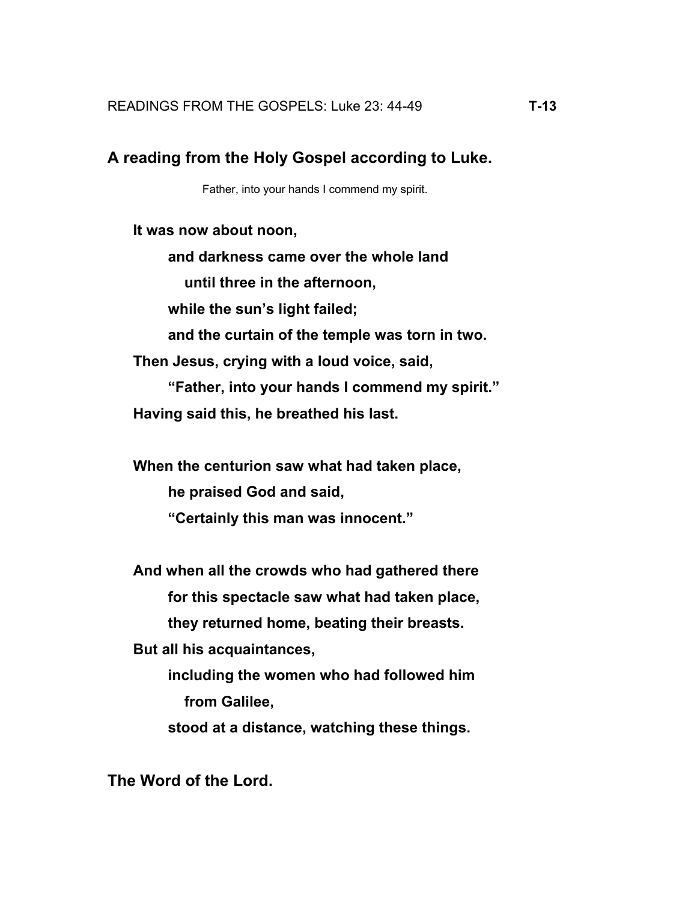READINGS FROM THE GOSPELS: Luke 23: 44-49 **T-13**

## A reading from the Holy Gospel according to Luke.

Father, into your hands I commend my spirit.

**It was now about noon,**
**and darkness came over the whole land**
**until three in the afternoon,**
**while the sun's light failed;**
**and the curtain of the temple was torn in two.**
**Then Jesus, crying with a loud voice, said,**
**"Father, into your hands I commend my spirit."**
**Having said this, he breathed his last.**

**When the centurion saw what had taken place,**
**he praised God and said,**
**"Certainly this man was innocent."**

**And when all the crowds who had gathered there**
**for this spectacle saw what had taken place,**
**they returned home, beating their breasts.**
**But all his acquaintances,**
**including the women who had followed him**
**from Galilee,**
**stood at a distance, watching these things.**

**The Word of the Lord.**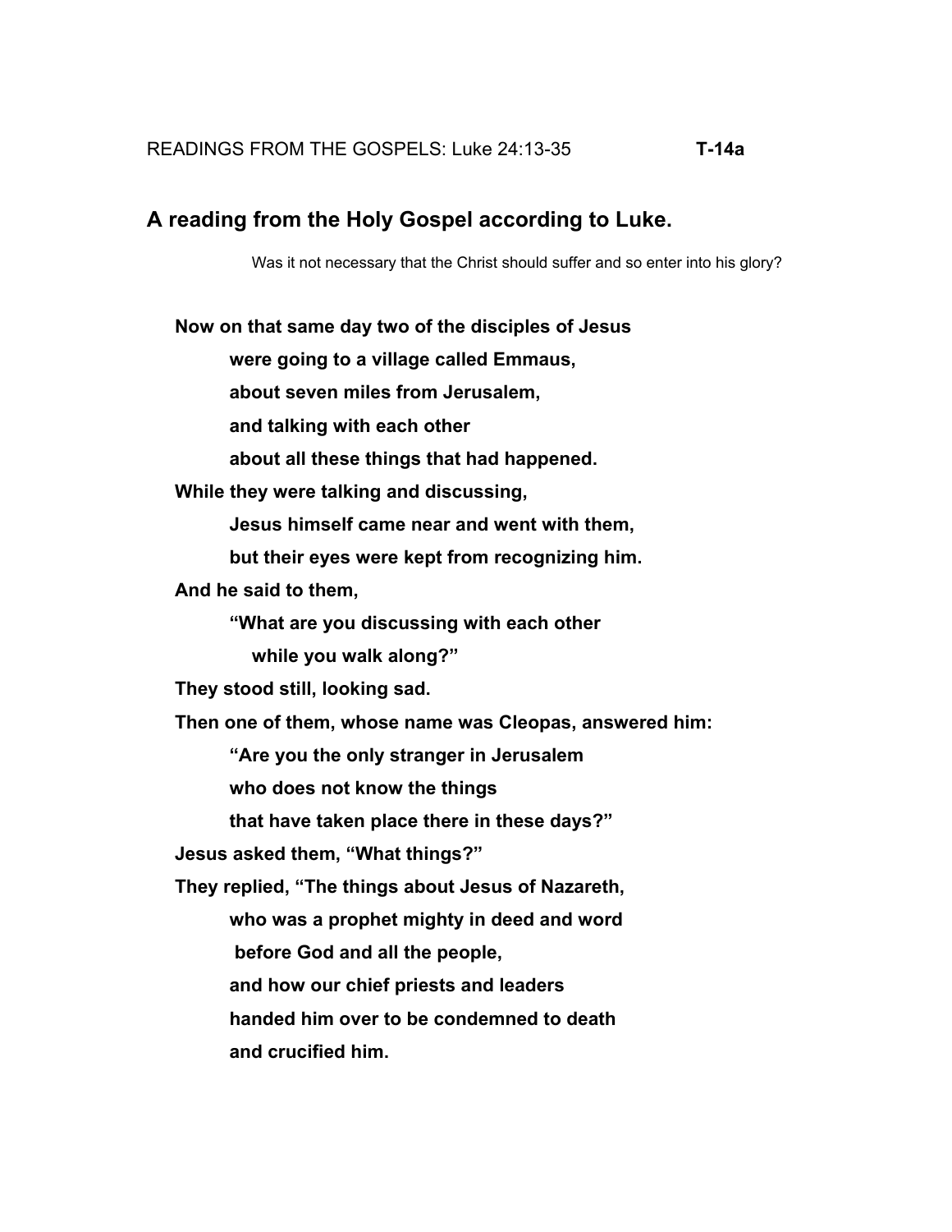READINGS FROM THE GOSPELS: Luke 24:13-35 **T-14a**

## A reading from the Holy Gospel according to Luke.

Was it not necessary that the Christ should suffer and so enter into his glory?

**Now on that same day two of the disciples of Jesus**
**were going to a village called Emmaus,**
**about seven miles from Jerusalem,**
**and talking with each other**
**about all these things that had happened.**
**While they were talking and discussing,**
**Jesus himself came near and went with them,**
**but their eyes were kept from recognizing him.**
**And he said to them,**
**"What are you discussing with each other**
**while you walk along?"**
**They stood still, looking sad.**
**Then one of them, whose name was Cleopas, answered him:**
**"Are you the only stranger in Jerusalem**
**who does not know the things**
**that have taken place there in these days?"**
**Jesus asked them, "What things?"**
**They replied, "The things about Jesus of Nazareth,**
**who was a prophet mighty in deed and word**
**before God and all the people,**
**and how our chief priests and leaders**
**handed him over to be condemned to death**
**and crucified him.**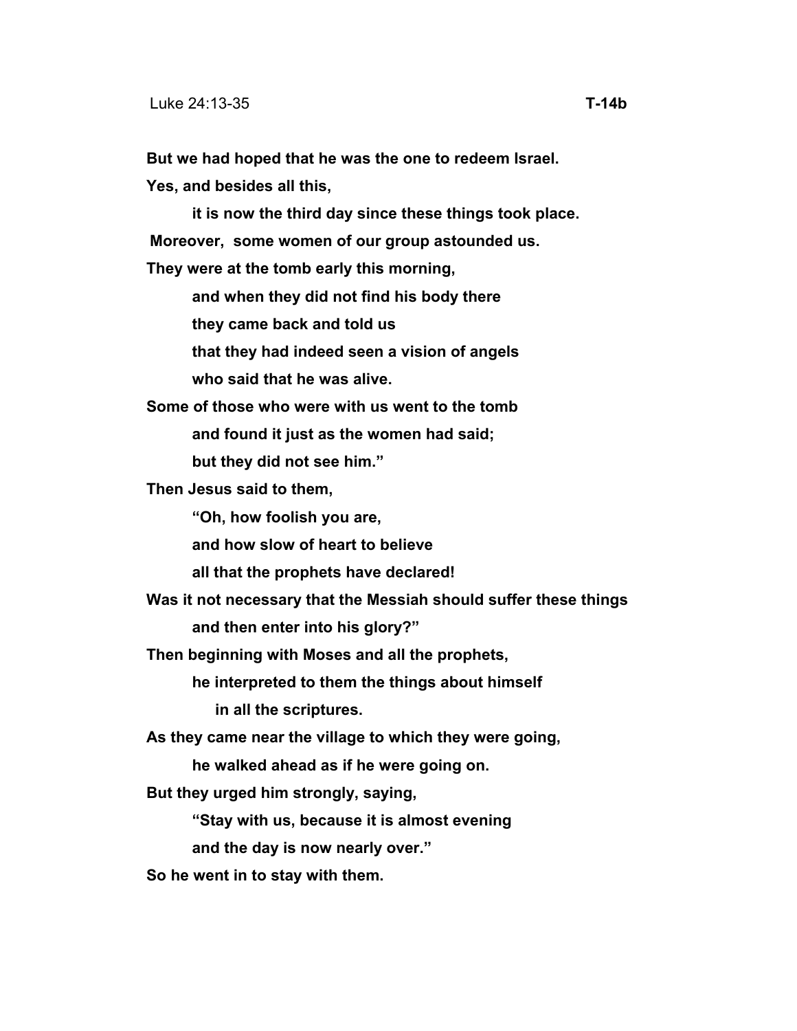Luke 24:13-35 **T-14b**

**But we had hoped that he was the one to redeem Israel.**
**Yes, and besides all this,**
&emsp;&emsp;**it is now the third day since these things took place.**
**Moreover, some women of our group astounded us.**
**They were at the tomb early this morning,**
&emsp;&emsp;**and when they did not find his body there**
&emsp;&emsp;**they came back and told us**
&emsp;&emsp;**that they had indeed seen a vision of angels**
&emsp;&emsp;**who said that he was alive.**
**Some of those who were with us went to the tomb**
&emsp;&emsp;**and found it just as the women had said;**
&emsp;&emsp;**but they did not see him."**
**Then Jesus said to them,**
&emsp;&emsp;**"Oh, how foolish you are,**
&emsp;&emsp;**and how slow of heart to believe**
&emsp;&emsp;**all that the prophets have declared!**
**Was it not necessary that the Messiah should suffer these things**
&emsp;&emsp;**and then enter into his glory?"**
**Then beginning with Moses and all the prophets,**
&emsp;&emsp;**he interpreted to them the things about himself**
&emsp;&emsp;&emsp;**in all the scriptures.**
**As they came near the village to which they were going,**
&emsp;&emsp;**he walked ahead as if he were going on.**
**But they urged him strongly, saying,**
&emsp;&emsp;**"Stay with us, because it is almost evening**
&emsp;&emsp;**and the day is now nearly over."**
**So he went in to stay with them.**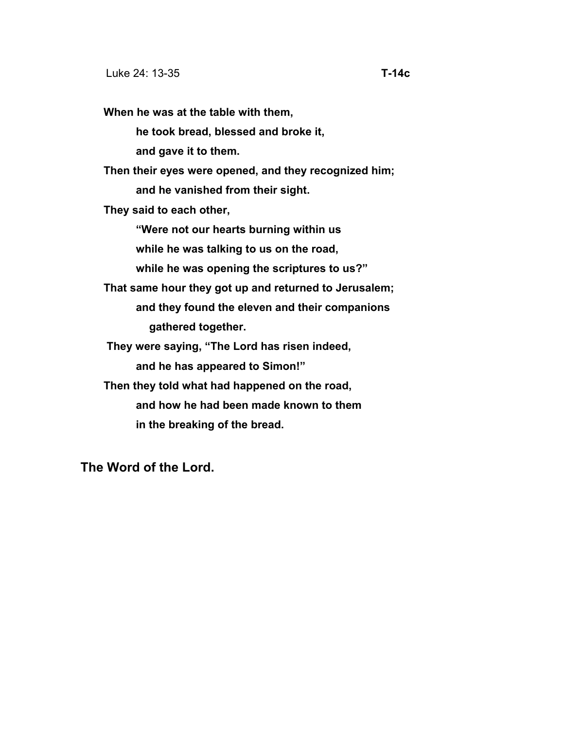Luke 24: 13-35 **T-14c**

**When he was at the table with them,**
**he took bread, blessed and broke it,**
**and gave it to them.**
**Then their eyes were opened, and they recognized him;**
**and he vanished from their sight.**
**They said to each other,**
**“Were not our hearts burning within us**
**while he was talking to us on the road,**
**while he was opening the scriptures to us?”**
**That same hour they got up and returned to Jerusalem;**
**and they found the eleven and their companions**
**gathered together.**
**They were saying, “The Lord has risen indeed,**
**and he has appeared to Simon!”**
**Then they told what had happened on the road,**
**and how he had been made known to them**
**in the breaking of the bread.**

**The Word of the Lord.**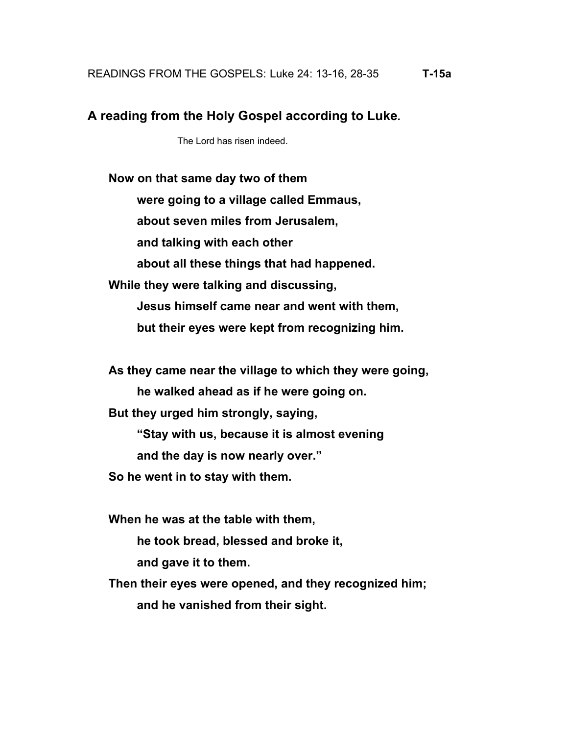READINGS FROM THE GOSPELS: Luke 24: 13-16, 28-35 **T-15a**

## A reading from the Holy Gospel according to Luke.

The Lord has risen indeed.

**Now on that same day two of them**
**were going to a village called Emmaus,**
**about seven miles from Jerusalem,**
**and talking with each other**
**about all these things that had happened.**
**While they were talking and discussing,**
**Jesus himself came near and went with them,**
**but their eyes were kept from recognizing him.**

**As they came near the village to which they were going,**
**he walked ahead as if he were going on.**
**But they urged him strongly, saying,**
**"Stay with us, because it is almost evening**
**and the day is now nearly over."**
**So he went in to stay with them.**

**When he was at the table with them,**
**he took bread, blessed and broke it,**
**and gave it to them.**
**Then their eyes were opened, and they recognized him;**
**and he vanished from their sight.**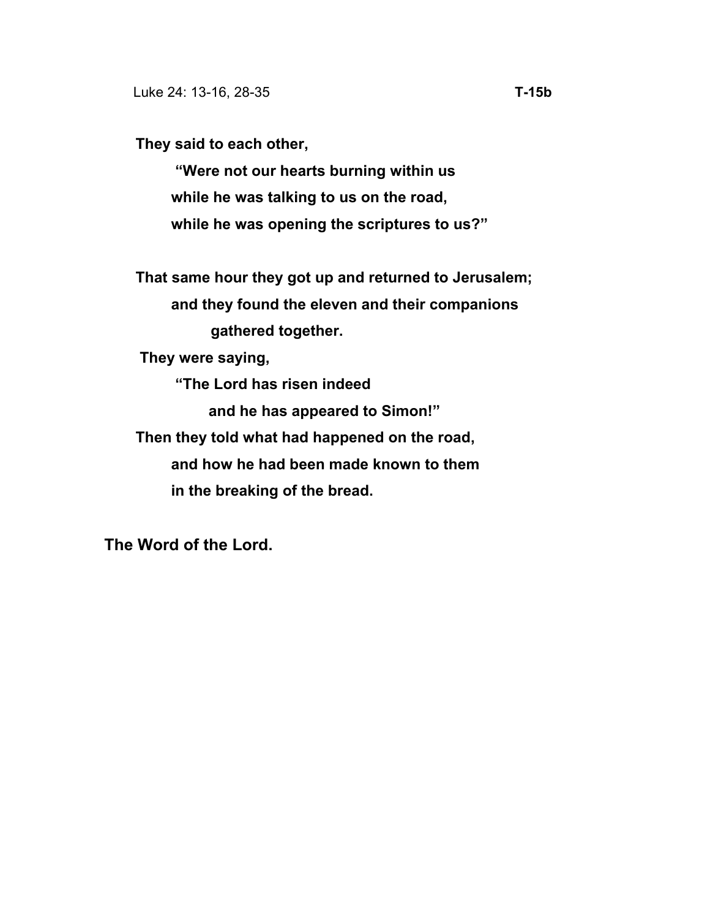Luke 24: 13-16, 28-35 **T-15b**

**They said to each other,**
**"Were not our hearts burning within us**
**while he was talking to us on the road,**
**while he was opening the scriptures to us?"**

**That same hour they got up and returned to Jerusalem;**
**and they found the eleven and their companions**
**gathered together.**
**They were saying,**
**"The Lord has risen indeed**
**and he has appeared to Simon!"**
**Then they told what had happened on the road,**
**and how he had been made known to them**
**in the breaking of the bread.**

**The Word of the Lord.**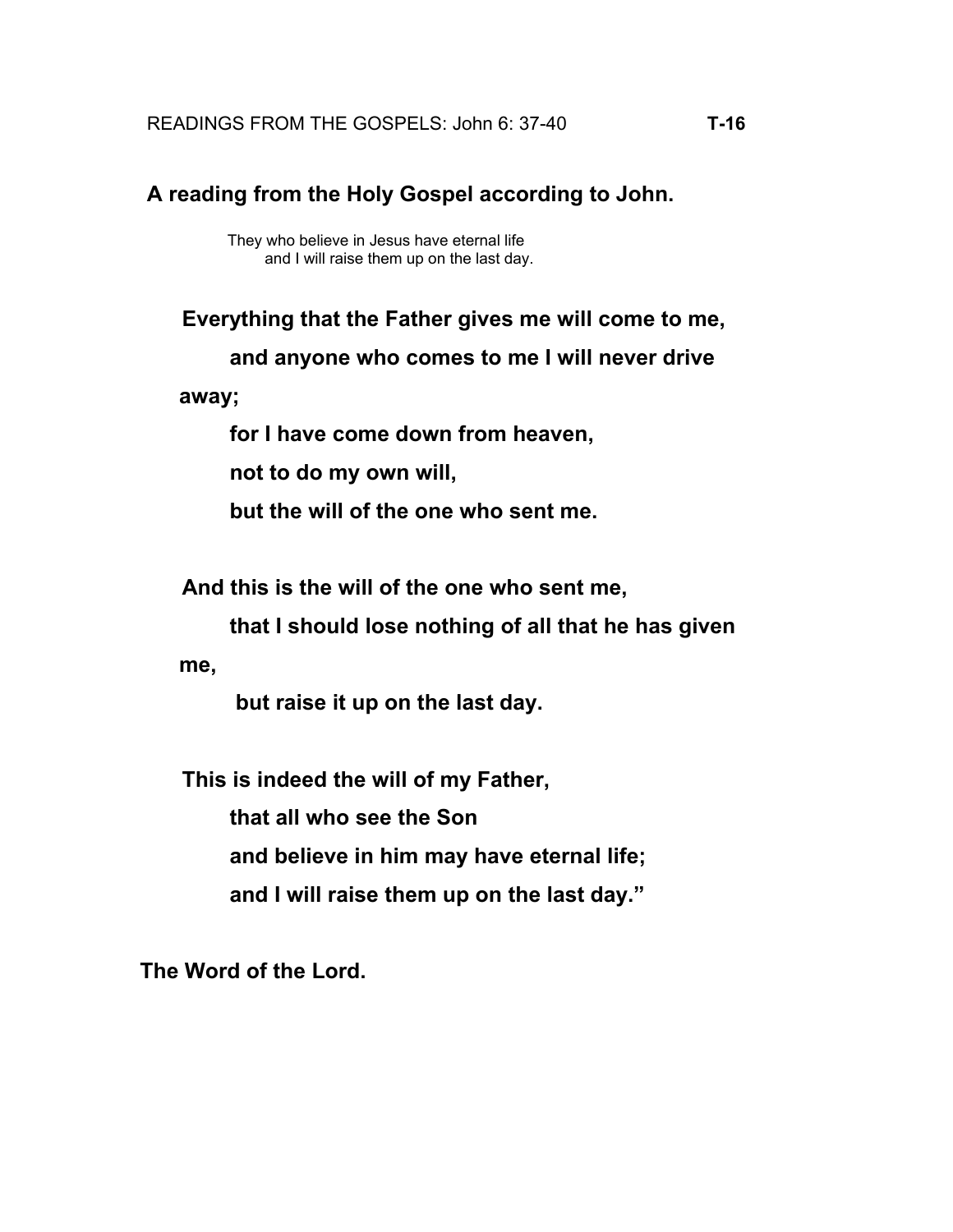READINGS FROM THE GOSPELS: John 6: 37-40 **T-16**

**A reading from the Holy Gospel according to John.**

They who believe in Jesus have eternal life
and I will raise them up on the last day.

**Everything that the Father gives me will come to me,**
**and anyone who comes to me I will never drive away;**
**for I have come down from heaven,**
**not to do my own will,**
**but the will of the one who sent me.**

**And this is the will of the one who sent me,**
**that I should lose nothing of all that he has given me,**
**but raise it up on the last day.**

**This is indeed the will of my Father,**
**that all who see the Son**
**and believe in him may have eternal life;**
**and I will raise them up on the last day."**

**The Word of the Lord.**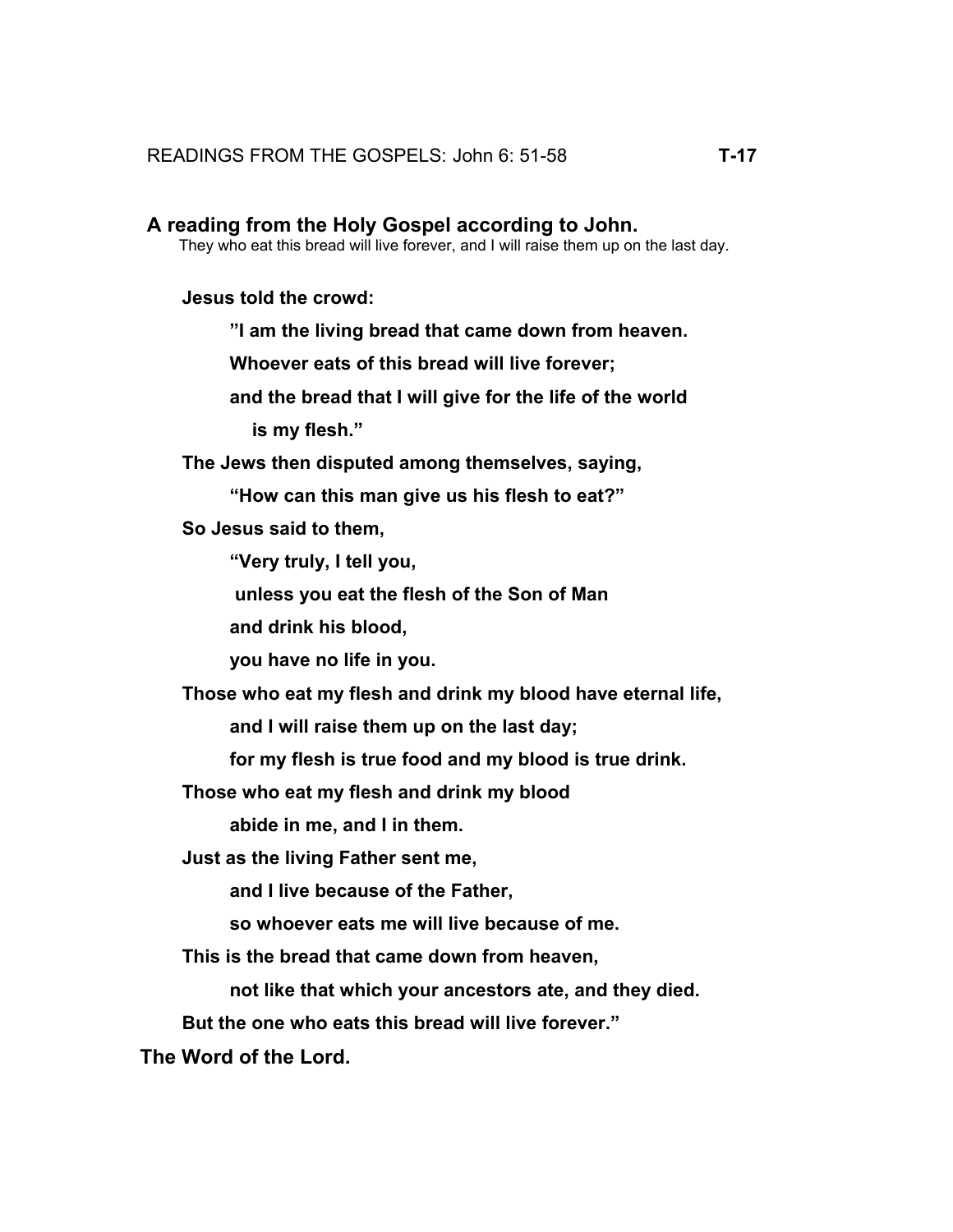READINGS FROM THE GOSPELS: John 6: 51-58 **T-17**

**A reading from the Holy Gospel according to John.**

They who eat this bread will live forever, and I will raise them up on the last day.

**Jesus told the crowd:**

**"I am the living bread that came down from heaven.**

**Whoever eats of this bread will live forever;**

**and the bread that I will give for the life of the world**

**is my flesh."**

**The Jews then disputed among themselves, saying,**

**"How can this man give us his flesh to eat?"**

**So Jesus said to them,**

**"Very truly, I tell you,**

**unless you eat the flesh of the Son of Man**

**and drink his blood,**

**you have no life in you.**

**Those who eat my flesh and drink my blood have eternal life,**

**and I will raise them up on the last day;**

**for my flesh is true food and my blood is true drink.**

**Those who eat my flesh and drink my blood**

**abide in me, and I in them.**

**Just as the living Father sent me,**

**and I live because of the Father,**

**so whoever eats me will live because of me.**

**This is the bread that came down from heaven,**

**not like that which your ancestors ate, and they died.**

**But the one who eats this bread will live forever."**

**The Word of the Lord.**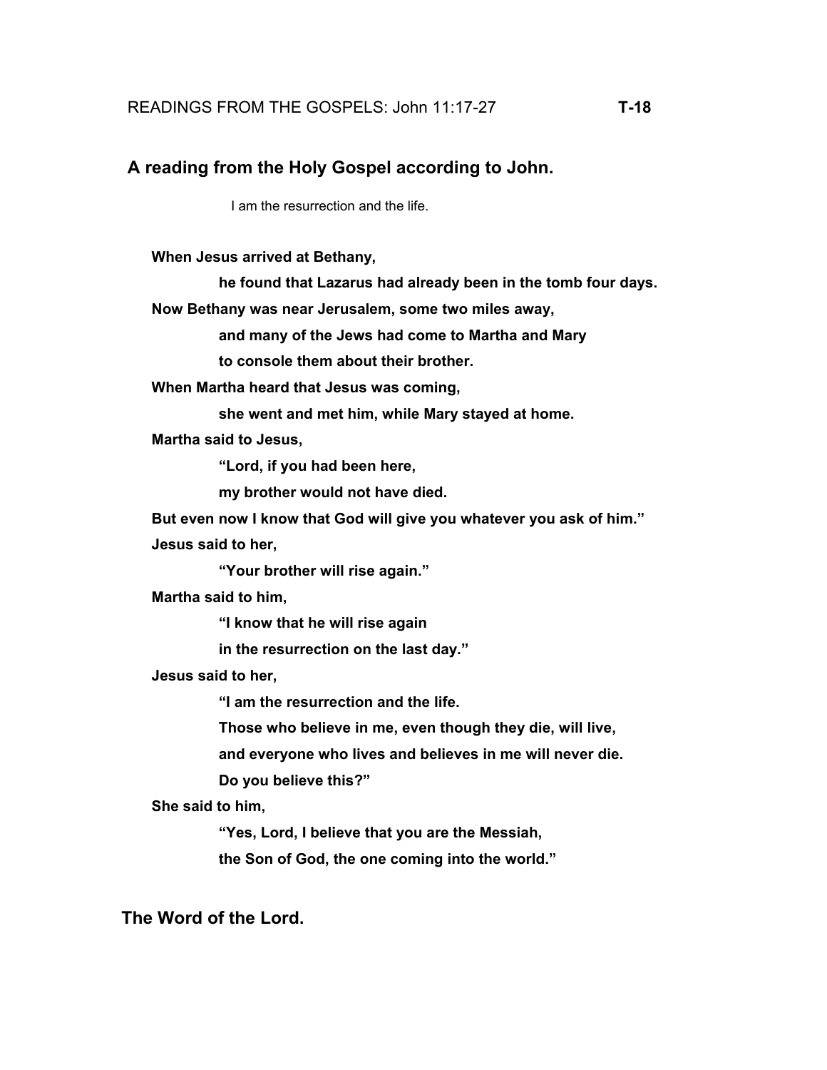READINGS FROM THE GOSPELS: John 11:17-27 **T-18**

## A reading from the Holy Gospel according to John.

I am the resurrection and the life.

**When Jesus arrived at Bethany,**
**he found that Lazarus had already been in the tomb four days.**
**Now Bethany was near Jerusalem, some two miles away,**
**and many of the Jews had come to Martha and Mary**
**to console them about their brother.**
**When Martha heard that Jesus was coming,**
**she went and met him, while Mary stayed at home.**
**Martha said to Jesus,**
**"Lord, if you had been here,**
**my brother would not have died.**
**But even now I know that God will give you whatever you ask of him."**
**Jesus said to her,**
**"Your brother will rise again."**
**Martha said to him,**
**"I know that he will rise again**
**in the resurrection on the last day."**
**Jesus said to her,**
**"I am the resurrection and the life.**
**Those who believe in me, even though they die, will live,**
**and everyone who lives and believes in me will never die.**
**Do you believe this?"**
**She said to him,**
**"Yes, Lord, I believe that you are the Messiah,**
**the Son of God, the one coming into the world."**

**The Word of the Lord.**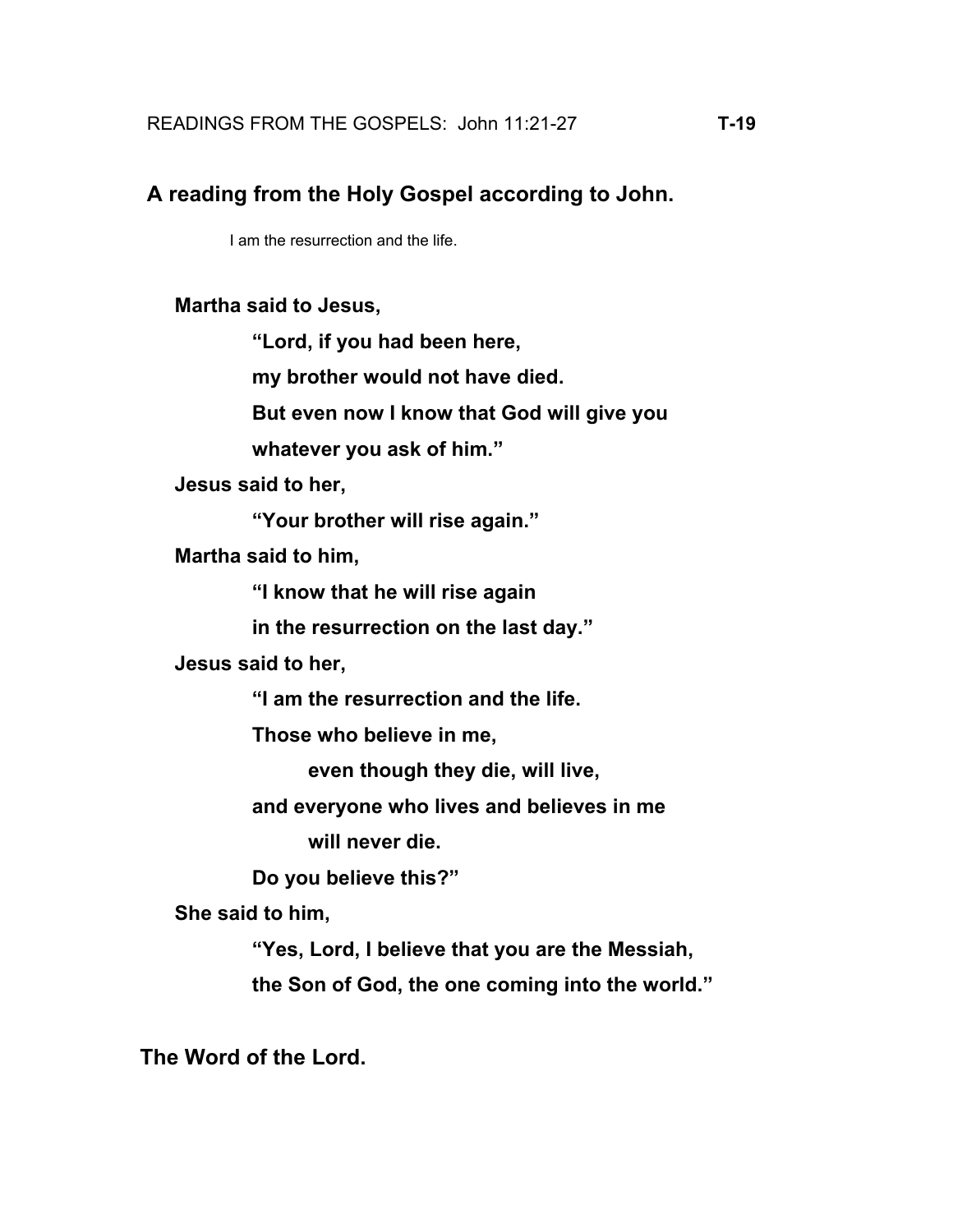READINGS FROM THE GOSPELS: John 11:21-27 **T-19**

## A reading from the Holy Gospel according to John.

I am the resurrection and the life.

**Martha said to Jesus,**

**"Lord, if you had been here,**
**my brother would not have died.**
**But even now I know that God will give you**
**whatever you ask of him."**

**Jesus said to her,**

**"Your brother will rise again."**

**Martha said to him,**

**"I know that he will rise again**
**in the resurrection on the last day."**

**Jesus said to her,**

**"I am the resurrection and the life.**
**Those who believe in me,**
**even though they die, will live,**
**and everyone who lives and believes in me**
**will never die.**
**Do you believe this?"**

**She said to him,**

**"Yes, Lord, I believe that you are the Messiah,**
**the Son of God, the one coming into the world."**

**The Word of the Lord.**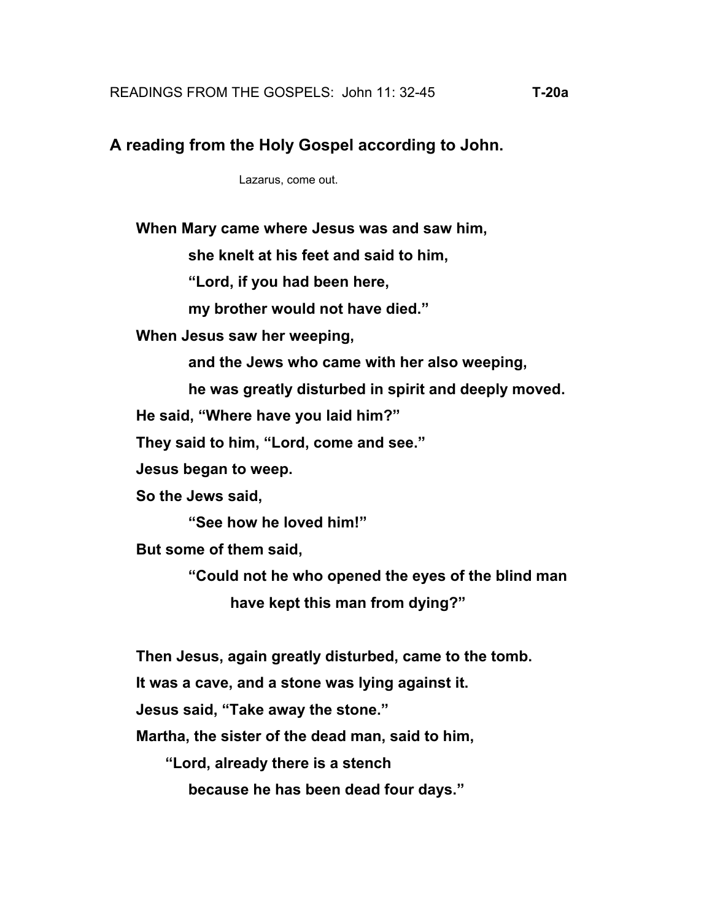READINGS FROM THE GOSPELS: John 11: 32-45 **T-20a**

## A reading from the Holy Gospel according to John.

Lazarus, come out.

**When Mary came where Jesus was and saw him,**
**she knelt at his feet and said to him,**
**"Lord, if you had been here,**
**my brother would not have died."**
**When Jesus saw her weeping,**
**and the Jews who came with her also weeping,**
**he was greatly disturbed in spirit and deeply moved.**
**He said, "Where have you laid him?"**
**They said to him, "Lord, come and see."**
**Jesus began to weep.**
**So the Jews said,**
**"See how he loved him!"**
**But some of them said,**
**"Could not he who opened the eyes of the blind man**
**have kept this man from dying?"**

**Then Jesus, again greatly disturbed, came to the tomb.**
**It was a cave, and a stone was lying against it.**
**Jesus said, "Take away the stone."**
**Martha, the sister of the dead man, said to him,**
**"Lord, already there is a stench**
**because he has been dead four days."**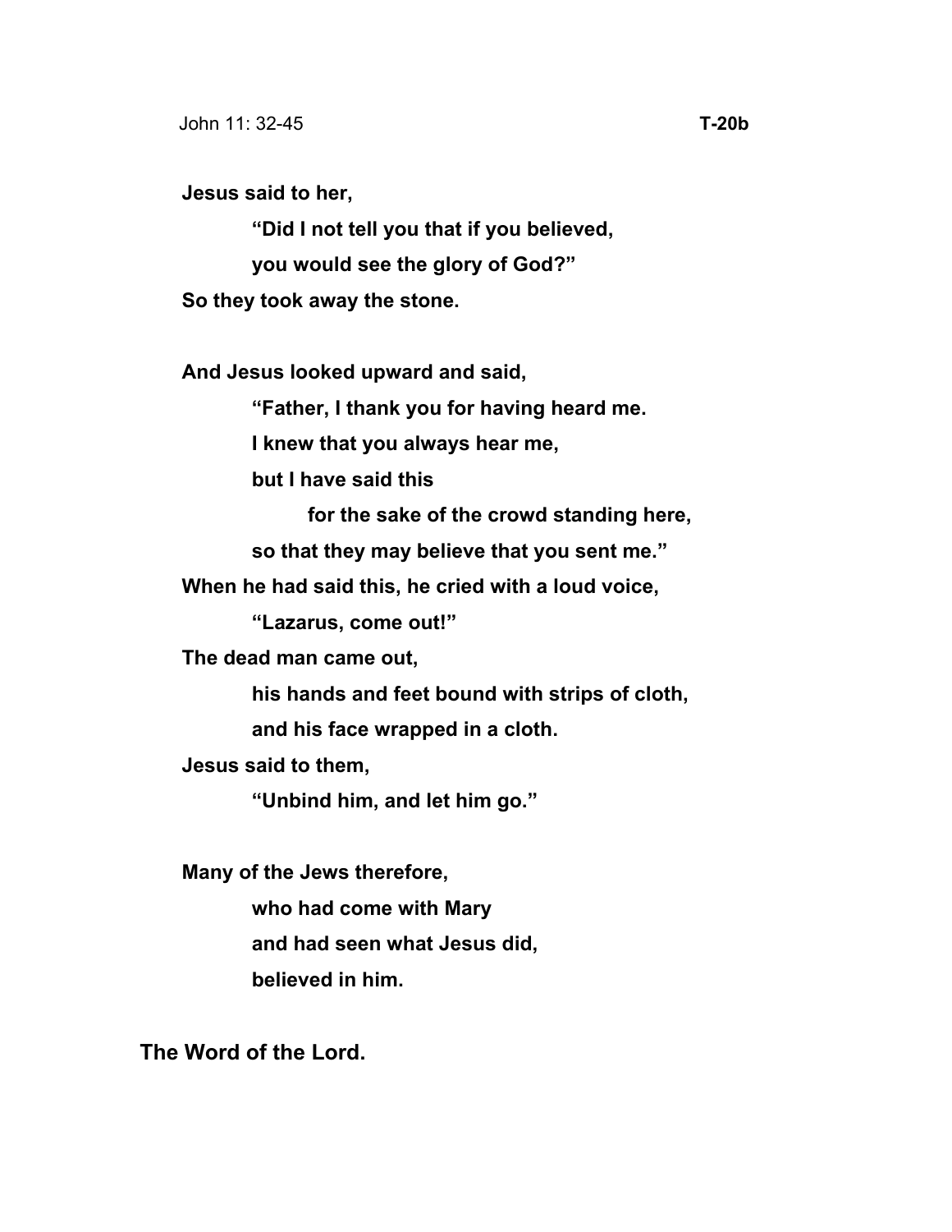John 11: 32-45 **T-20b**

**Jesus said to her,**

> **“Did I not tell you that if you believed,**
> **you would see the glory of God?”**

**So they took away the stone.**

**And Jesus looked upward and said,**

> **“Father, I thank you for having heard me.**
> **I knew that you always hear me,**
> **but I have said this**
> > **for the sake of the crowd standing here,**
>
> **so that they may believe that you sent me.”**

**When he had said this, he cried with a loud voice,**

> **“Lazarus, come out!”**

**The dead man came out,**

> **his hands and feet bound with strips of cloth,**
> **and his face wrapped in a cloth.**

**Jesus said to them,**

> **“Unbind him, and let him go.”**

**Many of the Jews therefore,**

> **who had come with Mary**
> **and had seen what Jesus did,**
> **believed in him.**

**The Word of the Lord.**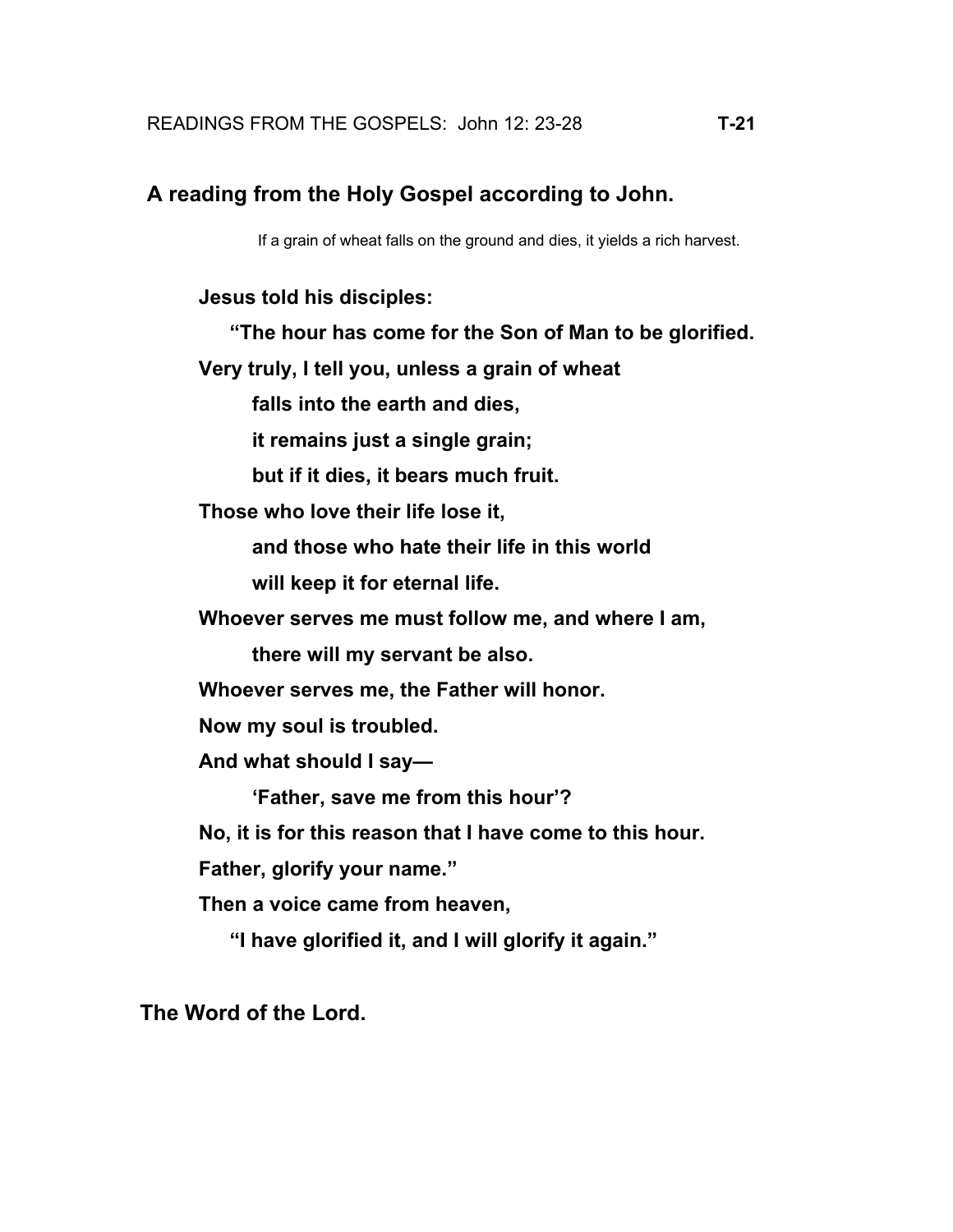READINGS FROM THE GOSPELS: John 12: 23-28 **T-21**

**A reading from the Holy Gospel according to John.**

If a grain of wheat falls on the ground and dies, it yields a rich harvest.

**Jesus told his disciples:**

**"The hour has come for the Son of Man to be glorified.**

**Very truly, I tell you, unless a grain of wheat**

**falls into the earth and dies,**

**it remains just a single grain;**

**but if it dies, it bears much fruit.**

**Those who love their life lose it,**

**and those who hate their life in this world**

**will keep it for eternal life.**

**Whoever serves me must follow me, and where I am,**

**there will my servant be also.**

**Whoever serves me, the Father will honor.**

**Now my soul is troubled.**

**And what should I say—**

**'Father, save me from this hour'?**

**No, it is for this reason that I have come to this hour.**

**Father, glorify your name."**

**Then a voice came from heaven,**

**"I have glorified it, and I will glorify it again."**

**The Word of the Lord.**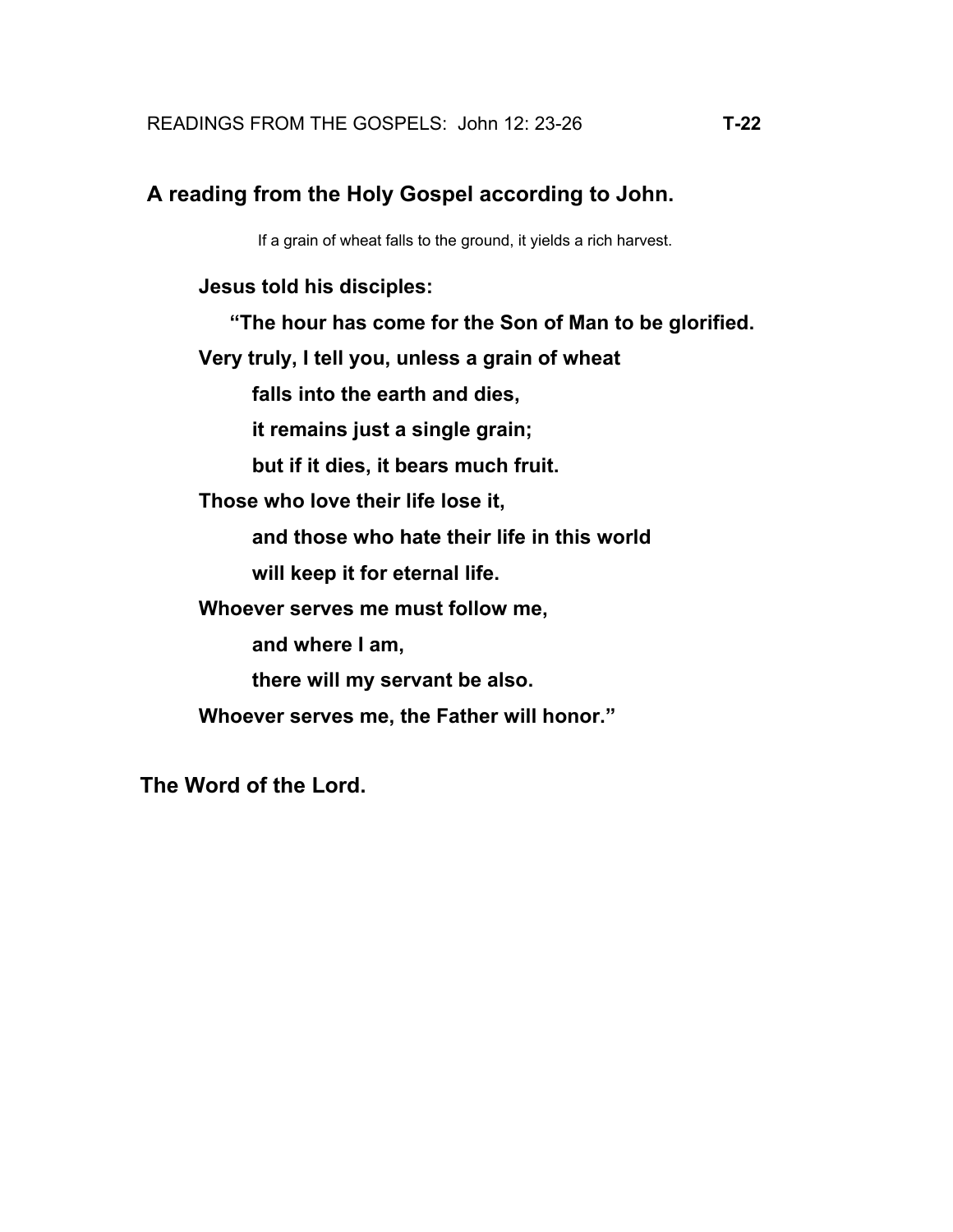READINGS FROM THE GOSPELS: John 12: 23-26 **T-22**

**A reading from the Holy Gospel according to John.**

If a grain of wheat falls to the ground, it yields a rich harvest.

**Jesus told his disciples:**

**"The hour has come for the Son of Man to be glorified.**

**Very truly, I tell you, unless a grain of wheat**

**falls into the earth and dies,**

**it remains just a single grain;**

**but if it dies, it bears much fruit.**

**Those who love their life lose it,**

**and those who hate their life in this world**

**will keep it for eternal life.**

**Whoever serves me must follow me,**

**and where I am,**

**there will my servant be also.**

**Whoever serves me, the Father will honor."**

**The Word of the Lord.**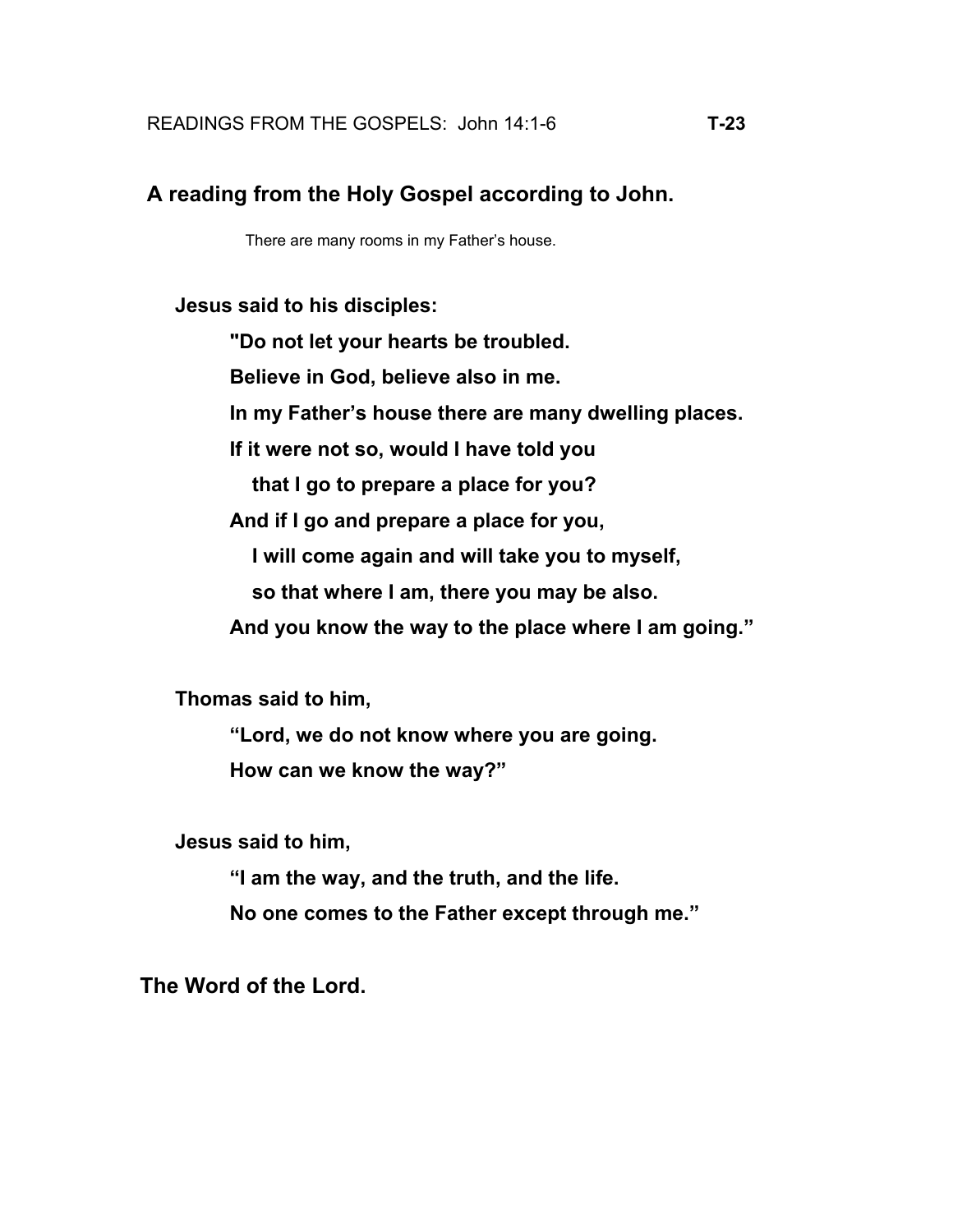READINGS FROM THE GOSPELS: John 14:1-6 **T-23**

## A reading from the Holy Gospel according to John.

There are many rooms in my Father's house.

**Jesus said to his disciples:**

**"Do not let your hearts be troubled.**
**Believe in God, believe also in me.**
**In my Father's house there are many dwelling places.**
**If it were not so, would I have told you**
**that I go to prepare a place for you?**
**And if I go and prepare a place for you,**
**I will come again and will take you to myself,**
**so that where I am, there you may be also.**
**And you know the way to the place where I am going."**

**Thomas said to him,**

**"Lord, we do not know where you are going.**
**How can we know the way?"**

**Jesus said to him,**

**"I am the way, and the truth, and the life.**
**No one comes to the Father except through me."**

**The Word of the Lord.**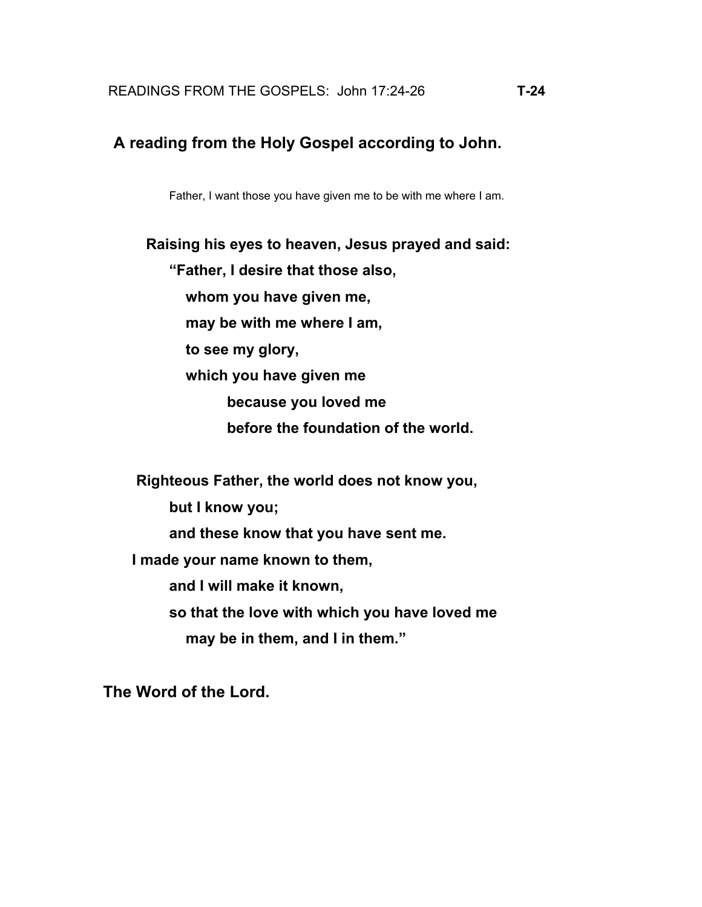READINGS FROM THE GOSPELS: John 17:24-26 **T-24**

**A reading from the Holy Gospel according to John.**

Father, I want those you have given me to be with me where I am.

**Raising his eyes to heaven, Jesus prayed and said:**
**"Father, I desire that those also,**
**whom you have given me,**
**may be with me where I am,**
**to see my glory,**
**which you have given me**
**because you loved me**
**before the foundation of the world.**

**Righteous Father, the world does not know you,**
**but I know you;**
**and these know that you have sent me.**
**I made your name known to them,**
**and I will make it known,**
**so that the love with which you have loved me**
**may be in them, and I in them."**

**The Word of the Lord.**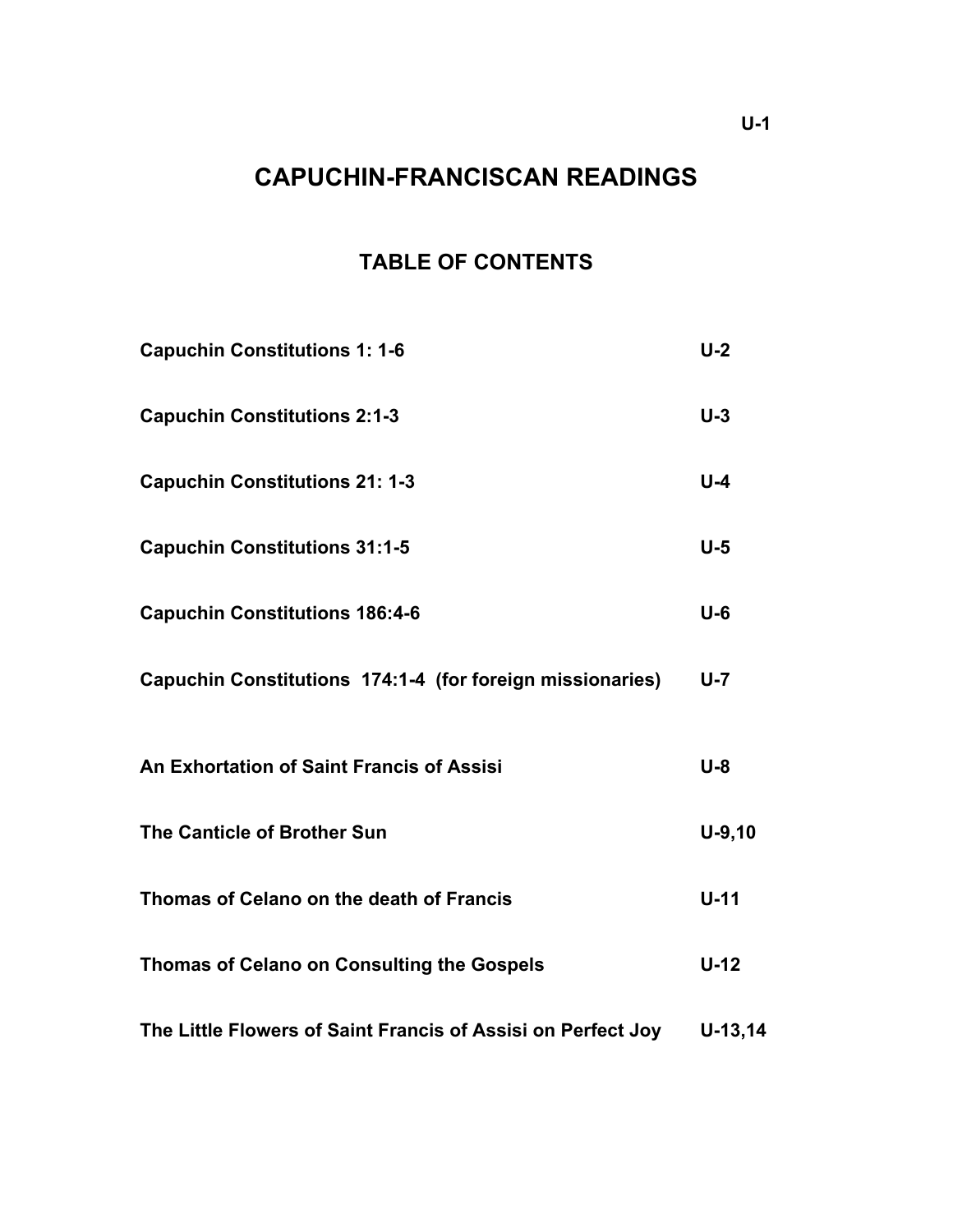# CAPUCHIN-FRANCISCAN READINGS

## TABLE OF CONTENTS

| | |
|---|---|
| **Capuchin Constitutions 1: 1-6** | **U-2** |
| **Capuchin Constitutions 2:1-3** | **U-3** |
| **Capuchin Constitutions 21: 1-3** | **U-4** |
| **Capuchin Constitutions 31:1-5** | **U-5** |
| **Capuchin Constitutions 186:4-6** | **U-6** |
| **Capuchin Constitutions 174:1-4 (for foreign missionaries)** | **U-7** |
| **An Exhortation of Saint Francis of Assisi** | **U-8** |
| **The Canticle of Brother Sun** | **U-9,10** |
| **Thomas of Celano on the death of Francis** | **U-11** |
| **Thomas of Celano on Consulting the Gospels** | **U-12** |
| **The Little Flowers of Saint Francis of Assisi on Perfect Joy** | **U-13,14** |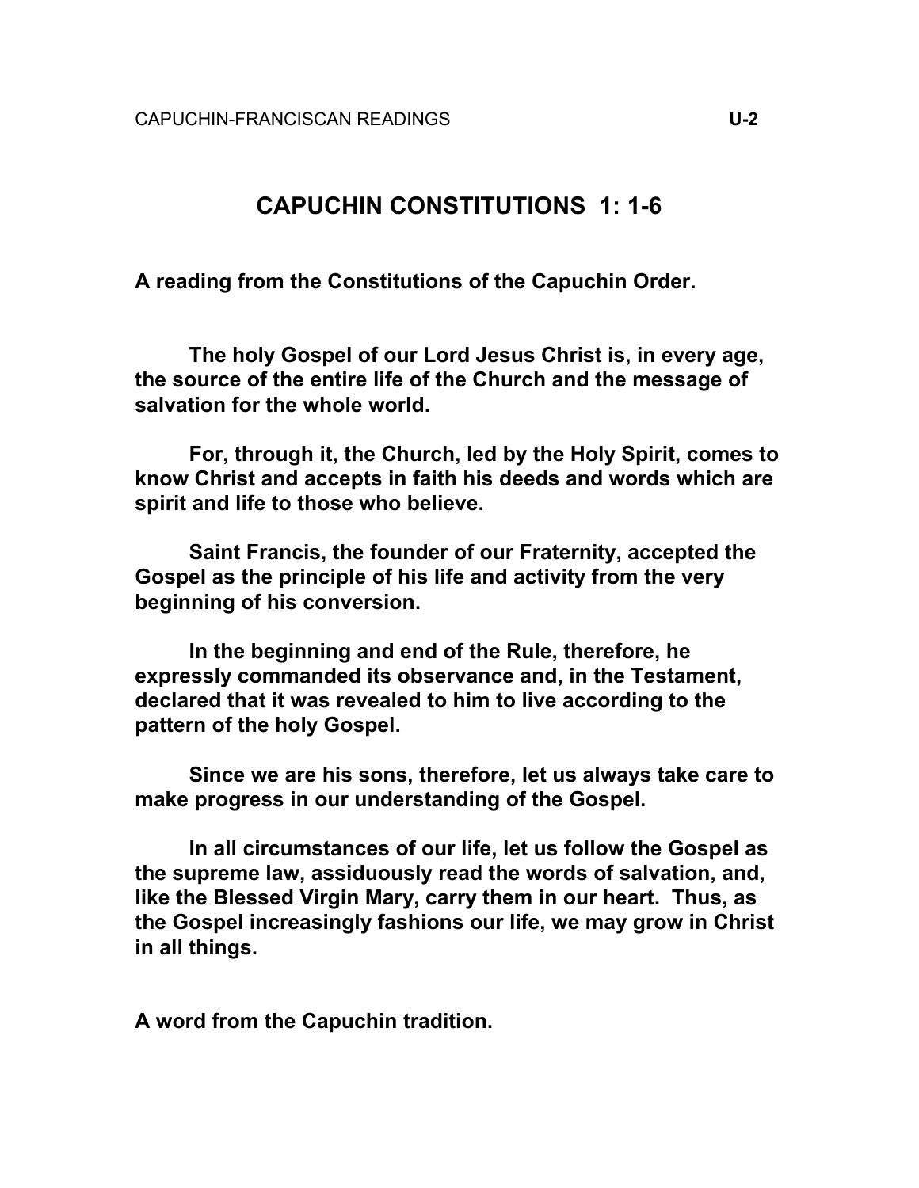# CAPUCHIN CONSTITUTIONS 1: 1-6

**A reading from the Constitutions of the Capuchin Order.**

**The holy Gospel of our Lord Jesus Christ is, in every age, the source of the entire life of the Church and the message of salvation for the whole world.**

**For, through it, the Church, led by the Holy Spirit, comes to know Christ and accepts in faith his deeds and words which are spirit and life to those who believe.**

**Saint Francis, the founder of our Fraternity, accepted the Gospel as the principle of his life and activity from the very beginning of his conversion.**

**In the beginning and end of the Rule, therefore, he expressly commanded its observance and, in the Testament, declared that it was revealed to him to live according to the pattern of the holy Gospel.**

**Since we are his sons, therefore, let us always take care to make progress in our understanding of the Gospel.**

**In all circumstances of our life, let us follow the Gospel as the supreme law, assiduously read the words of salvation, and, like the Blessed Virgin Mary, carry them in our heart. Thus, as the Gospel increasingly fashions our life, we may grow in Christ in all things.**

**A word from the Capuchin tradition.**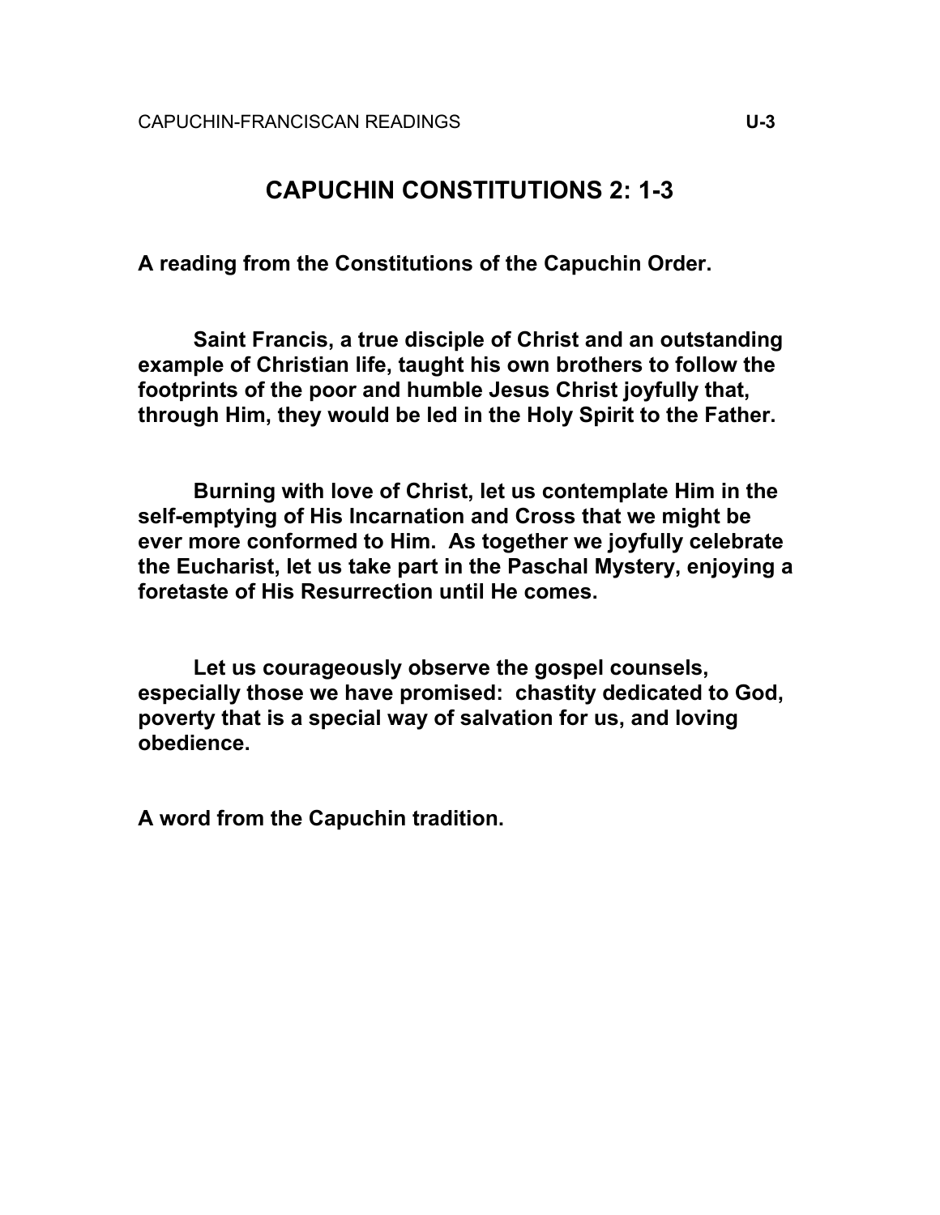# CAPUCHIN CONSTITUTIONS 2: 1-3

**A reading from the Constitutions of the Capuchin Order.**

**Saint Francis, a true disciple of Christ and an outstanding example of Christian life, taught his own brothers to follow the footprints of the poor and humble Jesus Christ joyfully that, through Him, they would be led in the Holy Spirit to the Father.**

**Burning with love of Christ, let us contemplate Him in the self-emptying of His Incarnation and Cross that we might be ever more conformed to Him. As together we joyfully celebrate the Eucharist, let us take part in the Paschal Mystery, enjoying a foretaste of His Resurrection until He comes.**

**Let us courageously observe the gospel counsels, especially those we have promised: chastity dedicated to God, poverty that is a special way of salvation for us, and loving obedience.**

**A word from the Capuchin tradition.**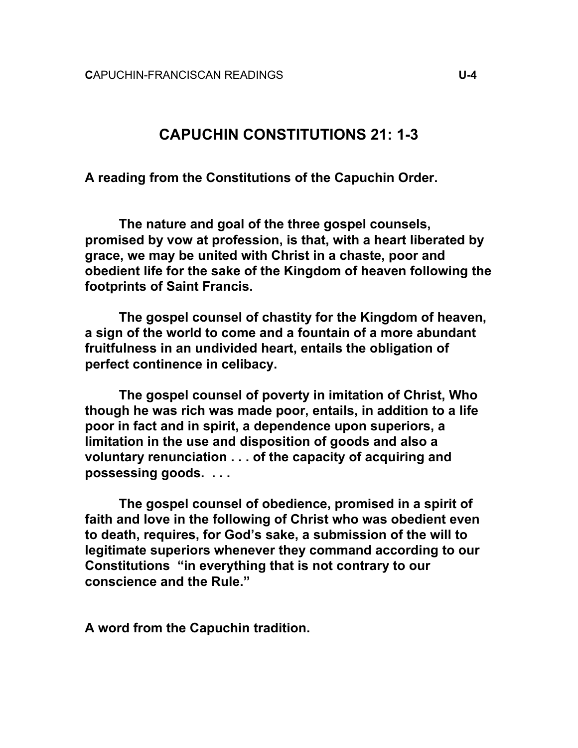# CAPUCHIN CONSTITUTIONS 21: 1-3

**A reading from the Constitutions of the Capuchin Order.**

**The nature and goal of the three gospel counsels, promised by vow at profession, is that, with a heart liberated by grace, we may be united with Christ in a chaste, poor and obedient life for the sake of the Kingdom of heaven following the footprints of Saint Francis.**

**The gospel counsel of chastity for the Kingdom of heaven, a sign of the world to come and a fountain of a more abundant fruitfulness in an undivided heart, entails the obligation of perfect continence in celibacy.**

**The gospel counsel of poverty in imitation of Christ, Who though he was rich was made poor, entails, in addition to a life poor in fact and in spirit, a dependence upon superiors, a limitation in the use and disposition of goods and also a voluntary renunciation . . . of the capacity of acquiring and possessing goods. . . .**

**The gospel counsel of obedience, promised in a spirit of faith and love in the following of Christ who was obedient even to death, requires, for God's sake, a submission of the will to legitimate superiors whenever they command according to our Constitutions "in everything that is not contrary to our conscience and the Rule."**

**A word from the Capuchin tradition.**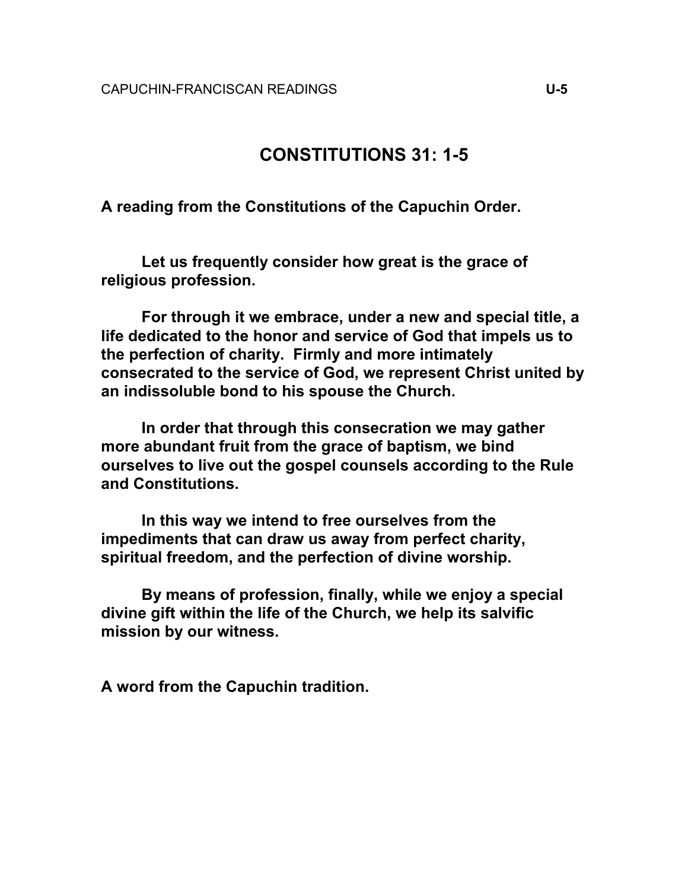# CONSTITUTIONS 31: 1-5

**A reading from the Constitutions of the Capuchin Order.**

**Let us frequently consider how great is the grace of religious profession.**

**For through it we embrace, under a new and special title, a life dedicated to the honor and service of God that impels us to the perfection of charity. Firmly and more intimately consecrated to the service of God, we represent Christ united by an indissoluble bond to his spouse the Church.**

**In order that through this consecration we may gather more abundant fruit from the grace of baptism, we bind ourselves to live out the gospel counsels according to the Rule and Constitutions.**

**In this way we intend to free ourselves from the impediments that can draw us away from perfect charity, spiritual freedom, and the perfection of divine worship.**

**By means of profession, finally, while we enjoy a special divine gift within the life of the Church, we help its salvific mission by our witness.**

**A word from the Capuchin tradition.**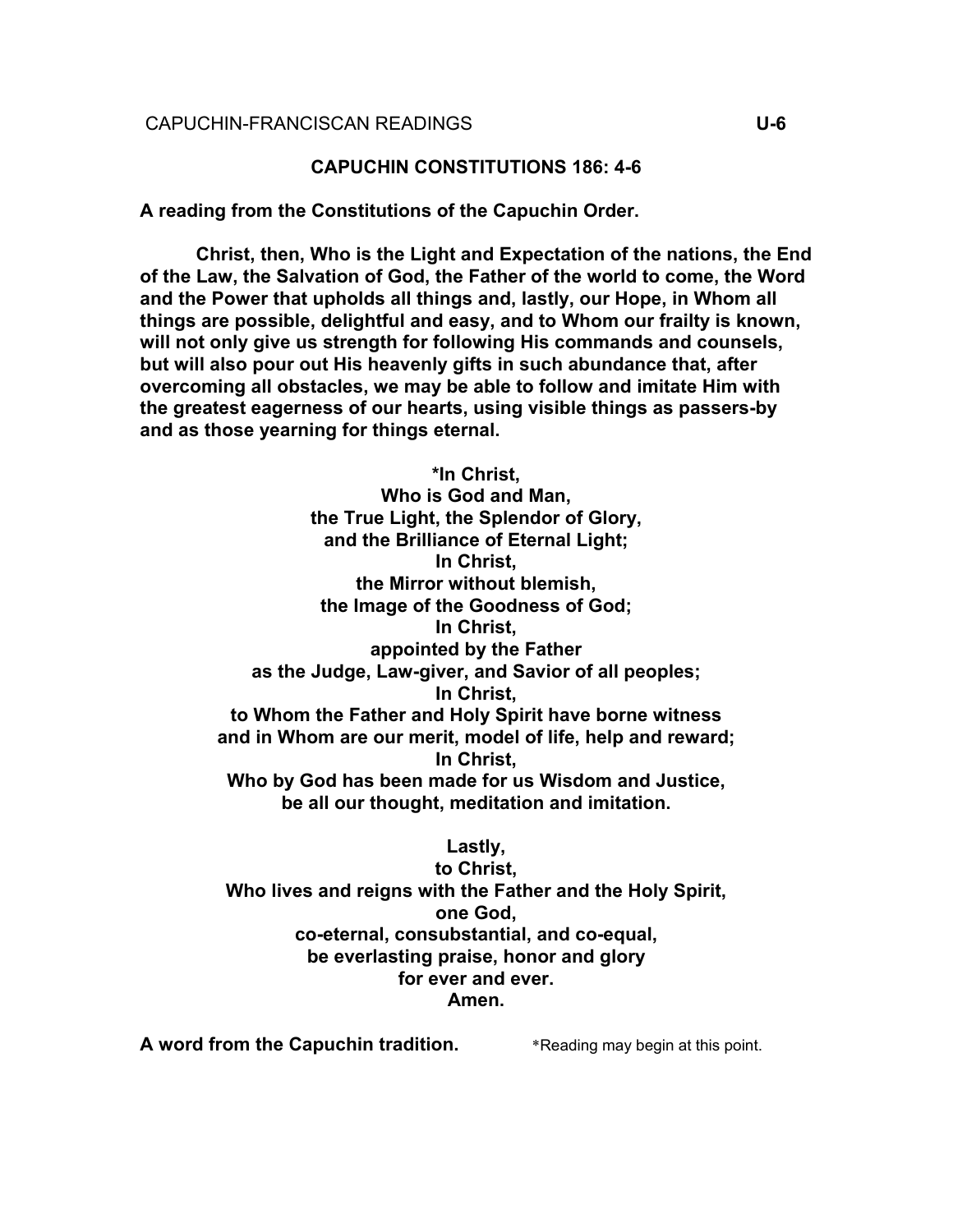## CAPUCHIN CONSTITUTIONS 186: 4-6

**A reading from the Constitutions of the Capuchin Order.**

**Christ, then, Who is the Light and Expectation of the nations, the End of the Law, the Salvation of God, the Father of the world to come, the Word and the Power that upholds all things and, lastly, our Hope, in Whom all things are possible, delightful and easy, and to Whom our frailty is known, will not only give us strength for following His commands and counsels, but will also pour out His heavenly gifts in such abundance that, after overcoming all obstacles, we may be able to follow and imitate Him with the greatest eagerness of our hearts, using visible things as passers-by and as those yearning for things eternal.**

**\*In Christ,**
**Who is God and Man,**
**the True Light, the Splendor of Glory,**
**and the Brilliance of Eternal Light;**
**In Christ,**
**the Mirror without blemish,**
**the Image of the Goodness of God;**
**In Christ,**
**appointed by the Father**
**as the Judge, Law-giver, and Savior of all peoples;**
**In Christ,**
**to Whom the Father and Holy Spirit have borne witness**
**and in Whom are our merit, model of life, help and reward;**
**In Christ,**
**Who by God has been made for us Wisdom and Justice,**
**be all our thought, meditation and imitation.**

**Lastly,**
**to Christ,**
**Who lives and reigns with the Father and the Holy Spirit,**
**one God,**
**co-eternal, consubstantial, and co-equal,**
**be everlasting praise, honor and glory**
**for ever and ever.**
**Amen.**

**A word from the Capuchin tradition.**

\*Reading may begin at this point.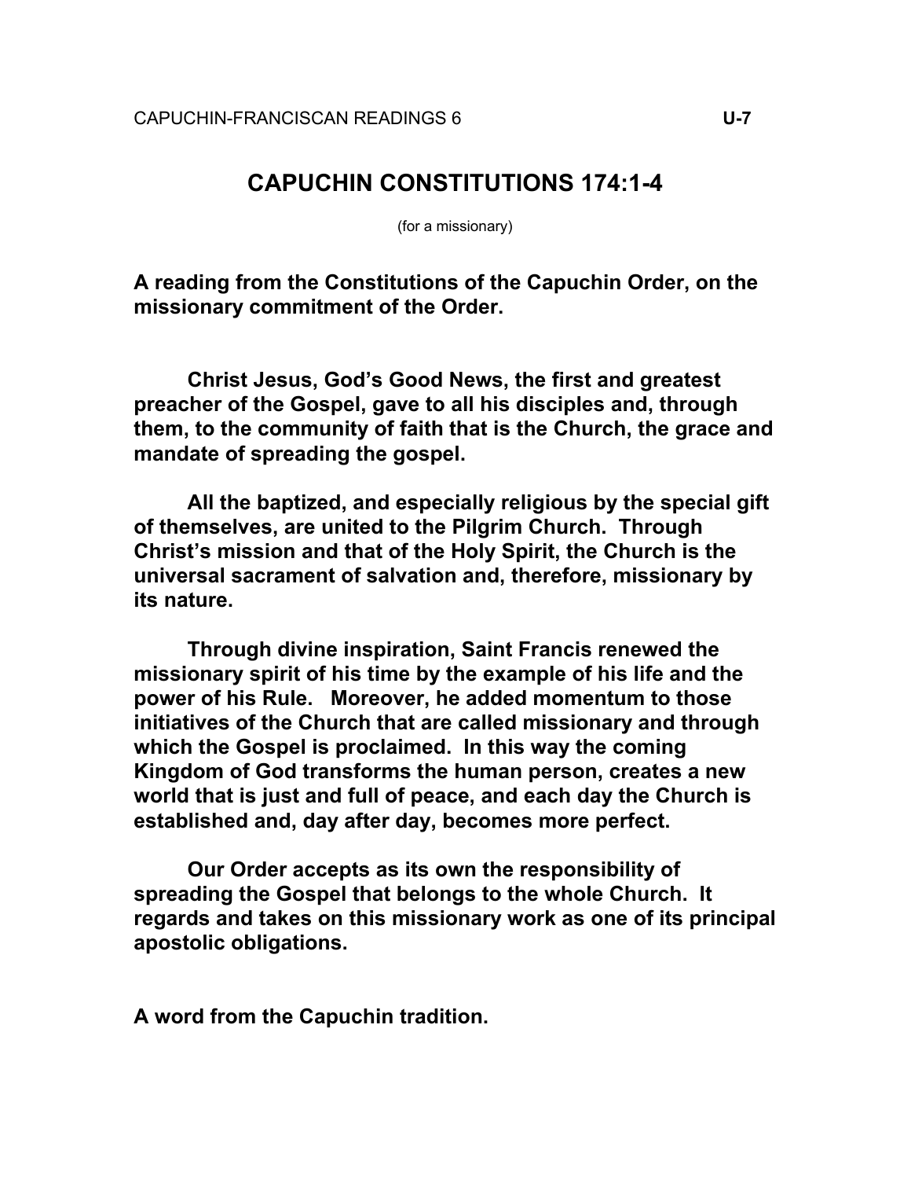# CAPUCHIN CONSTITUTIONS 174:1-4

(for a missionary)

**A reading from the Constitutions of the Capuchin Order, on the missionary commitment of the Order.**

**Christ Jesus, God's Good News, the first and greatest preacher of the Gospel, gave to all his disciples and, through them, to the community of faith that is the Church, the grace and mandate of spreading the gospel.**

**All the baptized, and especially religious by the special gift of themselves, are united to the Pilgrim Church. Through Christ's mission and that of the Holy Spirit, the Church is the universal sacrament of salvation and, therefore, missionary by its nature.**

**Through divine inspiration, Saint Francis renewed the missionary spirit of his time by the example of his life and the power of his Rule. Moreover, he added momentum to those initiatives of the Church that are called missionary and through which the Gospel is proclaimed. In this way the coming Kingdom of God transforms the human person, creates a new world that is just and full of peace, and each day the Church is established and, day after day, becomes more perfect.**

**Our Order accepts as its own the responsibility of spreading the Gospel that belongs to the whole Church. It regards and takes on this missionary work as one of its principal apostolic obligations.**

**A word from the Capuchin tradition.**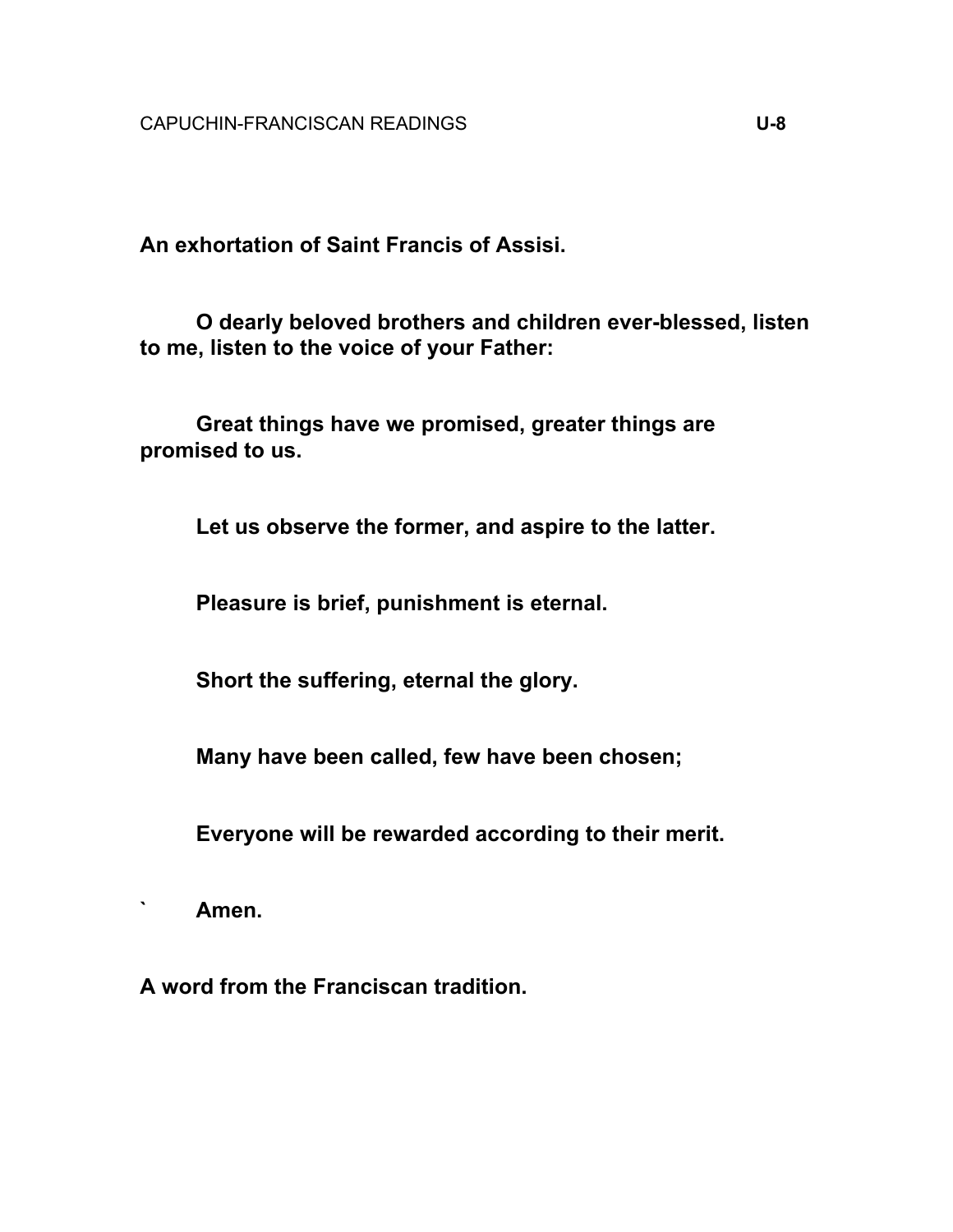**An exhortation of Saint Francis of Assisi.**

**O dearly beloved brothers and children ever-blessed, listen to me, listen to the voice of your Father:**

**Great things have we promised, greater things are promised to us.**

**Let us observe the former, and aspire to the latter.**

**Pleasure is brief, punishment is eternal.**

**Short the suffering, eternal the glory.**

**Many have been called, few have been chosen;**

**Everyone will be rewarded according to their merit.**

` **Amen.**

**A word from the Franciscan tradition.**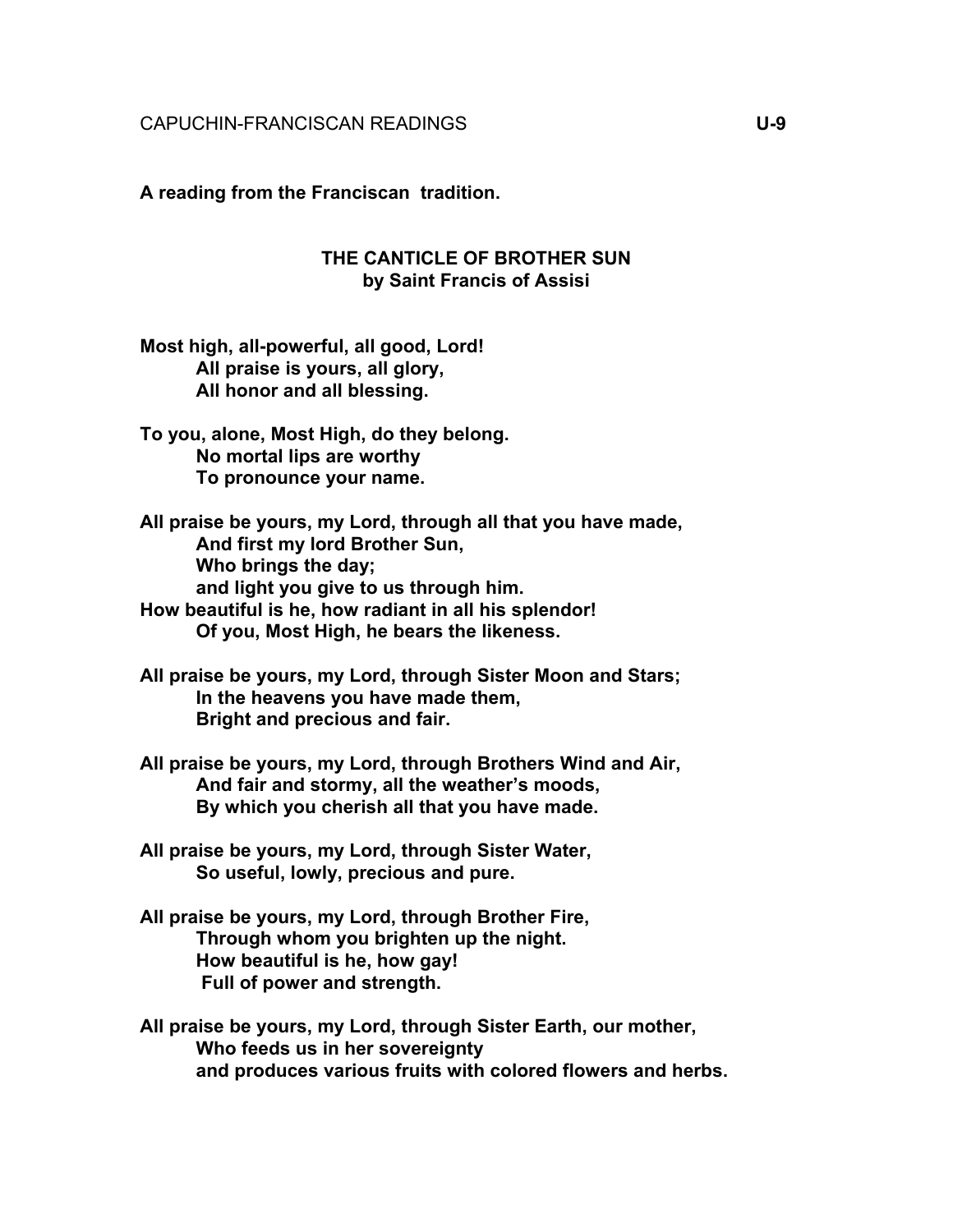**A reading from the Franciscan tradition.**

## THE CANTICLE OF BROTHER SUN
### by Saint Francis of Assisi

**Most high, all-powerful, all good, Lord!**
**All praise is yours, all glory,**
**All honor and all blessing.**

**To you, alone, Most High, do they belong.**
**No mortal lips are worthy**
**To pronounce your name.**

**All praise be yours, my Lord, through all that you have made,**
**And first my lord Brother Sun,**
**Who brings the day;**
**and light you give to us through him.**
**How beautiful is he, how radiant in all his splendor!**
**Of you, Most High, he bears the likeness.**

**All praise be yours, my Lord, through Sister Moon and Stars;**
**In the heavens you have made them,**
**Bright and precious and fair.**

**All praise be yours, my Lord, through Brothers Wind and Air,**
**And fair and stormy, all the weather's moods,**
**By which you cherish all that you have made.**

**All praise be yours, my Lord, through Sister Water,**
**So useful, lowly, precious and pure.**

**All praise be yours, my Lord, through Brother Fire,**
**Through whom you brighten up the night.**
**How beautiful is he, how gay!**
**Full of power and strength.**

**All praise be yours, my Lord, through Sister Earth, our mother,**
**Who feeds us in her sovereignty**
**and produces various fruits with colored flowers and herbs.**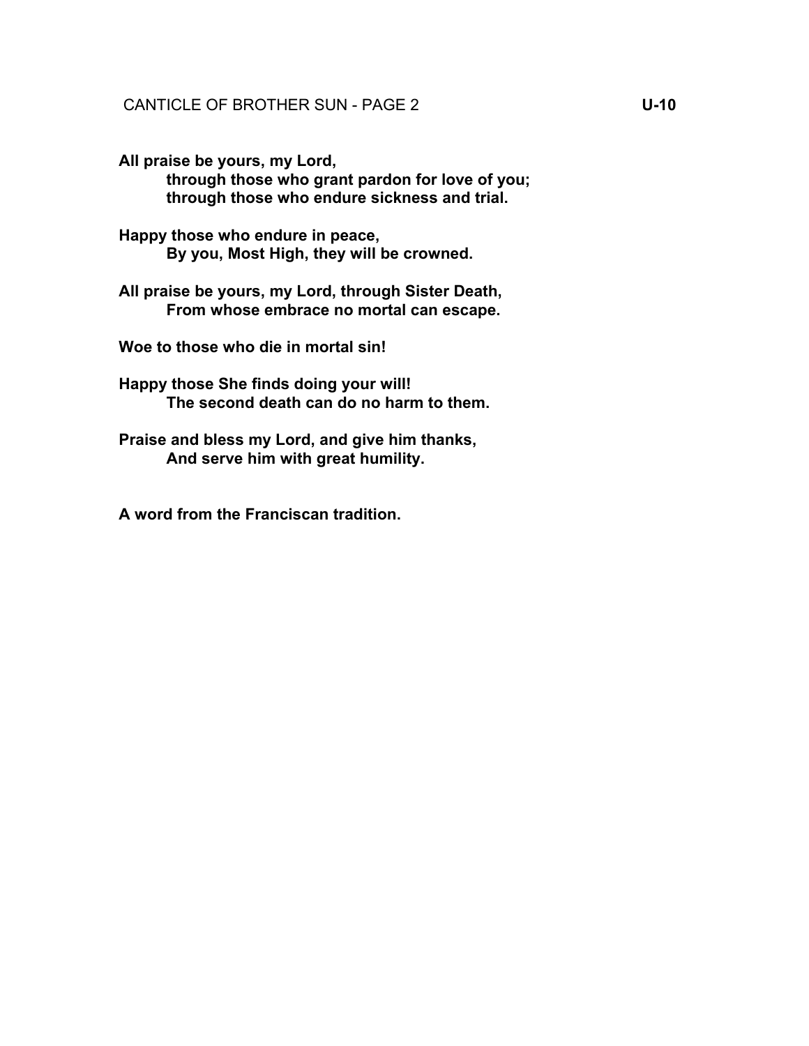CANTICLE OF BROTHER SUN - PAGE 2 **U-10**

**All praise be yours, my Lord,**
**through those who grant pardon for love of you;**
**through those who endure sickness and trial.**

**Happy those who endure in peace,**
**By you, Most High, they will be crowned.**

**All praise be yours, my Lord, through Sister Death,**
**From whose embrace no mortal can escape.**

**Woe to those who die in mortal sin!**

**Happy those She finds doing your will!**
**The second death can do no harm to them.**

**Praise and bless my Lord, and give him thanks,**
**And serve him with great humility.**

**A word from the Franciscan tradition.**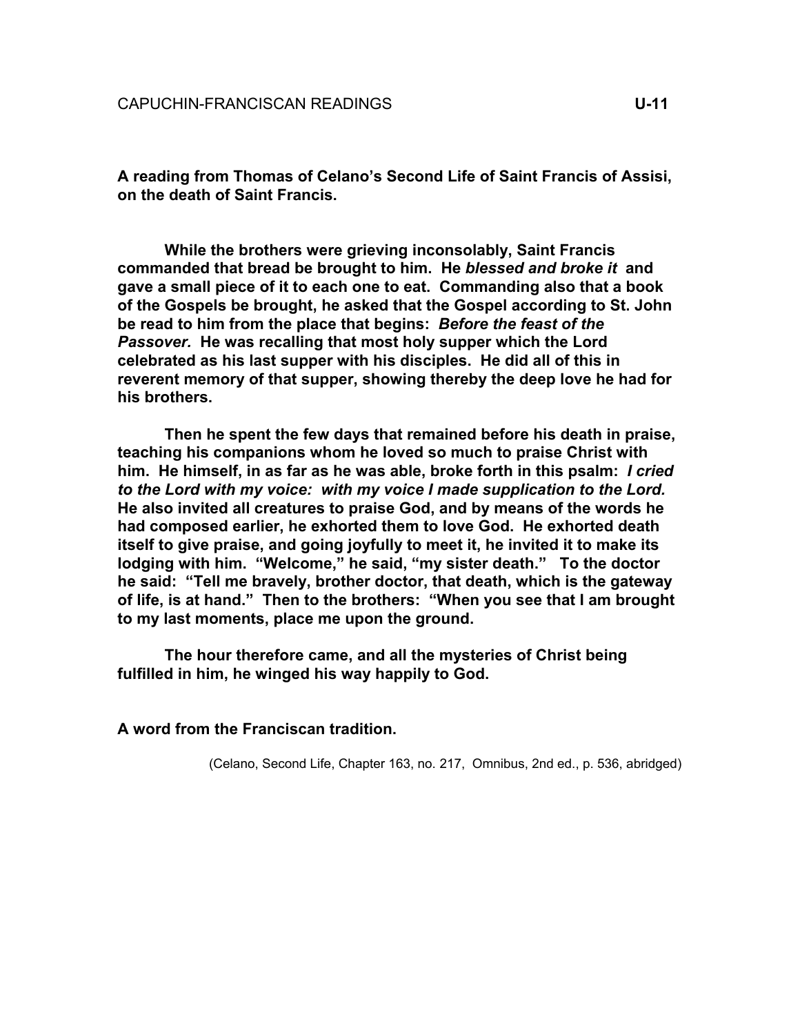**A reading from Thomas of Celano's Second Life of Saint Francis of Assisi, on the death of Saint Francis.**

**While the brothers were grieving inconsolably, Saint Francis commanded that bread be brought to him. He *blessed and broke it* and gave a small piece of it to each one to eat. Commanding also that a book of the Gospels be brought, he asked that the Gospel according to St. John be read to him from the place that begins: *Before the feast of the Passover.* He was recalling that most holy supper which the Lord celebrated as his last supper with his disciples. He did all of this in reverent memory of that supper, showing thereby the deep love he had for his brothers.**

**Then he spent the few days that remained before his death in praise, teaching his companions whom he loved so much to praise Christ with him. He himself, in as far as he was able, broke forth in this psalm: *I cried to the Lord with my voice: with my voice I made supplication to the Lord.* He also invited all creatures to praise God, and by means of the words he had composed earlier, he exhorted them to love God. He exhorted death itself to give praise, and going joyfully to meet it, he invited it to make its lodging with him. "Welcome," he said, "my sister death." To the doctor he said: "Tell me bravely, brother doctor, that death, which is the gateway of life, is at hand." Then to the brothers: "When you see that I am brought to my last moments, place me upon the ground.**

**The hour therefore came, and all the mysteries of Christ being fulfilled in him, he winged his way happily to God.**

**A word from the Franciscan tradition.**

(Celano, Second Life, Chapter 163, no. 217, Omnibus, 2nd ed., p. 536, abridged)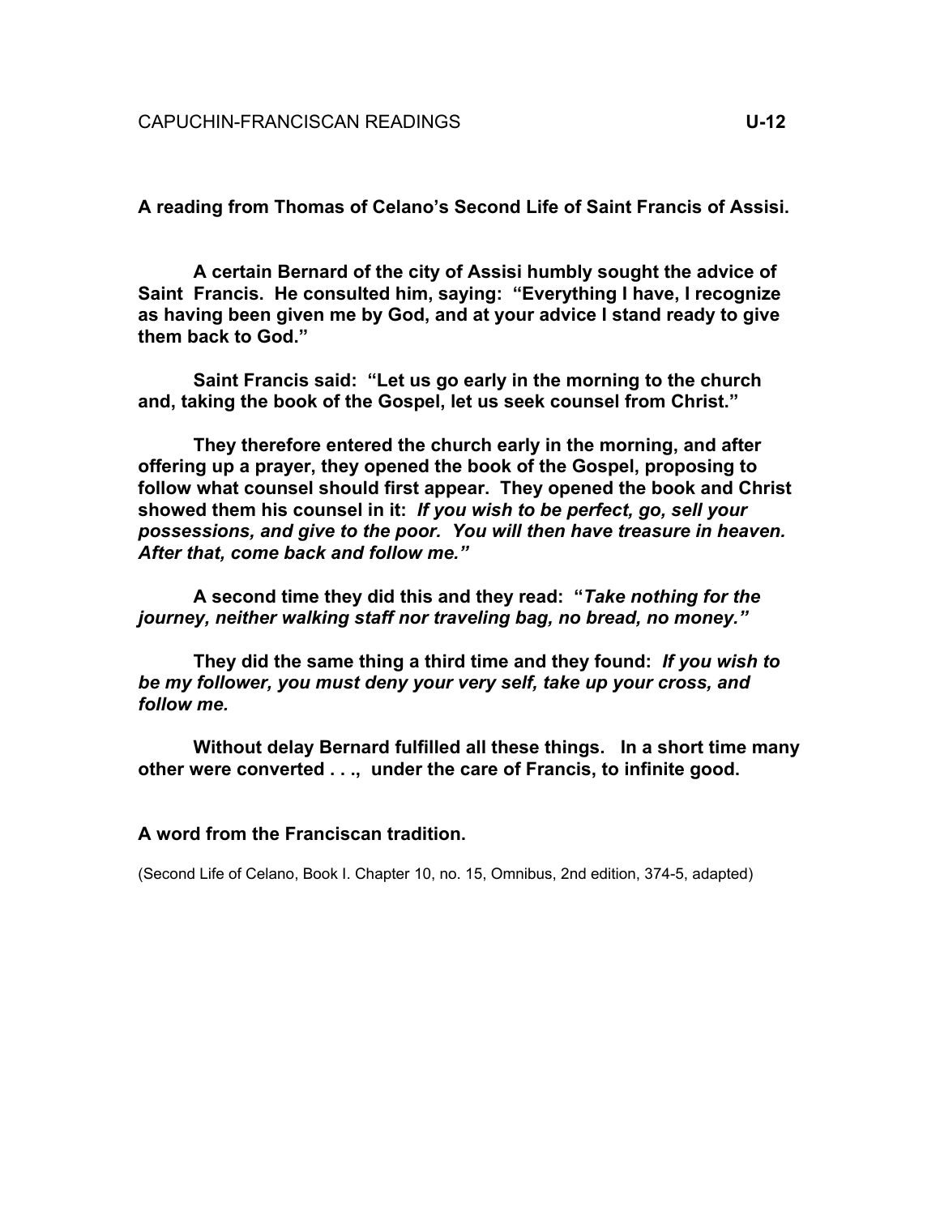**A reading from Thomas of Celano's Second Life of Saint Francis of Assisi.**

**A certain Bernard of the city of Assisi humbly sought the advice of Saint Francis. He consulted him, saying: "Everything I have, I recognize as having been given me by God, and at your advice I stand ready to give them back to God."**

**Saint Francis said: "Let us go early in the morning to the church and, taking the book of the Gospel, let us seek counsel from Christ."**

**They therefore entered the church early in the morning, and after offering up a prayer, they opened the book of the Gospel, proposing to follow what counsel should first appear. They opened the book and Christ showed them his counsel in it:** ***If you wish to be perfect, go, sell your possessions, and give to the poor. You will then have treasure in heaven. After that, come back and follow me."***

**A second time they did this and they read: "*Take nothing for the journey, neither walking staff nor traveling bag, no bread, no money."***

**They did the same thing a third time and they found:** ***If you wish to be my follower, you must deny your very self, take up your cross, and follow me.***

**Without delay Bernard fulfilled all these things. In a short time many other were converted . . ., under the care of Francis, to infinite good.**

**A word from the Franciscan tradition.**

(Second Life of Celano, Book I. Chapter 10, no. 15, Omnibus, 2nd edition, 374-5, adapted)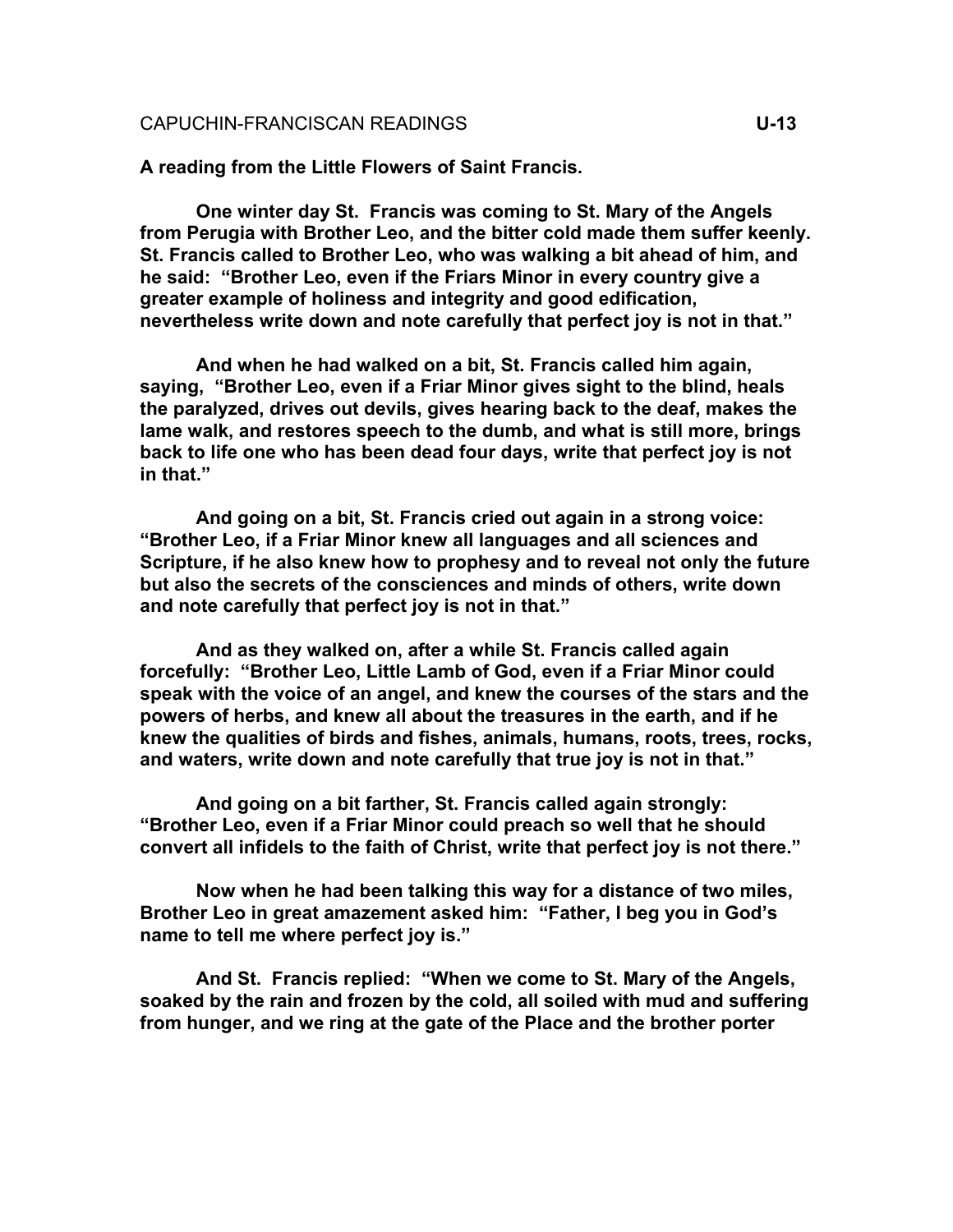**A reading from the Little Flowers of Saint Francis.**

**One winter day St. Francis was coming to St. Mary of the Angels from Perugia with Brother Leo, and the bitter cold made them suffer keenly. St. Francis called to Brother Leo, who was walking a bit ahead of him, and he said: "Brother Leo, even if the Friars Minor in every country give a greater example of holiness and integrity and good edification, nevertheless write down and note carefully that perfect joy is not in that."**

**And when he had walked on a bit, St. Francis called him again, saying, "Brother Leo, even if a Friar Minor gives sight to the blind, heals the paralyzed, drives out devils, gives hearing back to the deaf, makes the lame walk, and restores speech to the dumb, and what is still more, brings back to life one who has been dead four days, write that perfect joy is not in that."**

**And going on a bit, St. Francis cried out again in a strong voice: "Brother Leo, if a Friar Minor knew all languages and all sciences and Scripture, if he also knew how to prophesy and to reveal not only the future but also the secrets of the consciences and minds of others, write down and note carefully that perfect joy is not in that."**

**And as they walked on, after a while St. Francis called again forcefully: "Brother Leo, Little Lamb of God, even if a Friar Minor could speak with the voice of an angel, and knew the courses of the stars and the powers of herbs, and knew all about the treasures in the earth, and if he knew the qualities of birds and fishes, animals, humans, roots, trees, rocks, and waters, write down and note carefully that true joy is not in that."**

**And going on a bit farther, St. Francis called again strongly: "Brother Leo, even if a Friar Minor could preach so well that he should convert all infidels to the faith of Christ, write that perfect joy is not there."**

**Now when he had been talking this way for a distance of two miles, Brother Leo in great amazement asked him: "Father, I beg you in God's name to tell me where perfect joy is."**

**And St. Francis replied: "When we come to St. Mary of the Angels, soaked by the rain and frozen by the cold, all soiled with mud and suffering from hunger, and we ring at the gate of the Place and the brother porter**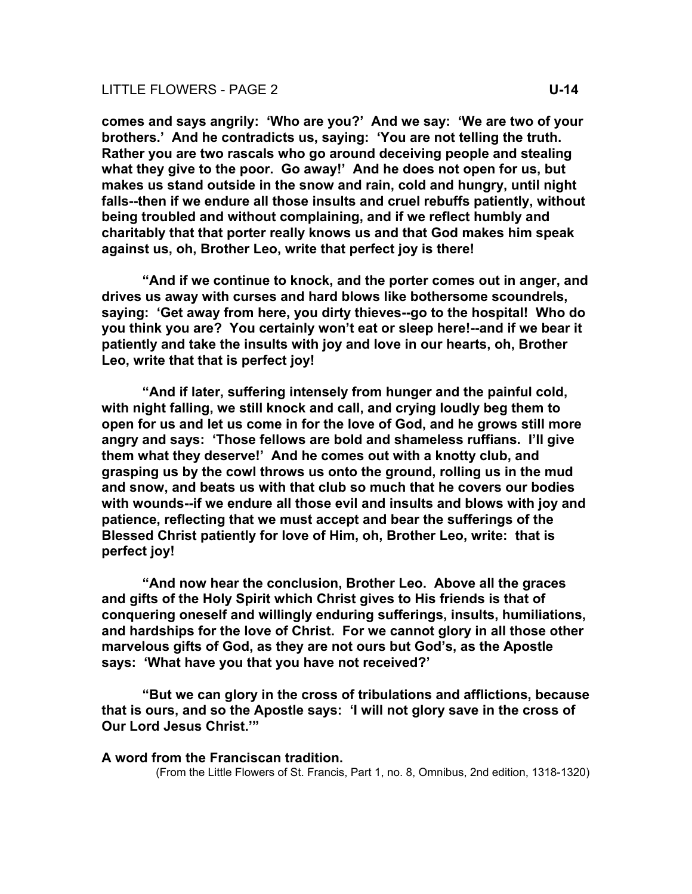**comes and says angrily: 'Who are you?' And we say: 'We are two of your brothers.' And he contradicts us, saying: 'You are not telling the truth. Rather you are two rascals who go around deceiving people and stealing what they give to the poor. Go away!' And he does not open for us, but makes us stand outside in the snow and rain, cold and hungry, until night falls--then if we endure all those insults and cruel rebuffs patiently, without being troubled and without complaining, and if we reflect humbly and charitably that that porter really knows us and that God makes him speak against us, oh, Brother Leo, write that perfect joy is there!**

**"And if we continue to knock, and the porter comes out in anger, and drives us away with curses and hard blows like bothersome scoundrels, saying: 'Get away from here, you dirty thieves--go to the hospital! Who do you think you are? You certainly won't eat or sleep here!--and if we bear it patiently and take the insults with joy and love in our hearts, oh, Brother Leo, write that that is perfect joy!**

**"And if later, suffering intensely from hunger and the painful cold, with night falling, we still knock and call, and crying loudly beg them to open for us and let us come in for the love of God, and he grows still more angry and says: 'Those fellows are bold and shameless ruffians. I'll give them what they deserve!' And he comes out with a knotty club, and grasping us by the cowl throws us onto the ground, rolling us in the mud and snow, and beats us with that club so much that he covers our bodies with wounds--if we endure all those evil and insults and blows with joy and patience, reflecting that we must accept and bear the sufferings of the Blessed Christ patiently for love of Him, oh, Brother Leo, write: that is perfect joy!**

**"And now hear the conclusion, Brother Leo. Above all the graces and gifts of the Holy Spirit which Christ gives to His friends is that of conquering oneself and willingly enduring sufferings, insults, humiliations, and hardships for the love of Christ. For we cannot glory in all those other marvelous gifts of God, as they are not ours but God's, as the Apostle says: 'What have you that you have not received?'**

**"But we can glory in the cross of tribulations and afflictions, because that is ours, and so the Apostle says: 'I will not glory save in the cross of Our Lord Jesus Christ.'"**

**A word from the Franciscan tradition.**

(From the Little Flowers of St. Francis, Part 1, no. 8, Omnibus, 2nd edition, 1318-1320)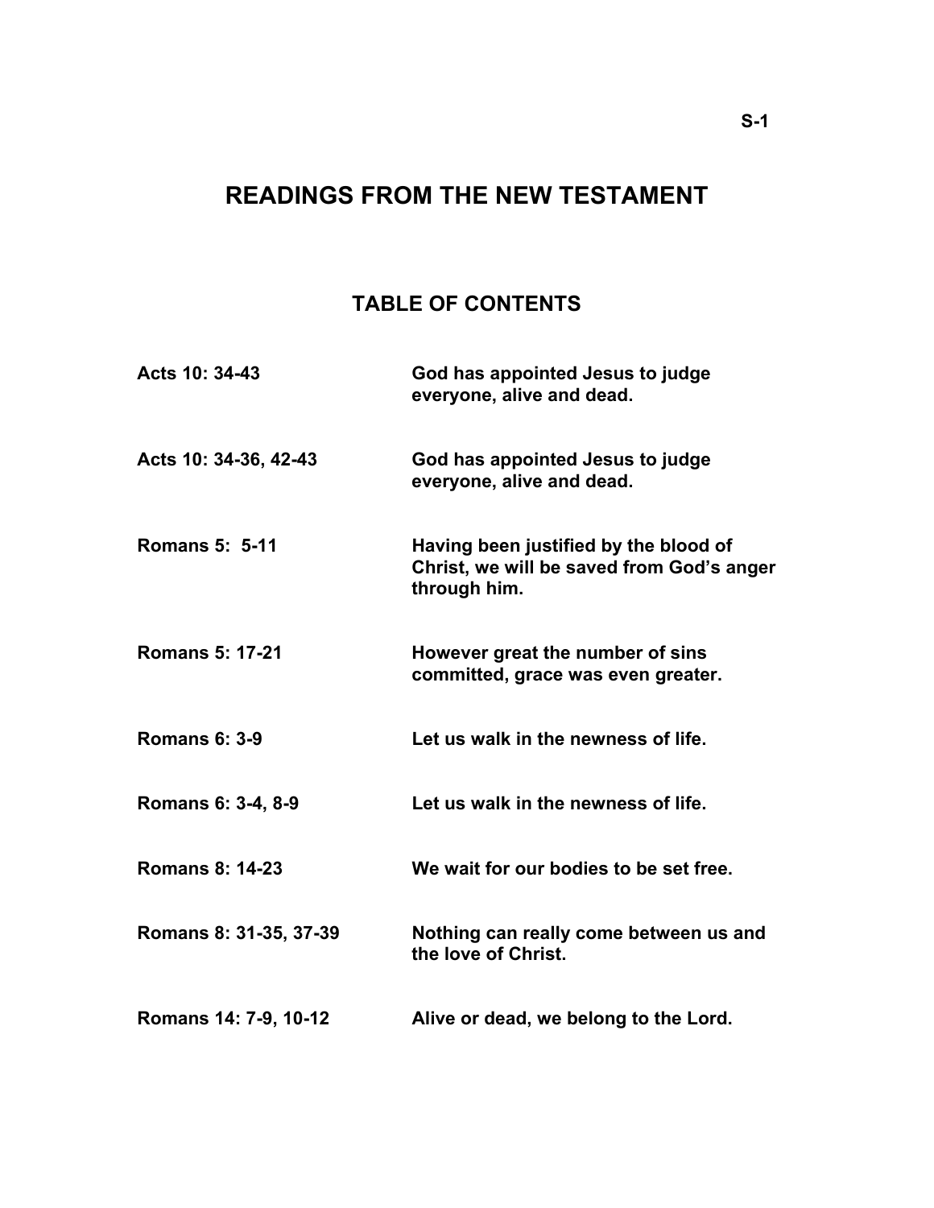# READINGS FROM THE NEW TESTAMENT

## TABLE OF CONTENTS

| | |
|---|---|
| **Acts 10: 34-43** | **God has appointed Jesus to judge everyone, alive and dead.** |
| **Acts 10: 34-36, 42-43** | **God has appointed Jesus to judge everyone, alive and dead.** |
| **Romans 5: 5-11** | **Having been justified by the blood of Christ, we will be saved from God's anger through him.** |
| **Romans 5: 17-21** | **However great the number of sins committed, grace was even greater.** |
| **Romans 6: 3-9** | **Let us walk in the newness of life.** |
| **Romans 6: 3-4, 8-9** | **Let us walk in the newness of life.** |
| **Romans 8: 14-23** | **We wait for our bodies to be set free.** |
| **Romans 8: 31-35, 37-39** | **Nothing can really come between us and the love of Christ.** |
| **Romans 14: 7-9, 10-12** | **Alive or dead, we belong to the Lord.** |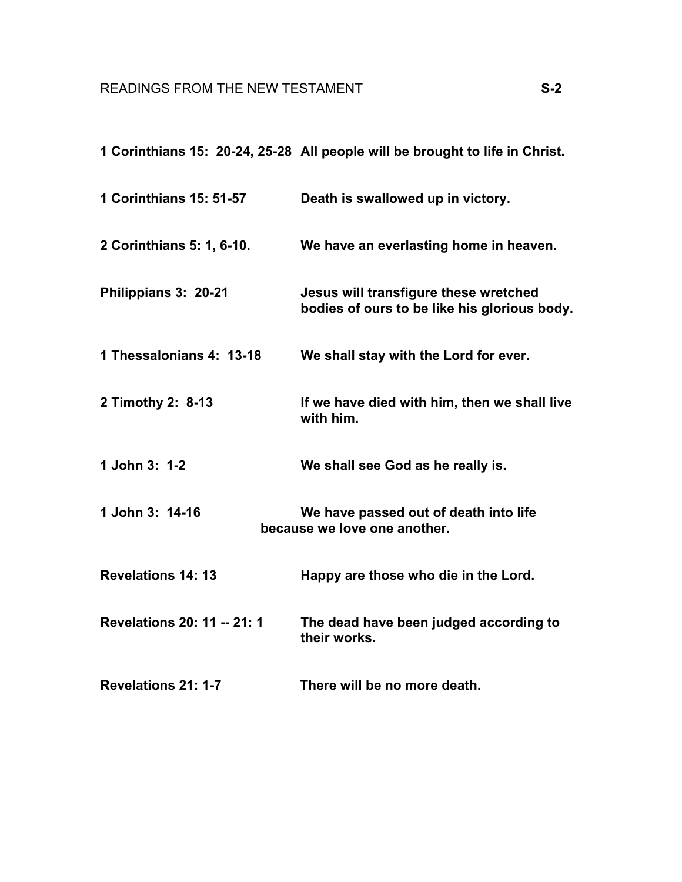# READINGS FROM THE NEW TESTAMENT S-2

| | |
|---|---|
| **1 Corinthians 15: 20-24, 25-28** | **All people will be brought to life in Christ.** |
| **1 Corinthians 15: 51-57** | **Death is swallowed up in victory.** |
| **2 Corinthians 5: 1, 6-10.** | **We have an everlasting home in heaven.** |
| **Philippians 3: 20-21** | **Jesus will transfigure these wretched bodies of ours to be like his glorious body.** |
| **1 Thessalonians 4: 13-18** | **We shall stay with the Lord for ever.** |
| **2 Timothy 2: 8-13** | **If we have died with him, then we shall live with him.** |
| **1 John 3: 1-2** | **We shall see God as he really is.** |
| **1 John 3: 14-16** | **We have passed out of death into life because we love one another.** |
| **Revelations 14: 13** | **Happy are those who die in the Lord.** |
| **Revelations 20: 11 -- 21: 1** | **The dead have been judged according to their works.** |
| **Revelations 21: 1-7** | **There will be no more death.** |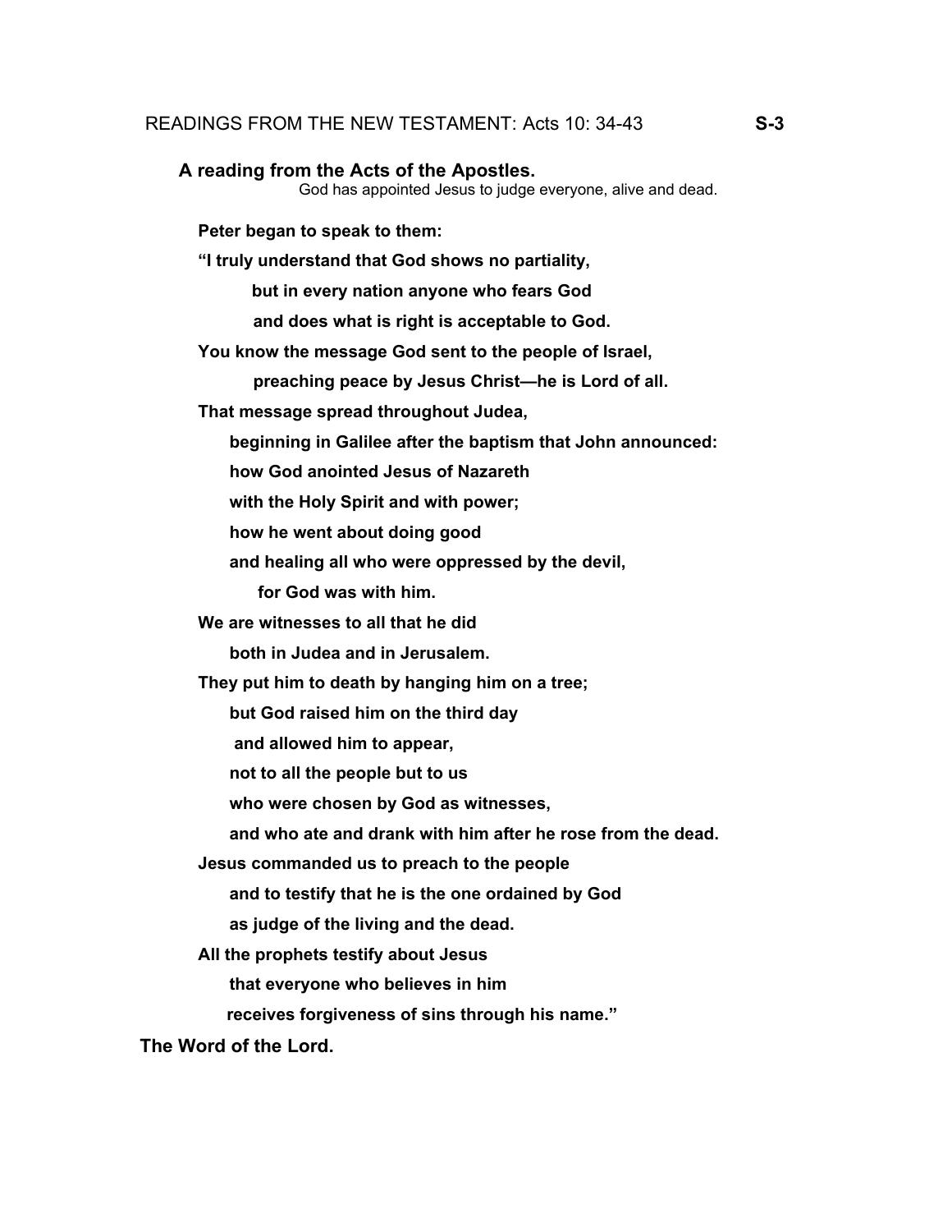READINGS FROM THE NEW TESTAMENT: Acts 10: 34-43 **S-3**

**A reading from the Acts of the Apostles.**

God has appointed Jesus to judge everyone, alive and dead.

**Peter began to speak to them:**

**"I truly understand that God shows no partiality,**

**but in every nation anyone who fears God**

**and does what is right is acceptable to God.**

**You know the message God sent to the people of Israel,**

**preaching peace by Jesus Christ—he is Lord of all.**

**That message spread throughout Judea,**

**beginning in Galilee after the baptism that John announced:**

**how God anointed Jesus of Nazareth**

**with the Holy Spirit and with power;**

**how he went about doing good**

**and healing all who were oppressed by the devil,**

**for God was with him.**

**We are witnesses to all that he did**

**both in Judea and in Jerusalem.**

**They put him to death by hanging him on a tree;**

**but God raised him on the third day**

**and allowed him to appear,**

**not to all the people but to us**

**who were chosen by God as witnesses,**

**and who ate and drank with him after he rose from the dead.**

**Jesus commanded us to preach to the people**

**and to testify that he is the one ordained by God**

**as judge of the living and the dead.**

**All the prophets testify about Jesus**

**that everyone who believes in him**

**receives forgiveness of sins through his name."**

**The Word of the Lord.**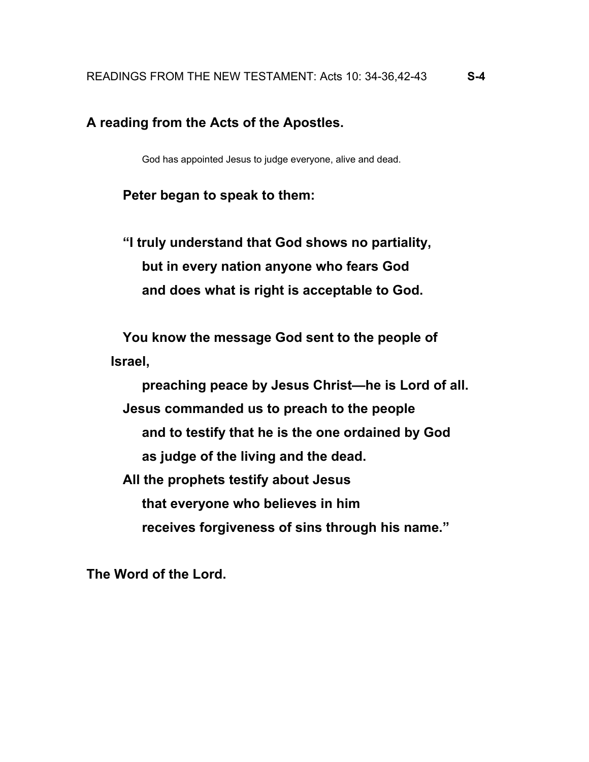READINGS FROM THE NEW TESTAMENT: Acts 10: 34-36,42-43 **S-4**

**A reading from the Acts of the Apostles.**

God has appointed Jesus to judge everyone, alive and dead.

**Peter began to speak to them:**

**“I truly understand that God shows no partiality,**
**but in every nation anyone who fears God**
**and does what is right is acceptable to God.**

**You know the message God sent to the people of Israel,**
**preaching peace by Jesus Christ—he is Lord of all.**
**Jesus commanded us to preach to the people**
**and to testify that he is the one ordained by God**
**as judge of the living and the dead.**
**All the prophets testify about Jesus**
**that everyone who believes in him**
**receives forgiveness of sins through his name.”**

**The Word of the Lord.**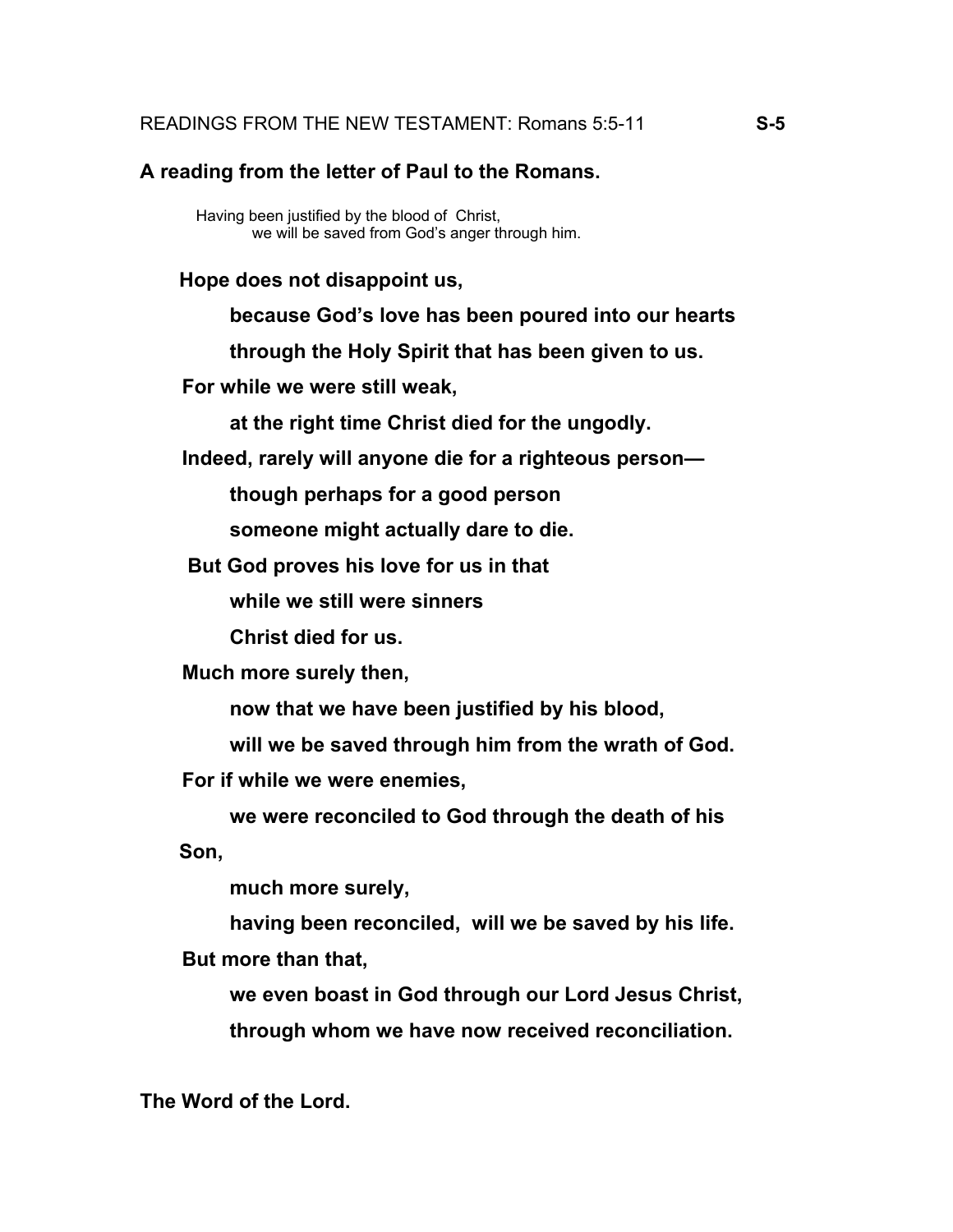READINGS FROM THE NEW TESTAMENT: Romans 5:5-11 **S-5**

**A reading from the letter of Paul to the Romans.**

Having been justified by the blood of Christ,
we will be saved from God's anger through him.

**Hope does not disappoint us,**
**because God's love has been poured into our hearts**
**through the Holy Spirit that has been given to us.**
**For while we were still weak,**
**at the right time Christ died for the ungodly.**
**Indeed, rarely will anyone die for a righteous person—**
**though perhaps for a good person**
**someone might actually dare to die.**
**But God proves his love for us in that**
**while we still were sinners**
**Christ died for us.**
**Much more surely then,**
**now that we have been justified by his blood,**
**will we be saved through him from the wrath of God.**
**For if while we were enemies,**
**we were reconciled to God through the death of his Son,**
**much more surely,**
**having been reconciled, will we be saved by his life.**
**But more than that,**
**we even boast in God through our Lord Jesus Christ,**
**through whom we have now received reconciliation.**

**The Word of the Lord.**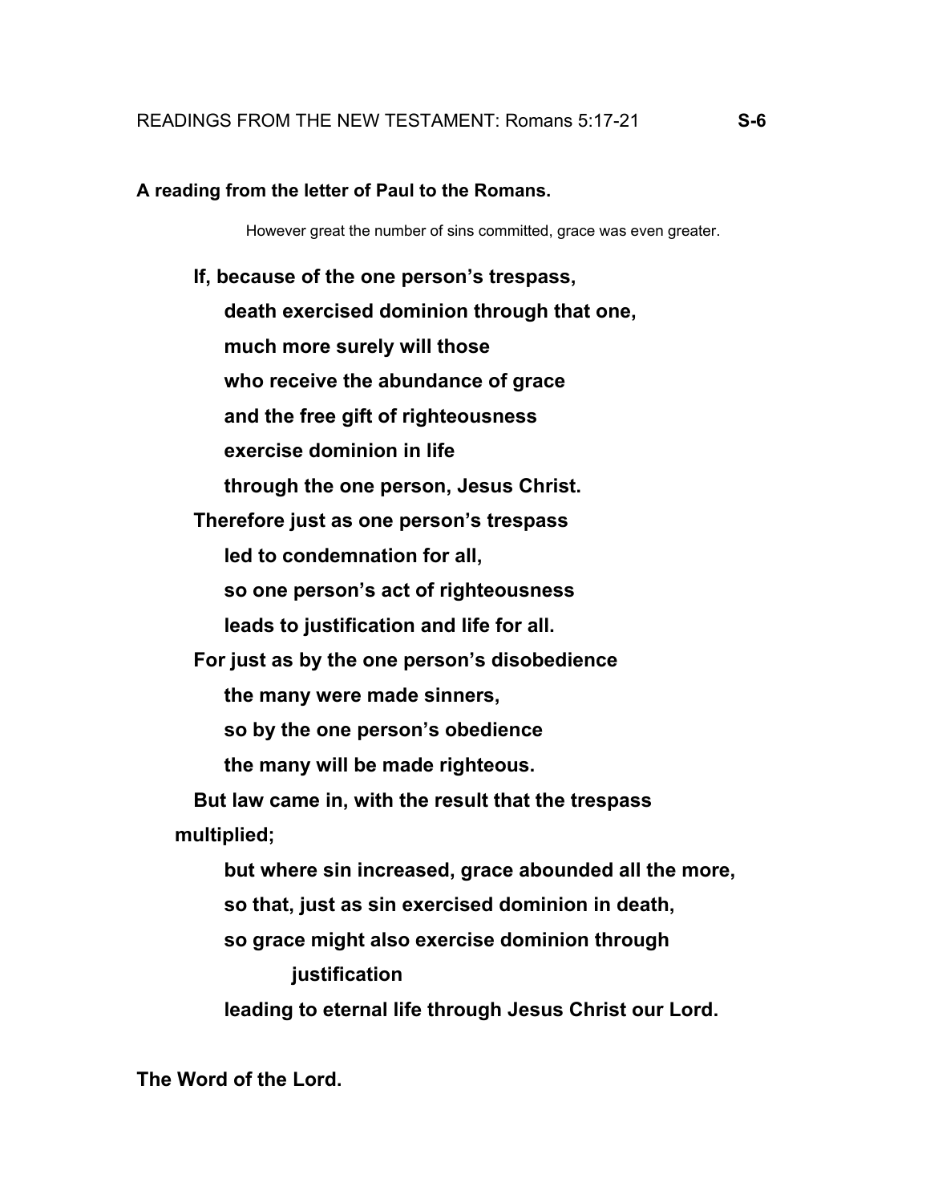READINGS FROM THE NEW TESTAMENT: Romans 5:17-21 **S-6**

**A reading from the letter of Paul to the Romans.**

However great the number of sins committed, grace was even greater.

**If, because of the one person's trespass,**
**death exercised dominion through that one,**
**much more surely will those**
**who receive the abundance of grace**
**and the free gift of righteousness**
**exercise dominion in life**
**through the one person, Jesus Christ.**
**Therefore just as one person's trespass**
**led to condemnation for all,**
**so one person's act of righteousness**
**leads to justification and life for all.**
**For just as by the one person's disobedience**
**the many were made sinners,**
**so by the one person's obedience**
**the many will be made righteous.**
**But law came in, with the result that the trespass multiplied;**
**but where sin increased, grace abounded all the more,**
**so that, just as sin exercised dominion in death,**
**so grace might also exercise dominion through justification**
**leading to eternal life through Jesus Christ our Lord.**

**The Word of the Lord.**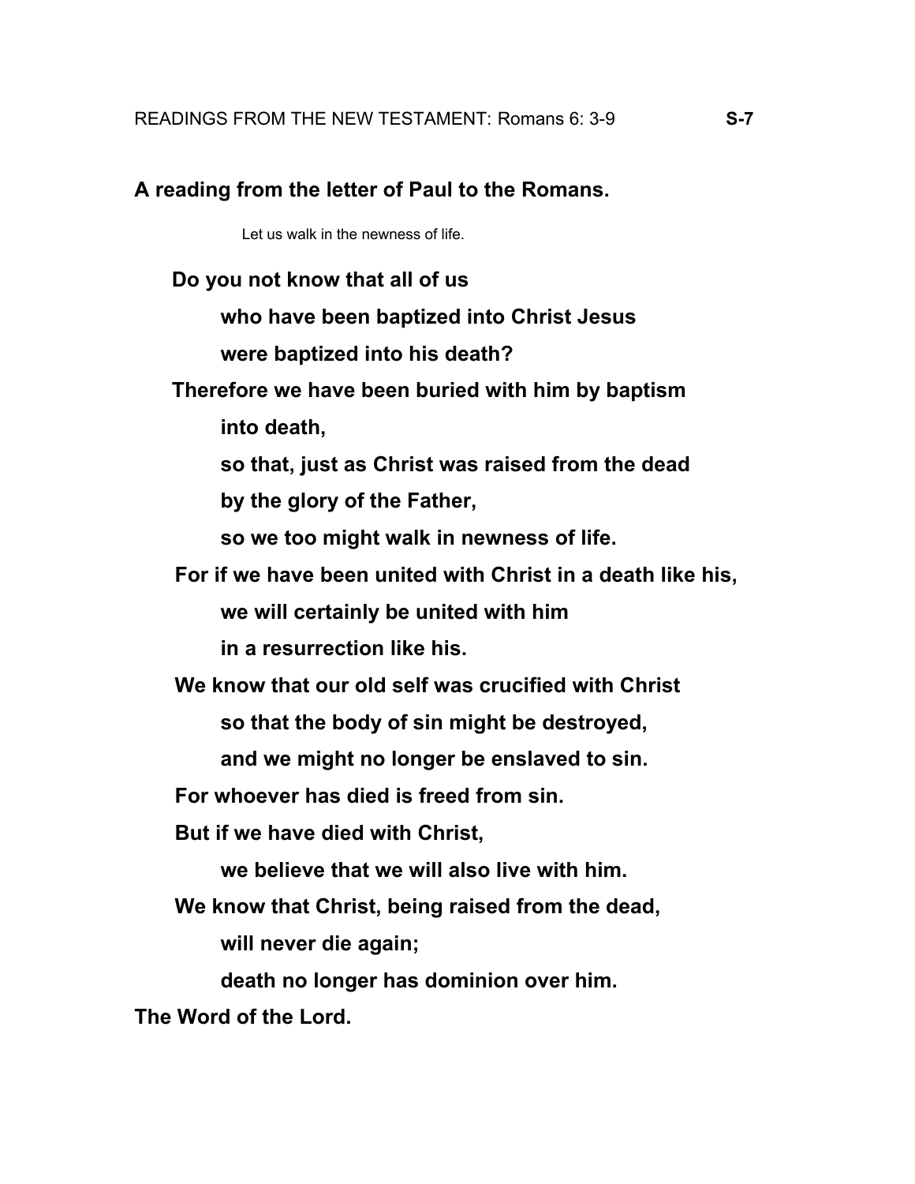READINGS FROM THE NEW TESTAMENT: Romans 6: 3-9 **S-7**

**A reading from the letter of Paul to the Romans.**

Let us walk in the newness of life.

**Do you not know that all of us**
**who have been baptized into Christ Jesus**
**were baptized into his death?**
**Therefore we have been buried with him by baptism**
**into death,**
**so that, just as Christ was raised from the dead**
**by the glory of the Father,**
**so we too might walk in newness of life.**
**For if we have been united with Christ in a death like his,**
**we will certainly be united with him**
**in a resurrection like his.**
**We know that our old self was crucified with Christ**
**so that the body of sin might be destroyed,**
**and we might no longer be enslaved to sin.**
**For whoever has died is freed from sin.**
**But if we have died with Christ,**
**we believe that we will also live with him.**
**We know that Christ, being raised from the dead,**
**will never die again;**
**death no longer has dominion over him.**

**The Word of the Lord.**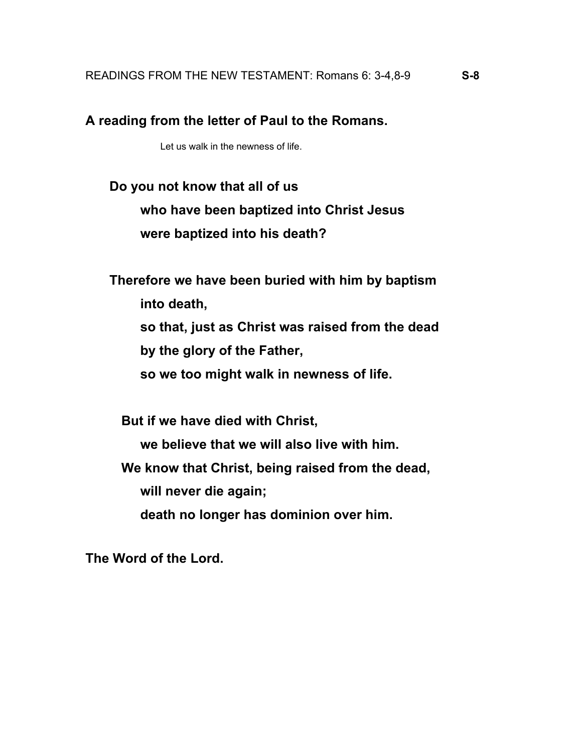READINGS FROM THE NEW TESTAMENT: Romans 6: 3-4,8-9 **S-8**

**A reading from the letter of Paul to the Romans.**

Let us walk in the newness of life.

**Do you not know that all of us**
**who have been baptized into Christ Jesus**
**were baptized into his death?**

**Therefore we have been buried with him by baptism**
**into death,**
**so that, just as Christ was raised from the dead**
**by the glory of the Father,**
**so we too might walk in newness of life.**

**But if we have died with Christ,**
**we believe that we will also live with him.**
**We know that Christ, being raised from the dead,**
**will never die again;**
**death no longer has dominion over him.**

**The Word of the Lord.**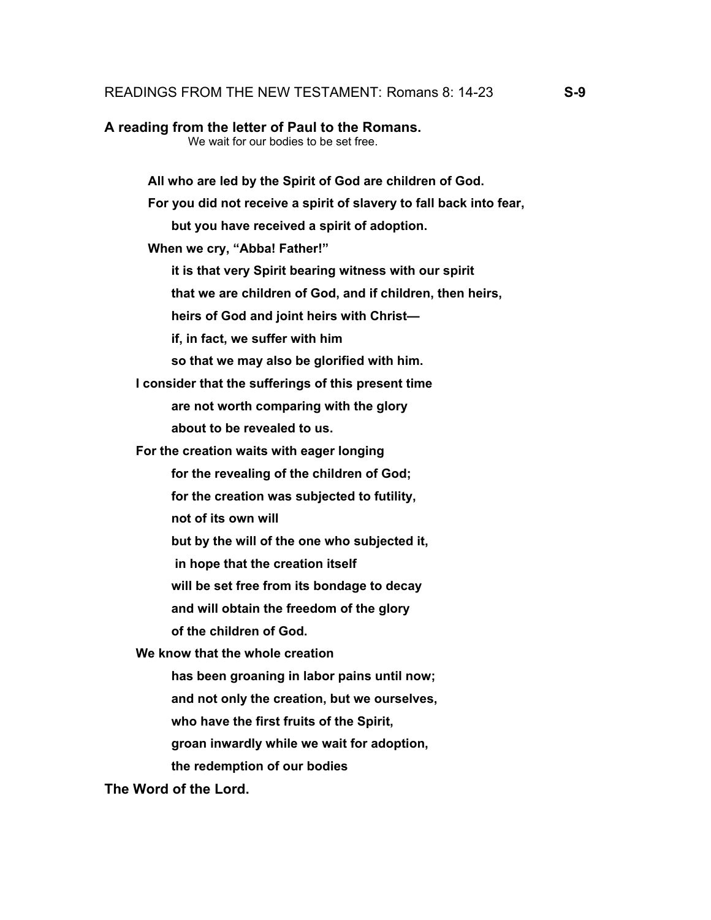READINGS FROM THE NEW TESTAMENT: Romans 8: 14-23 **S-9**

**A reading from the letter of Paul to the Romans.**

We wait for our bodies to be set free.

**All who are led by the Spirit of God are children of God.**
**For you did not receive a spirit of slavery to fall back into fear,**
**but you have received a spirit of adoption.**
**When we cry, "Abba! Father!"**
**it is that very Spirit bearing witness with our spirit**
**that we are children of God, and if children, then heirs,**
**heirs of God and joint heirs with Christ—**
**if, in fact, we suffer with him**
**so that we may also be glorified with him.**
**I consider that the sufferings of this present time**
**are not worth comparing with the glory**
**about to be revealed to us.**
**For the creation waits with eager longing**
**for the revealing of the children of God;**
**for the creation was subjected to futility,**
**not of its own will**
**but by the will of the one who subjected it,**
**in hope that the creation itself**
**will be set free from its bondage to decay**
**and will obtain the freedom of the glory**
**of the children of God.**
**We know that the whole creation**
**has been groaning in labor pains until now;**
**and not only the creation, but we ourselves,**
**who have the first fruits of the Spirit,**
**groan inwardly while we wait for adoption,**
**the redemption of our bodies**

**The Word of the Lord.**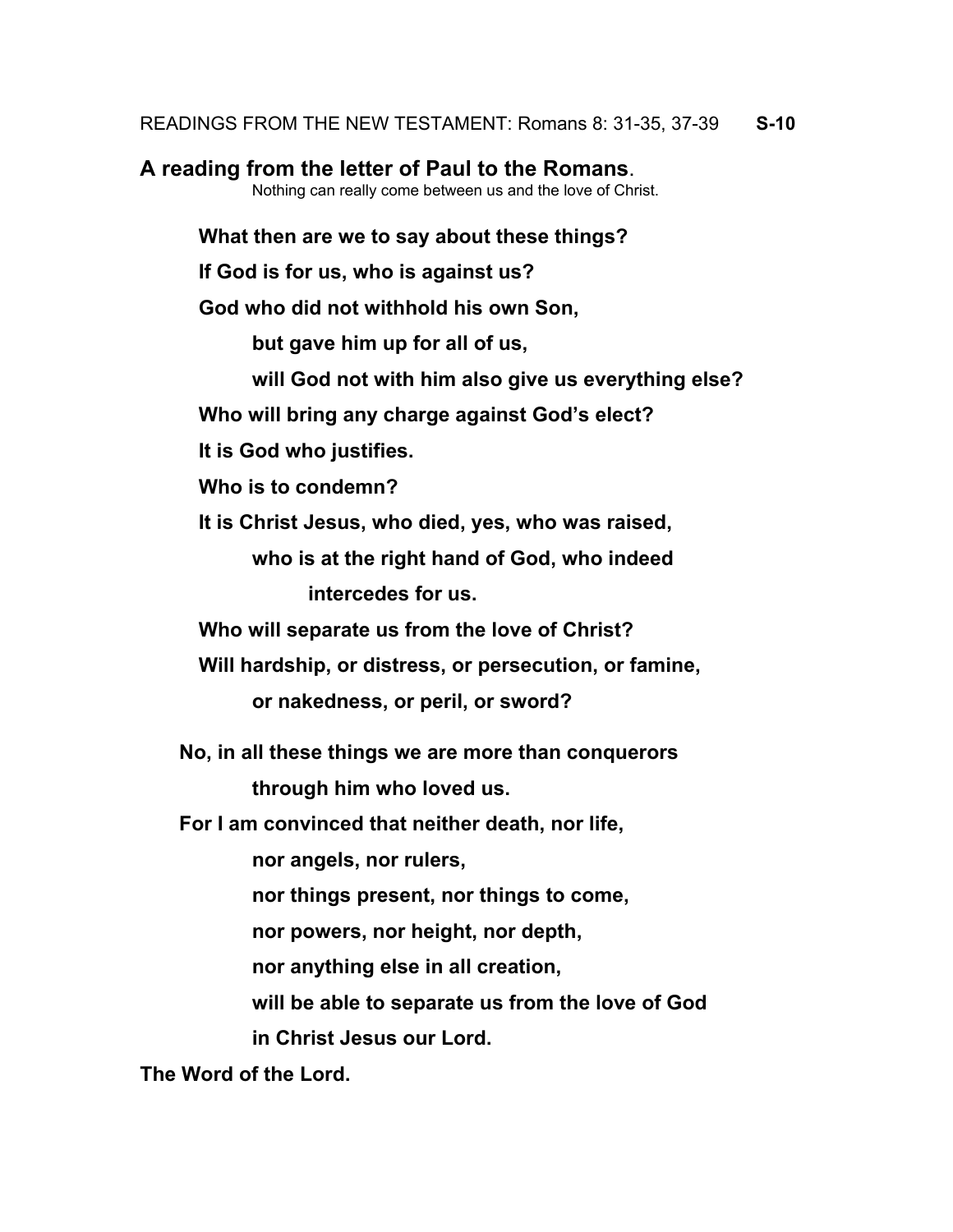READINGS FROM THE NEW TESTAMENT: Romans 8: 31-35, 37-39 **S-10**

**A reading from the letter of Paul to the Romans**.

Nothing can really come between us and the love of Christ.

**What then are we to say about these things?**

**If God is for us, who is against us?**

**God who did not withhold his own Son,**

**but gave him up for all of us,**

**will God not with him also give us everything else?**

**Who will bring any charge against God's elect?**

**It is God who justifies.**

**Who is to condemn?**

**It is Christ Jesus, who died, yes, who was raised,**

**who is at the right hand of God, who indeed intercedes for us.**

**Who will separate us from the love of Christ?**

**Will hardship, or distress, or persecution, or famine,**

**or nakedness, or peril, or sword?**

**No, in all these things we are more than conquerors**

**through him who loved us.**

**For I am convinced that neither death, nor life,**

**nor angels, nor rulers,**

**nor things present, nor things to come,**

**nor powers, nor height, nor depth,**

**nor anything else in all creation,**

**will be able to separate us from the love of God**

**in Christ Jesus our Lord.**

**The Word of the Lord.**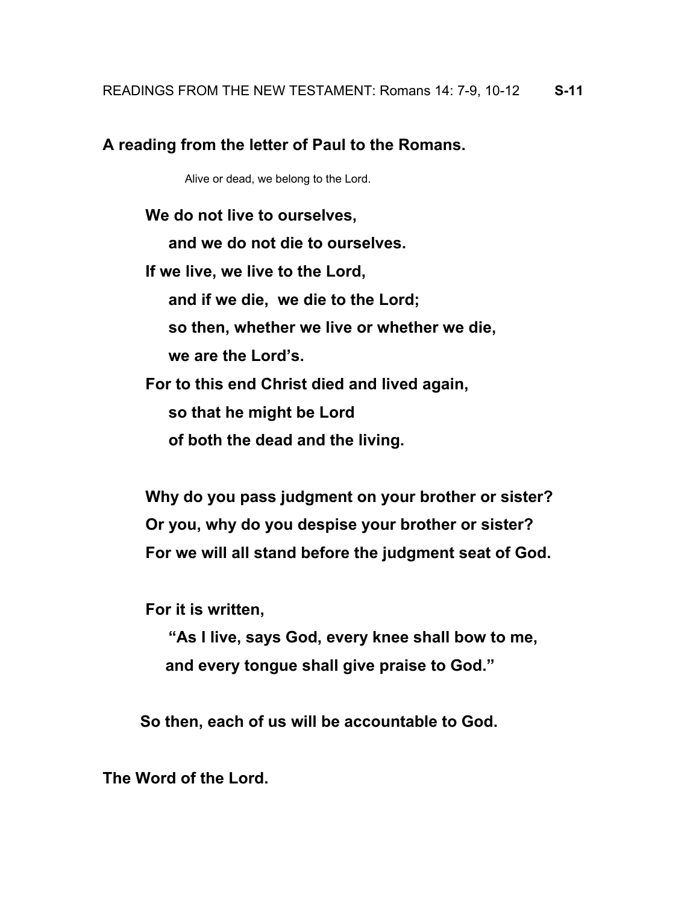READINGS FROM THE NEW TESTAMENT: Romans 14: 7-9, 10-12 **S-11**

**A reading from the letter of Paul to the Romans.**

Alive or dead, we belong to the Lord.

**We do not live to ourselves,**
**and we do not die to ourselves.**
**If we live, we live to the Lord,**
**and if we die, we die to the Lord;**
**so then, whether we live or whether we die,**
**we are the Lord's.**
**For to this end Christ died and lived again,**
**so that he might be Lord**
**of both the dead and the living.**

**Why do you pass judgment on your brother or sister?**
**Or you, why do you despise your brother or sister?**
**For we will all stand before the judgment seat of God.**

**For it is written,**
**"As I live, says God, every knee shall bow to me,**
**and every tongue shall give praise to God."**

**So then, each of us will be accountable to God.**

**The Word of the Lord.**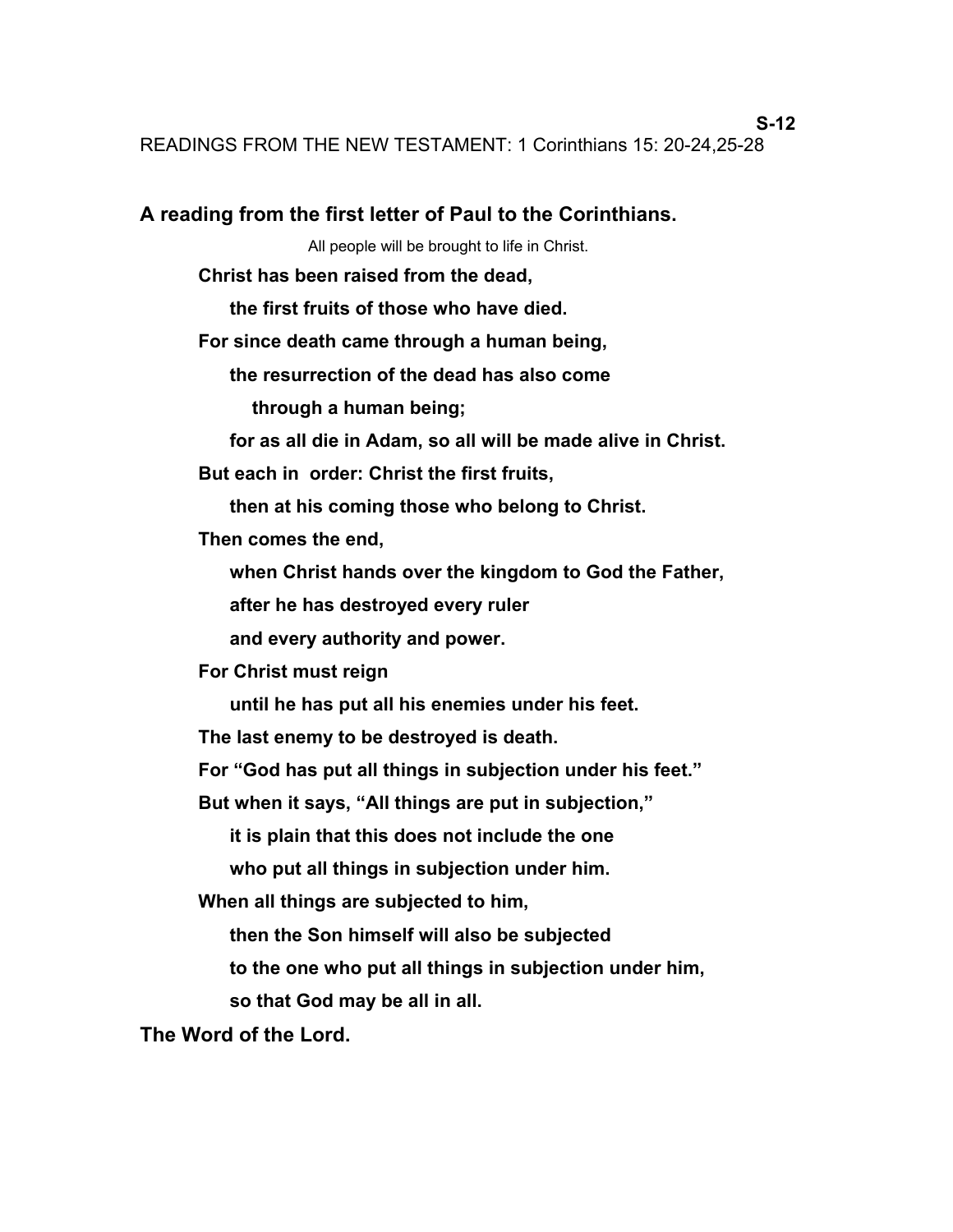**S-12**

READINGS FROM THE NEW TESTAMENT: 1 Corinthians 15: 20-24,25-28

**A reading from the first letter of Paul to the Corinthians.**

All people will be brought to life in Christ.

**Christ has been raised from the dead,**
**the first fruits of those who have died.**
**For since death came through a human being,**
**the resurrection of the dead has also come**
**through a human being;**
**for as all die in Adam, so all will be made alive in Christ.**
**But each in order: Christ the first fruits,**
**then at his coming those who belong to Christ.**
**Then comes the end,**
**when Christ hands over the kingdom to God the Father,**
**after he has destroyed every ruler**
**and every authority and power.**
**For Christ must reign**
**until he has put all his enemies under his feet.**
**The last enemy to be destroyed is death.**
**For "God has put all things in subjection under his feet."**
**But when it says, "All things are put in subjection,"**
**it is plain that this does not include the one**
**who put all things in subjection under him.**
**When all things are subjected to him,**
**then the Son himself will also be subjected**
**to the one who put all things in subjection under him,**
**so that God may be all in all.**

**The Word of the Lord.**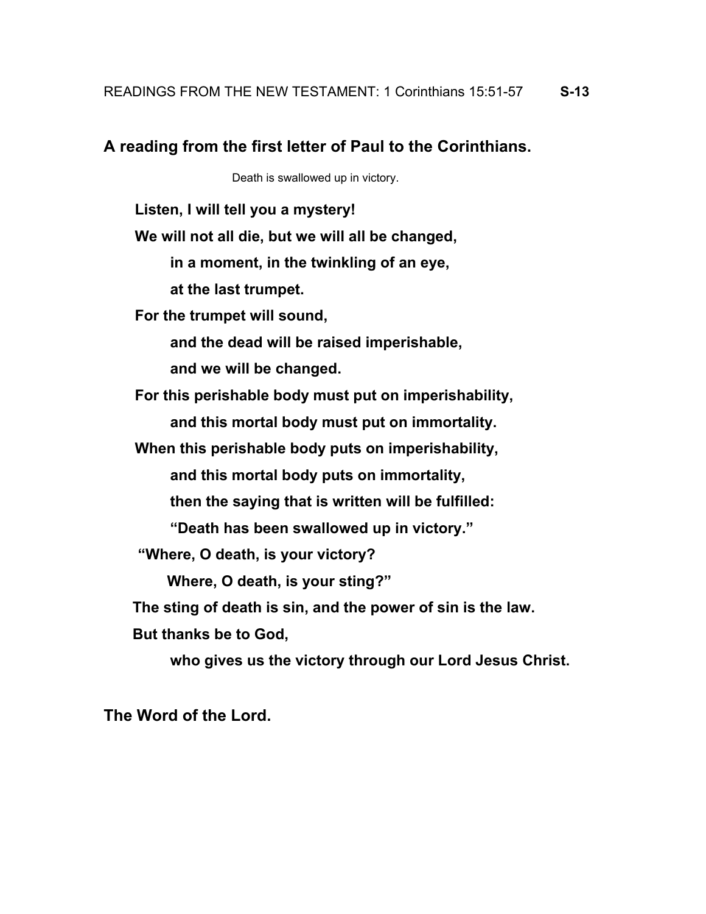READINGS FROM THE NEW TESTAMENT: 1 Corinthians 15:51-57 **S-13**

**A reading from the first letter of Paul to the Corinthians.**

Death is swallowed up in victory.

**Listen, I will tell you a mystery!**
**We will not all die, but we will all be changed,**
**in a moment, in the twinkling of an eye,**
**at the last trumpet.**
**For the trumpet will sound,**
**and the dead will be raised imperishable,**
**and we will be changed.**
**For this perishable body must put on imperishability,**
**and this mortal body must put on immortality.**
**When this perishable body puts on imperishability,**
**and this mortal body puts on immortality,**
**then the saying that is written will be fulfilled:**
**"Death has been swallowed up in victory."**
**"Where, O death, is your victory?**
**Where, O death, is your sting?"**
**The sting of death is sin, and the power of sin is the law.**
**But thanks be to God,**
**who gives us the victory through our Lord Jesus Christ.**

**The Word of the Lord.**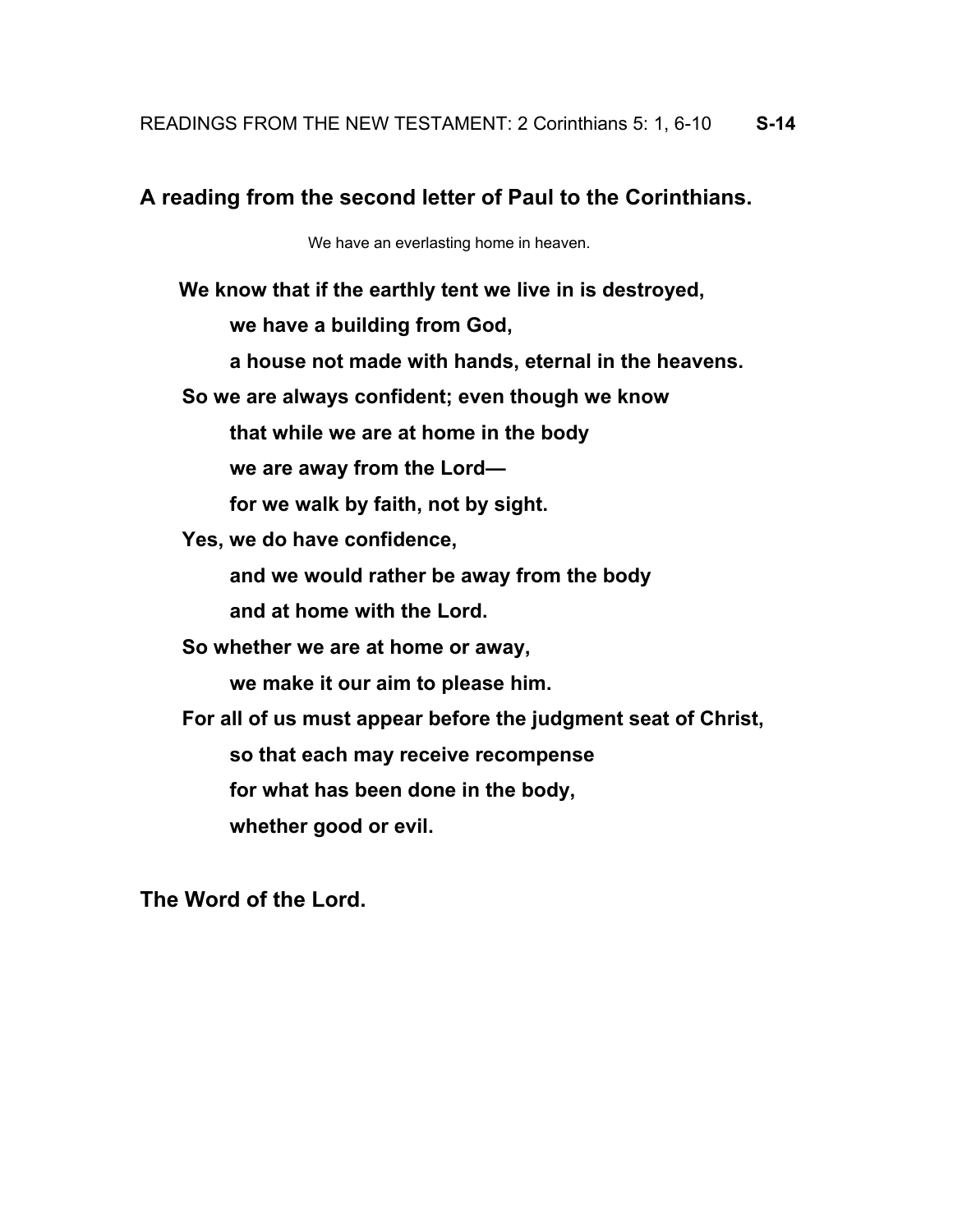READINGS FROM THE NEW TESTAMENT: 2 Corinthians 5: 1, 6-10 **S-14**

## A reading from the second letter of Paul to the Corinthians.

We have an everlasting home in heaven.

**We know that if the earthly tent we live in is destroyed,**
**we have a building from God,**
**a house not made with hands, eternal in the heavens.**
**So we are always confident; even though we know**
**that while we are at home in the body**
**we are away from the Lord—**
**for we walk by faith, not by sight.**
**Yes, we do have confidence,**
**and we would rather be away from the body**
**and at home with the Lord.**
**So whether we are at home or away,**
**we make it our aim to please him.**
**For all of us must appear before the judgment seat of Christ,**
**so that each may receive recompense**
**for what has been done in the body,**
**whether good or evil.**

**The Word of the Lord.**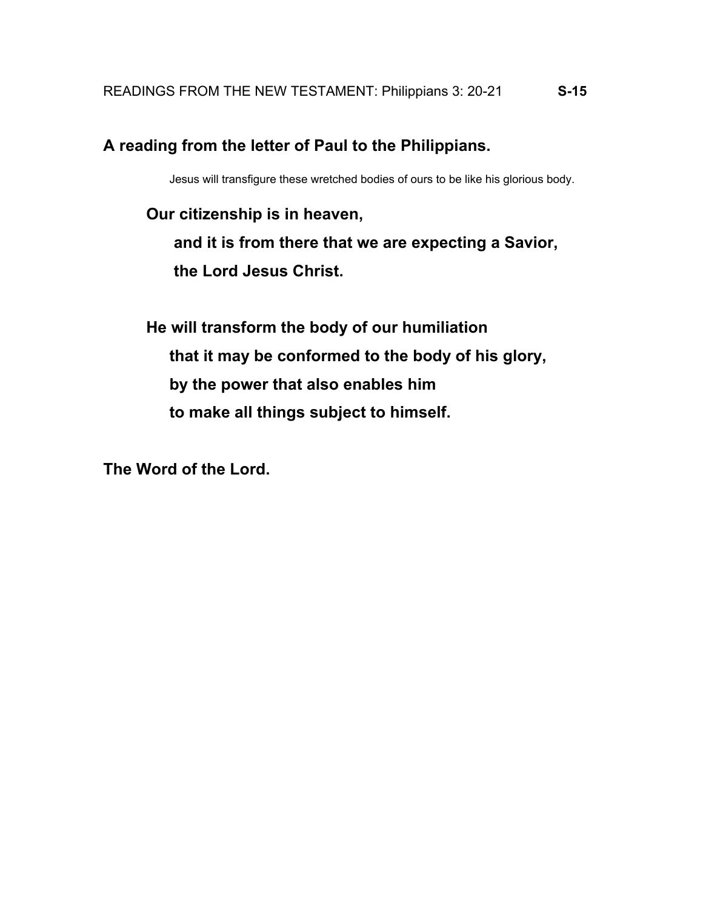READINGS FROM THE NEW TESTAMENT: Philippians 3: 20-21 **S-15**

**A reading from the letter of Paul to the Philippians.**

Jesus will transfigure these wretched bodies of ours to be like his glorious body.

**Our citizenship is in heaven,**
**and it is from there that we are expecting a Savior,**
**the Lord Jesus Christ.**

**He will transform the body of our humiliation**
**that it may be conformed to the body of his glory,**
**by the power that also enables him**
**to make all things subject to himself.**

**The Word of the Lord.**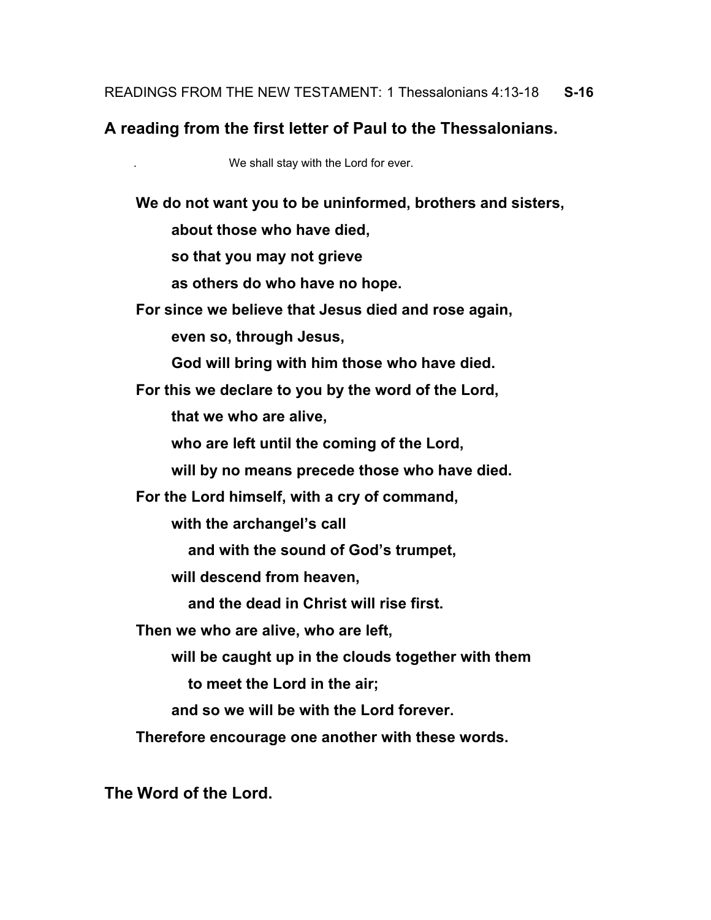READINGS FROM THE NEW TESTAMENT: 1 Thessalonians 4:13-18 **S-16**

**A reading from the first letter of Paul to the Thessalonians.**

We shall stay with the Lord for ever.

**We do not want you to be uninformed, brothers and sisters,**
**about those who have died,**
**so that you may not grieve**
**as others do who have no hope.**
**For since we believe that Jesus died and rose again,**
**even so, through Jesus,**
**God will bring with him those who have died.**
**For this we declare to you by the word of the Lord,**
**that we who are alive,**
**who are left until the coming of the Lord,**
**will by no means precede those who have died.**
**For the Lord himself, with a cry of command,**
**with the archangel's call**
**and with the sound of God's trumpet,**
**will descend from heaven,**
**and the dead in Christ will rise first.**
**Then we who are alive, who are left,**
**will be caught up in the clouds together with them**
**to meet the Lord in the air;**
**and so we will be with the Lord forever.**
**Therefore encourage one another with these words.**

**The Word of the Lord.**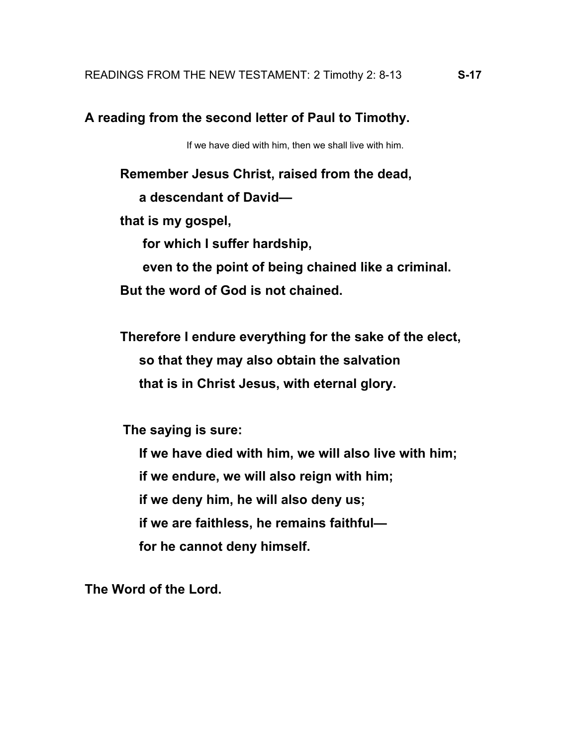READINGS FROM THE NEW TESTAMENT: 2 Timothy 2: 8-13 **S-17**

**A reading from the second letter of Paul to Timothy.**

If we have died with him, then we shall live with him.

**Remember Jesus Christ, raised from the dead,**
**a descendant of David—**
**that is my gospel,**
**for which I suffer hardship,**
**even to the point of being chained like a criminal.**
**But the word of God is not chained.**

**Therefore I endure everything for the sake of the elect,**
**so that they may also obtain the salvation**
**that is in Christ Jesus, with eternal glory.**

**The saying is sure:**
**If we have died with him, we will also live with him;**
**if we endure, we will also reign with him;**
**if we deny him, he will also deny us;**
**if we are faithless, he remains faithful—**
**for he cannot deny himself.**

**The Word of the Lord.**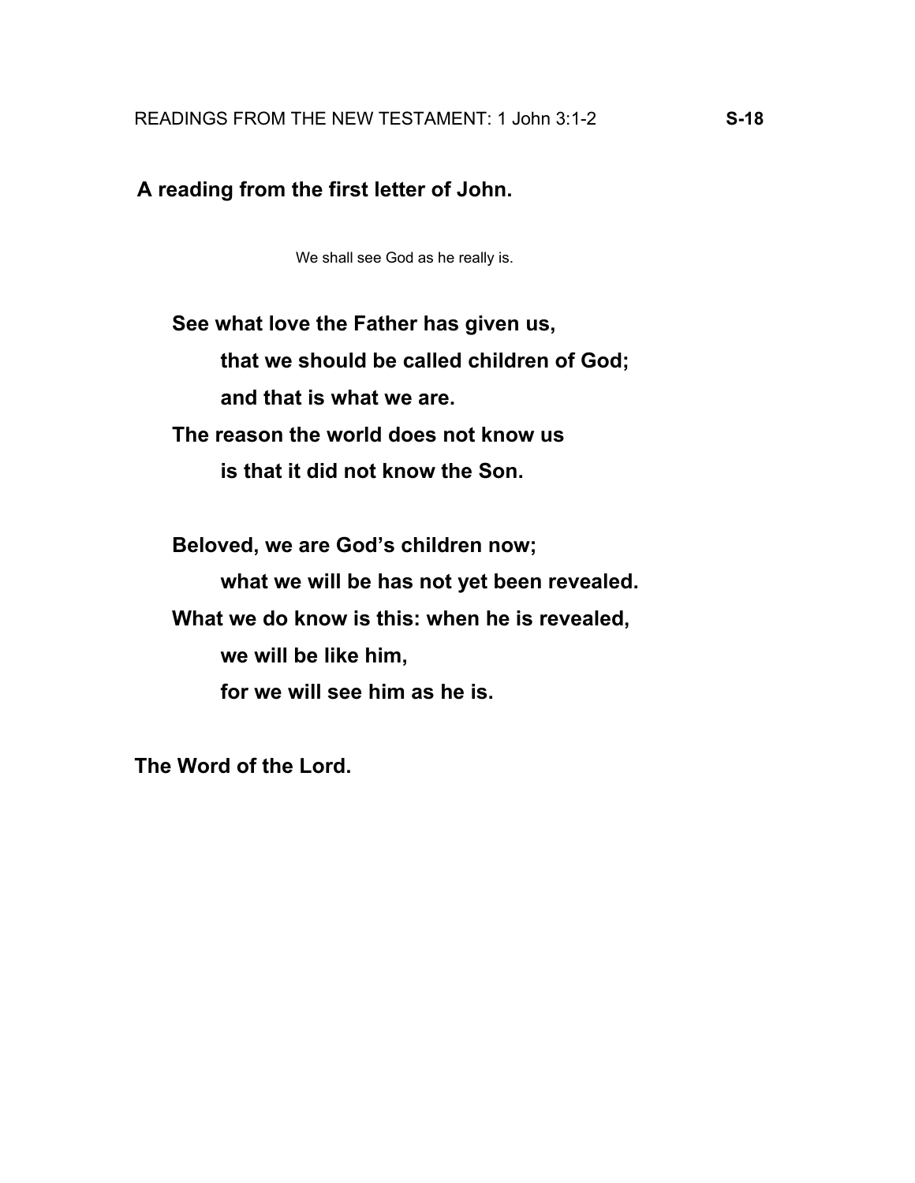READINGS FROM THE NEW TESTAMENT: 1 John 3:1-2 **S-18**

**A reading from the first letter of John.**

We shall see God as he really is.

**See what love the Father has given us,**
**that we should be called children of God;**
**and that is what we are.**
**The reason the world does not know us**
**is that it did not know the Son.**

**Beloved, we are God's children now;**
**what we will be has not yet been revealed.**
**What we do know is this: when he is revealed,**
**we will be like him,**
**for we will see him as he is.**

**The Word of the Lord.**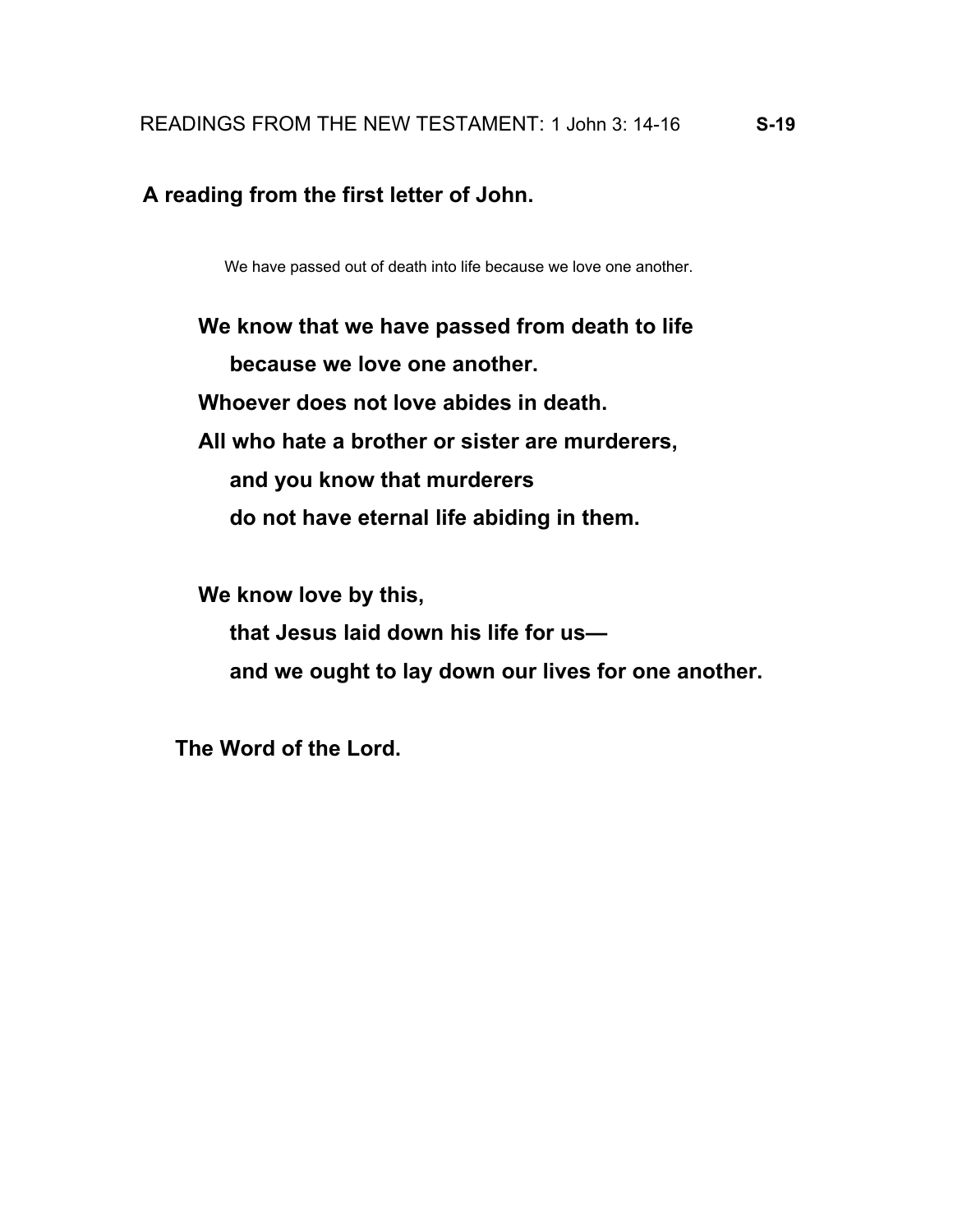READINGS FROM THE NEW TESTAMENT: 1 John 3: 14-16 **S-19**

**A reading from the first letter of John.**

We have passed out of death into life because we love one another.

**We know that we have passed from death to life**
**because we love one another.**
**Whoever does not love abides in death.**
**All who hate a brother or sister are murderers,**
**and you know that murderers**
**do not have eternal life abiding in them.**

**We know love by this,**
**that Jesus laid down his life for us—**
**and we ought to lay down our lives for one another.**

**The Word of the Lord.**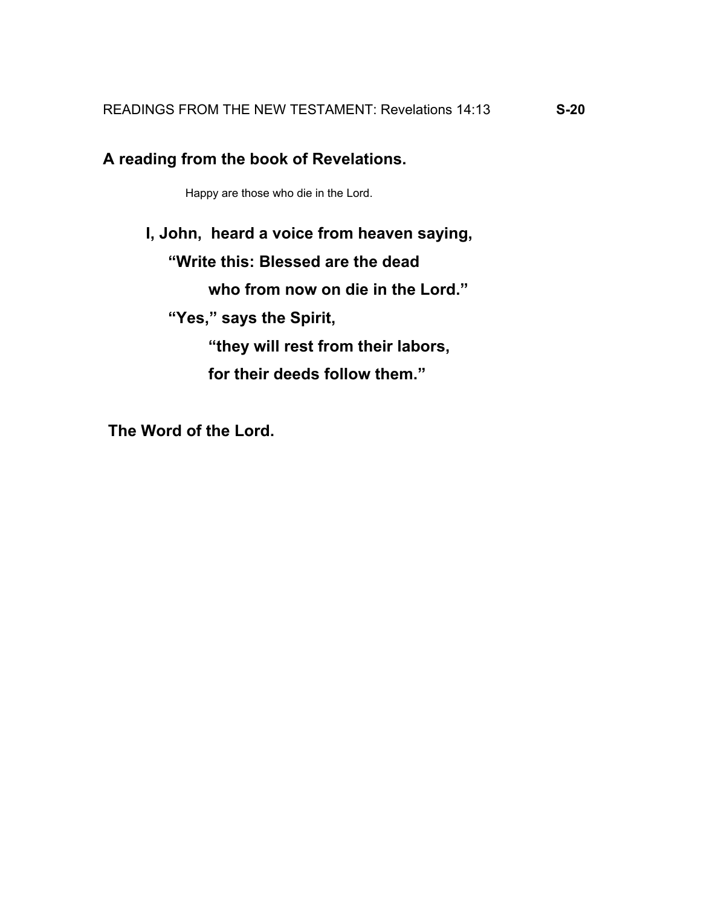READINGS FROM THE NEW TESTAMENT: Revelations 14:13 **S-20**

**A reading from the book of Revelations.**

Happy are those who die in the Lord.

**I, John, heard a voice from heaven saying,**
**"Write this: Blessed are the dead**
**who from now on die in the Lord."**
**"Yes," says the Spirit,**
**"they will rest from their labors,**
**for their deeds follow them."**

**The Word of the Lord.**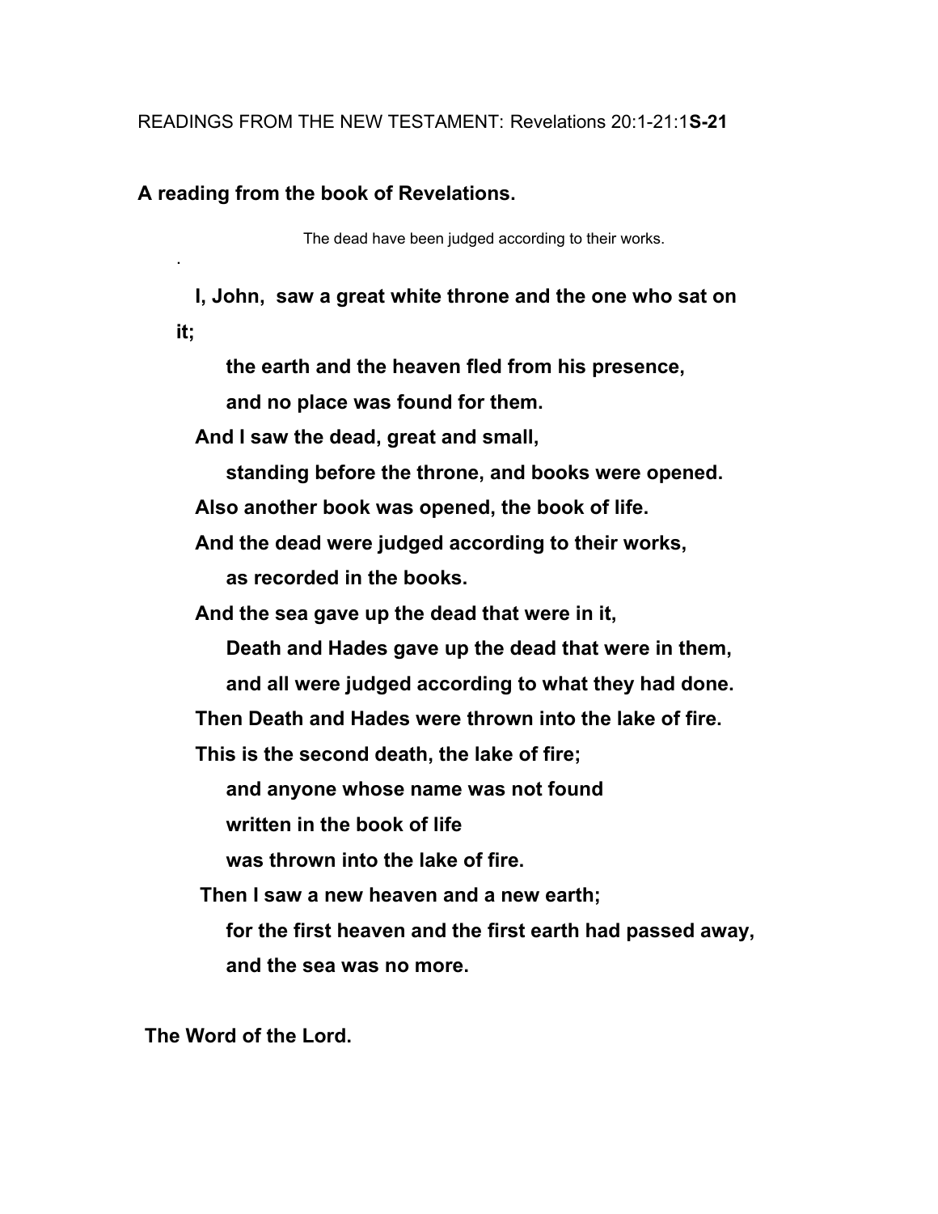READINGS FROM THE NEW TESTAMENT: Revelations 20:1-21:1**S-21**

**A reading from the book of Revelations.**

The dead have been judged according to their works.

.

**I, John, saw a great white throne and the one who sat on it;**

**the earth and the heaven fled from his presence,**

**and no place was found for them.**

**And I saw the dead, great and small,**

**standing before the throne, and books were opened.**

**Also another book was opened, the book of life.**

**And the dead were judged according to their works,**

**as recorded in the books.**

**And the sea gave up the dead that were in it,**

**Death and Hades gave up the dead that were in them,**

**and all were judged according to what they had done.**

**Then Death and Hades were thrown into the lake of fire.**

**This is the second death, the lake of fire;**

**and anyone whose name was not found**

**written in the book of life**

**was thrown into the lake of fire.**

**Then I saw a new heaven and a new earth;**

**for the first heaven and the first earth had passed away,**

**and the sea was no more.**

**The Word of the Lord.**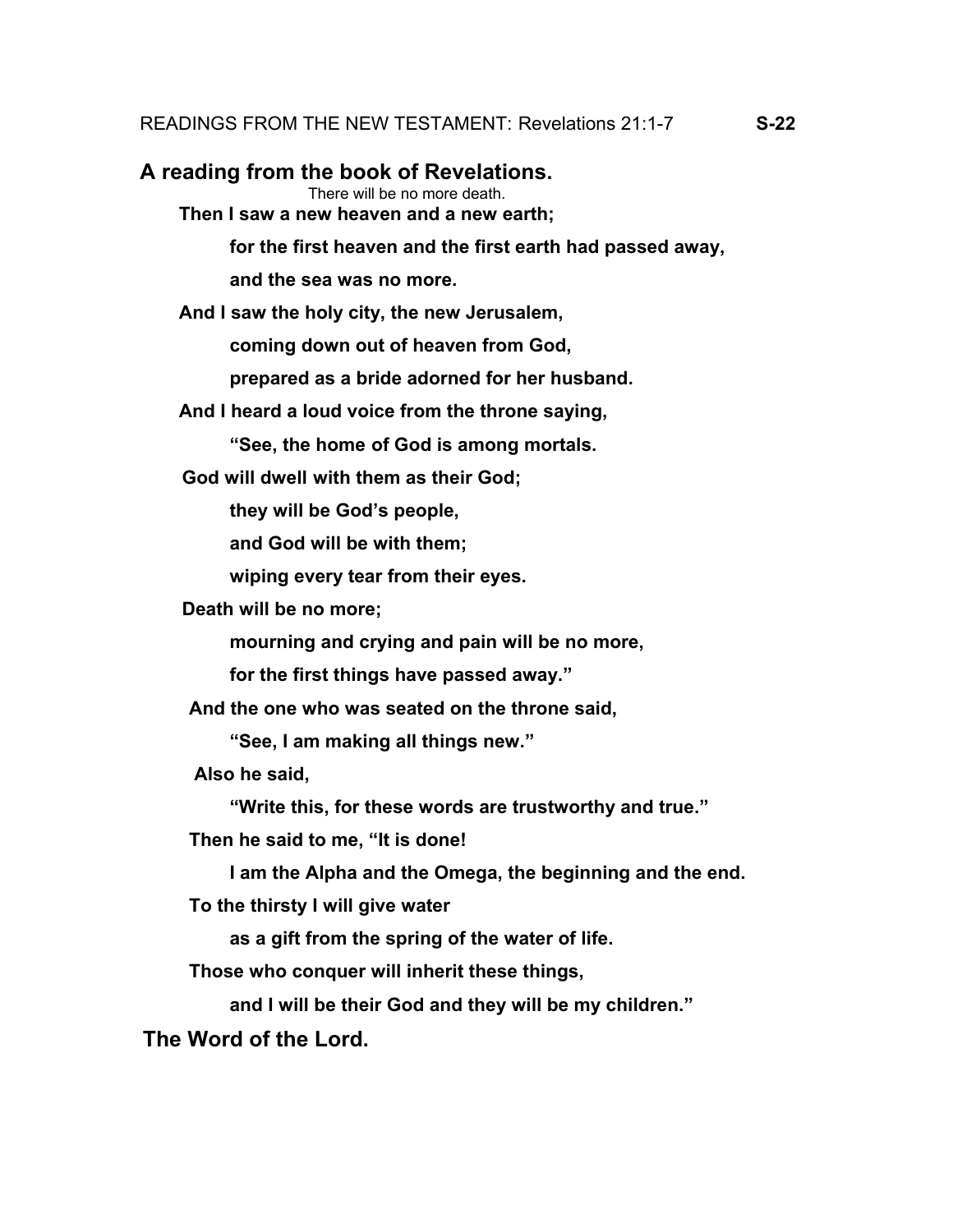READINGS FROM THE NEW TESTAMENT: Revelations 21:1-7 **S-22**

## A reading from the book of Revelations.

There will be no more death.

**Then I saw a new heaven and a new earth;**

**for the first heaven and the first earth had passed away,**

**and the sea was no more.**

**And I saw the holy city, the new Jerusalem,**

**coming down out of heaven from God,**

**prepared as a bride adorned for her husband.**

**And I heard a loud voice from the throne saying,**

**"See, the home of God is among mortals.**

**God will dwell with them as their God;**

**they will be God's people,**

**and God will be with them;**

**wiping every tear from their eyes.**

**Death will be no more;**

**mourning and crying and pain will be no more,**

**for the first things have passed away."**

**And the one who was seated on the throne said,**

**"See, I am making all things new."**

**Also he said,**

**"Write this, for these words are trustworthy and true."**

**Then he said to me, "It is done!**

**I am the Alpha and the Omega, the beginning and the end.**

**To the thirsty I will give water**

**as a gift from the spring of the water of life.**

**Those who conquer will inherit these things,**

**and I will be their God and they will be my children."**

**The Word of the Lord.**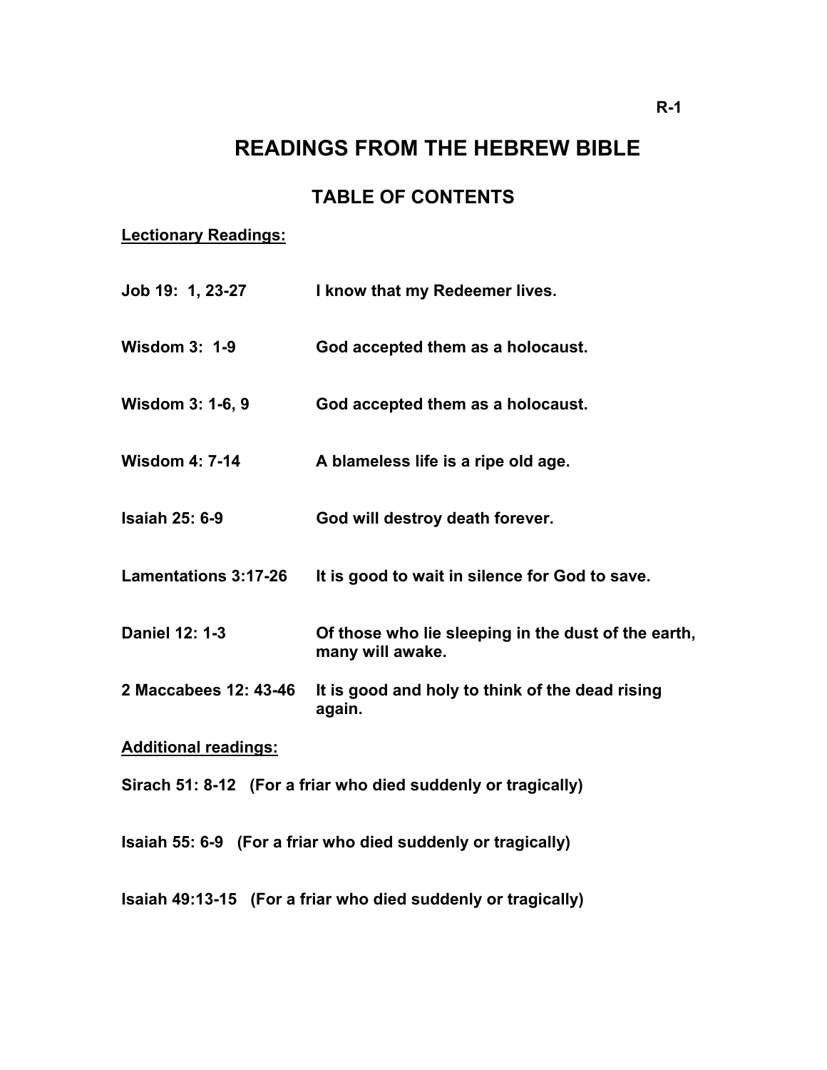# READINGS FROM THE HEBREW BIBLE

## TABLE OF CONTENTS

**<u>Lectionary Readings:</u>**

| | |
|---|---|
| **Job 19: 1, 23-27** | **I know that my Redeemer lives.** |
| **Wisdom 3: 1-9** | **God accepted them as a holocaust.** |
| **Wisdom 3: 1-6, 9** | **God accepted them as a holocaust.** |
| **Wisdom 4: 7-14** | **A blameless life is a ripe old age.** |
| **Isaiah 25: 6-9** | **God will destroy death forever.** |
| **Lamentations 3:17-26** | **It is good to wait in silence for God to save.** |
| **Daniel 12: 1-3** | **Of those who lie sleeping in the dust of the earth, many will awake.** |
| **2 Maccabees 12: 43-46** | **It is good and holy to think of the dead rising again.** |

**<u>Additional readings:</u>**

**Sirach 51: 8-12 (For a friar who died suddenly or tragically)**

**Isaiah 55: 6-9 (For a friar who died suddenly or tragically)**

**Isaiah 49:13-15 (For a friar who died suddenly or tragically)**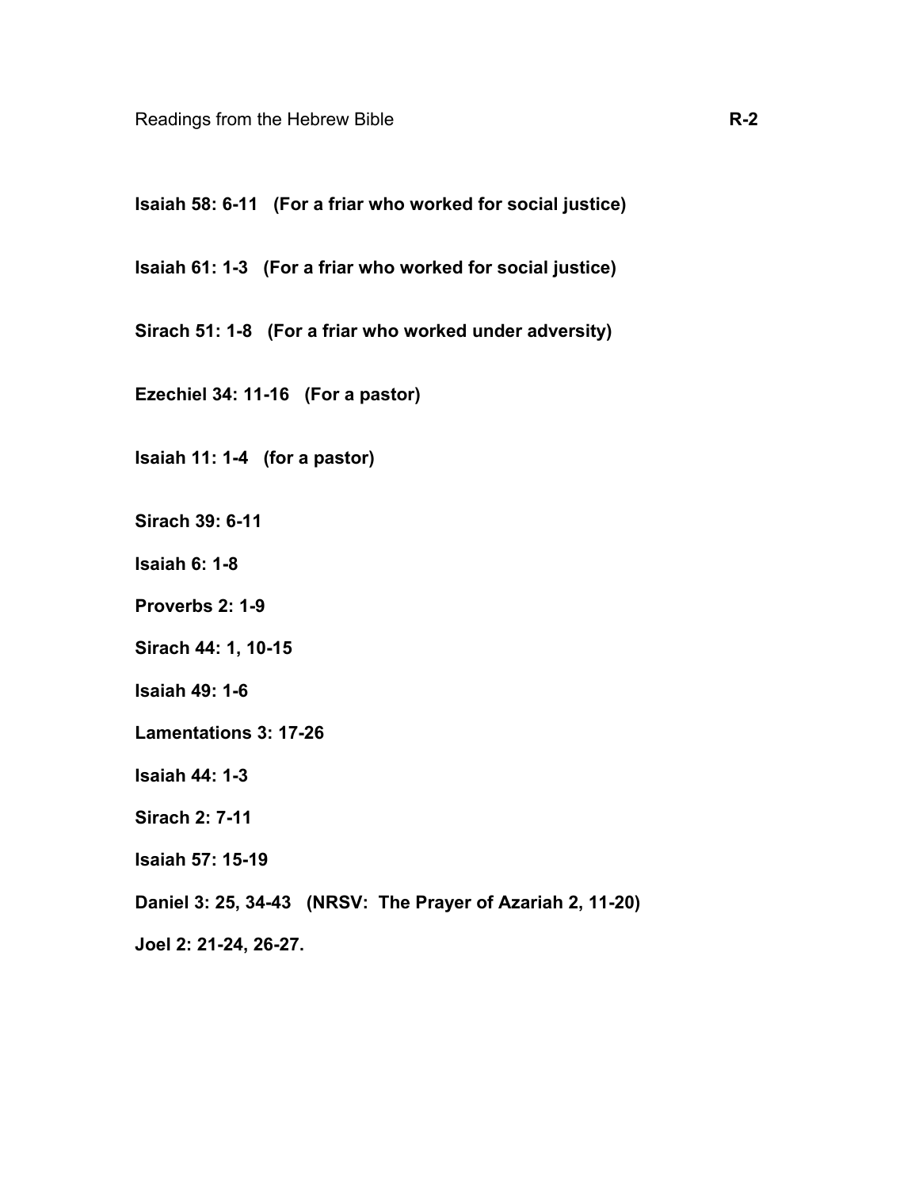**Isaiah 58: 6-11 (For a friar who worked for social justice)**

**Isaiah 61: 1-3 (For a friar who worked for social justice)**

**Sirach 51: 1-8 (For a friar who worked under adversity)**

**Ezechiel 34: 11-16 (For a pastor)**

**Isaiah 11: 1-4 (for a pastor)**

**Sirach 39: 6-11**

**Isaiah 6: 1-8**

**Proverbs 2: 1-9**

**Sirach 44: 1, 10-15**

**Isaiah 49: 1-6**

**Lamentations 3: 17-26**

**Isaiah 44: 1-3**

**Sirach 2: 7-11**

**Isaiah 57: 15-19**

**Daniel 3: 25, 34-43 (NRSV: The Prayer of Azariah 2, 11-20)**

**Joel 2: 21-24, 26-27.**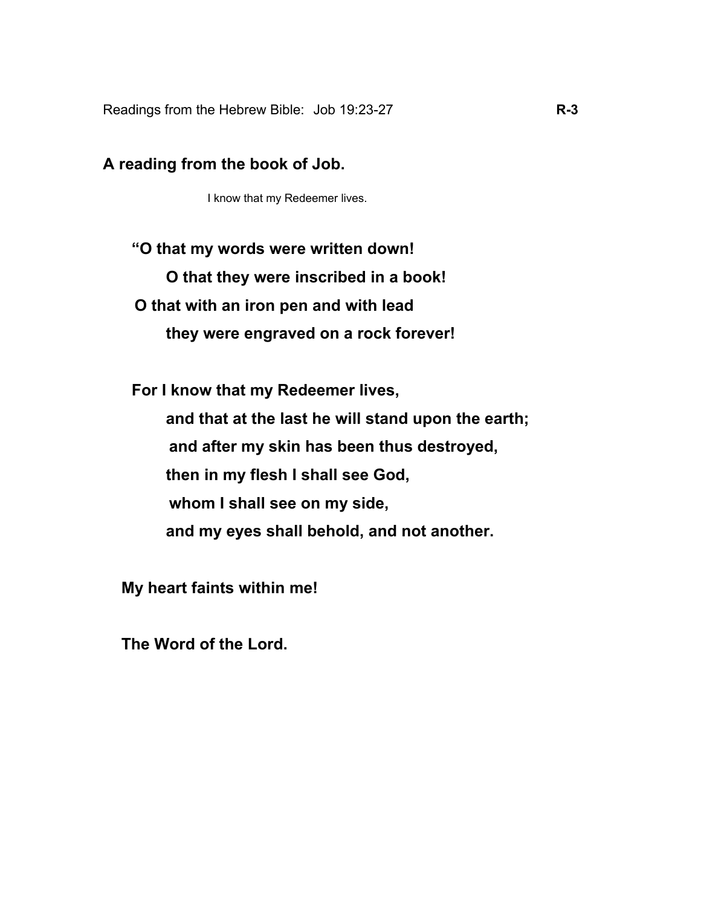Readings from the Hebrew Bible: Job 19:23-27 **R-3**

**A reading from the book of Job.**

I know that my Redeemer lives.

**“O that my words were written down!**
**O that they were inscribed in a book!**
**O that with an iron pen and with lead**
**they were engraved on a rock forever!**

**For I know that my Redeemer lives,**
**and that at the last he will stand upon the earth;**
**and after my skin has been thus destroyed,**
**then in my flesh I shall see God,**
**whom I shall see on my side,**
**and my eyes shall behold, and not another.**

**My heart faints within me!**

**The Word of the Lord.**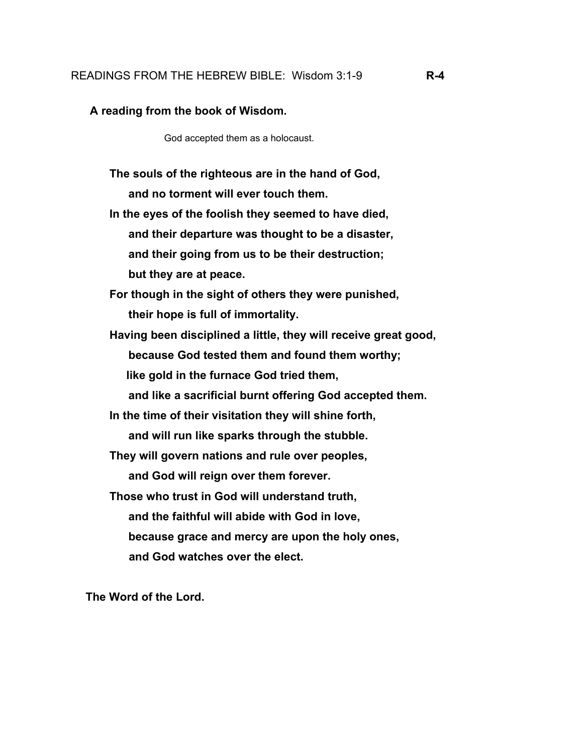READINGS FROM THE HEBREW BIBLE: Wisdom 3:1-9 **R-4**

**A reading from the book of Wisdom.**

God accepted them as a holocaust.

**The souls of the righteous are in the hand of God,**
**and no torment will ever touch them.**
**In the eyes of the foolish they seemed to have died,**
**and their departure was thought to be a disaster,**
**and their going from us to be their destruction;**
**but they are at peace.**
**For though in the sight of others they were punished,**
**their hope is full of immortality.**
**Having been disciplined a little, they will receive great good,**
**because God tested them and found them worthy;**
**like gold in the furnace God tried them,**
**and like a sacrificial burnt offering God accepted them.**
**In the time of their visitation they will shine forth,**
**and will run like sparks through the stubble.**
**They will govern nations and rule over peoples,**
**and God will reign over them forever.**
**Those who trust in God will understand truth,**
**and the faithful will abide with God in love,**
**because grace and mercy are upon the holy ones,**
**and God watches over the elect.**

**The Word of the Lord.**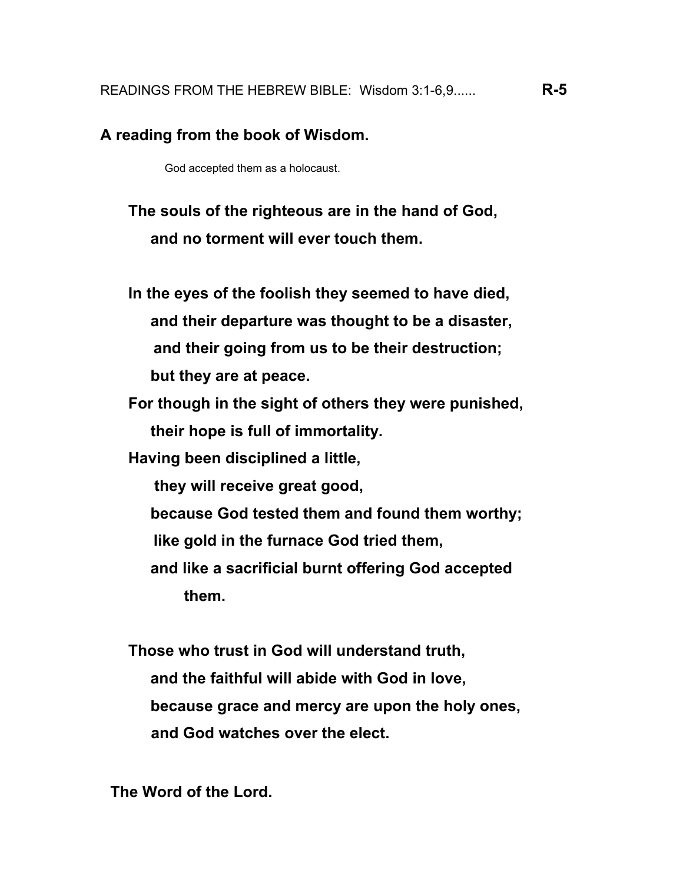READINGS FROM THE HEBREW BIBLE: Wisdom 3:1-6,9...... **R-5**

**A reading from the book of Wisdom.**

God accepted them as a holocaust.

**The souls of the righteous are in the hand of God,**
**and no torment will ever touch them.**

**In the eyes of the foolish they seemed to have died,**
**and their departure was thought to be a disaster,**
**and their going from us to be their destruction;**
**but they are at peace.**
**For though in the sight of others they were punished,**
**their hope is full of immortality.**
**Having been disciplined a little,**
**they will receive great good,**
**because God tested them and found them worthy;**
**like gold in the furnace God tried them,**
**and like a sacrificial burnt offering God accepted them.**

**Those who trust in God will understand truth,**
**and the faithful will abide with God in love,**
**because grace and mercy are upon the holy ones,**
**and God watches over the elect.**

**The Word of the Lord.**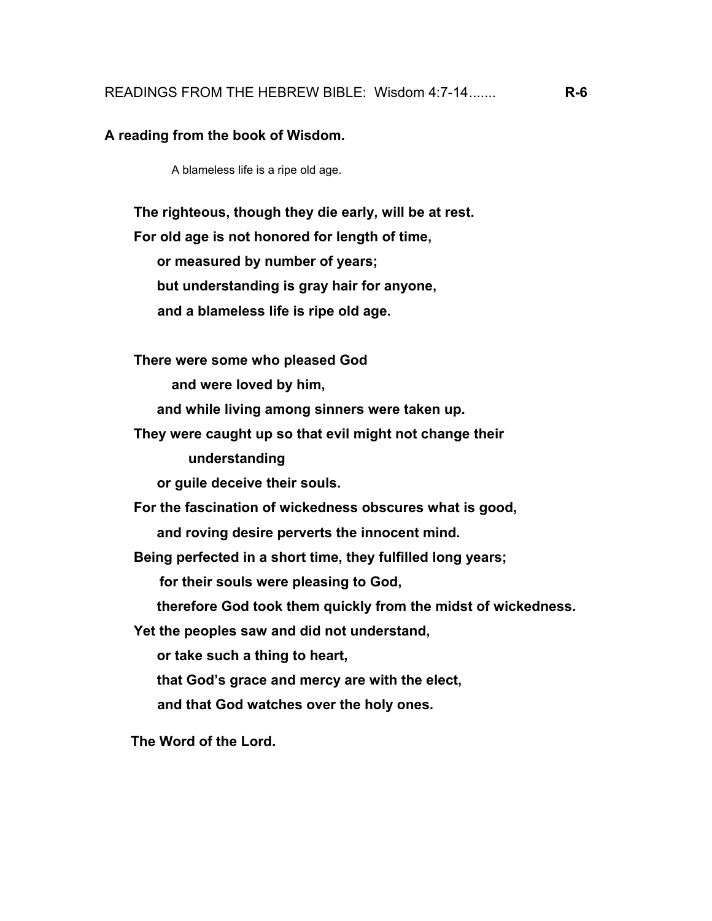READINGS FROM THE HEBREW BIBLE: Wisdom 4:7-14....... **R-6**

**A reading from the book of Wisdom.**

A blameless life is a ripe old age.

**The righteous, though they die early, will be at rest.**
**For old age is not honored for length of time,**
**or measured by number of years;**
**but understanding is gray hair for anyone,**
**and a blameless life is ripe old age.**

**There were some who pleased God**
**and were loved by him,**
**and while living among sinners were taken up.**
**They were caught up so that evil might not change their understanding**
**or guile deceive their souls.**
**For the fascination of wickedness obscures what is good,**
**and roving desire perverts the innocent mind.**
**Being perfected in a short time, they fulfilled long years;**
**for their souls were pleasing to God,**
**therefore God took them quickly from the midst of wickedness.**
**Yet the peoples saw and did not understand,**
**or take such a thing to heart,**
**that God's grace and mercy are with the elect,**
**and that God watches over the holy ones.**

**The Word of the Lord.**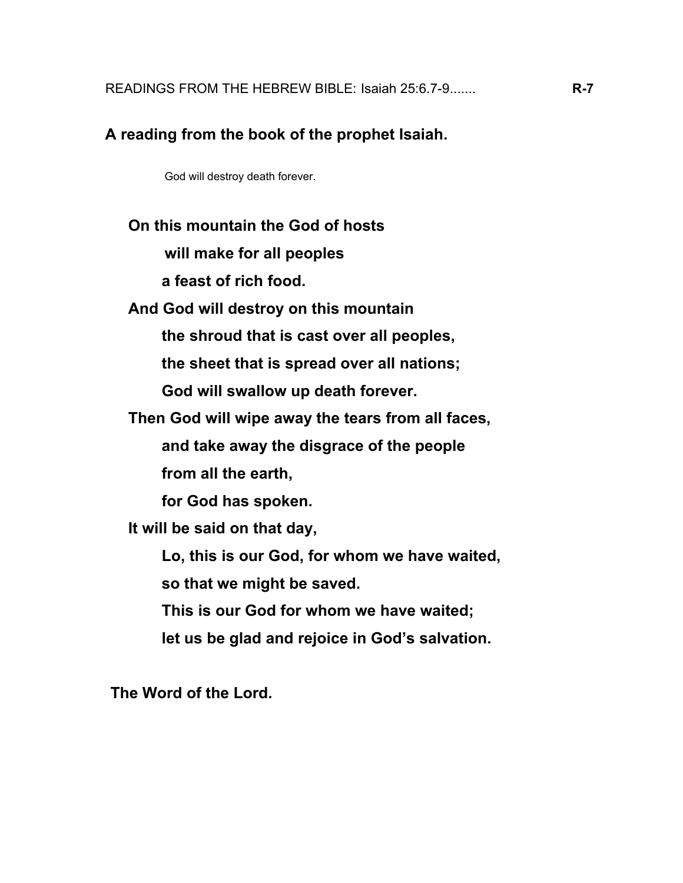READINGS FROM THE HEBREW BIBLE: Isaiah 25:6.7-9....... **R-7**

**A reading from the book of the prophet Isaiah.**

God will destroy death forever.

**On this mountain the God of hosts**
**will make for all peoples**
**a feast of rich food.**
**And God will destroy on this mountain**
**the shroud that is cast over all peoples,**
**the sheet that is spread over all nations;**
**God will swallow up death forever.**
**Then God will wipe away the tears from all faces,**
**and take away the disgrace of the people**
**from all the earth,**
**for God has spoken.**
**It will be said on that day,**
**Lo, this is our God, for whom we have waited,**
**so that we might be saved.**
**This is our God for whom we have waited;**
**let us be glad and rejoice in God's salvation.**

**The Word of the Lord.**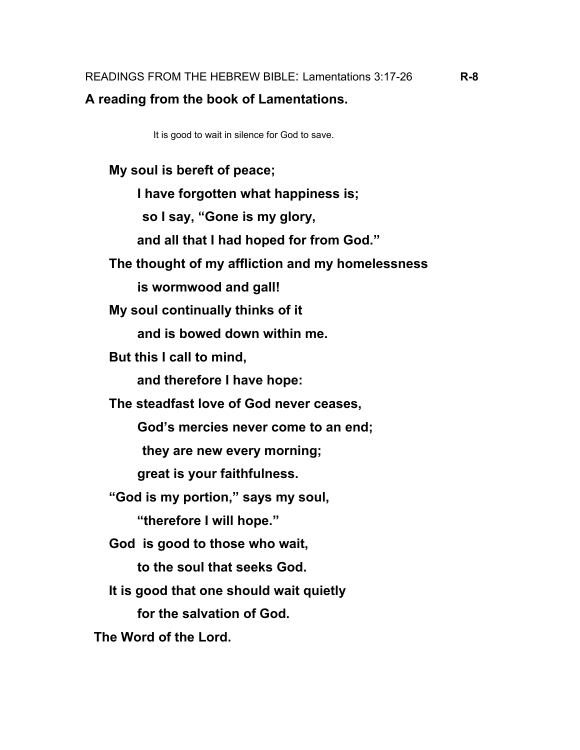READINGS FROM THE HEBREW BIBLE: Lamentations 3:17-26 **R-8**

**A reading from the book of Lamentations.**

It is good to wait in silence for God to save.

**My soul is bereft of peace;**
**I have forgotten what happiness is;**
**so I say, "Gone is my glory,**
**and all that I had hoped for from God."**
**The thought of my affliction and my homelessness**
**is wormwood and gall!**
**My soul continually thinks of it**
**and is bowed down within me.**
**But this I call to mind,**
**and therefore I have hope:**
**The steadfast love of God never ceases,**
**God's mercies never come to an end;**
**they are new every morning;**
**great is your faithfulness.**
**"God is my portion," says my soul,**
**"therefore I will hope."**
**God is good to those who wait,**
**to the soul that seeks God.**
**It is good that one should wait quietly**
**for the salvation of God.**

**The Word of the Lord.**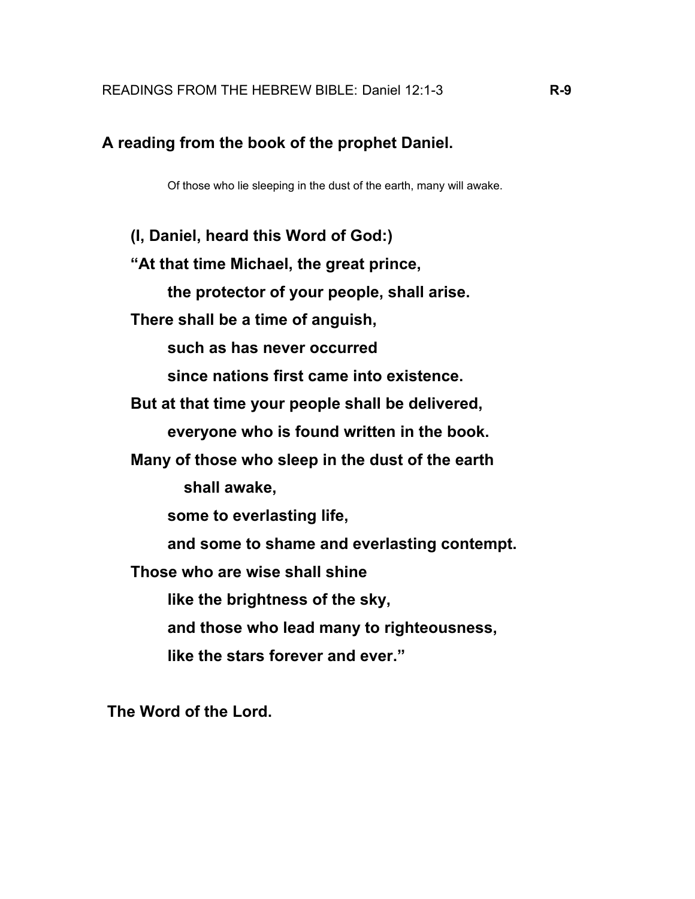READINGS FROM THE HEBREW BIBLE: Daniel 12:1-3 **R-9**

**A reading from the book of the prophet Daniel.**

Of those who lie sleeping in the dust of the earth, many will awake.

**(I, Daniel, heard this Word of God:)**  
**“At that time Michael, the great prince,**  
**the protector of your people, shall arise.**  
**There shall be a time of anguish,**  
**such as has never occurred**  
**since nations first came into existence.**  
**But at that time your people shall be delivered,**  
**everyone who is found written in the book.**  
**Many of those who sleep in the dust of the earth**  
**shall awake,**  
**some to everlasting life,**  
**and some to shame and everlasting contempt.**  
**Those who are wise shall shine**  
**like the brightness of the sky,**  
**and those who lead many to righteousness,**  
**like the stars forever and ever.”**

**The Word of the Lord.**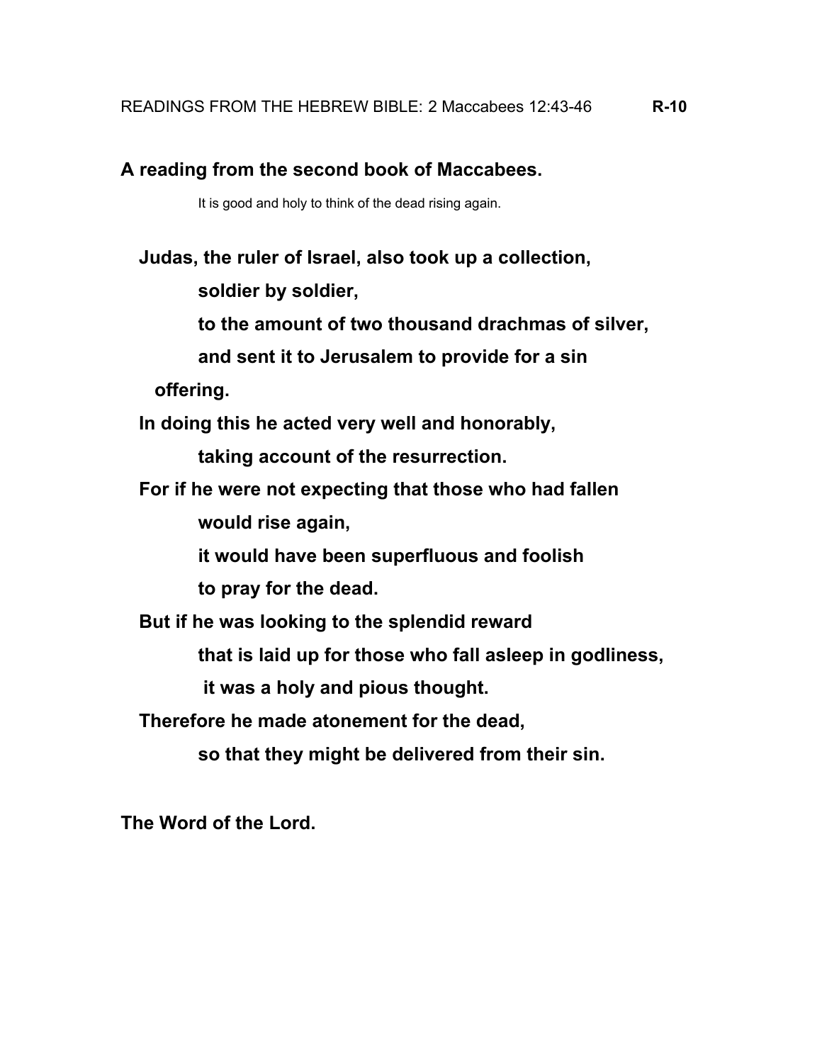READINGS FROM THE HEBREW BIBLE: 2 Maccabees 12:43-46 **R-10**

**A reading from the second book of Maccabees.**

It is good and holy to think of the dead rising again.

**Judas, the ruler of Israel, also took up a collection,**
**soldier by soldier,**
**to the amount of two thousand drachmas of silver,**
**and sent it to Jerusalem to provide for a sin offering.**
**In doing this he acted very well and honorably,**
**taking account of the resurrection.**
**For if he were not expecting that those who had fallen**
**would rise again,**
**it would have been superfluous and foolish**
**to pray for the dead.**
**But if he was looking to the splendid reward**
**that is laid up for those who fall asleep in godliness,**
**it was a holy and pious thought.**
**Therefore he made atonement for the dead,**
**so that they might be delivered from their sin.**

**The Word of the Lord.**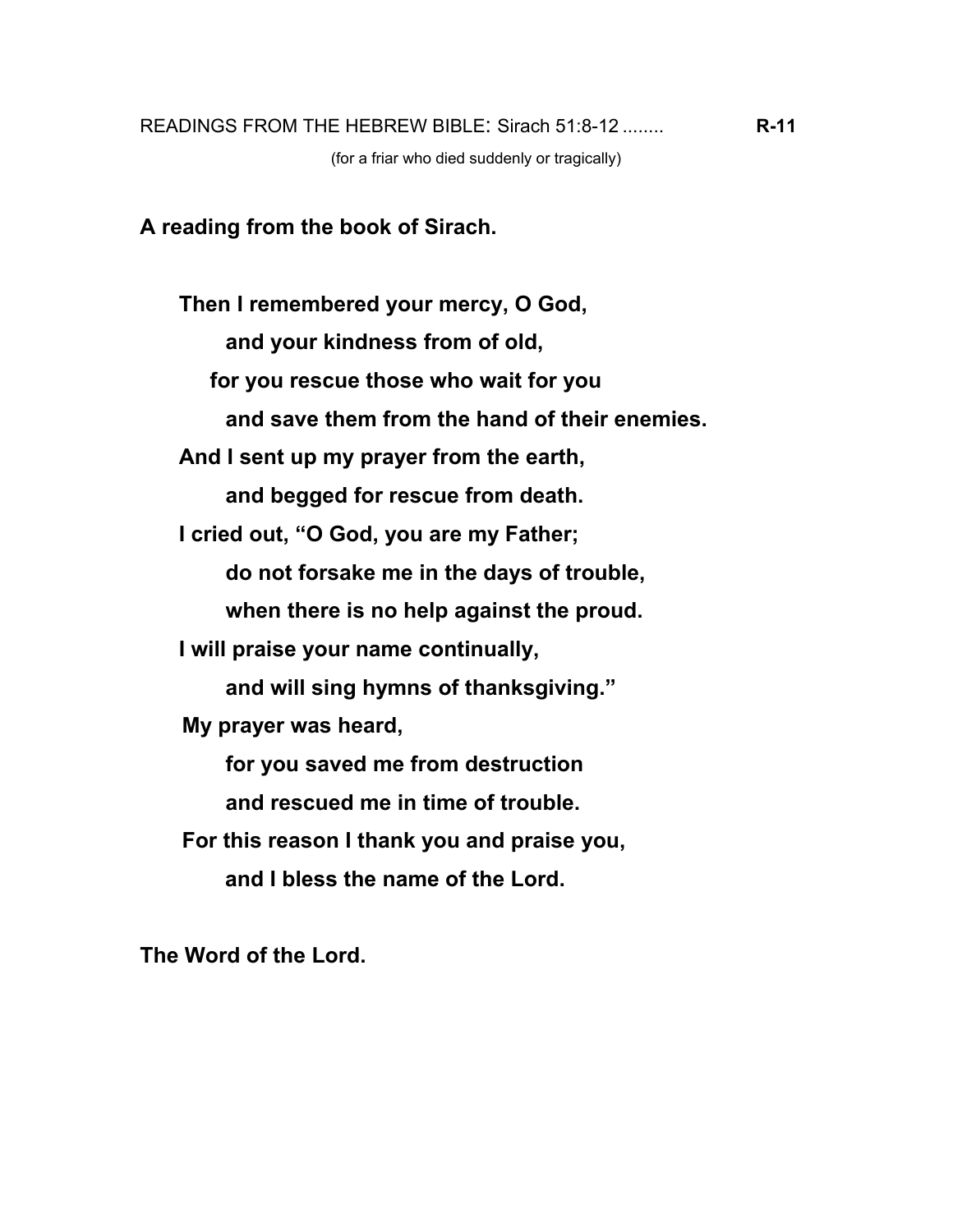READINGS FROM THE HEBREW BIBLE: Sirach 51:8-12 ........ **R-11**

(for a friar who died suddenly or tragically)

**A reading from the book of Sirach.**

**Then I remembered your mercy, O God,**
**and your kindness from of old,**
**for you rescue those who wait for you**
**and save them from the hand of their enemies.**
**And I sent up my prayer from the earth,**
**and begged for rescue from death.**
**I cried out, "O God, you are my Father;**
**do not forsake me in the days of trouble,**
**when there is no help against the proud.**
**I will praise your name continually,**
**and will sing hymns of thanksgiving."**
**My prayer was heard,**
**for you saved me from destruction**
**and rescued me in time of trouble.**
**For this reason I thank you and praise you,**
**and I bless the name of the Lord.**

**The Word of the Lord.**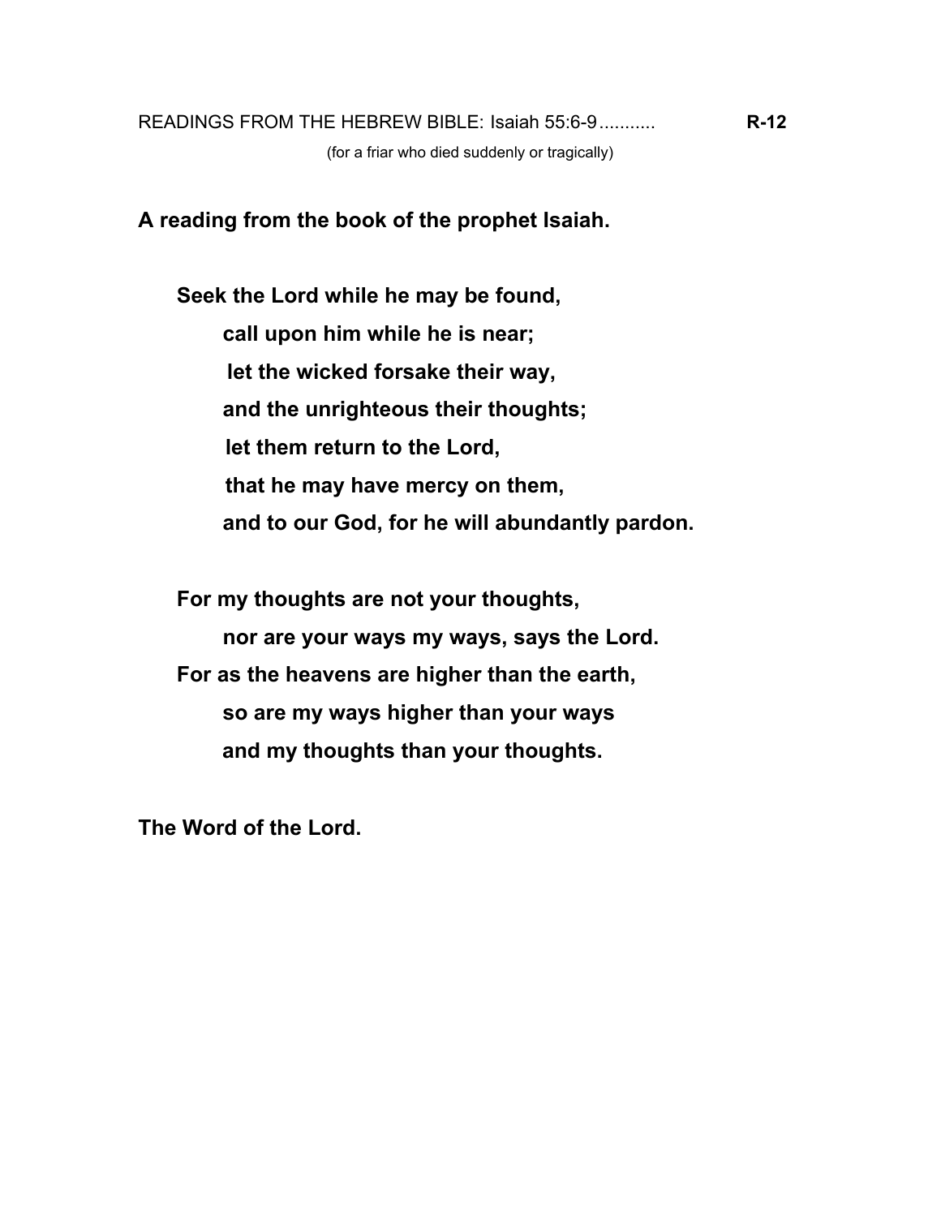READINGS FROM THE HEBREW BIBLE: Isaiah 55:6-9........... **R-12**

(for a friar who died suddenly or tragically)

**A reading from the book of the prophet Isaiah.**

**Seek the Lord while he may be found,**
**call upon him while he is near;**
**let the wicked forsake their way,**
**and the unrighteous their thoughts;**
**let them return to the Lord,**
**that he may have mercy on them,**
**and to our God, for he will abundantly pardon.**

**For my thoughts are not your thoughts,**
**nor are your ways my ways, says the Lord.**
**For as the heavens are higher than the earth,**
**so are my ways higher than your ways**
**and my thoughts than your thoughts.**

**The Word of the Lord.**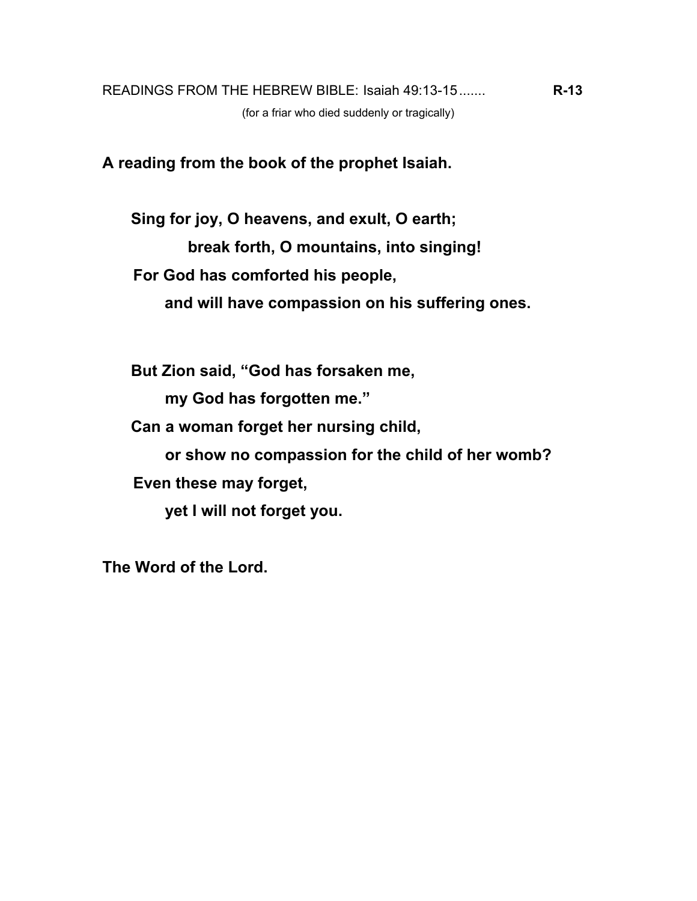READINGS FROM THE HEBREW BIBLE: Isaiah 49:13-15....... **R-13**

(for a friar who died suddenly or tragically)

**A reading from the book of the prophet Isaiah.**

**Sing for joy, O heavens, and exult, O earth;**
**break forth, O mountains, into singing!**
**For God has comforted his people,**
**and will have compassion on his suffering ones.**

**But Zion said, "God has forsaken me,**
**my God has forgotten me."**
**Can a woman forget her nursing child,**
**or show no compassion for the child of her womb?**
**Even these may forget,**
**yet I will not forget you.**

**The Word of the Lord.**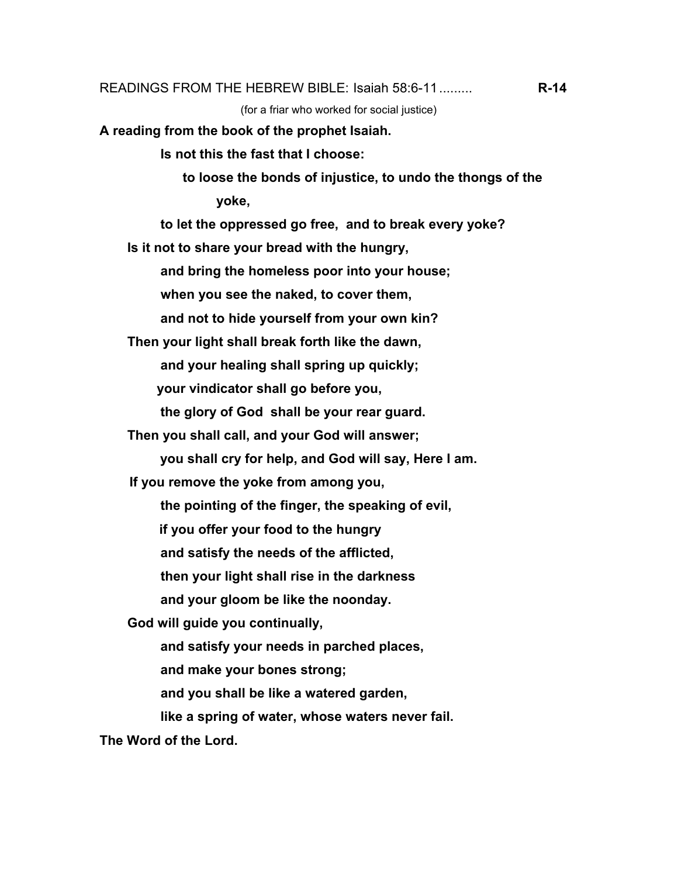READINGS FROM THE HEBREW BIBLE: Isaiah 58:6-11......... **R-14**

(for a friar who worked for social justice)

**A reading from the book of the prophet Isaiah.**

**Is not this the fast that I choose:**
**to loose the bonds of injustice, to undo the thongs of the yoke,**
**to let the oppressed go free, and to break every yoke?**
**Is it not to share your bread with the hungry,**
**and bring the homeless poor into your house;**
**when you see the naked, to cover them,**
**and not to hide yourself from your own kin?**
**Then your light shall break forth like the dawn,**
**and your healing shall spring up quickly;**
**your vindicator shall go before you,**
**the glory of God shall be your rear guard.**
**Then you shall call, and your God will answer;**
**you shall cry for help, and God will say, Here I am.**
**If you remove the yoke from among you,**
**the pointing of the finger, the speaking of evil,**
**if you offer your food to the hungry**
**and satisfy the needs of the afflicted,**
**then your light shall rise in the darkness**
**and your gloom be like the noonday.**
**God will guide you continually,**
**and satisfy your needs in parched places,**
**and make your bones strong;**
**and you shall be like a watered garden,**
**like a spring of water, whose waters never fail.**

**The Word of the Lord.**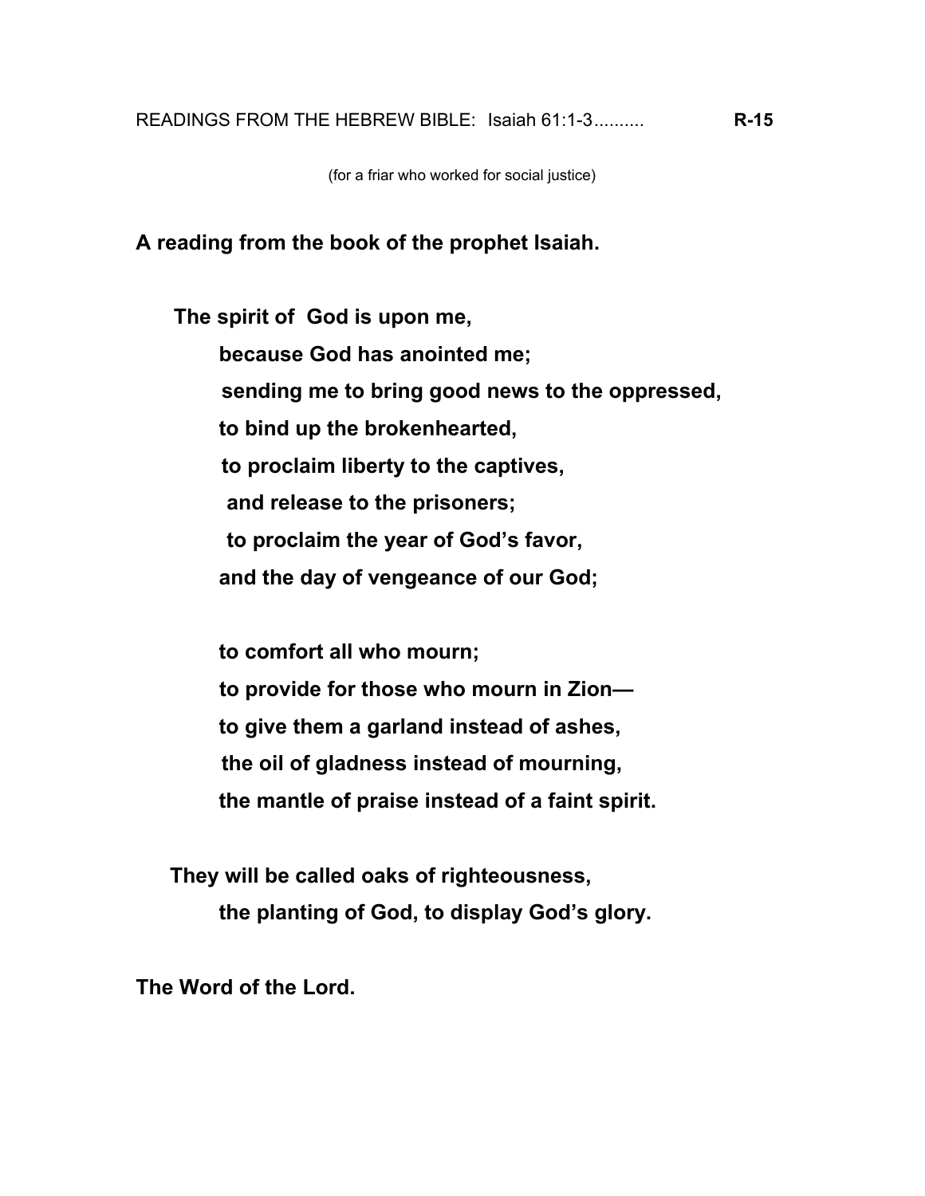READINGS FROM THE HEBREW BIBLE: Isaiah 61:1-3.......... **R-15**

(for a friar who worked for social justice)

**A reading from the book of the prophet Isaiah.**

**The spirit of God is upon me,**  
**because God has anointed me;**  
**sending me to bring good news to the oppressed,**  
**to bind up the brokenhearted,**  
**to proclaim liberty to the captives,**  
**and release to the prisoners;**  
**to proclaim the year of God's favor,**  
**and the day of vengeance of our God;**

**to comfort all who mourn;**  
**to provide for those who mourn in Zion—**  
**to give them a garland instead of ashes,**  
**the oil of gladness instead of mourning,**  
**the mantle of praise instead of a faint spirit.**

**They will be called oaks of righteousness,**  
**the planting of God, to display God's glory.**

**The Word of the Lord.**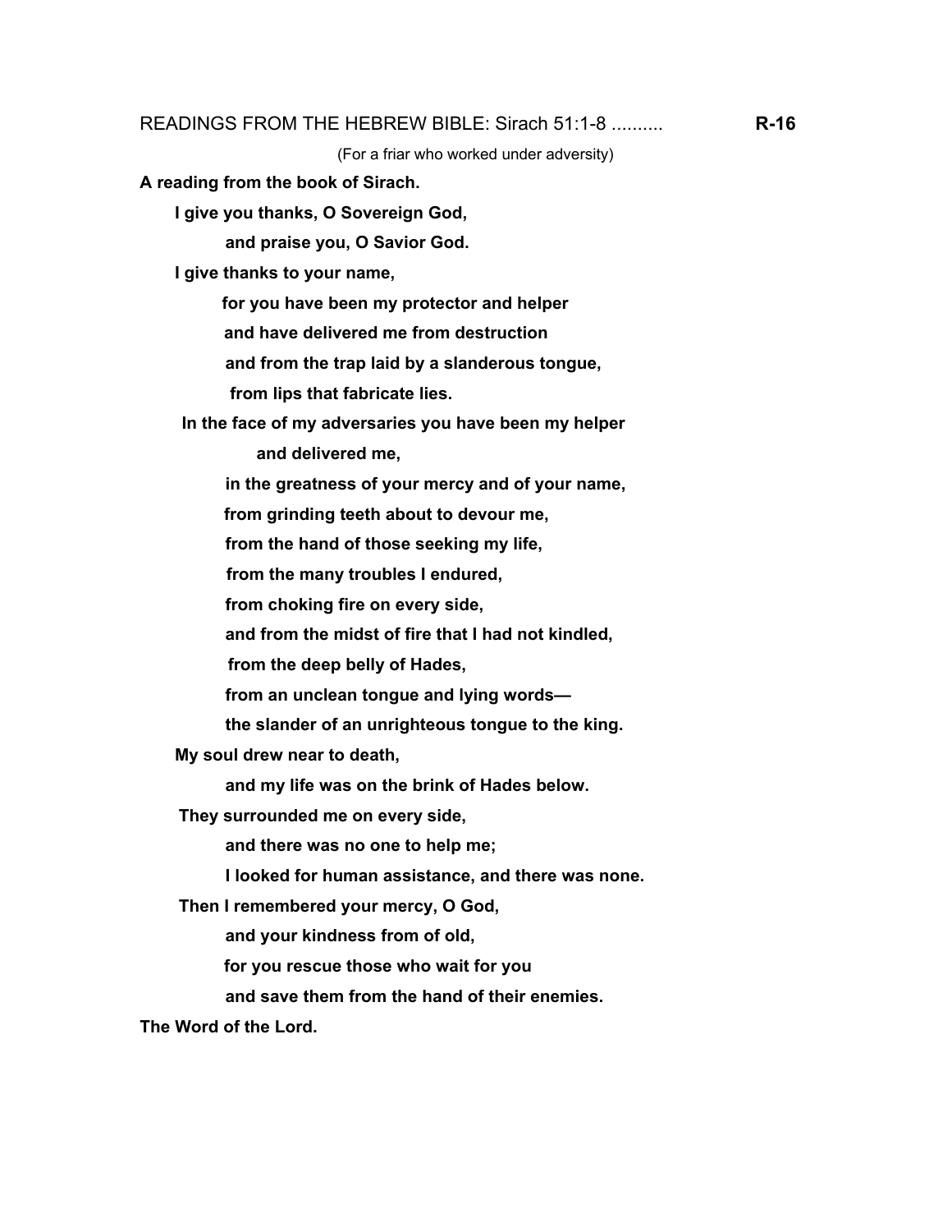READINGS FROM THE HEBREW BIBLE: Sirach 51:1-8 .......... **R-16**

(For a friar who worked under adversity)

**A reading from the book of Sirach.**

**I give you thanks, O Sovereign God,**
**and praise you, O Savior God.**
**I give thanks to your name,**
**for you have been my protector and helper**
**and have delivered me from destruction**
**and from the trap laid by a slanderous tongue,**
**from lips that fabricate lies.**
**In the face of my adversaries you have been my helper**
**and delivered me,**
**in the greatness of your mercy and of your name,**
**from grinding teeth about to devour me,**
**from the hand of those seeking my life,**
**from the many troubles I endured,**
**from choking fire on every side,**
**and from the midst of fire that I had not kindled,**
**from the deep belly of Hades,**
**from an unclean tongue and lying words—**
**the slander of an unrighteous tongue to the king.**
**My soul drew near to death,**
**and my life was on the brink of Hades below.**
**They surrounded me on every side,**
**and there was no one to help me;**
**I looked for human assistance, and there was none.**
**Then I remembered your mercy, O God,**
**and your kindness from of old,**
**for you rescue those who wait for you**
**and save them from the hand of their enemies.**

**The Word of the Lord.**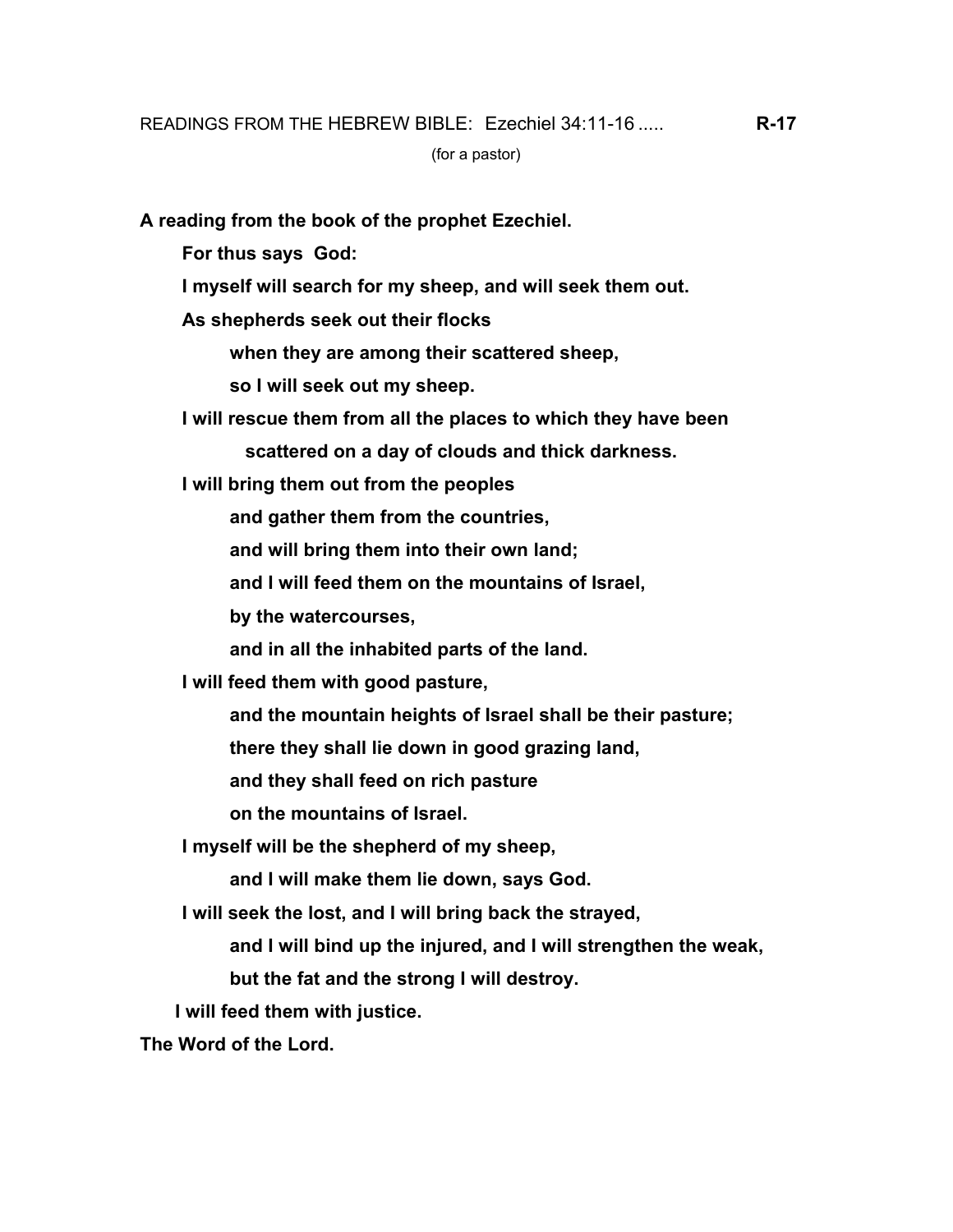READINGS FROM THE HEBREW BIBLE: Ezechiel 34:11-16 ..... **R-17**

(for a pastor)

**A reading from the book of the prophet Ezechiel.**

**For thus says God:**

**I myself will search for my sheep, and will seek them out.**

**As shepherds seek out their flocks**

**when they are among their scattered sheep,**

**so I will seek out my sheep.**

**I will rescue them from all the places to which they have been**

**scattered on a day of clouds and thick darkness.**

**I will bring them out from the peoples**

**and gather them from the countries,**

**and will bring them into their own land;**

**and I will feed them on the mountains of Israel,**

**by the watercourses,**

**and in all the inhabited parts of the land.**

**I will feed them with good pasture,**

**and the mountain heights of Israel shall be their pasture;**

**there they shall lie down in good grazing land,**

**and they shall feed on rich pasture**

**on the mountains of Israel.**

**I myself will be the shepherd of my sheep,**

**and I will make them lie down, says God.**

**I will seek the lost, and I will bring back the strayed,**

**and I will bind up the injured, and I will strengthen the weak,**

**but the fat and the strong I will destroy.**

**I will feed them with justice.**

**The Word of the Lord.**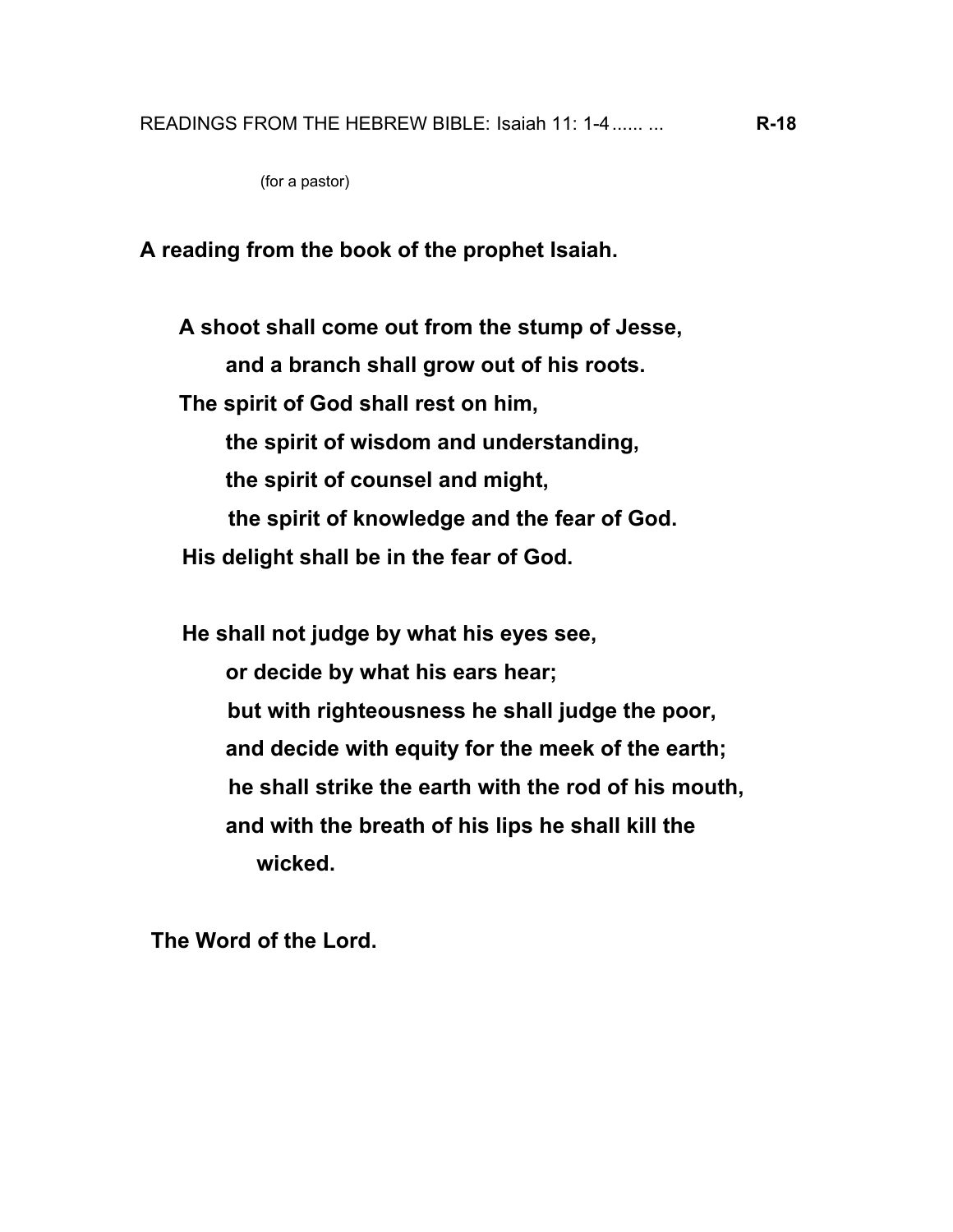READINGS FROM THE HEBREW BIBLE: Isaiah 11: 1-4 ...... ... **R-18**

(for a pastor)

**A reading from the book of the prophet Isaiah.**

**A shoot shall come out from the stump of Jesse,**
**and a branch shall grow out of his roots.**
**The spirit of God shall rest on him,**
**the spirit of wisdom and understanding,**
**the spirit of counsel and might,**
**the spirit of knowledge and the fear of God.**
**His delight shall be in the fear of God.**

**He shall not judge by what his eyes see,**
**or decide by what his ears hear;**
**but with righteousness he shall judge the poor,**
**and decide with equity for the meek of the earth;**
**he shall strike the earth with the rod of his mouth,**
**and with the breath of his lips he shall kill the wicked.**

**The Word of the Lord.**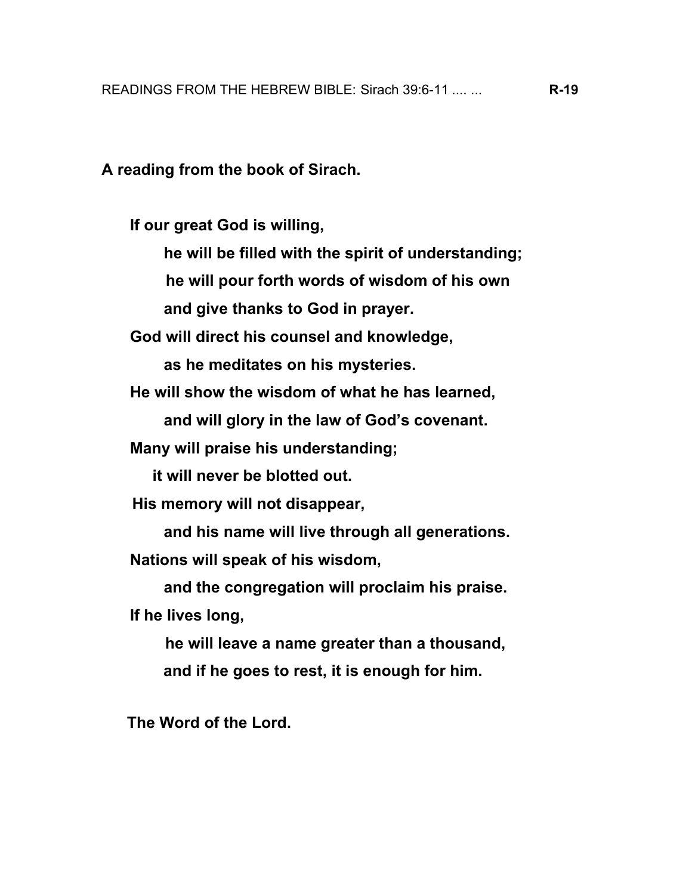READINGS FROM THE HEBREW BIBLE: Sirach 39:6-11 .... ... **R-19**

**A reading from the book of Sirach.**

**If our great God is willing,**
**he will be filled with the spirit of understanding;**
**he will pour forth words of wisdom of his own**
**and give thanks to God in prayer.**
**God will direct his counsel and knowledge,**
**as he meditates on his mysteries.**
**He will show the wisdom of what he has learned,**
**and will glory in the law of God's covenant.**
**Many will praise his understanding;**
**it will never be blotted out.**
**His memory will not disappear,**
**and his name will live through all generations.**
**Nations will speak of his wisdom,**
**and the congregation will proclaim his praise.**
**If he lives long,**
**he will leave a name greater than a thousand,**
**and if he goes to rest, it is enough for him.**

**The Word of the Lord.**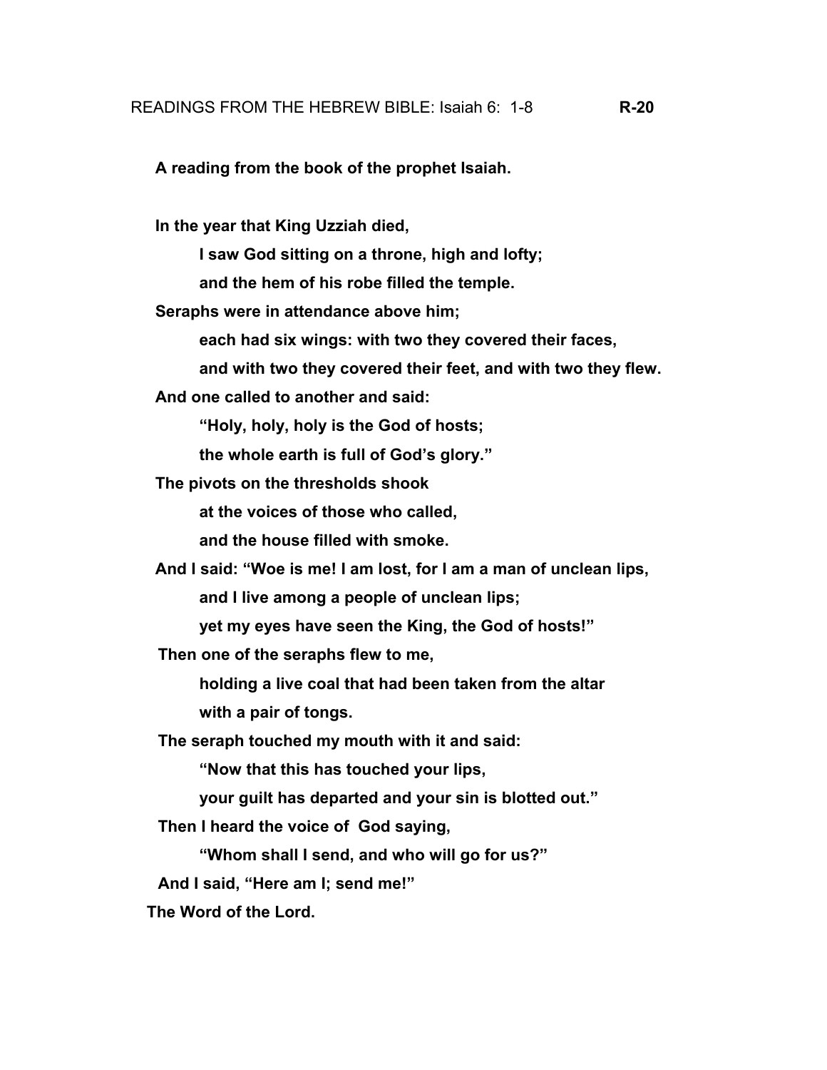READINGS FROM THE HEBREW BIBLE: Isaiah 6: 1-8 **R-20**

**A reading from the book of the prophet Isaiah.**

**In the year that King Uzziah died,**
**I saw God sitting on a throne, high and lofty;**
**and the hem of his robe filled the temple.**
**Seraphs were in attendance above him;**
**each had six wings: with two they covered their faces,**
**and with two they covered their feet, and with two they flew.**
**And one called to another and said:**
**"Holy, holy, holy is the God of hosts;**
**the whole earth is full of God's glory."**
**The pivots on the thresholds shook**
**at the voices of those who called,**
**and the house filled with smoke.**
**And I said: "Woe is me! I am lost, for I am a man of unclean lips,**
**and I live among a people of unclean lips;**
**yet my eyes have seen the King, the God of hosts!"**
**Then one of the seraphs flew to me,**
**holding a live coal that had been taken from the altar**
**with a pair of tongs.**
**The seraph touched my mouth with it and said:**
**"Now that this has touched your lips,**
**your guilt has departed and your sin is blotted out."**
**Then I heard the voice of God saying,**
**"Whom shall I send, and who will go for us?"**
**And I said, "Here am I; send me!"**
**The Word of the Lord.**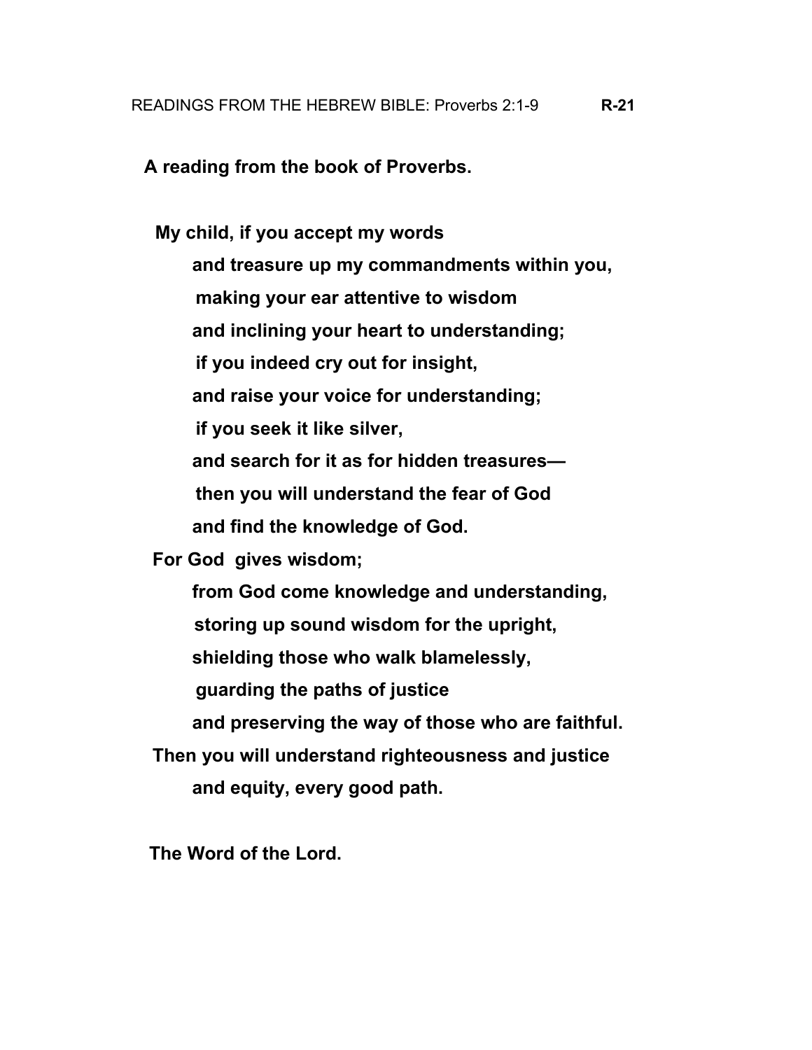READINGS FROM THE HEBREW BIBLE: Proverbs 2:1-9 **R-21**

**A reading from the book of Proverbs.**

**My child, if you accept my words**  
**and treasure up my commandments within you,**  
**making your ear attentive to wisdom**  
**and inclining your heart to understanding;**  
**if you indeed cry out for insight,**  
**and raise your voice for understanding;**  
**if you seek it like silver,**  
**and search for it as for hidden treasures—**  
**then you will understand the fear of God**  
**and find the knowledge of God.**  
**For God gives wisdom;**  
**from God come knowledge and understanding,**  
**storing up sound wisdom for the upright,**  
**shielding those who walk blamelessly,**  
**guarding the paths of justice**  
**and preserving the way of those who are faithful.**  
**Then you will understand righteousness and justice**  
**and equity, every good path.**

**The Word of the Lord.**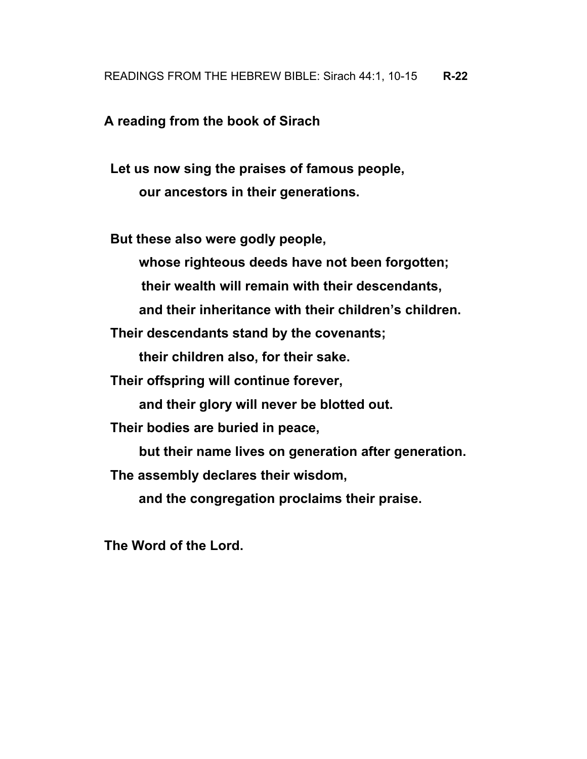READINGS FROM THE HEBREW BIBLE: Sirach 44:1, 10-15 **R-22**

**A reading from the book of Sirach**

**Let us now sing the praises of famous people,**
**our ancestors in their generations.**

**But these also were godly people,**
**whose righteous deeds have not been forgotten;**
**their wealth will remain with their descendants,**
**and their inheritance with their children's children.**
**Their descendants stand by the covenants;**
**their children also, for their sake.**
**Their offspring will continue forever,**
**and their glory will never be blotted out.**
**Their bodies are buried in peace,**
**but their name lives on generation after generation.**
**The assembly declares their wisdom,**
**and the congregation proclaims their praise.**

**The Word of the Lord.**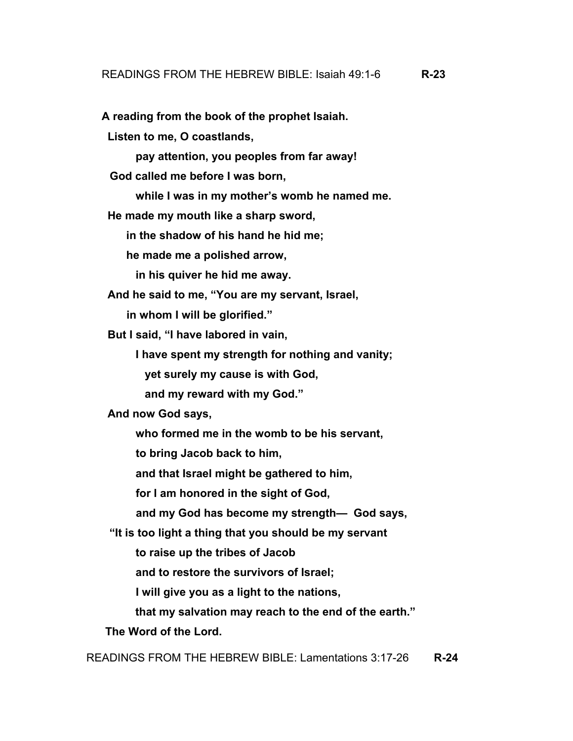## READINGS FROM THE HEBREW BIBLE: Isaiah 49:1-6 **R-23**

**A reading from the book of the prophet Isaiah.**

**Listen to me, O coastlands,**
**pay attention, you peoples from far away!**
**God called me before I was born,**
**while I was in my mother's womb he named me.**
**He made my mouth like a sharp sword,**
**in the shadow of his hand he hid me;**
**he made me a polished arrow,**
**in his quiver he hid me away.**
**And he said to me, "You are my servant, Israel,**
**in whom I will be glorified."**
**But I said, "I have labored in vain,**
**I have spent my strength for nothing and vanity;**
**yet surely my cause is with God,**
**and my reward with my God."**
**And now God says,**
**who formed me in the womb to be his servant,**
**to bring Jacob back to him,**
**and that Israel might be gathered to him,**
**for I am honored in the sight of God,**
**and my God has become my strength— God says,**
**"It is too light a thing that you should be my servant**
**to raise up the tribes of Jacob**
**and to restore the survivors of Israel;**
**I will give you as a light to the nations,**
**that my salvation may reach to the end of the earth."**

**The Word of the Lord.**

## READINGS FROM THE HEBREW BIBLE: Lamentations 3:17-26 **R-24**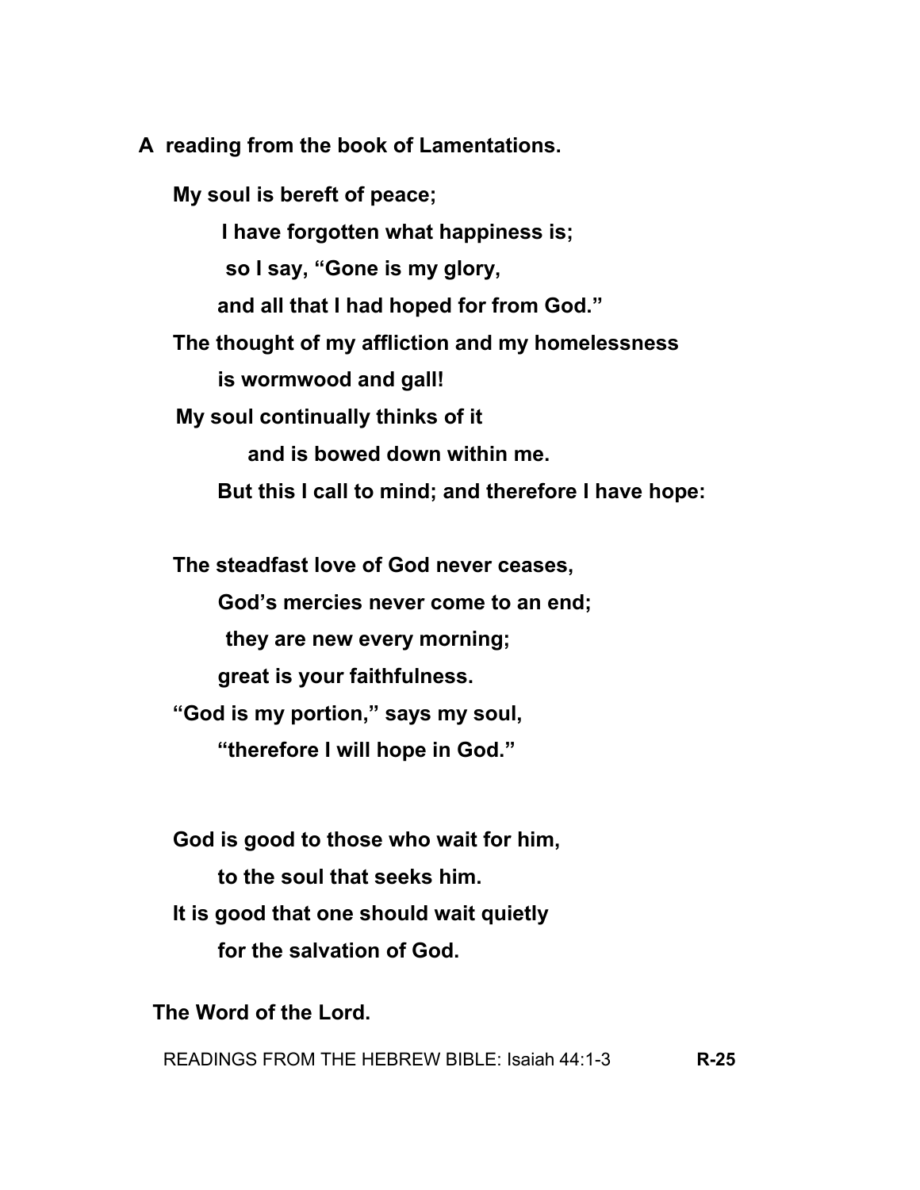**A reading from the book of Lamentations.**

**My soul is bereft of peace;**
**I have forgotten what happiness is;**
**so I say, "Gone is my glory,**
**and all that I had hoped for from God."**
**The thought of my affliction and my homelessness**
**is wormwood and gall!**
**My soul continually thinks of it**
**and is bowed down within me.**
**But this I call to mind; and therefore I have hope:**

**The steadfast love of God never ceases,**
**God's mercies never come to an end;**
**they are new every morning;**
**great is your faithfulness.**
**"God is my portion," says my soul,**
**"therefore I will hope in God."**

**God is good to those who wait for him,**
**to the soul that seeks him.**
**It is good that one should wait quietly**
**for the salvation of God.**

**The Word of the Lord.**

READINGS FROM THE HEBREW BIBLE: Isaiah 44:1-3 **R-25**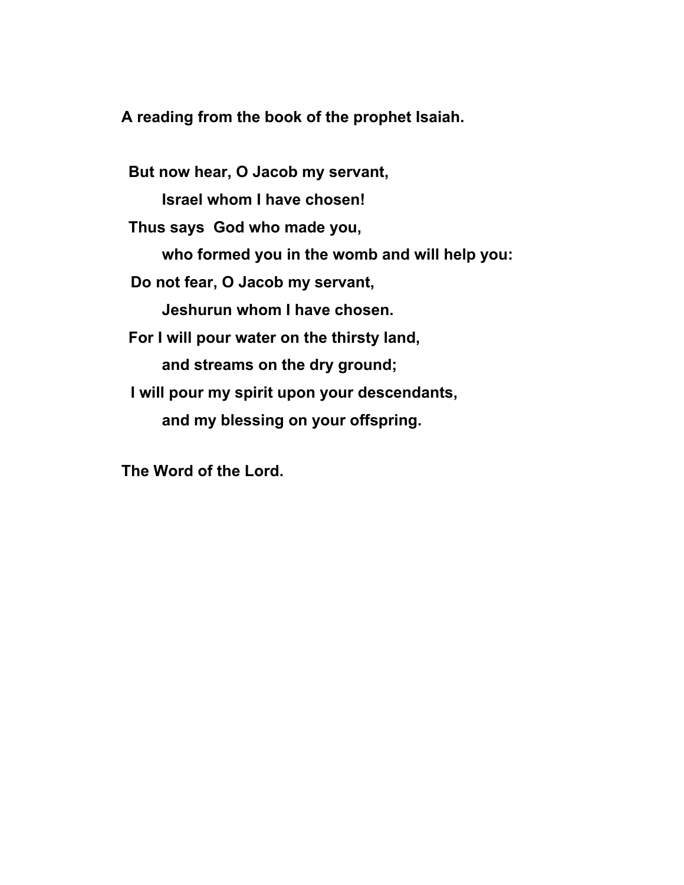**A reading from the book of the prophet Isaiah.**

**But now hear, O Jacob my servant,**
**Israel whom I have chosen!**
**Thus says God who made you,**
**who formed you in the womb and will help you:**
**Do not fear, O Jacob my servant,**
**Jeshurun whom I have chosen.**
**For I will pour water on the thirsty land,**
**and streams on the dry ground;**
**I will pour my spirit upon your descendants,**
**and my blessing on your offspring.**

**The Word of the Lord.**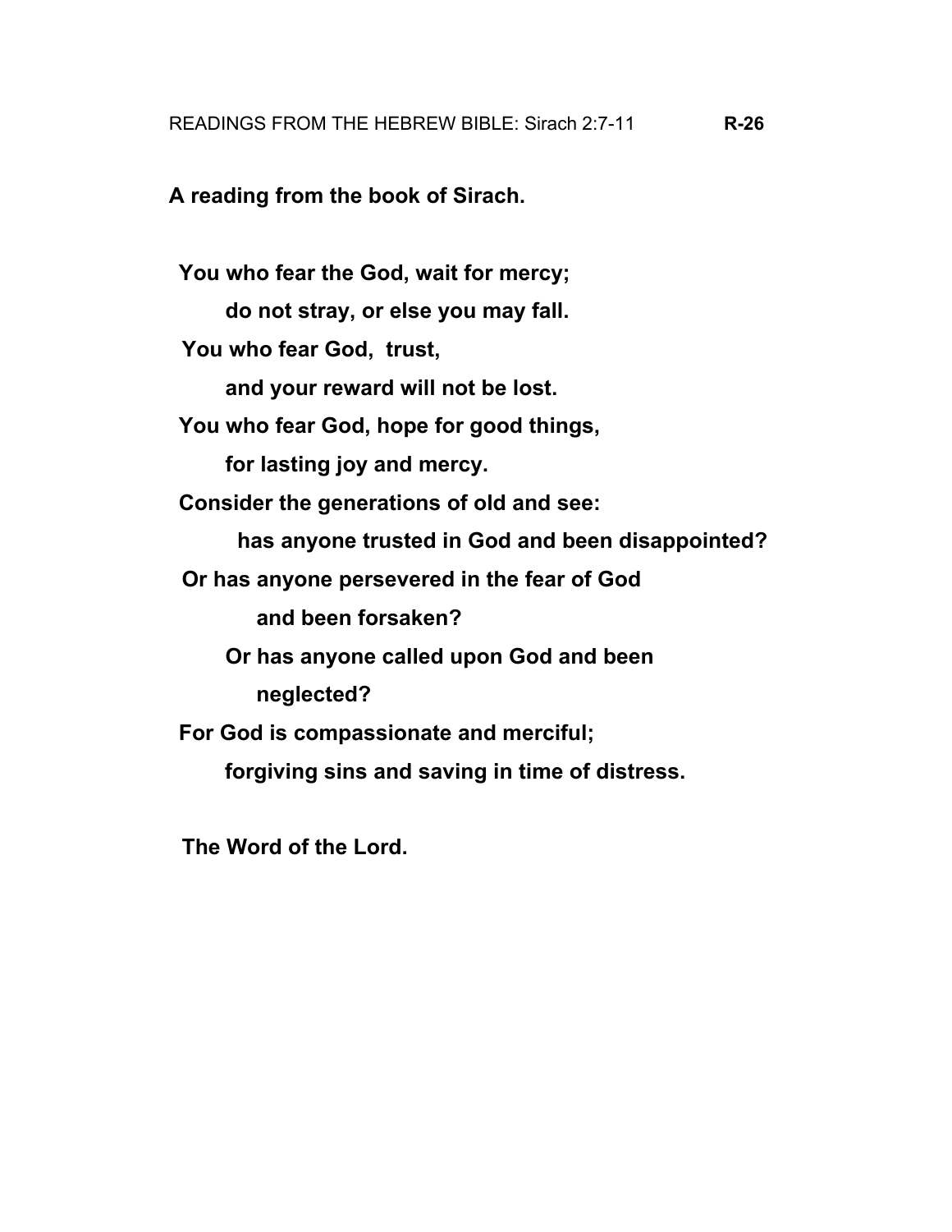READINGS FROM THE HEBREW BIBLE: Sirach 2:7-11 **R-26**

**A reading from the book of Sirach.**

**You who fear the God, wait for mercy;**
**do not stray, or else you may fall.**
**You who fear God, trust,**
**and your reward will not be lost.**
**You who fear God, hope for good things,**
**for lasting joy and mercy.**
**Consider the generations of old and see:**
**has anyone trusted in God and been disappointed?**
**Or has anyone persevered in the fear of God**
**and been forsaken?**
**Or has anyone called upon God and been**
**neglected?**
**For God is compassionate and merciful;**
**forgiving sins and saving in time of distress.**

**The Word of the Lord.**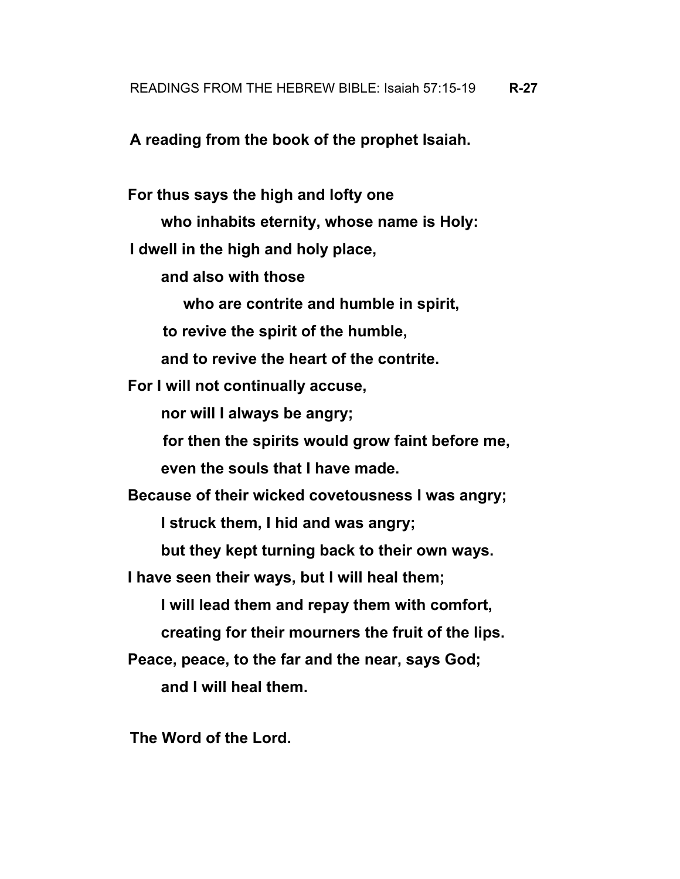READINGS FROM THE HEBREW BIBLE: Isaiah 57:15-19 **R-27**

**A reading from the book of the prophet Isaiah.**

**For thus says the high and lofty one**
**who inhabits eternity, whose name is Holy:**
**I dwell in the high and holy place,**
**and also with those**
**who are contrite and humble in spirit,**
**to revive the spirit of the humble,**
**and to revive the heart of the contrite.**
**For I will not continually accuse,**
**nor will I always be angry;**
**for then the spirits would grow faint before me,**
**even the souls that I have made.**
**Because of their wicked covetousness I was angry;**
**I struck them, I hid and was angry;**
**but they kept turning back to their own ways.**
**I have seen their ways, but I will heal them;**
**I will lead them and repay them with comfort,**
**creating for their mourners the fruit of the lips.**
**Peace, peace, to the far and the near, says God;**
**and I will heal them.**

**The Word of the Lord.**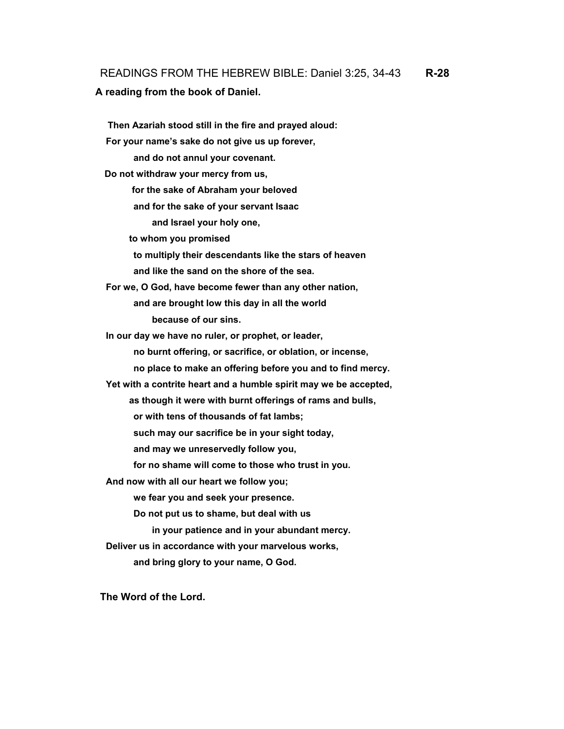READINGS FROM THE HEBREW BIBLE: Daniel 3:25, 34-43 **R-28**

**A reading from the book of Daniel.**

**Then Azariah stood still in the fire and prayed aloud:**
**For your name's sake do not give us up forever,**
**and do not annul your covenant.**
**Do not withdraw your mercy from us,**
**for the sake of Abraham your beloved**
**and for the sake of your servant Isaac**
**and Israel your holy one,**
**to whom you promised**
**to multiply their descendants like the stars of heaven**
**and like the sand on the shore of the sea.**
**For we, O God, have become fewer than any other nation,**
**and are brought low this day in all the world**
**because of our sins.**
**In our day we have no ruler, or prophet, or leader,**
**no burnt offering, or sacrifice, or oblation, or incense,**
**no place to make an offering before you and to find mercy.**
**Yet with a contrite heart and a humble spirit may we be accepted,**
**as though it were with burnt offerings of rams and bulls,**
**or with tens of thousands of fat lambs;**
**such may our sacrifice be in your sight today,**
**and may we unreservedly follow you,**
**for no shame will come to those who trust in you.**
**And now with all our heart we follow you;**
**we fear you and seek your presence.**
**Do not put us to shame, but deal with us**
**in your patience and in your abundant mercy.**
**Deliver us in accordance with your marvelous works,**
**and bring glory to your name, O God.**

**The Word of the Lord.**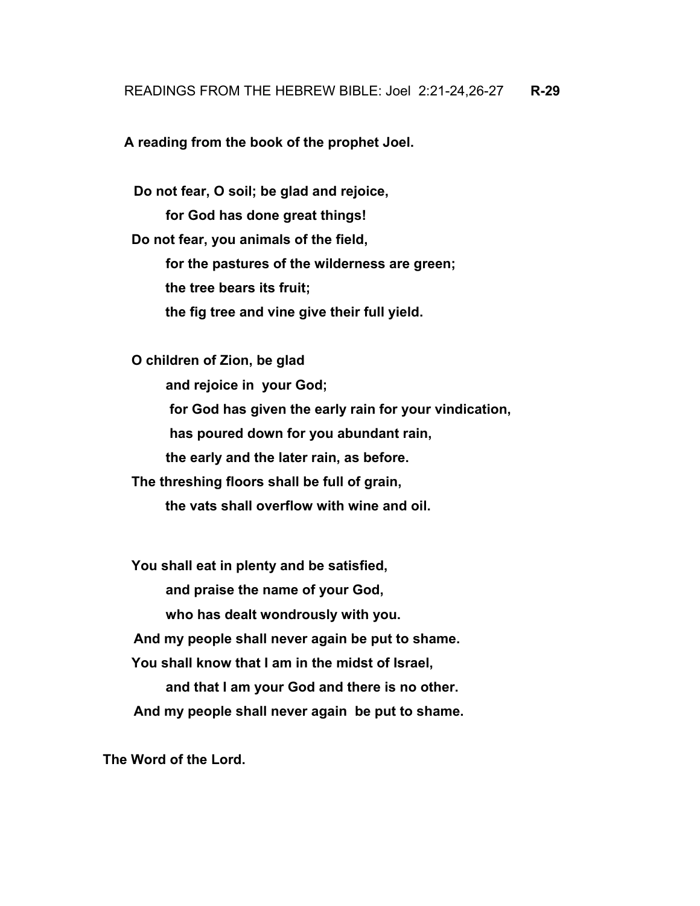READINGS FROM THE HEBREW BIBLE: Joel 2:21-24,26-27 **R-29**

**A reading from the book of the prophet Joel.**

**Do not fear, O soil; be glad and rejoice,**
**for God has done great things!**
**Do not fear, you animals of the field,**
**for the pastures of the wilderness are green;**
**the tree bears its fruit;**
**the fig tree and vine give their full yield.**

**O children of Zion, be glad**
**and rejoice in your God;**
**for God has given the early rain for your vindication,**
**has poured down for you abundant rain,**
**the early and the later rain, as before.**
**The threshing floors shall be full of grain,**
**the vats shall overflow with wine and oil.**

**You shall eat in plenty and be satisfied,**
**and praise the name of your God,**
**who has dealt wondrously with you.**
**And my people shall never again be put to shame.**
**You shall know that I am in the midst of Israel,**
**and that I am your God and there is no other.**
**And my people shall never again be put to shame.**

**The Word of the Lord.**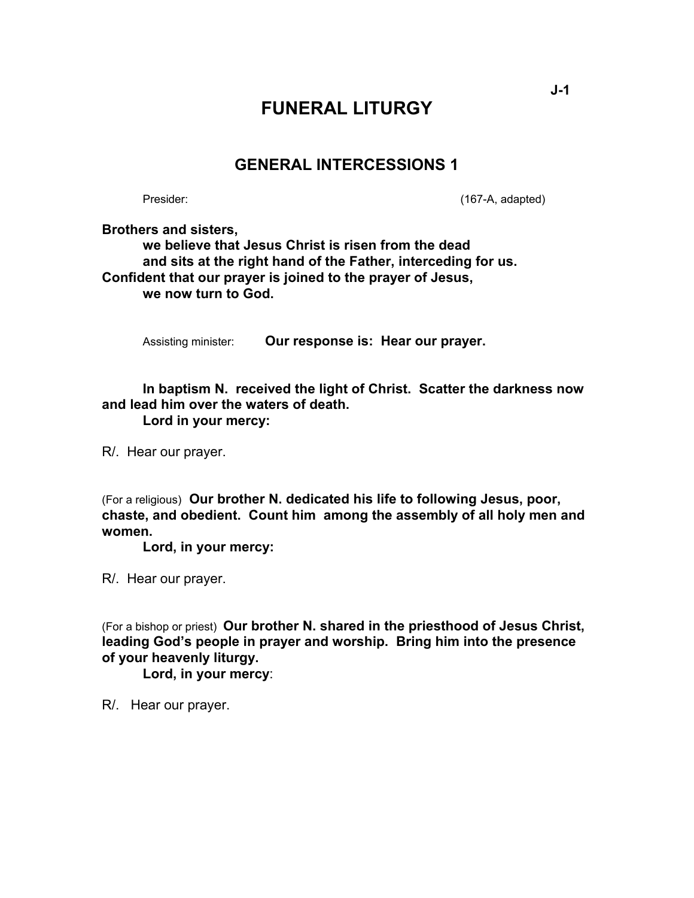# FUNERAL LITURGY

## GENERAL INTERCESSIONS 1

Presider: (167-A, adapted)

**Brothers and sisters,**
**we believe that Jesus Christ is risen from the dead**
**and sits at the right hand of the Father, interceding for us.**
**Confident that our prayer is joined to the prayer of Jesus,**
**we now turn to God.**

Assisting minister: **Our response is: Hear our prayer.**

**In baptism N. received the light of Christ. Scatter the darkness now and lead him over the waters of death.**
**Lord in your mercy:**

R/. Hear our prayer.

(For a religious) **Our brother N. dedicated his life to following Jesus, poor, chaste, and obedient. Count him among the assembly of all holy men and women.**
**Lord, in your mercy:**

R/. Hear our prayer.

(For a bishop or priest) **Our brother N. shared in the priesthood of Jesus Christ, leading God's people in prayer and worship. Bring him into the presence of your heavenly liturgy.**
**Lord, in your mercy**:

R/. Hear our prayer.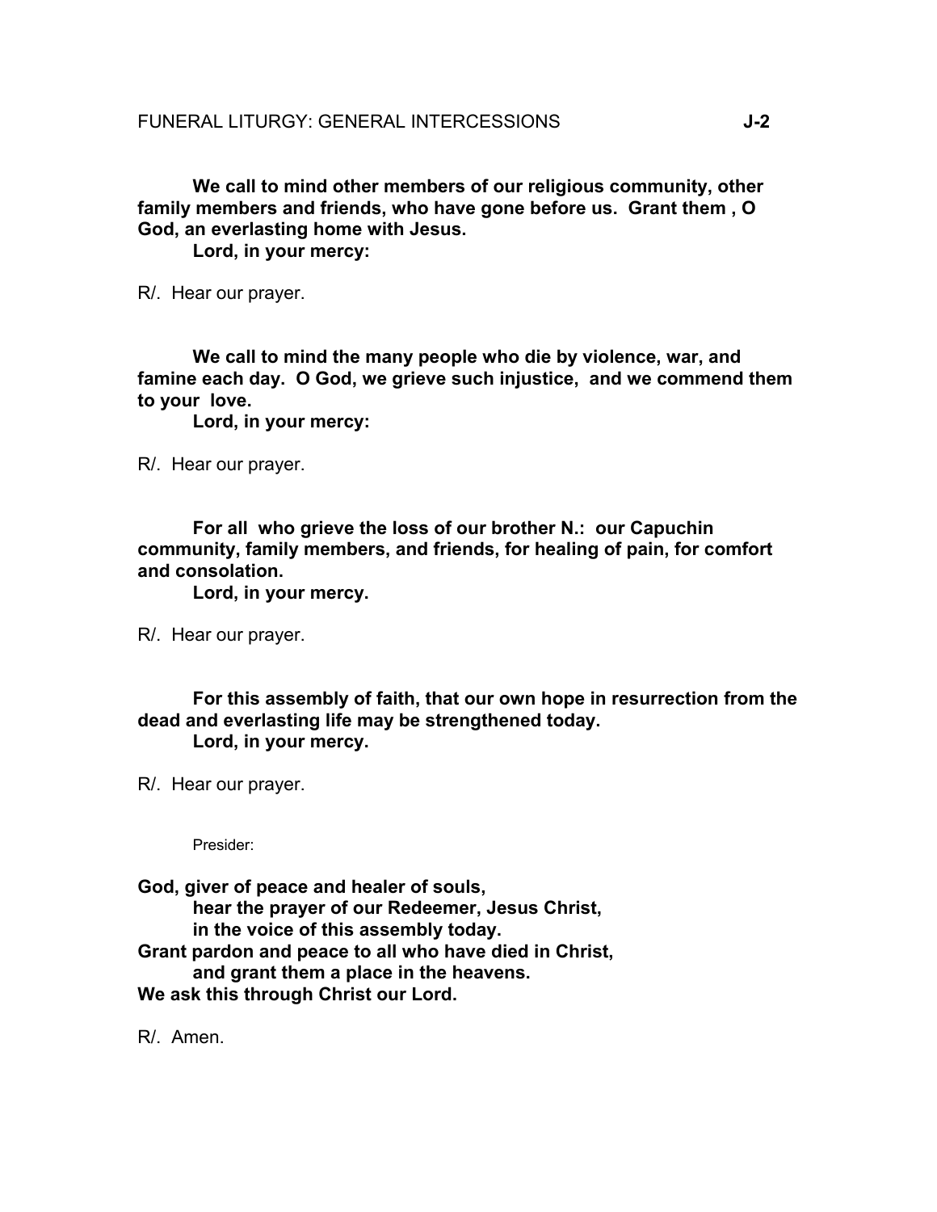**We call to mind other members of our religious community, other family members and friends, who have gone before us. Grant them , O God, an everlasting home with Jesus.**
**Lord, in your mercy:**

R/. Hear our prayer.

**We call to mind the many people who die by violence, war, and famine each day. O God, we grieve such injustice, and we commend them to your love.**
**Lord, in your mercy:**

R/. Hear our prayer.

**For all who grieve the loss of our brother N.: our Capuchin community, family members, and friends, for healing of pain, for comfort and consolation.**
**Lord, in your mercy.**

R/. Hear our prayer.

**For this assembly of faith, that our own hope in resurrection from the dead and everlasting life may be strengthened today.**
**Lord, in your mercy.**

R/. Hear our prayer.

Presider:

**God, giver of peace and healer of souls,**
**hear the prayer of our Redeemer, Jesus Christ,**
**in the voice of this assembly today.**
**Grant pardon and peace to all who have died in Christ,**
**and grant them a place in the heavens.**
**We ask this through Christ our Lord.**

R/. Amen.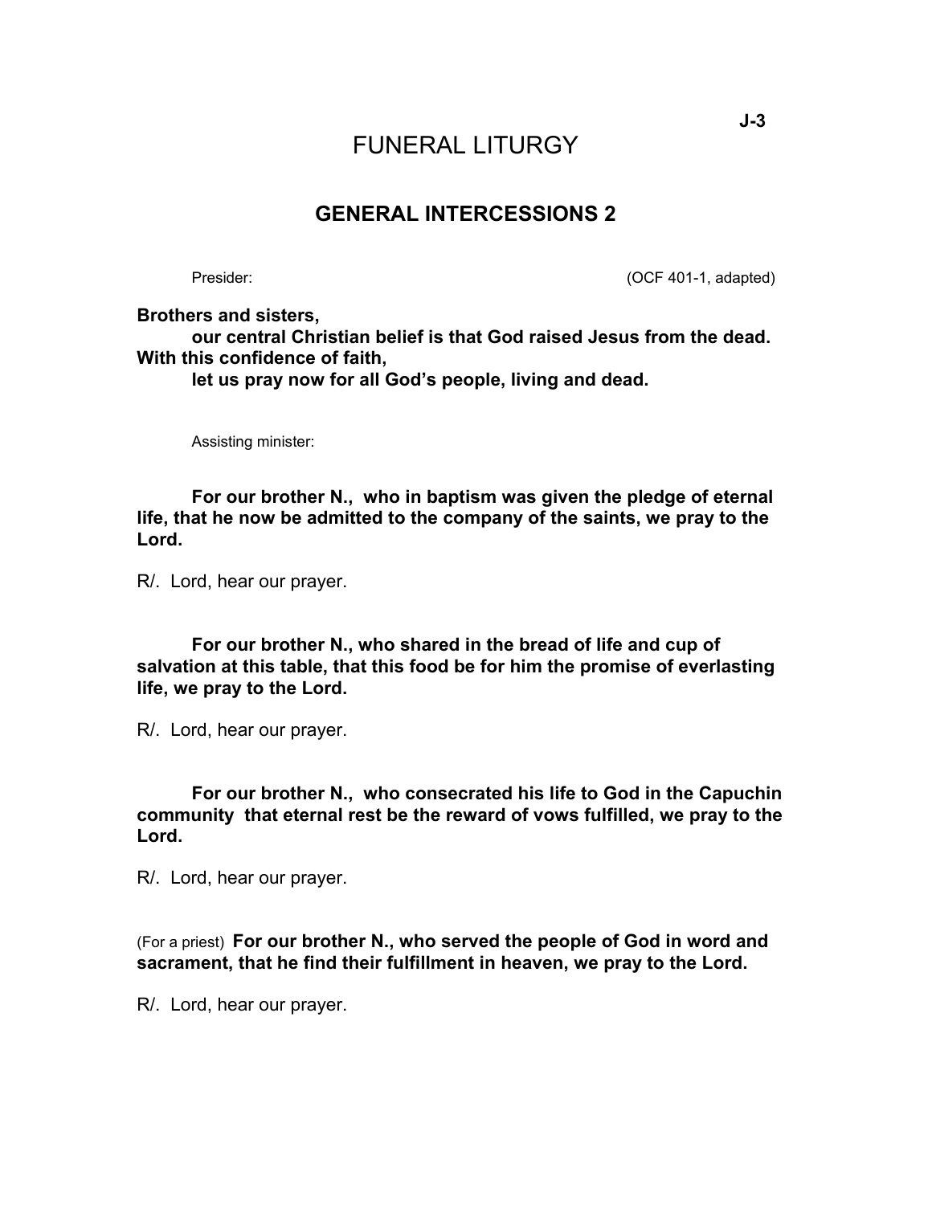# FUNERAL LITURGY

## GENERAL INTERCESSIONS 2

Presider: (OCF 401-1, adapted)

**Brothers and sisters,**
**our central Christian belief is that God raised Jesus from the dead.**
**With this confidence of faith,**
**let us pray now for all God's people, living and dead.**

Assisting minister:

**For our brother N., who in baptism was given the pledge of eternal life, that he now be admitted to the company of the saints, we pray to the Lord.**

R/. Lord, hear our prayer.

**For our brother N., who shared in the bread of life and cup of salvation at this table, that this food be for him the promise of everlasting life, we pray to the Lord.**

R/. Lord, hear our prayer.

**For our brother N., who consecrated his life to God in the Capuchin community that eternal rest be the reward of vows fulfilled, we pray to the Lord.**

R/. Lord, hear our prayer.

(For a priest) **For our brother N., who served the people of God in word and sacrament, that he find their fulfillment in heaven, we pray to the Lord.**

R/. Lord, hear our prayer.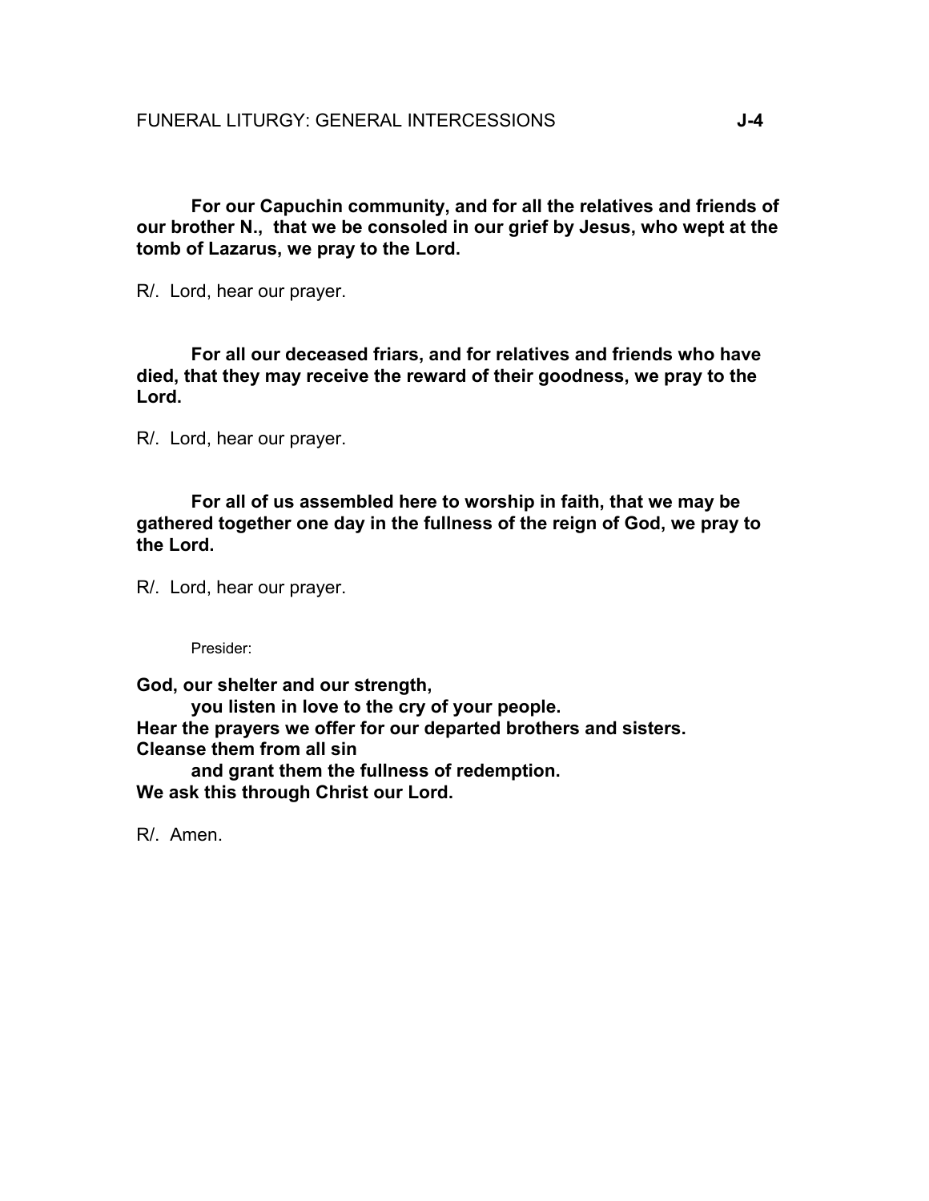**For our Capuchin community, and for all the relatives and friends of our brother N., that we be consoled in our grief by Jesus, who wept at the tomb of Lazarus, we pray to the Lord.**

R/. Lord, hear our prayer.

**For all our deceased friars, and for relatives and friends who have died, that they may receive the reward of their goodness, we pray to the Lord.**

R/. Lord, hear our prayer.

**For all of us assembled here to worship in faith, that we may be gathered together one day in the fullness of the reign of God, we pray to the Lord.**

R/. Lord, hear our prayer.

Presider:

**God, our shelter and our strength,**
**you listen in love to the cry of your people.**
**Hear the prayers we offer for our departed brothers and sisters.**
**Cleanse them from all sin**
**and grant them the fullness of redemption.**
**We ask this through Christ our Lord.**

R/. Amen.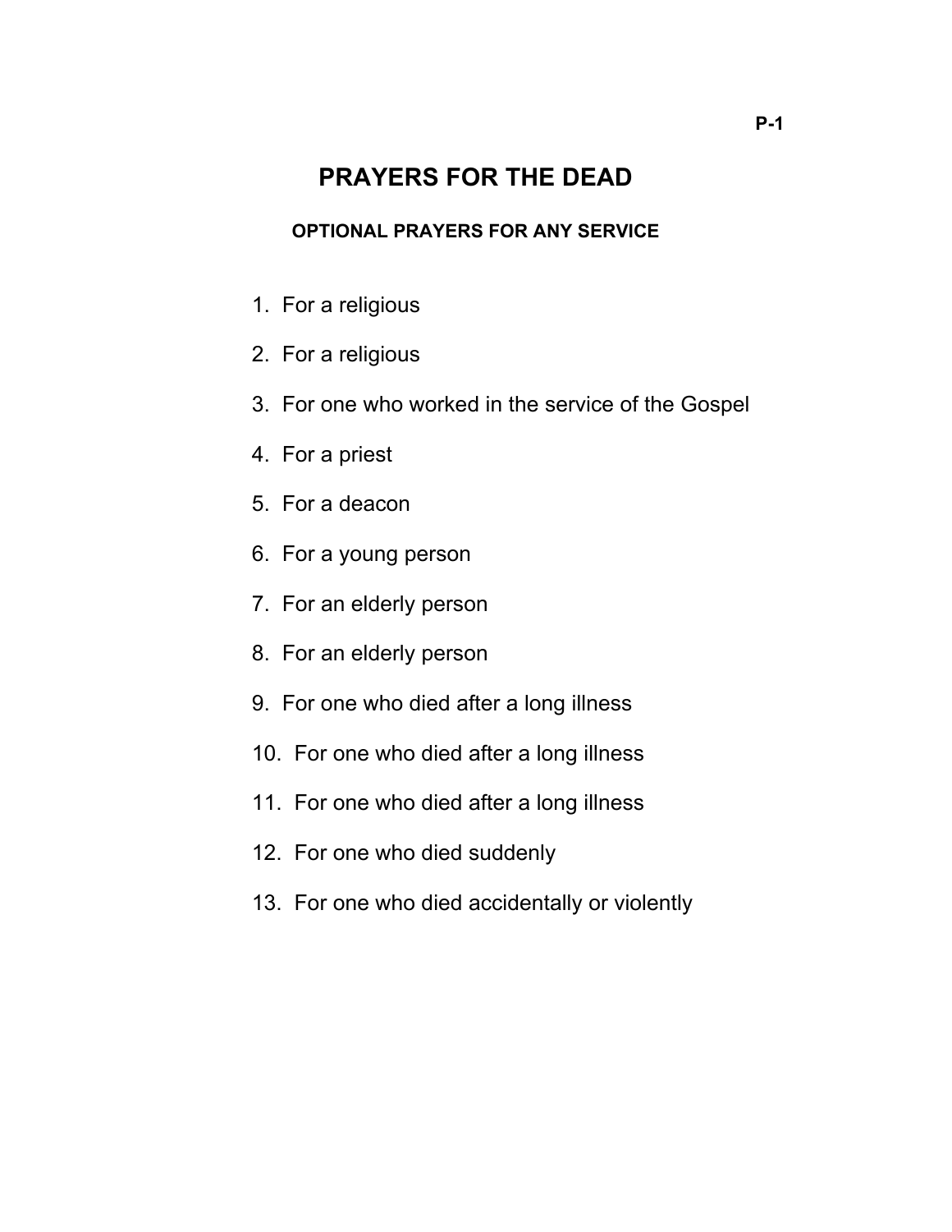# PRAYERS FOR THE DEAD

### OPTIONAL PRAYERS FOR ANY SERVICE

1. For a religious
2. For a religious
3. For one who worked in the service of the Gospel
4. For a priest
5. For a deacon
6. For a young person
7. For an elderly person
8. For an elderly person
9. For one who died after a long illness
10. For one who died after a long illness
11. For one who died after a long illness
12. For one who died suddenly
13. For one who died accidentally or violently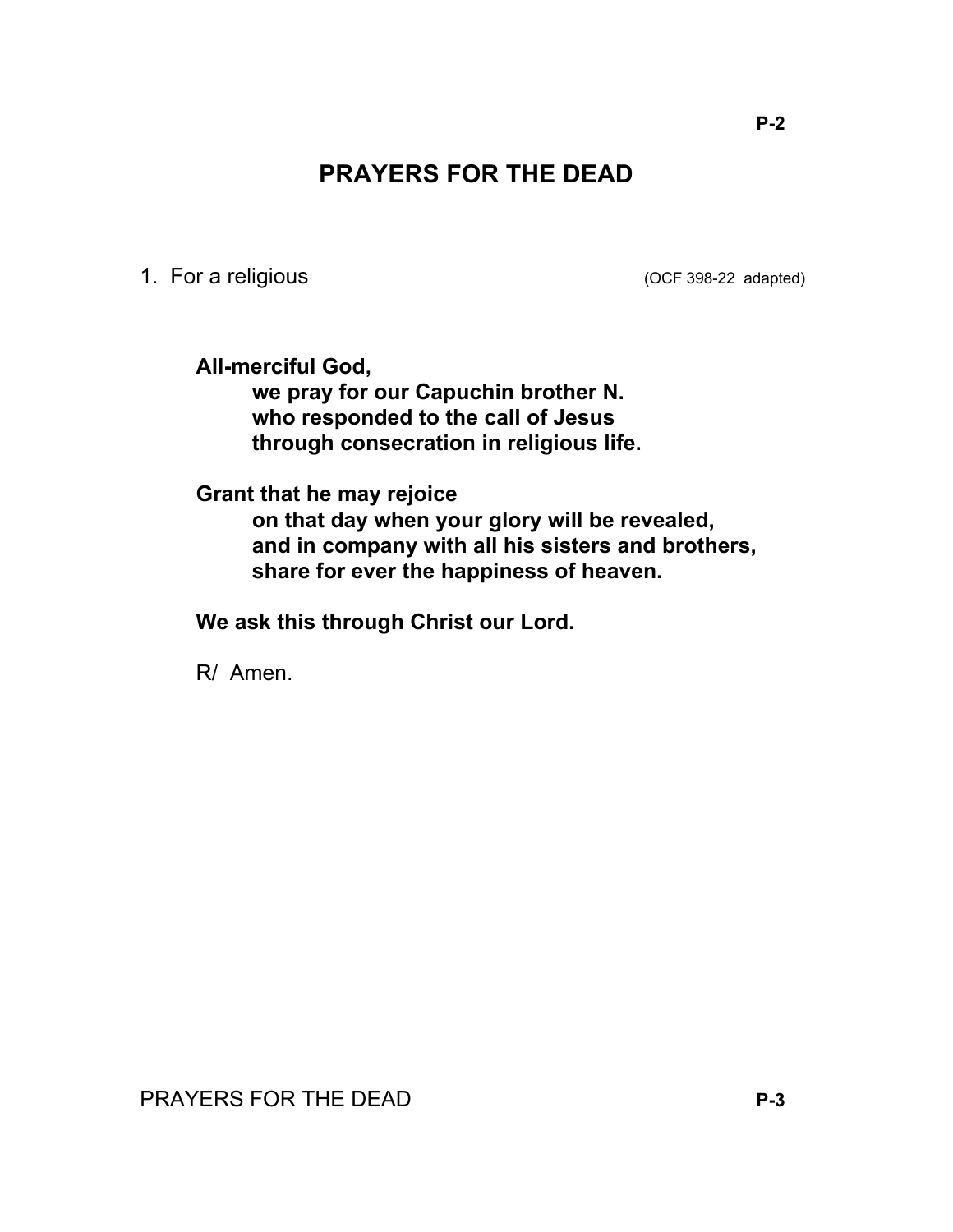# PRAYERS FOR THE DEAD

1. For a religious (OCF 398-22 adapted)

**All-merciful God,**
**we pray for our Capuchin brother N.**
**who responded to the call of Jesus**
**through consecration in religious life.**

**Grant that he may rejoice**
**on that day when your glory will be revealed,**
**and in company with all his sisters and brothers,**
**share for ever the happiness of heaven.**

**We ask this through Christ our Lord.**

R/ Amen.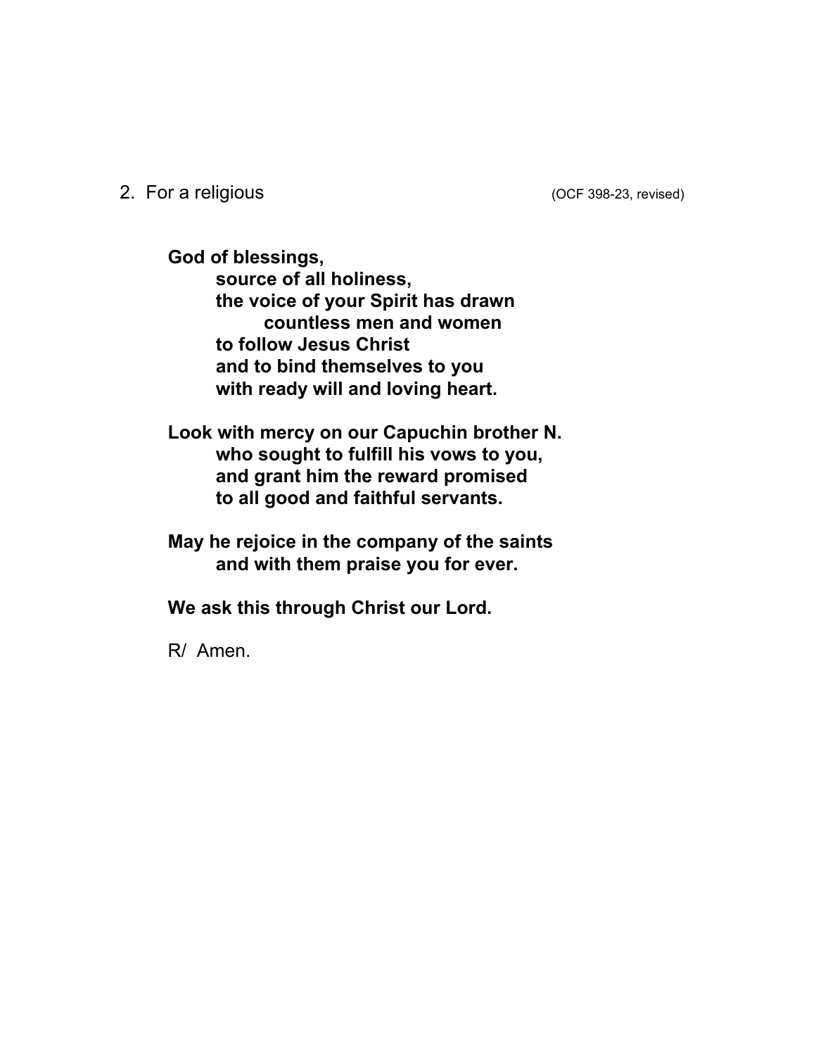2. For a religious (OCF 398-23, revised)

**God of blessings,**
**source of all holiness,**
**the voice of your Spirit has drawn**
**countless men and women**
**to follow Jesus Christ**
**and to bind themselves to you**
**with ready will and loving heart.**

**Look with mercy on our Capuchin brother N.**
**who sought to fulfill his vows to you,**
**and grant him the reward promised**
**to all good and faithful servants.**

**May he rejoice in the company of the saints**
**and with them praise you for ever.**

**We ask this through Christ our Lord.**

R/ Amen.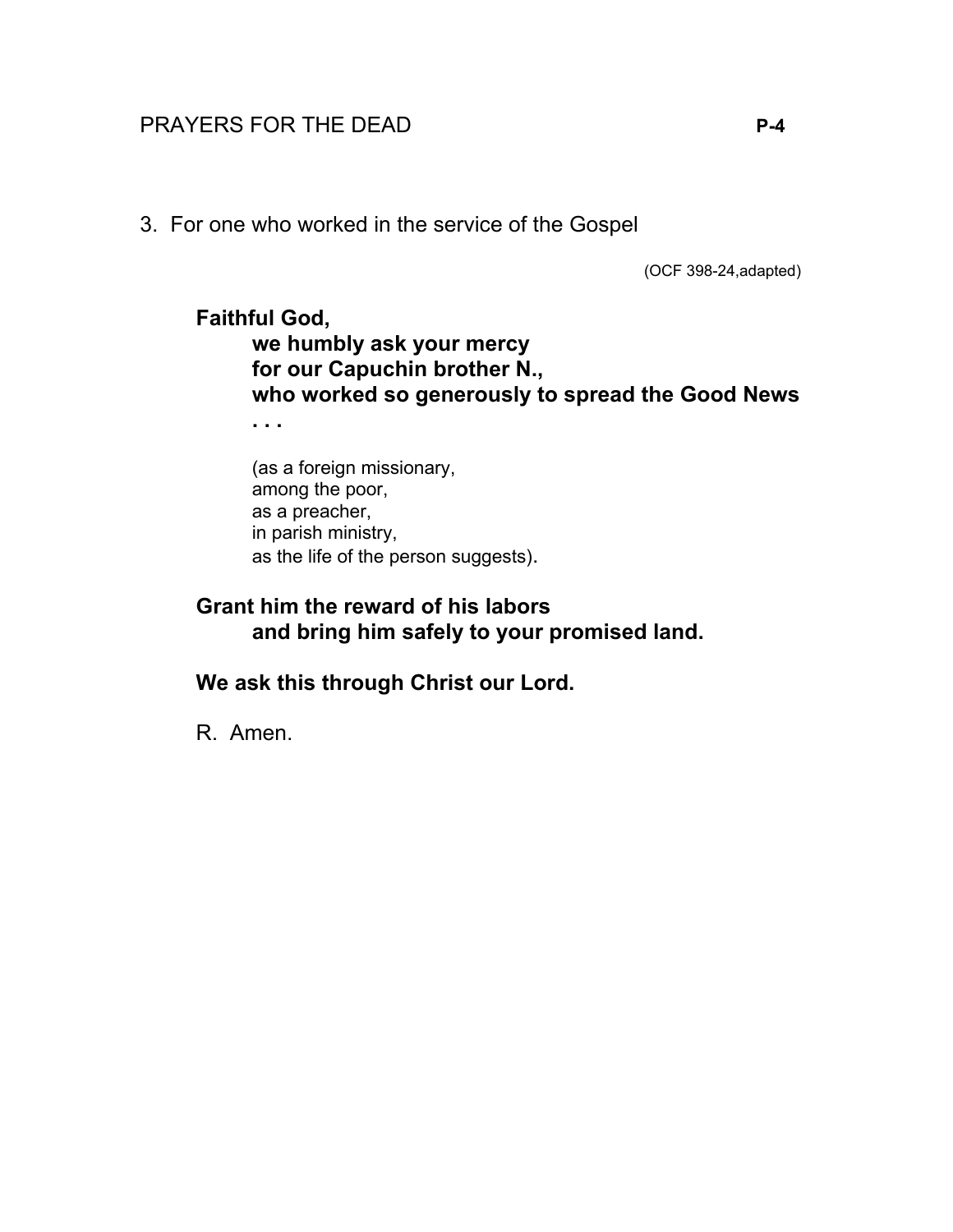3. For one who worked in the service of the Gospel

(OCF 398-24,adapted)

**Faithful God,**
**we humbly ask your mercy**
**for our Capuchin brother N.,**
**who worked so generously to spread the Good News . . .**

(as a foreign missionary,
among the poor,
as a preacher,
in parish ministry,
as the life of the person suggests).

**Grant him the reward of his labors**
**and bring him safely to your promised land.**

**We ask this through Christ our Lord.**

R. Amen.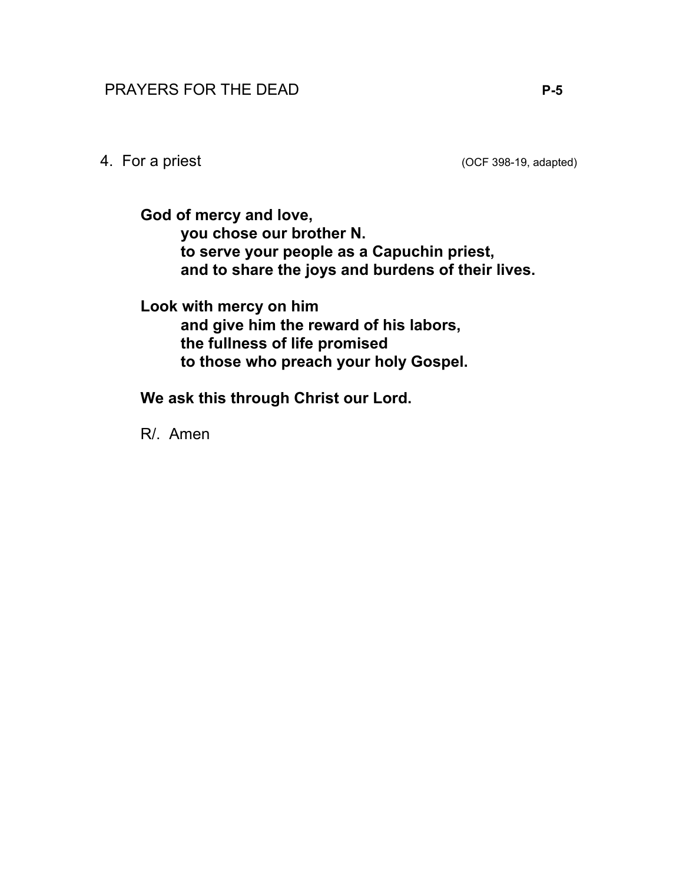4. For a priest (OCF 398-19, adapted)

**God of mercy and love,**
**you chose our brother N.**
**to serve your people as a Capuchin priest,**
**and to share the joys and burdens of their lives.**

**Look with mercy on him**
**and give him the reward of his labors,**
**the fullness of life promised**
**to those who preach your holy Gospel.**

**We ask this through Christ our Lord.**

R/. Amen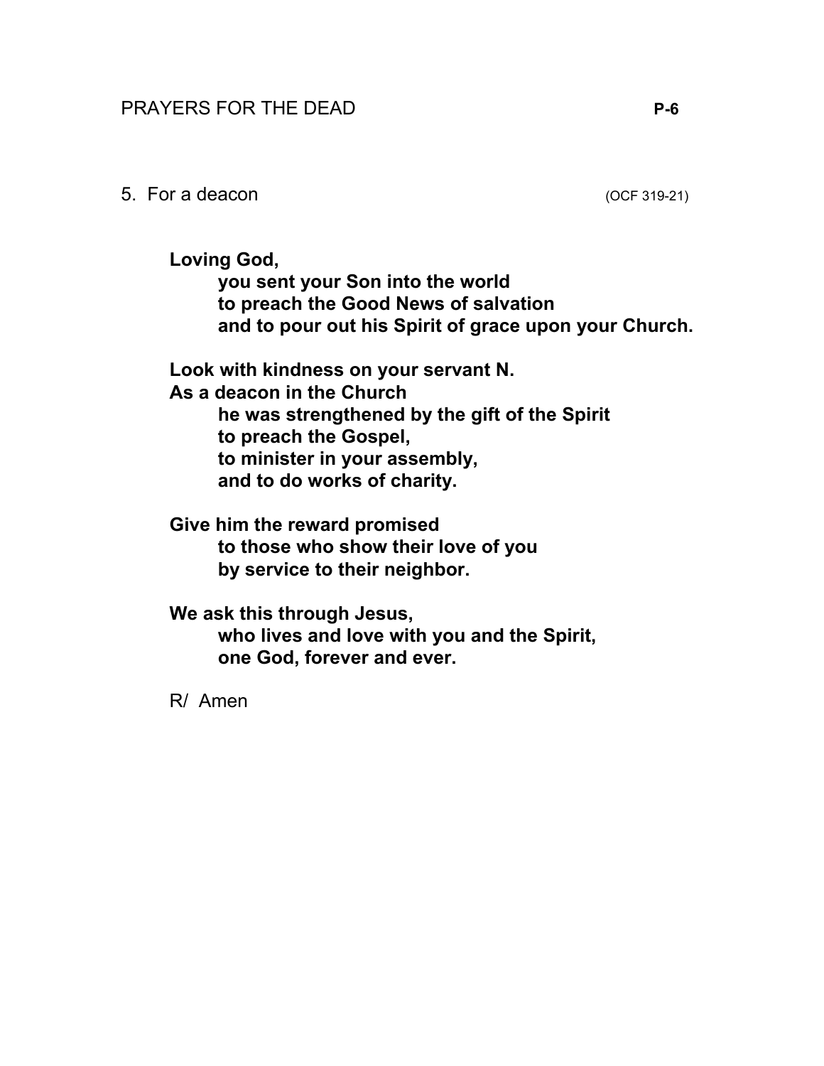5. For a deacon (OCF 319-21)

**Loving God,**
**you sent your Son into the world**
**to preach the Good News of salvation**
**and to pour out his Spirit of grace upon your Church.**

**Look with kindness on your servant N.**
**As a deacon in the Church**
**he was strengthened by the gift of the Spirit**
**to preach the Gospel,**
**to minister in your assembly,**
**and to do works of charity.**

**Give him the reward promised**
**to those who show their love of you**
**by service to their neighbor.**

**We ask this through Jesus,**
**who lives and love with you and the Spirit,**
**one God, forever and ever.**

R/ Amen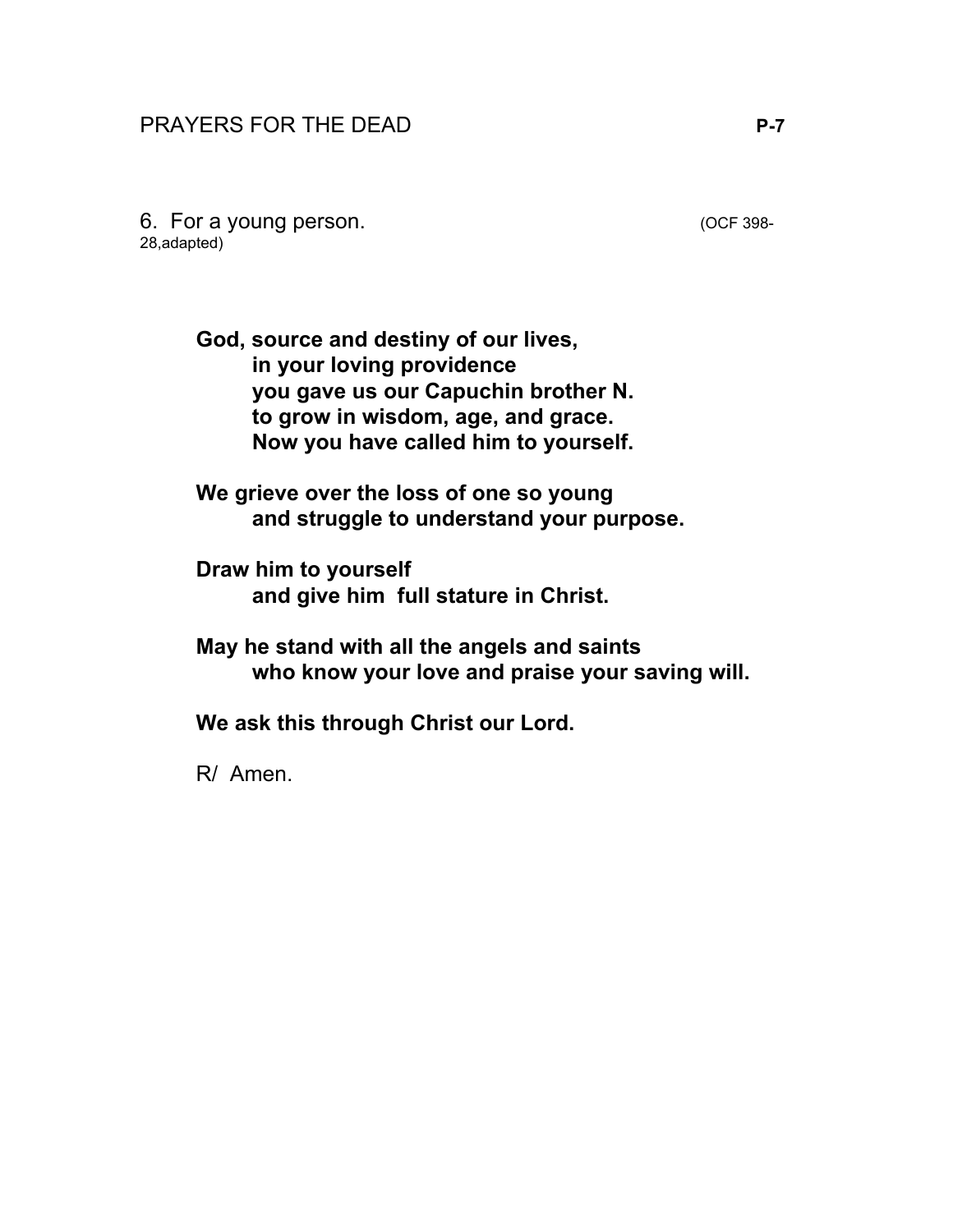6. For a young person. (OCF 398-28,adapted)

**God, source and destiny of our lives,**
**in your loving providence**
**you gave us our Capuchin brother N.**
**to grow in wisdom, age, and grace.**
**Now you have called him to yourself.**

**We grieve over the loss of one so young**
**and struggle to understand your purpose.**

**Draw him to yourself**
**and give him full stature in Christ.**

**May he stand with all the angels and saints**
**who know your love and praise your saving will.**

**We ask this through Christ our Lord.**

R/ Amen.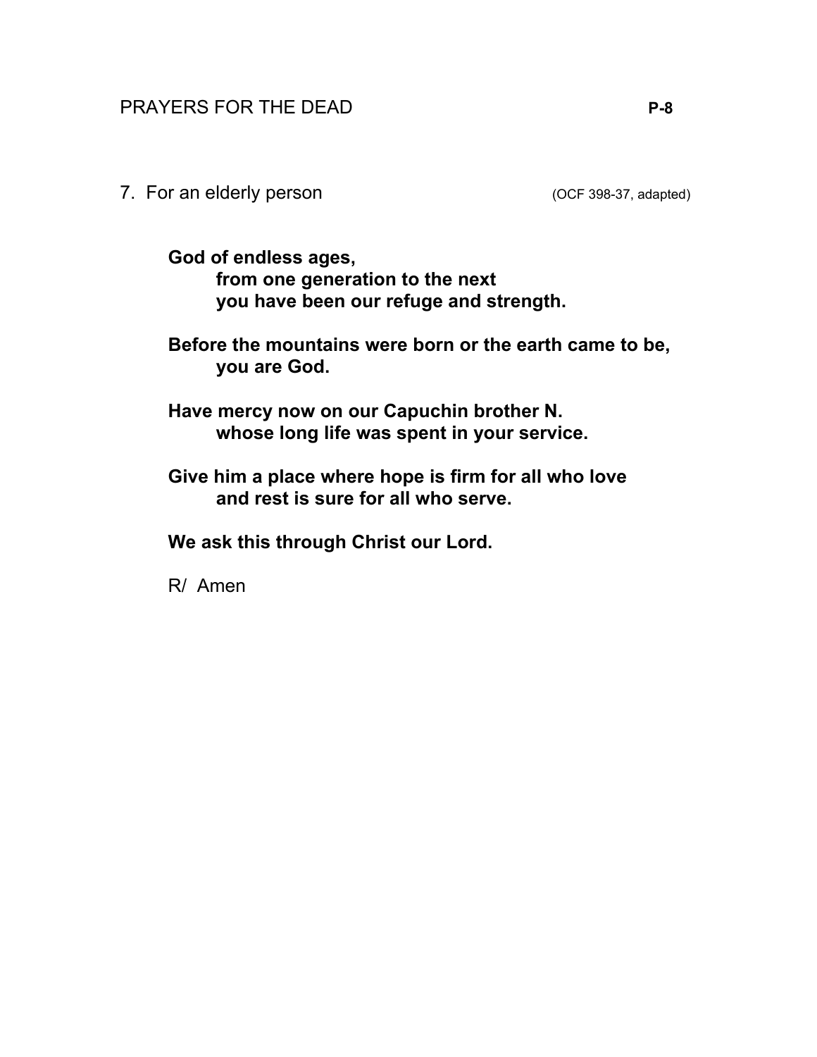7. For an elderly person (OCF 398-37, adapted)

**God of endless ages,**
**from one generation to the next**
**you have been our refuge and strength.**

**Before the mountains were born or the earth came to be,**
**you are God.**

**Have mercy now on our Capuchin brother N.**
**whose long life was spent in your service.**

**Give him a place where hope is firm for all who love**
**and rest is sure for all who serve.**

**We ask this through Christ our Lord.**

R/ Amen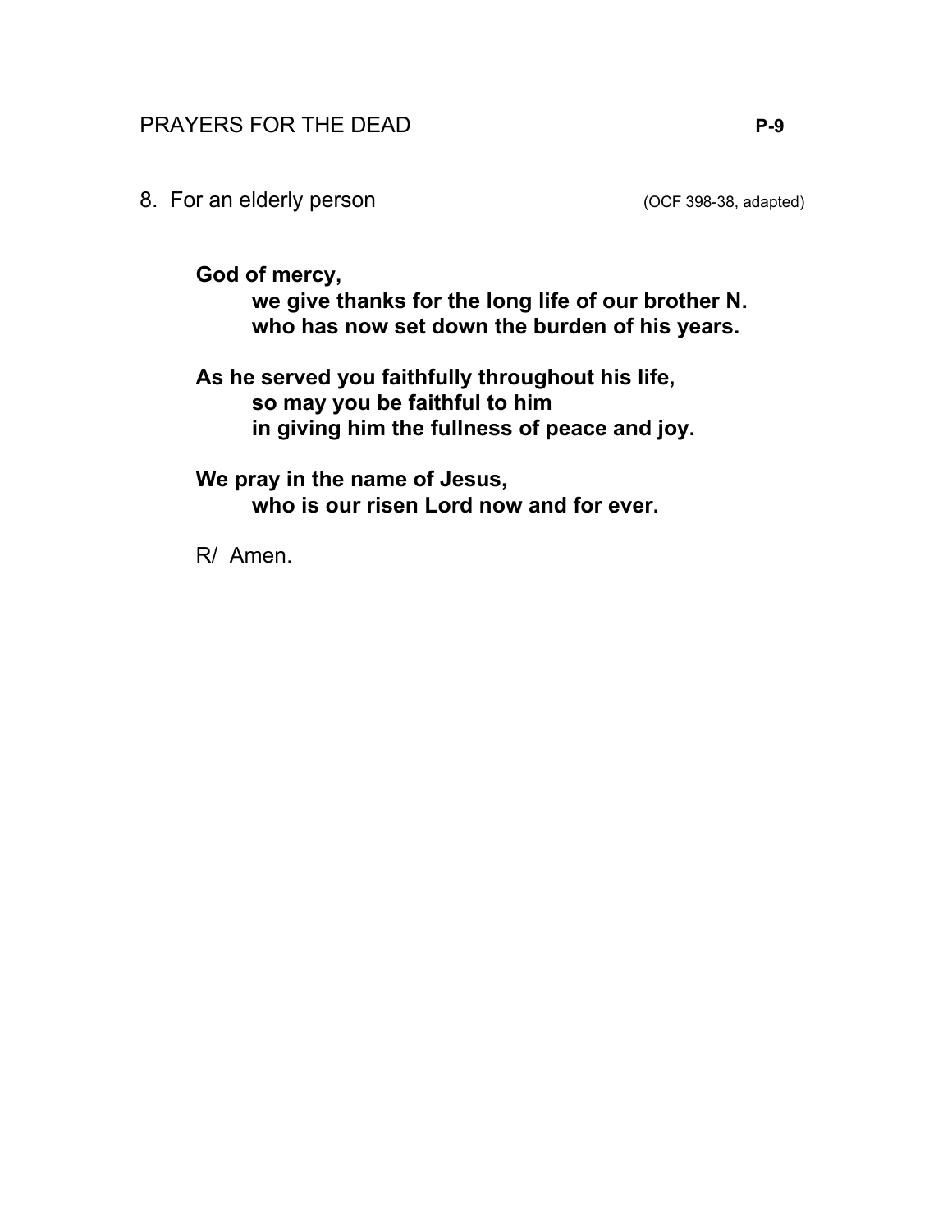8. For an elderly person (OCF 398-38, adapted)

**God of mercy,**
**we give thanks for the long life of our brother N.**
**who has now set down the burden of his years.**

**As he served you faithfully throughout his life,**
**so may you be faithful to him**
**in giving him the fullness of peace and joy.**

**We pray in the name of Jesus,**
**who is our risen Lord now and for ever.**

R/ Amen.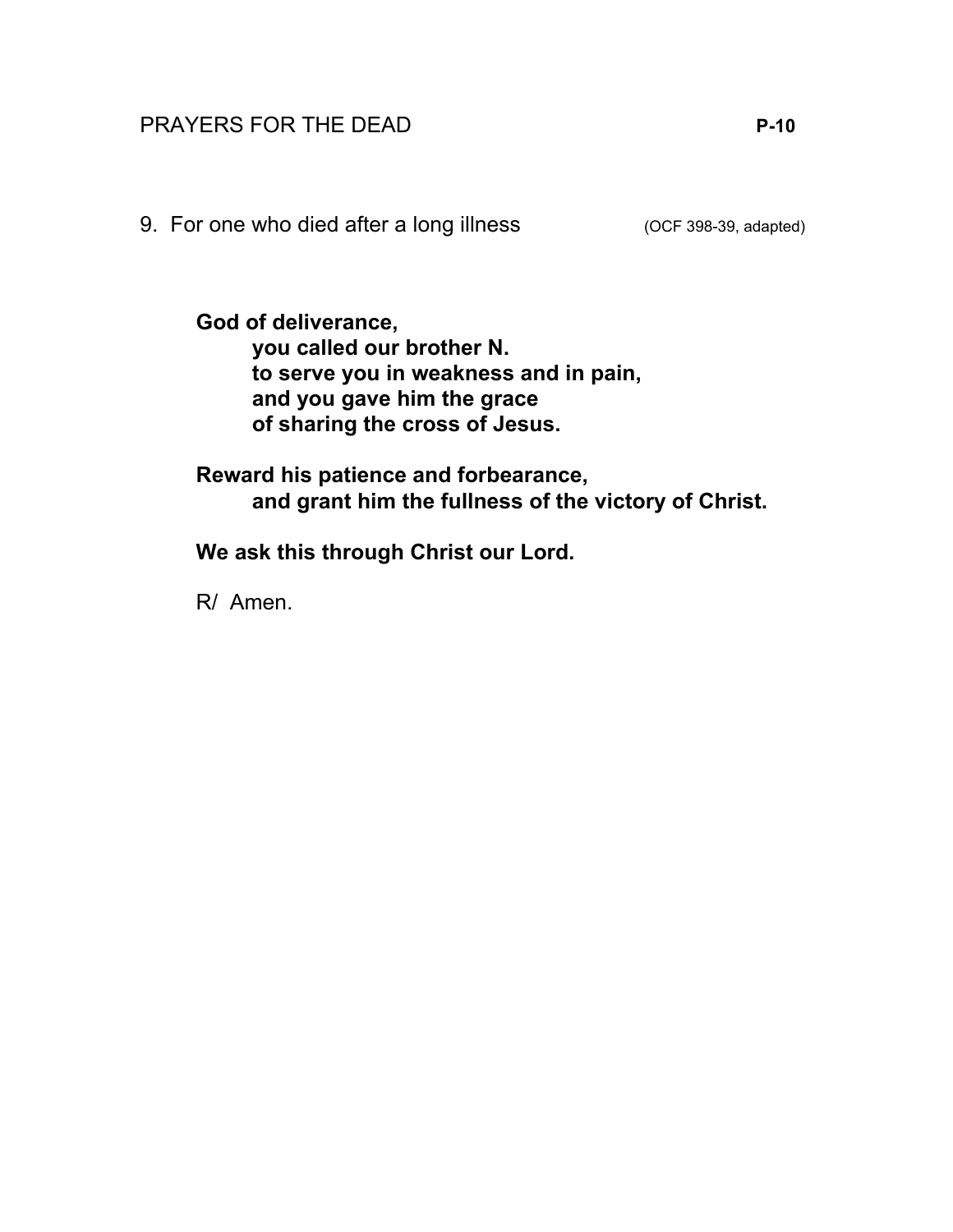## 9. For one who died after a long illness (OCF 398-39, adapted)

**God of deliverance,**
**you called our brother N.**
**to serve you in weakness and in pain,**
**and you gave him the grace**
**of sharing the cross of Jesus.**

**Reward his patience and forbearance,**
**and grant him the fullness of the victory of Christ.**

**We ask this through Christ our Lord.**

R/ Amen.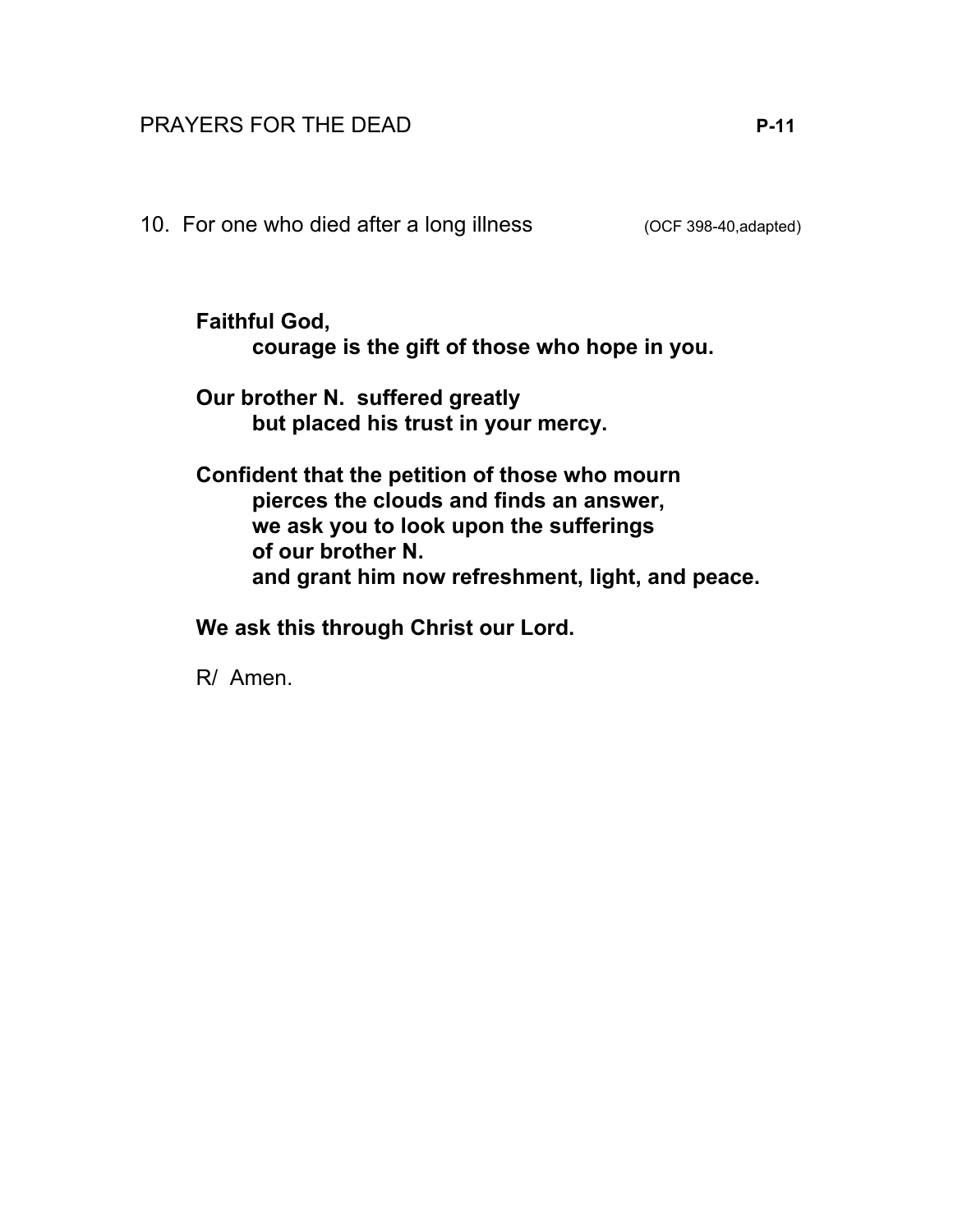## 10. For one who died after a long illness (OCF 398-40,adapted)

**Faithful God,**
**courage is the gift of those who hope in you.**

**Our brother N. suffered greatly**
**but placed his trust in your mercy.**

**Confident that the petition of those who mourn**
**pierces the clouds and finds an answer,**
**we ask you to look upon the sufferings**
**of our brother N.**
**and grant him now refreshment, light, and peace.**

**We ask this through Christ our Lord.**

R/ Amen.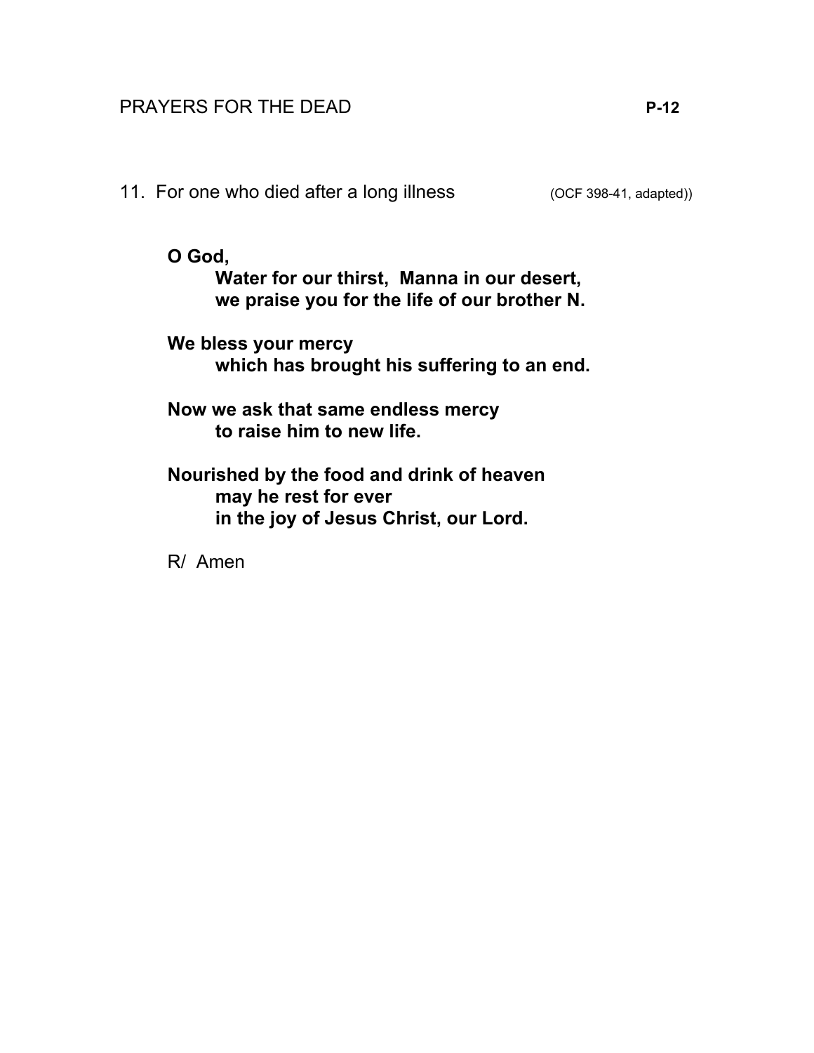11. For one who died after a long illness (OCF 398-41, adapted))

**O God,**
**Water for our thirst, Manna in our desert,**
**we praise you for the life of our brother N.**

**We bless your mercy**
**which has brought his suffering to an end.**

**Now we ask that same endless mercy**
**to raise him to new life.**

**Nourished by the food and drink of heaven**
**may he rest for ever**
**in the joy of Jesus Christ, our Lord.**

R/ Amen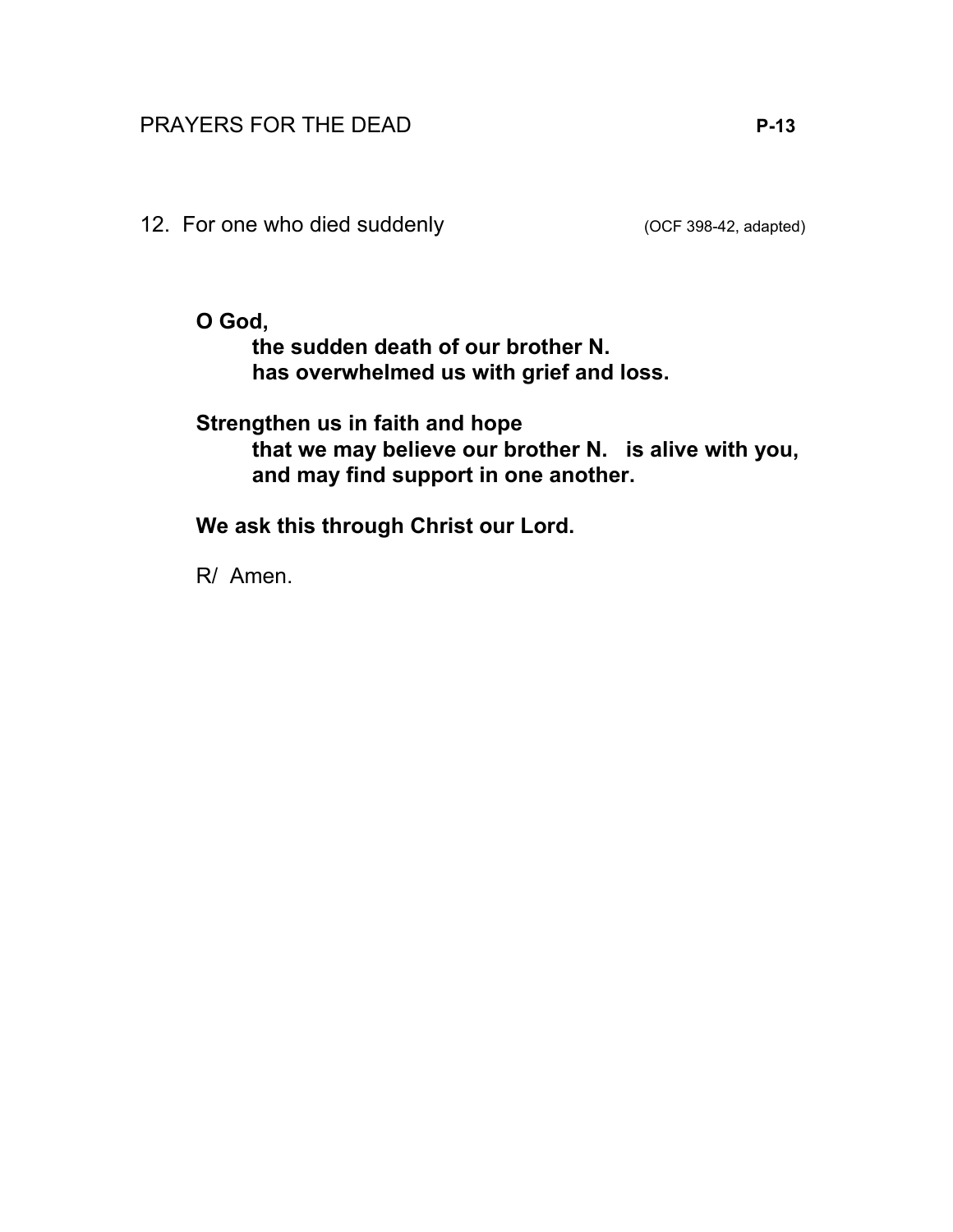12. For one who died suddenly (OCF 398-42, adapted)

**O God,**
**the sudden death of our brother N.**
**has overwhelmed us with grief and loss.**

**Strengthen us in faith and hope**
**that we may believe our brother N. is alive with you,**
**and may find support in one another.**

**We ask this through Christ our Lord.**

R/ Amen.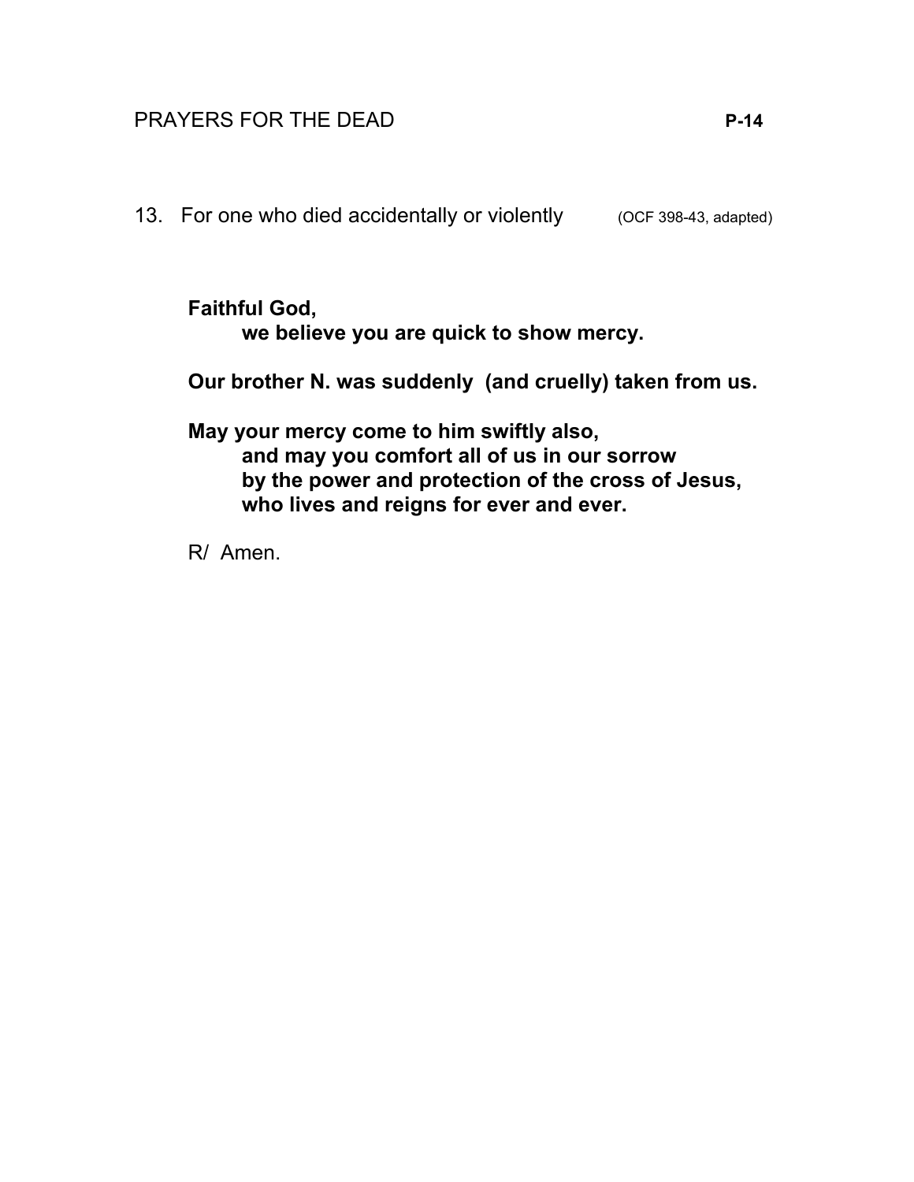13. For one who died accidentally or violently (OCF 398-43, adapted)

**Faithful God,**
**we believe you are quick to show mercy.**

**Our brother N. was suddenly (and cruelly) taken from us.**

**May your mercy come to him swiftly also,**
**and may you comfort all of us in our sorrow**
**by the power and protection of the cross of Jesus,**
**who lives and reigns for ever and ever.**

R/ Amen.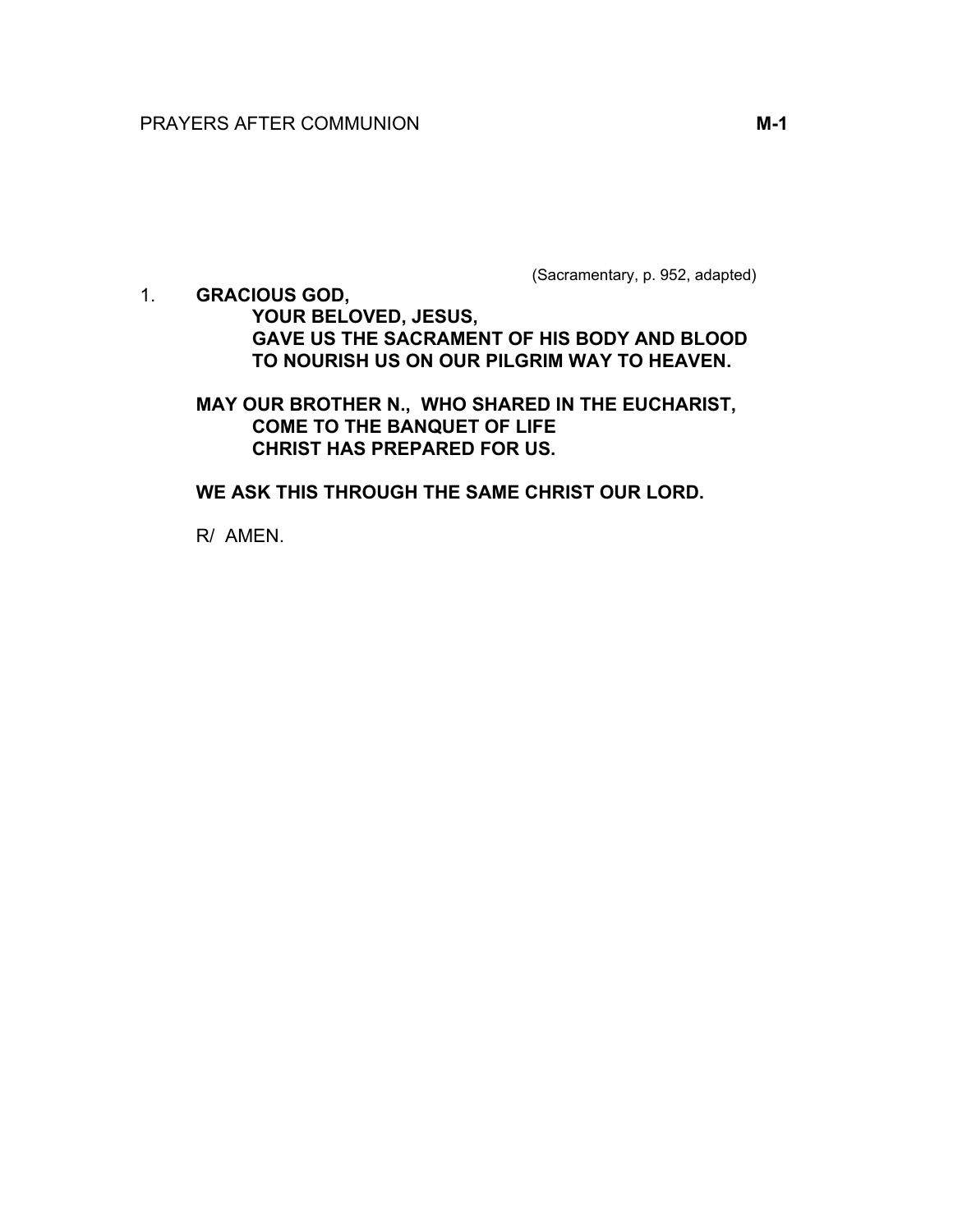# PRAYERS AFTER COMMUNION **M-1**

(Sacramentary, p. 952, adapted)

1. **GRACIOUS GOD,**
   **YOUR BELOVED, JESUS,**
   **GAVE US THE SACRAMENT OF HIS BODY AND BLOOD**
   **TO NOURISH US ON OUR PILGRIM WAY TO HEAVEN.**

   **MAY OUR BROTHER N., WHO SHARED IN THE EUCHARIST,**
   **COME TO THE BANQUET OF LIFE**
   **CHRIST HAS PREPARED FOR US.**

   **WE ASK THIS THROUGH THE SAME CHRIST OUR LORD.**

   R/ AMEN.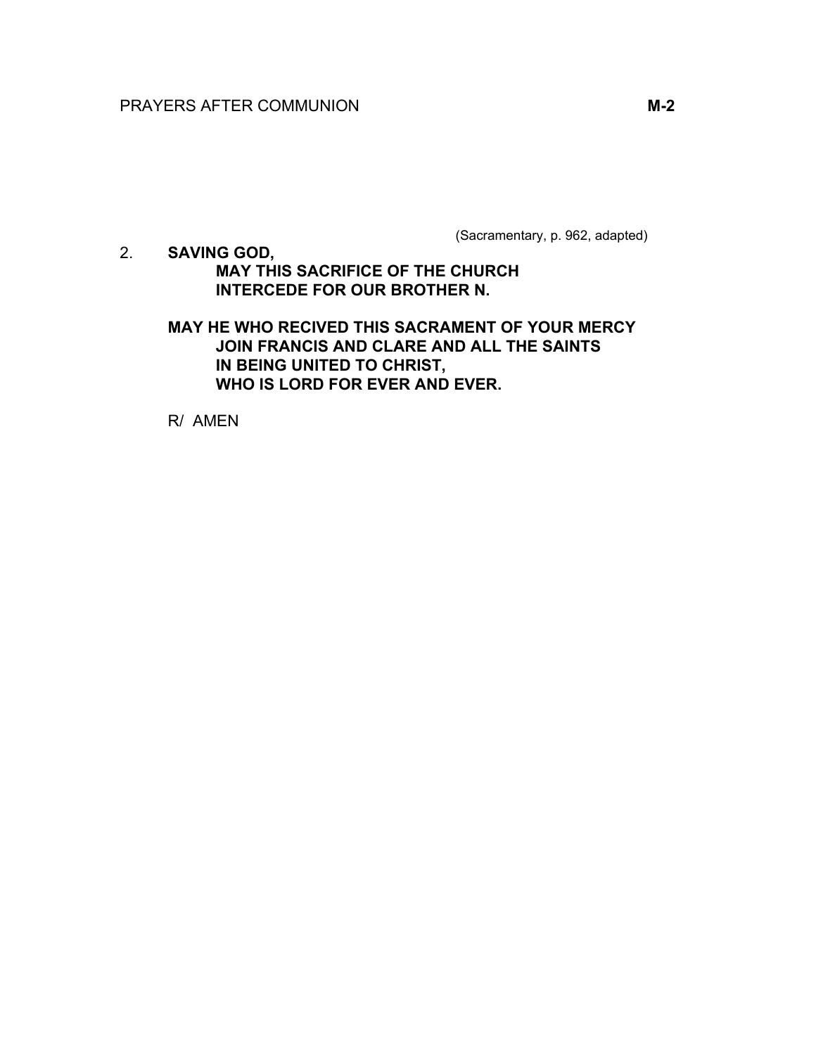(Sacramentary, p. 962, adapted)

2. **SAVING GOD,**
   **MAY THIS SACRIFICE OF THE CHURCH**
   **INTERCEDE FOR OUR BROTHER N.**

   **MAY HE WHO RECIVED THIS SACRAMENT OF YOUR MERCY**
   **JOIN FRANCIS AND CLARE AND ALL THE SAINTS**
   **IN BEING UNITED TO CHRIST,**
   **WHO IS LORD FOR EVER AND EVER.**

   R/ AMEN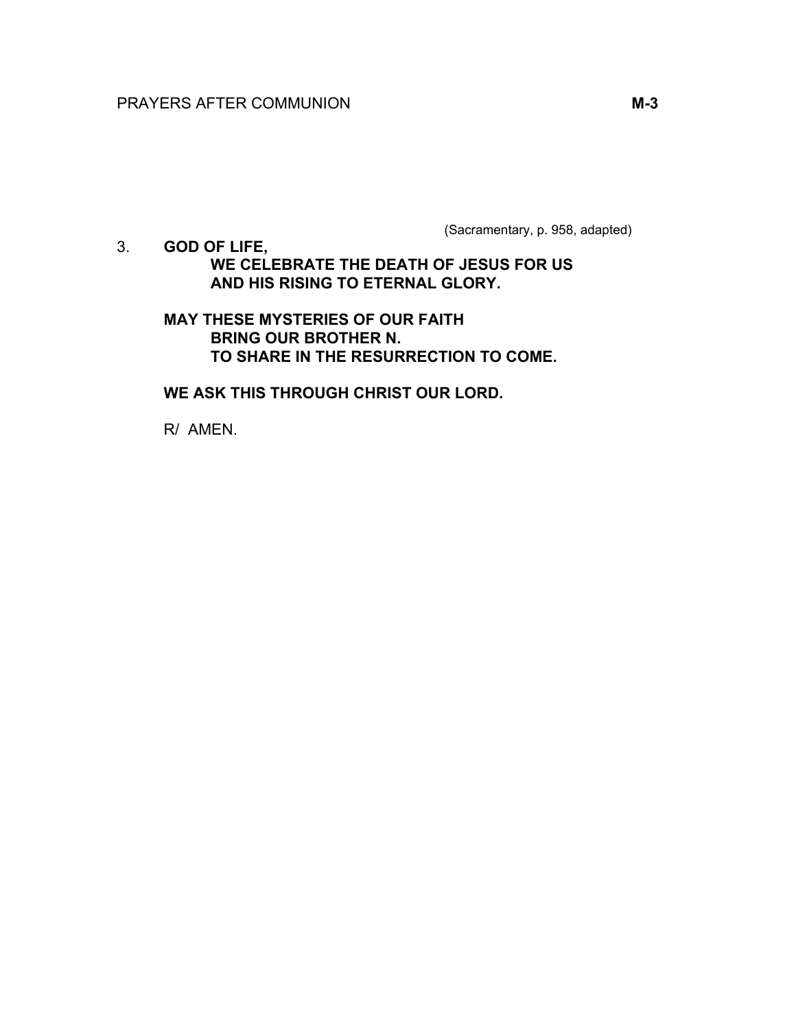(Sacramentary, p. 958, adapted)

3. **GOD OF LIFE,**
   **WE CELEBRATE THE DEATH OF JESUS FOR US**
   **AND HIS RISING TO ETERNAL GLORY.**

   **MAY THESE MYSTERIES OF OUR FAITH**
   **BRING OUR BROTHER N.**
   **TO SHARE IN THE RESURRECTION TO COME.**

   **WE ASK THIS THROUGH CHRIST OUR LORD.**

   R/ AMEN.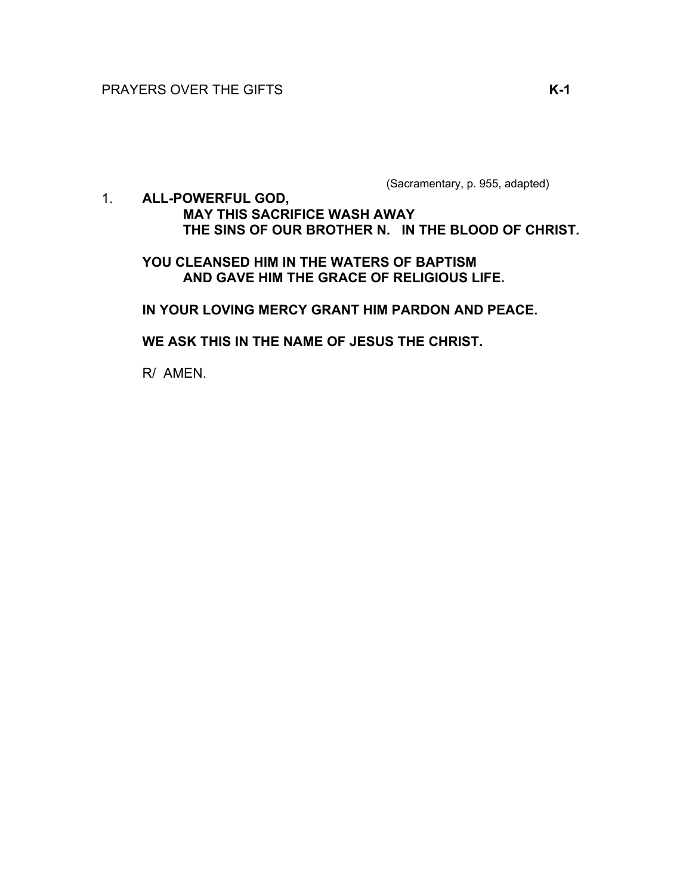PRAYERS OVER THE GIFTS **K-1**

(Sacramentary, p. 955, adapted)

1. **ALL-POWERFUL GOD,**
   **MAY THIS SACRIFICE WASH AWAY**
   **THE SINS OF OUR BROTHER N. IN THE BLOOD OF CHRIST.**

   **YOU CLEANSED HIM IN THE WATERS OF BAPTISM**
   **AND GAVE HIM THE GRACE OF RELIGIOUS LIFE.**

   **IN YOUR LOVING MERCY GRANT HIM PARDON AND PEACE.**

   **WE ASK THIS IN THE NAME OF JESUS THE CHRIST.**

   R/ AMEN.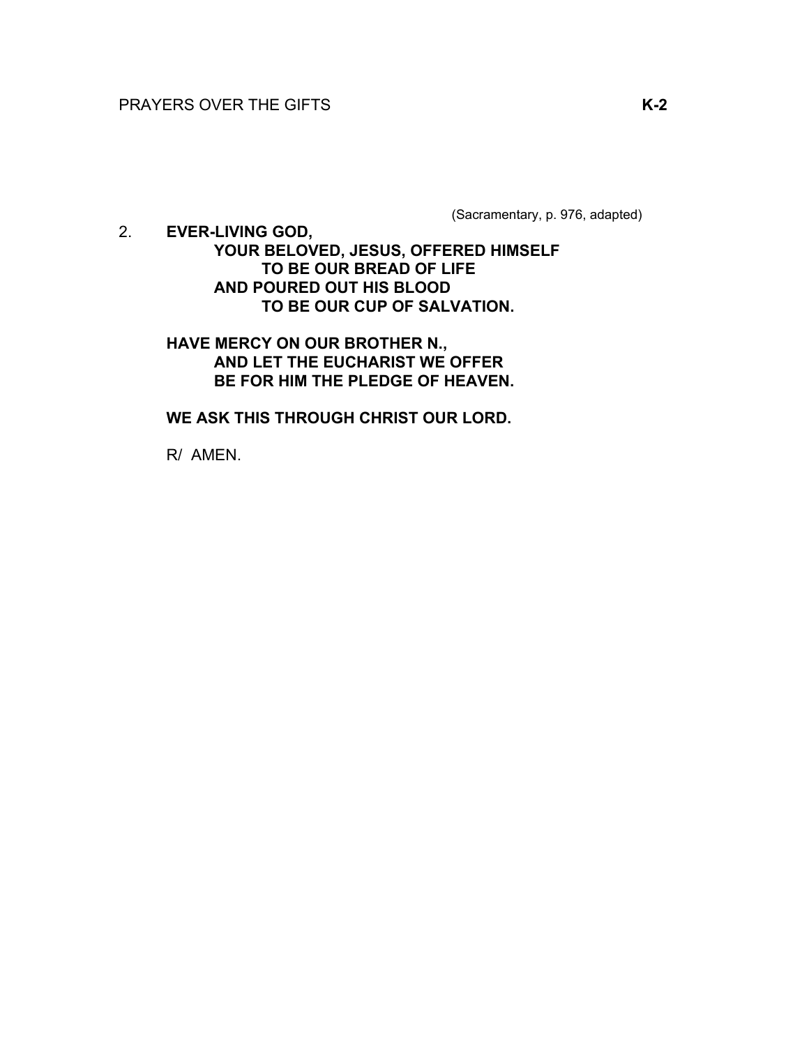(Sacramentary, p. 976, adapted)

2. **EVER-LIVING GOD,**
   **YOUR BELOVED, JESUS, OFFERED HIMSELF**
   **TO BE OUR BREAD OF LIFE**
   **AND POURED OUT HIS BLOOD**
   **TO BE OUR CUP OF SALVATION.**

   **HAVE MERCY ON OUR BROTHER N.,**
   **AND LET THE EUCHARIST WE OFFER**
   **BE FOR HIM THE PLEDGE OF HEAVEN.**

   **WE ASK THIS THROUGH CHRIST OUR LORD.**

   R/ AMEN.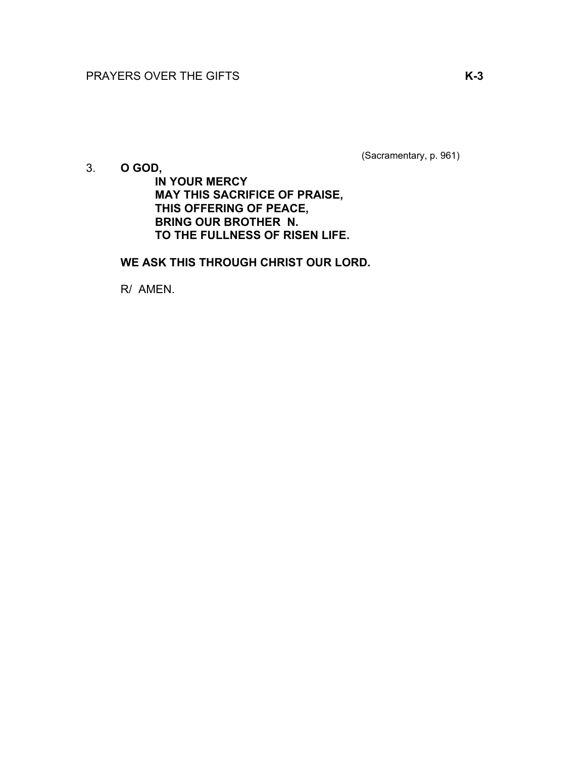(Sacramentary, p. 961)

3. **O GOD,**

   **IN YOUR MERCY**
   **MAY THIS SACRIFICE OF PRAISE,**
   **THIS OFFERING OF PEACE,**
   **BRING OUR BROTHER N.**
   **TO THE FULLNESS OF RISEN LIFE.**

   **WE ASK THIS THROUGH CHRIST OUR LORD.**

   R/ AMEN.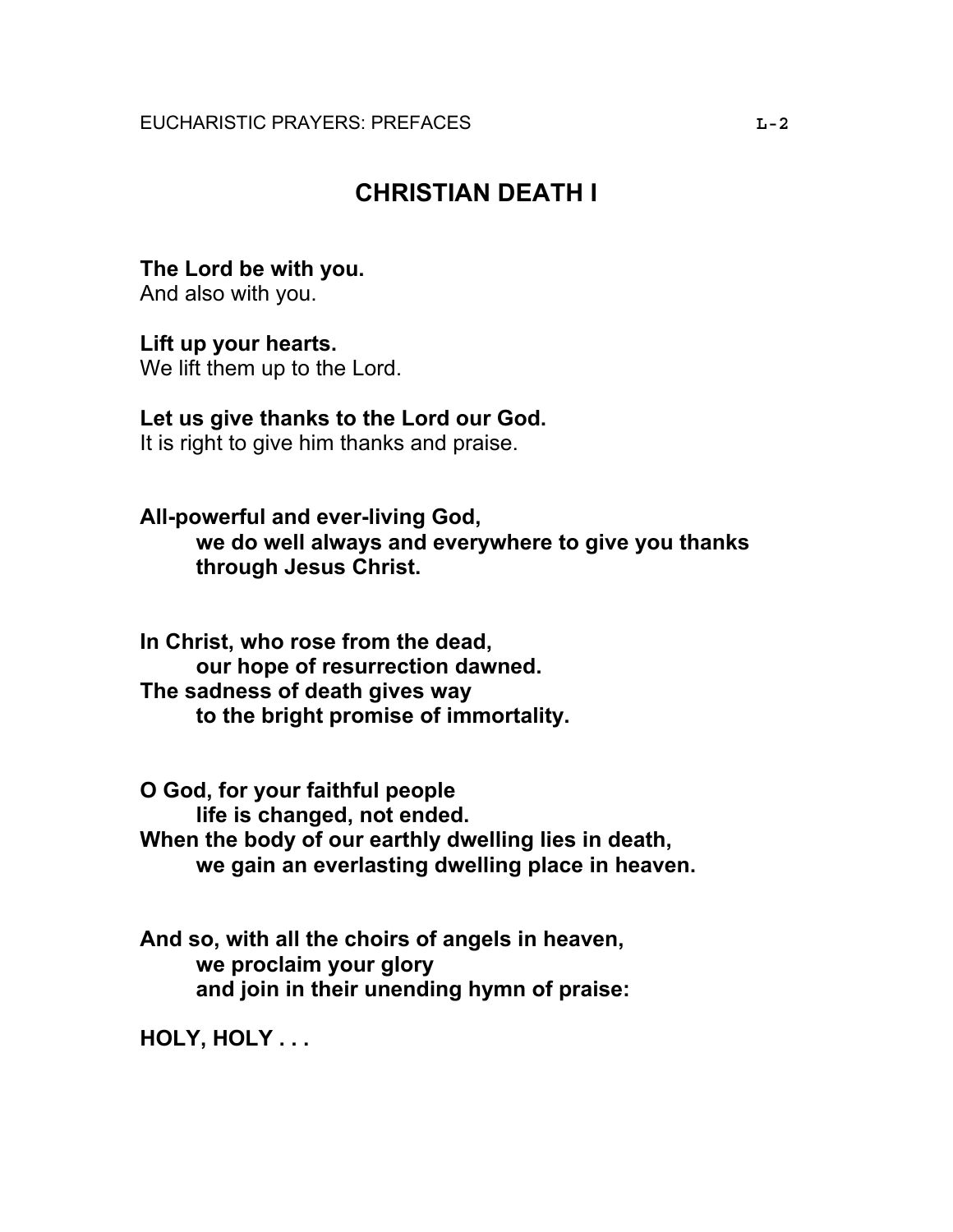# CHRISTIAN DEATH I

**The Lord be with you.**
And also with you.

**Lift up your hearts.**
We lift them up to the Lord.

**Let us give thanks to the Lord our God.**
It is right to give him thanks and praise.

**All-powerful and ever-living God,**
**we do well always and everywhere to give you thanks**
**through Jesus Christ.**

**In Christ, who rose from the dead,**
**our hope of resurrection dawned.**
**The sadness of death gives way**
**to the bright promise of immortality.**

**O God, for your faithful people**
**life is changed, not ended.**
**When the body of our earthly dwelling lies in death,**
**we gain an everlasting dwelling place in heaven.**

**And so, with all the choirs of angels in heaven,**
**we proclaim your glory**
**and join in their unending hymn of praise:**

**HOLY, HOLY . . .**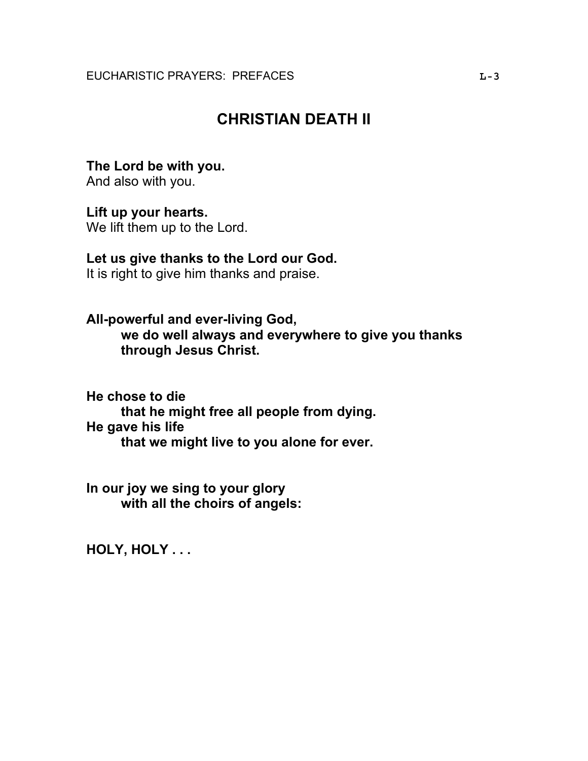# CHRISTIAN DEATH II

**The Lord be with you.**
And also with you.

**Lift up your hearts.**
We lift them up to the Lord.

**Let us give thanks to the Lord our God.**
It is right to give him thanks and praise.

**All-powerful and ever-living God,**
**we do well always and everywhere to give you thanks**
**through Jesus Christ.**

**He chose to die**
**that he might free all people from dying.**
**He gave his life**
**that we might live to you alone for ever.**

**In our joy we sing to your glory**
**with all the choirs of angels:**

**HOLY, HOLY . . .**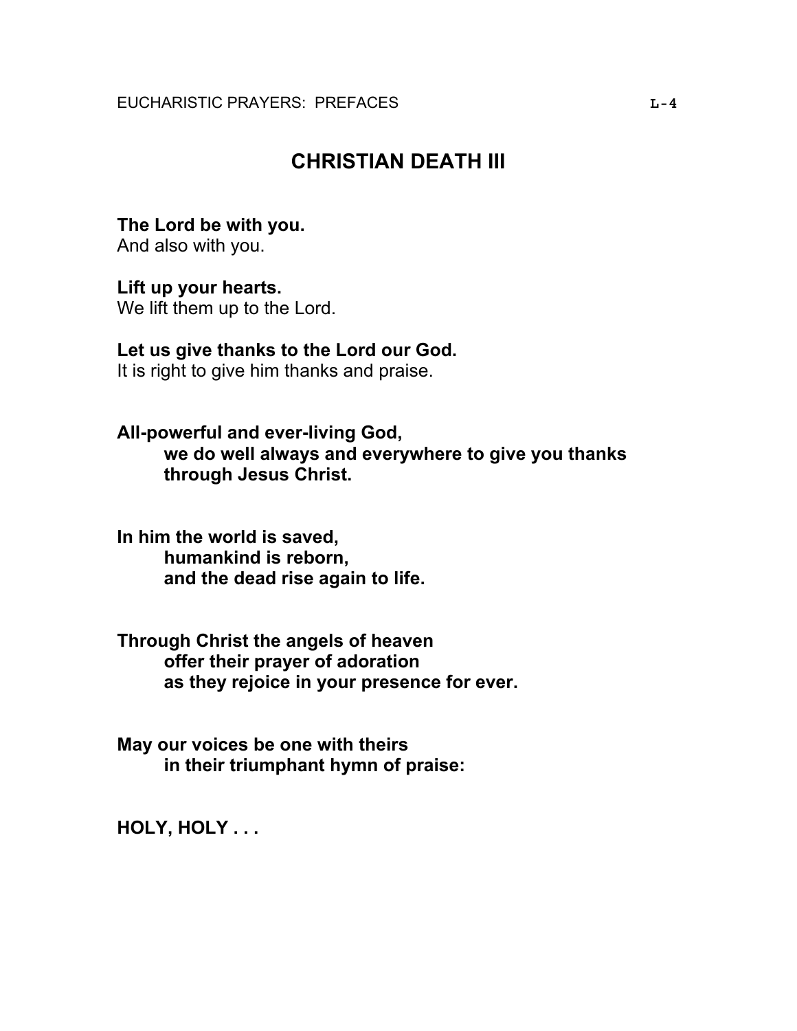# CHRISTIAN DEATH III

**The Lord be with you.**
And also with you.

**Lift up your hearts.**
We lift them up to the Lord.

**Let us give thanks to the Lord our God.**
It is right to give him thanks and praise.

**All-powerful and ever-living God,**
**we do well always and everywhere to give you thanks**
**through Jesus Christ.**

**In him the world is saved,**
**humankind is reborn,**
**and the dead rise again to life.**

**Through Christ the angels of heaven**
**offer their prayer of adoration**
**as they rejoice in your presence for ever.**

**May our voices be one with theirs**
**in their triumphant hymn of praise:**

**HOLY, HOLY . . .**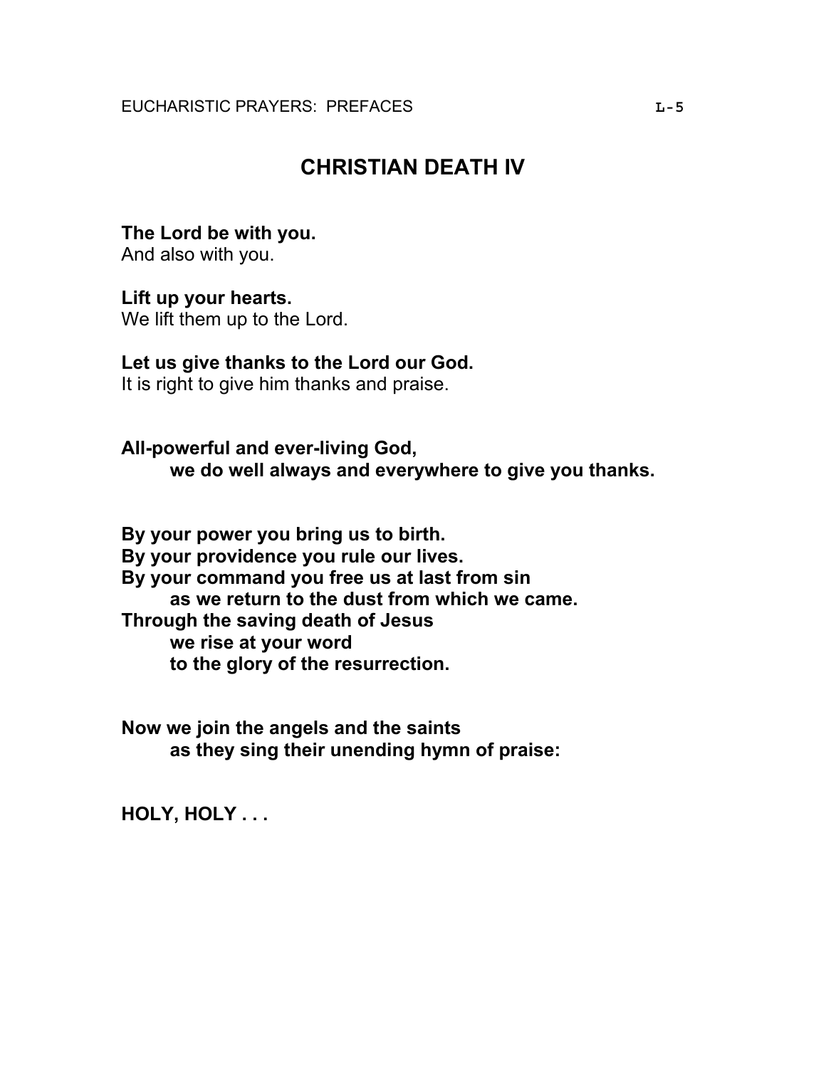# CHRISTIAN DEATH IV

**The Lord be with you.**
And also with you.

**Lift up your hearts.**
We lift them up to the Lord.

**Let us give thanks to the Lord our God.**
It is right to give him thanks and praise.

**All-powerful and ever-living God,**
**we do well always and everywhere to give you thanks.**

**By your power you bring us to birth.**
**By your providence you rule our lives.**
**By your command you free us at last from sin**
**as we return to the dust from which we came.**
**Through the saving death of Jesus**
**we rise at your word**
**to the glory of the resurrection.**

**Now we join the angels and the saints**
**as they sing their unending hymn of praise:**

**HOLY, HOLY . . .**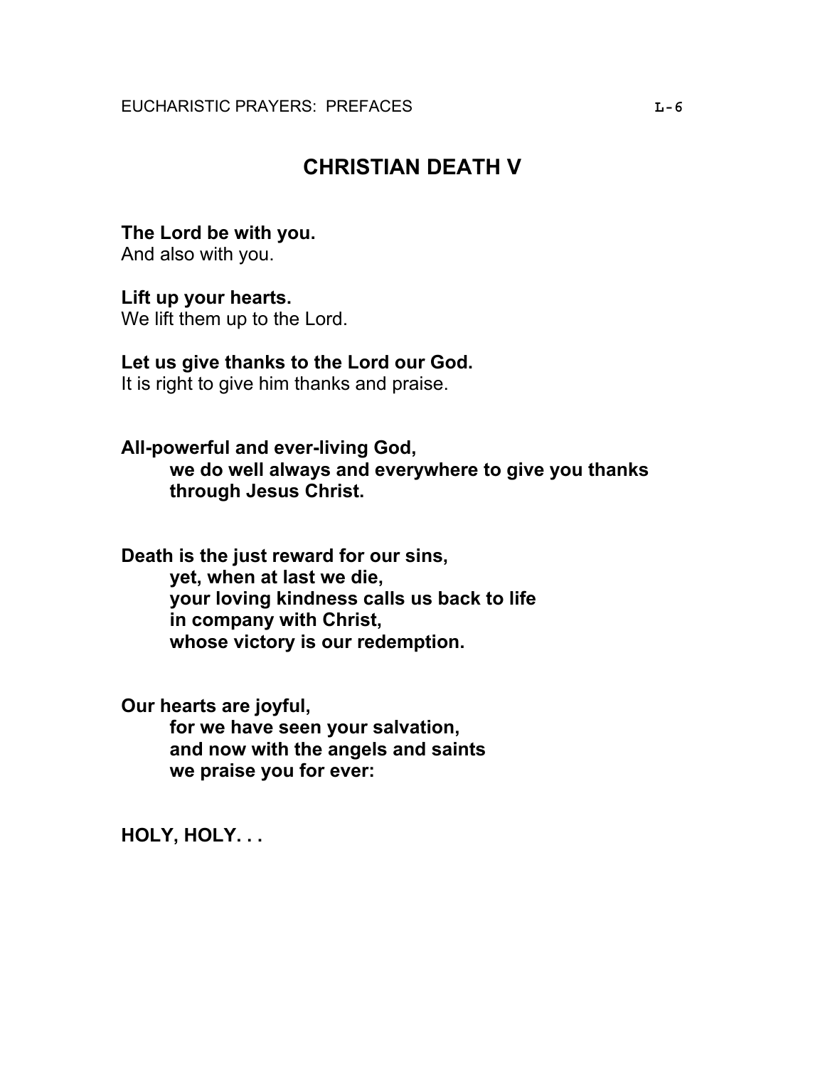# CHRISTIAN DEATH V

**The Lord be with you.**
And also with you.

**Lift up your hearts.**
We lift them up to the Lord.

**Let us give thanks to the Lord our God.**
It is right to give him thanks and praise.

**All-powerful and ever-living God,**
**we do well always and everywhere to give you thanks**
**through Jesus Christ.**

**Death is the just reward for our sins,**
**yet, when at last we die,**
**your loving kindness calls us back to life**
**in company with Christ,**
**whose victory is our redemption.**

**Our hearts are joyful,**
**for we have seen your salvation,**
**and now with the angels and saints**
**we praise you for ever:**

**HOLY, HOLY. . .**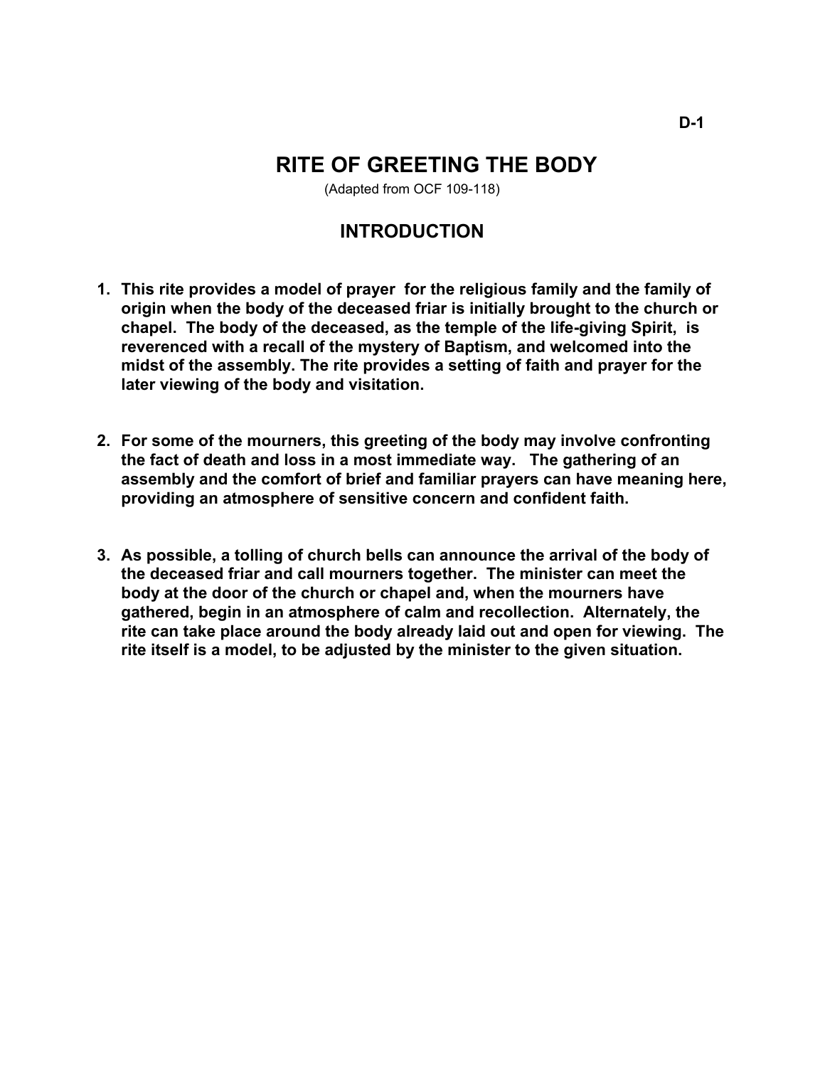D-1

# RITE OF GREETING THE BODY

(Adapted from OCF 109-118)

## INTRODUCTION

1. **This rite provides a model of prayer for the religious family and the family of origin when the body of the deceased friar is initially brought to the church or chapel. The body of the deceased, as the temple of the life-giving Spirit, is reverenced with a recall of the mystery of Baptism, and welcomed into the midst of the assembly. The rite provides a setting of faith and prayer for the later viewing of the body and visitation.**

2. **For some of the mourners, this greeting of the body may involve confronting the fact of death and loss in a most immediate way. The gathering of an assembly and the comfort of brief and familiar prayers can have meaning here, providing an atmosphere of sensitive concern and confident faith.**

3. **As possible, a tolling of church bells can announce the arrival of the body of the deceased friar and call mourners together. The minister can meet the body at the door of the church or chapel and, when the mourners have gathered, begin in an atmosphere of calm and recollection. Alternately, the rite can take place around the body already laid out and open for viewing. The rite itself is a model, to be adjusted by the minister to the given situation.**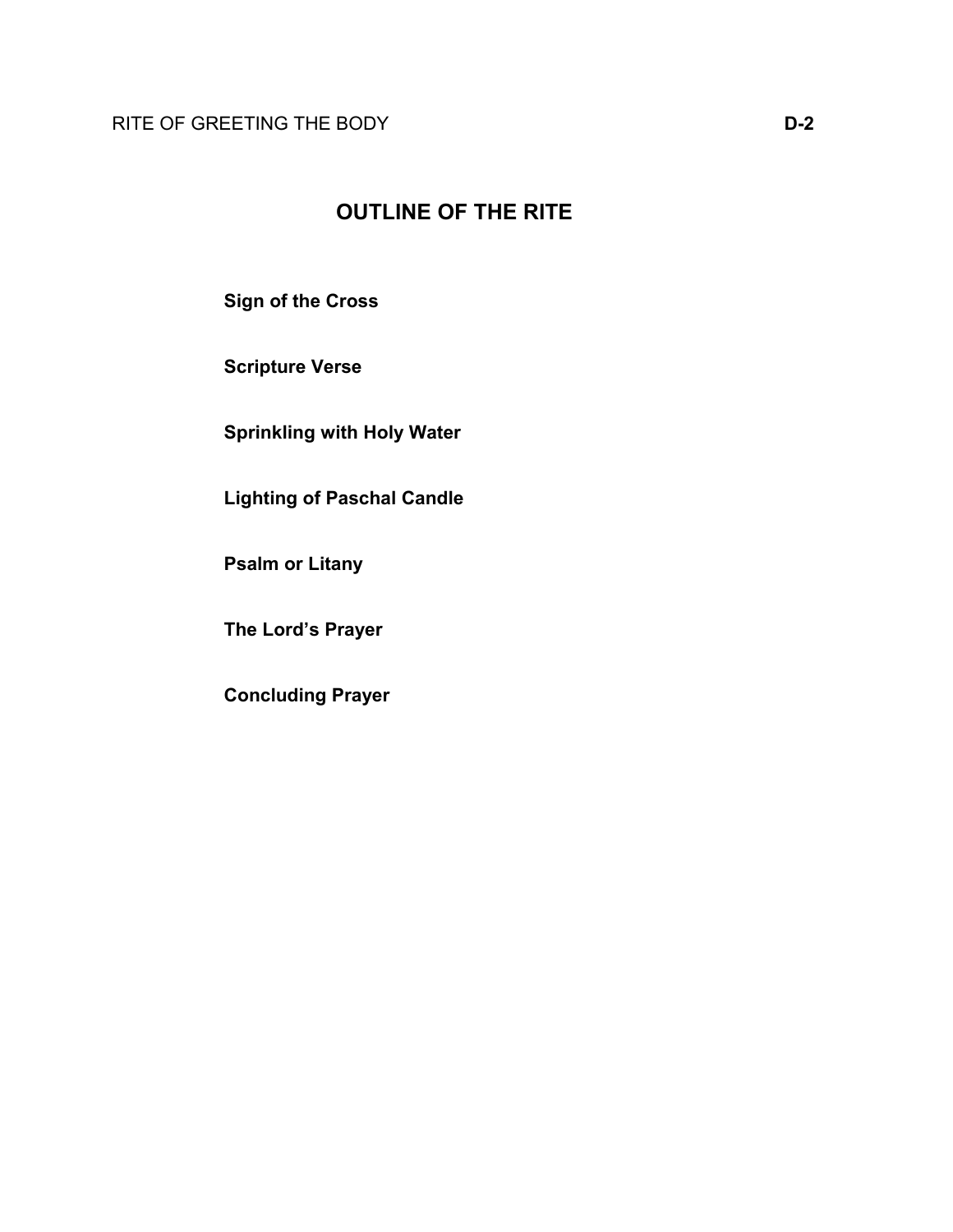# OUTLINE OF THE RITE

**Sign of the Cross**

**Scripture Verse**

**Sprinkling with Holy Water**

**Lighting of Paschal Candle**

**Psalm or Litany**

**The Lord's Prayer**

**Concluding Prayer**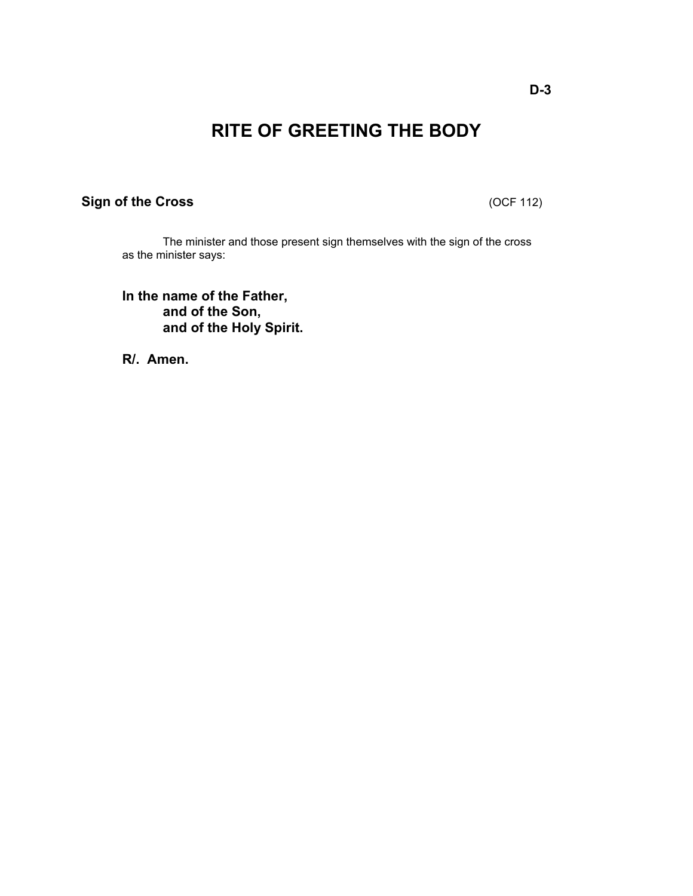D-3

# RITE OF GREETING THE BODY

## Sign of the Cross (OCF 112)

The minister and those present sign themselves with the sign of the cross as the minister says:

**In the name of the Father,**
**and of the Son,**
**and of the Holy Spirit.**

**R/. Amen.**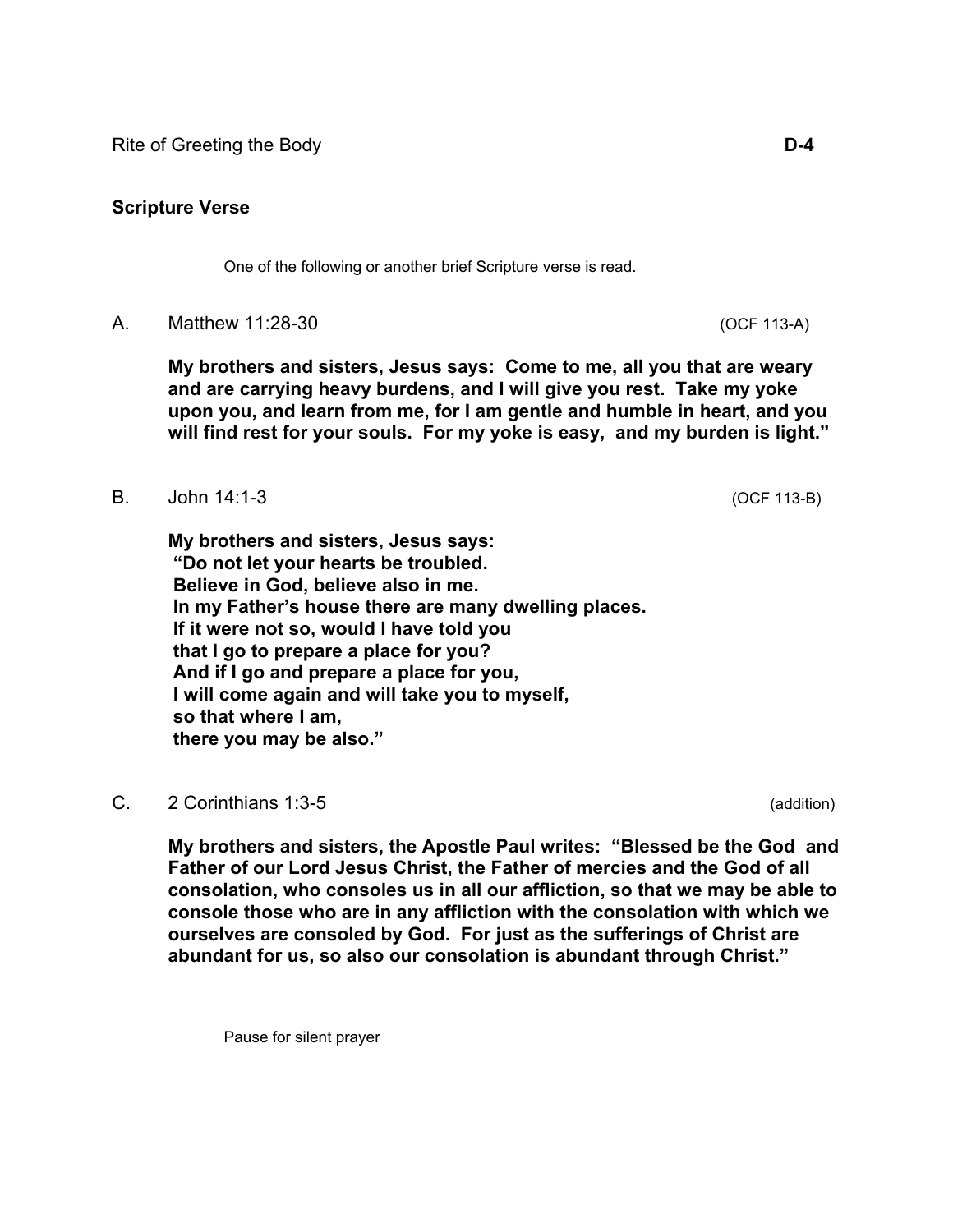Rite of Greeting the Body **D-4**

## Scripture Verse

One of the following or another brief Scripture verse is read.

A. Matthew 11:28-30 (OCF 113-A)

**My brothers and sisters, Jesus says: Come to me, all you that are weary and are carrying heavy burdens, and I will give you rest. Take my yoke upon you, and learn from me, for I am gentle and humble in heart, and you will find rest for your souls. For my yoke is easy, and my burden is light."**

B. John 14:1-3 (OCF 113-B)

**My brothers and sisters, Jesus says:**
**"Do not let your hearts be troubled.**
**Believe in God, believe also in me.**
**In my Father's house there are many dwelling places.**
**If it were not so, would I have told you**
**that I go to prepare a place for you?**
**And if I go and prepare a place for you,**
**I will come again and will take you to myself,**
**so that where I am,**
**there you may be also."**

C. 2 Corinthians 1:3-5 (addition)

**My brothers and sisters, the Apostle Paul writes: "Blessed be the God and Father of our Lord Jesus Christ, the Father of mercies and the God of all consolation, who consoles us in all our affliction, so that we may be able to console those who are in any affliction with the consolation with which we ourselves are consoled by God. For just as the sufferings of Christ are abundant for us, so also our consolation is abundant through Christ."**

Pause for silent prayer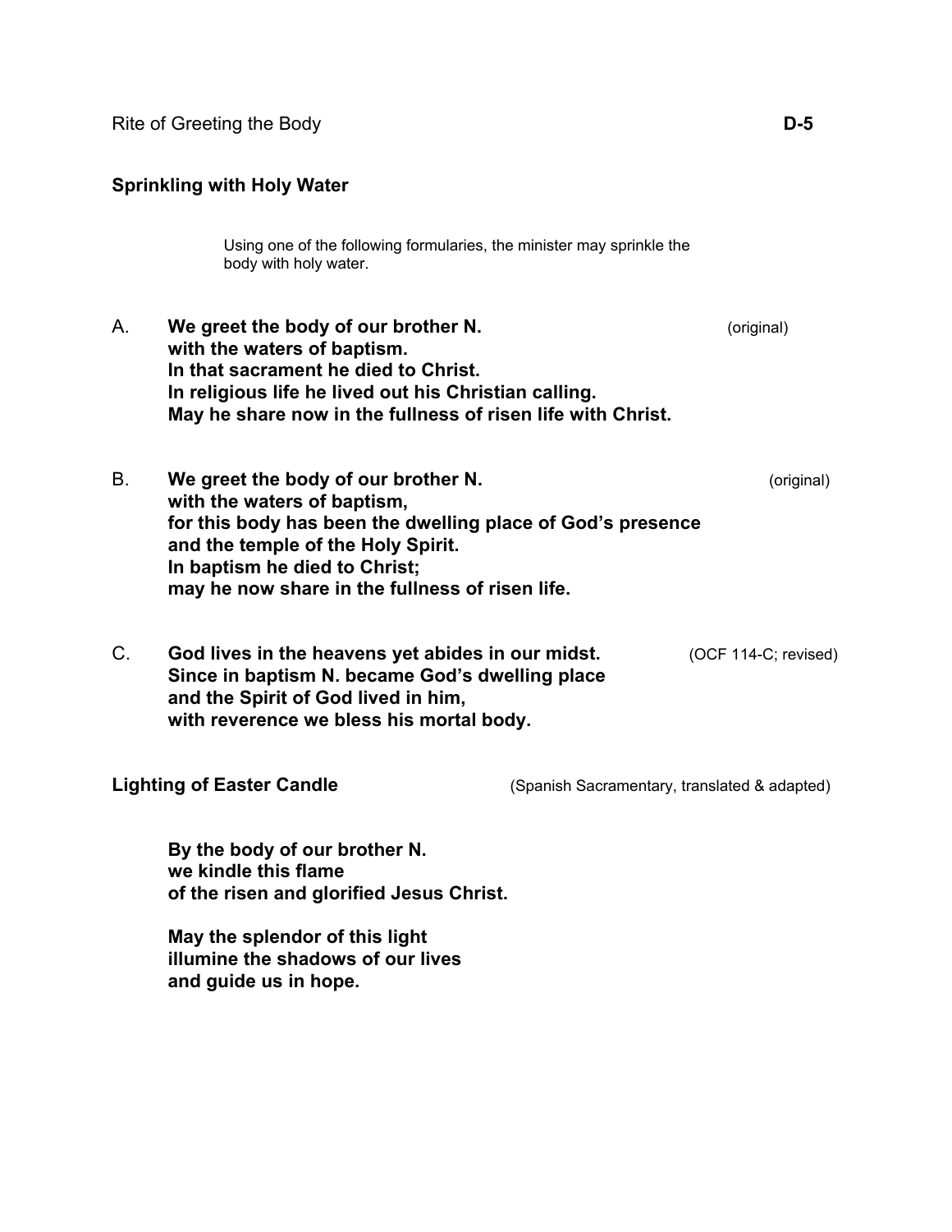## Sprinkling with Holy Water

Using one of the following formularies, the minister may sprinkle the body with holy water.

A. **We greet the body of our brother N.** (original)
**with the waters of baptism.**
**In that sacrament he died to Christ.**
**In religious life he lived out his Christian calling.**
**May he share now in the fullness of risen life with Christ.**

B. **We greet the body of our brother N.** (original)
**with the waters of baptism,**
**for this body has been the dwelling place of God's presence**
**and the temple of the Holy Spirit.**
**In baptism he died to Christ;**
**may he now share in the fullness of risen life.**

C. **God lives in the heavens yet abides in our midst.** (OCF 114-C; revised)
**Since in baptism N. became God's dwelling place**
**and the Spirit of God lived in him,**
**with reverence we bless his mortal body.**

## Lighting of Easter Candle

(Spanish Sacramentary, translated & adapted)

**By the body of our brother N.**
**we kindle this flame**
**of the risen and glorified Jesus Christ.**

**May the splendor of this light**
**illumine the shadows of our lives**
**and guide us in hope.**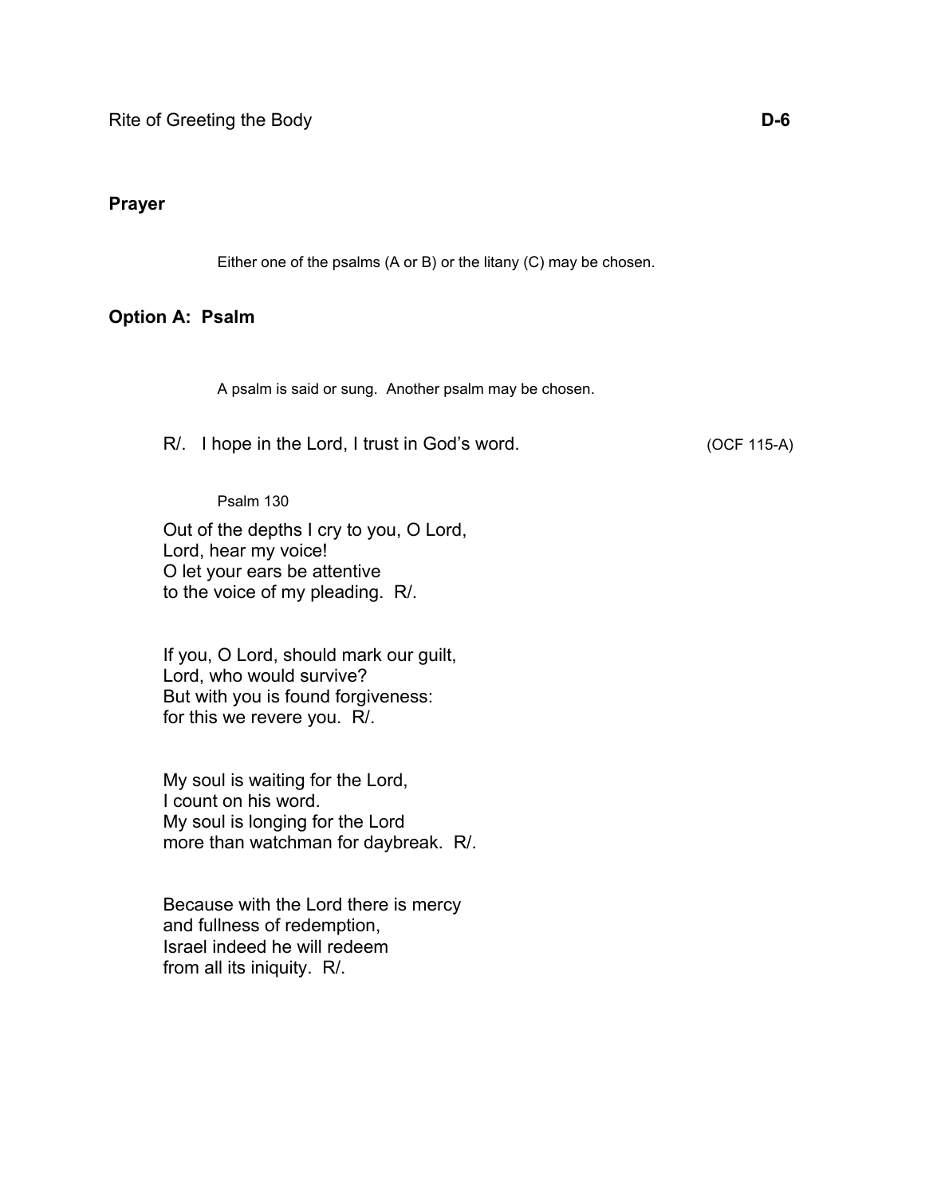## Prayer

Either one of the psalms (A or B) or the litany (C) may be chosen.

## Option A: Psalm

A psalm is said or sung. Another psalm may be chosen.

R/. I hope in the Lord, I trust in God's word. (OCF 115-A)

Psalm 130

Out of the depths I cry to you, O Lord,
Lord, hear my voice!
O let your ears be attentive
to the voice of my pleading. R/.

If you, O Lord, should mark our guilt,
Lord, who would survive?
But with you is found forgiveness:
for this we revere you. R/.

My soul is waiting for the Lord,
I count on his word.
My soul is longing for the Lord
more than watchman for daybreak. R/.

Because with the Lord there is mercy
and fullness of redemption,
Israel indeed he will redeem
from all its iniquity. R/.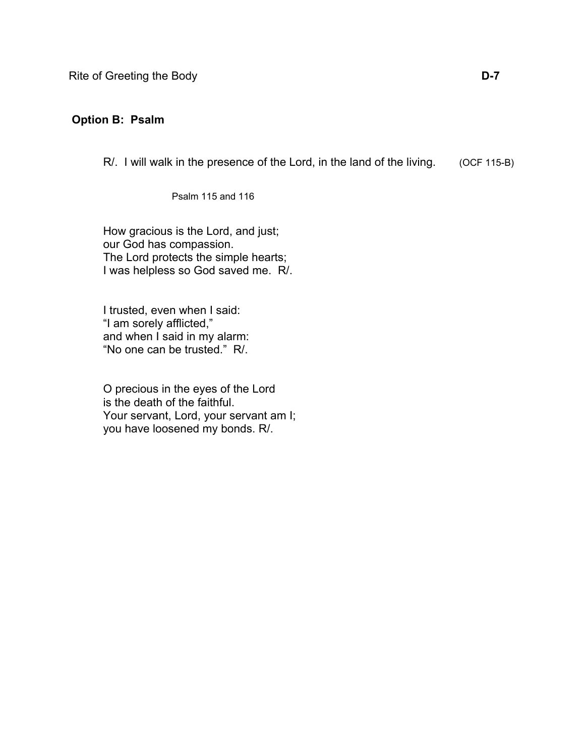## Option B: Psalm

R/. I will walk in the presence of the Lord, in the land of the living. (OCF 115-B)

Psalm 115 and 116

How gracious is the Lord, and just;
our God has compassion.
The Lord protects the simple hearts;
I was helpless so God saved me. R/.

I trusted, even when I said:
"I am sorely afflicted,"
and when I said in my alarm:
"No one can be trusted." R/.

O precious in the eyes of the Lord
is the death of the faithful.
Your servant, Lord, your servant am I;
you have loosened my bonds. R/.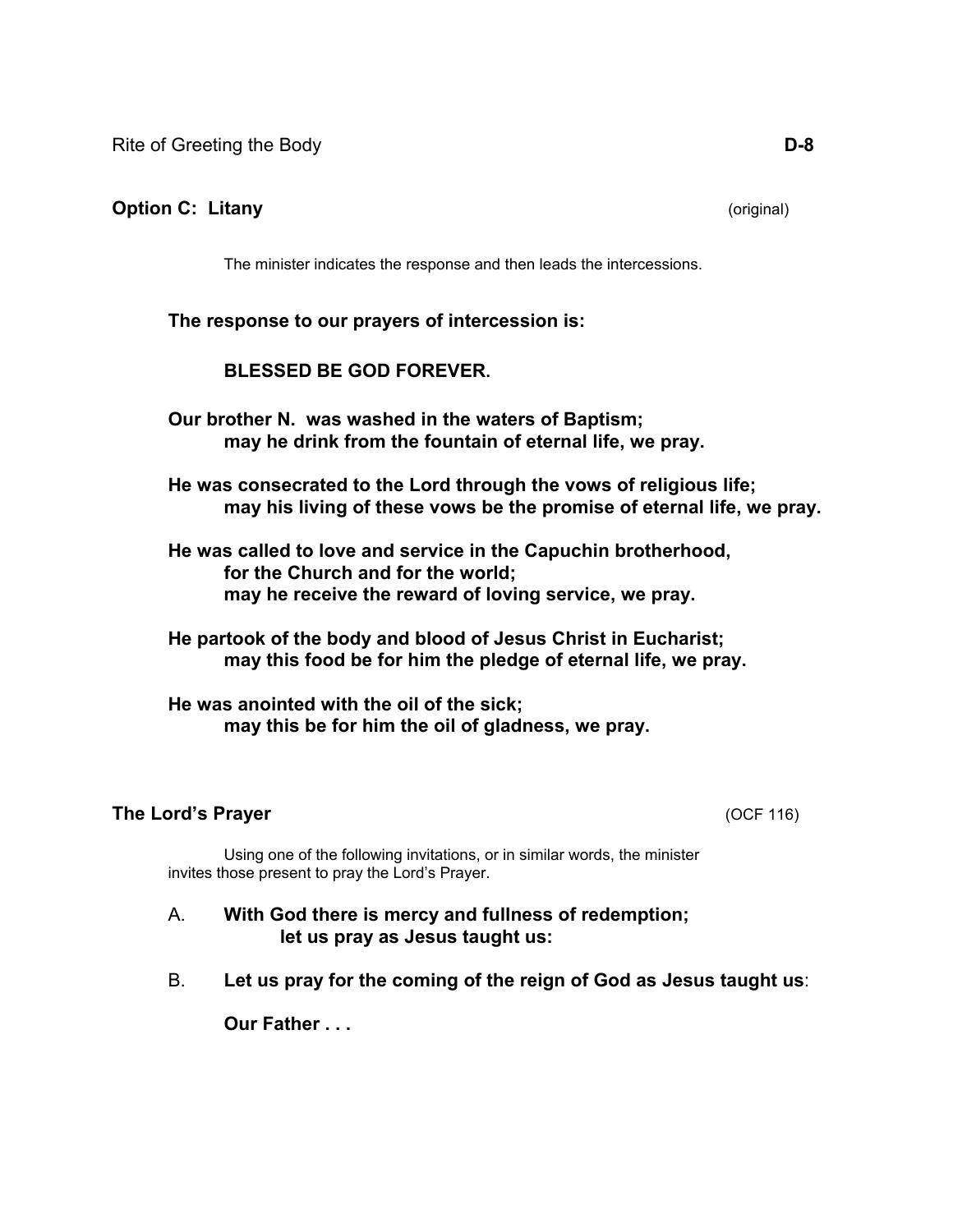## Option C: Litany (original)

The minister indicates the response and then leads the intercessions.

**The response to our prayers of intercession is:**

**BLESSED BE GOD FOREVER.**

**Our brother N. was washed in the waters of Baptism;**
**may he drink from the fountain of eternal life, we pray.**

**He was consecrated to the Lord through the vows of religious life;**
**may his living of these vows be the promise of eternal life, we pray.**

**He was called to love and service in the Capuchin brotherhood,**
**for the Church and for the world;**
**may he receive the reward of loving service, we pray.**

**He partook of the body and blood of Jesus Christ in Eucharist;**
**may this food be for him the pledge of eternal life, we pray.**

**He was anointed with the oil of the sick;**
**may this be for him the oil of gladness, we pray.**

## The Lord's Prayer (OCF 116)

Using one of the following invitations, or in similar words, the minister invites those present to pray the Lord's Prayer.

A. **With God there is mercy and fullness of redemption;**
**let us pray as Jesus taught us:**

B. **Let us pray for the coming of the reign of God as Jesus taught us**:

**Our Father . . .**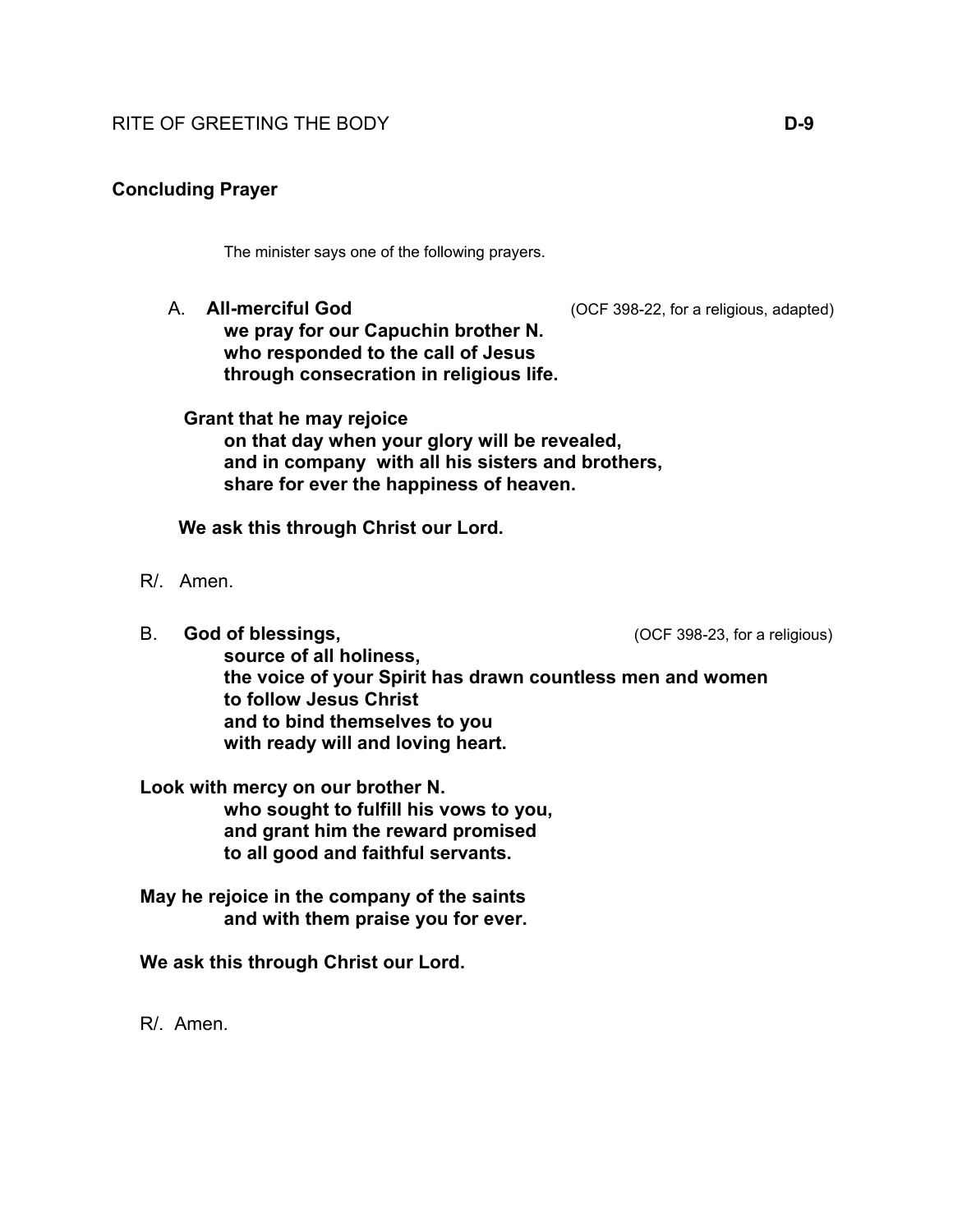## Concluding Prayer

The minister says one of the following prayers.

A. **All-merciful God** (OCF 398-22, for a religious, adapted)
**we pray for our Capuchin brother N.**
**who responded to the call of Jesus**
**through consecration in religious life.**

**Grant that he may rejoice**
**on that day when your glory will be revealed,**
**and in company with all his sisters and brothers,**
**share for ever the happiness of heaven.**

**We ask this through Christ our Lord.**

R/. Amen.

B. **God of blessings,** (OCF 398-23, for a religious)
**source of all holiness,**
**the voice of your Spirit has drawn countless men and women**
**to follow Jesus Christ**
**and to bind themselves to you**
**with ready will and loving heart.**

**Look with mercy on our brother N.**
**who sought to fulfill his vows to you,**
**and grant him the reward promised**
**to all good and faithful servants.**

**May he rejoice in the company of the saints**
**and with them praise you for ever.**

**We ask this through Christ our Lord.**

R/. Amen.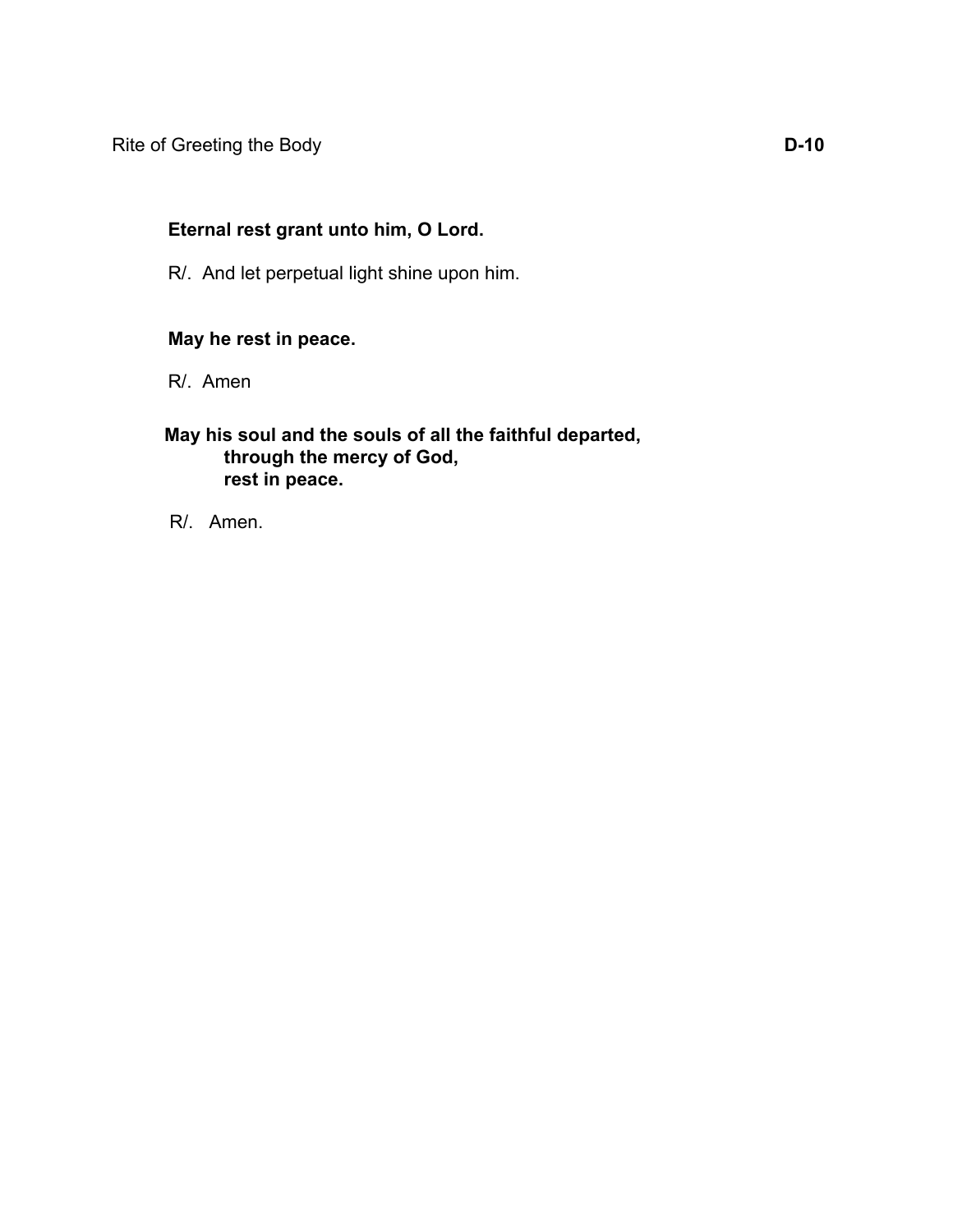**Eternal rest grant unto him, O Lord.**

R/. And let perpetual light shine upon him.

**May he rest in peace.**

R/. Amen

**May his soul and the souls of all the faithful departed,**
**through the mercy of God,**
**rest in peace.**

R/. Amen.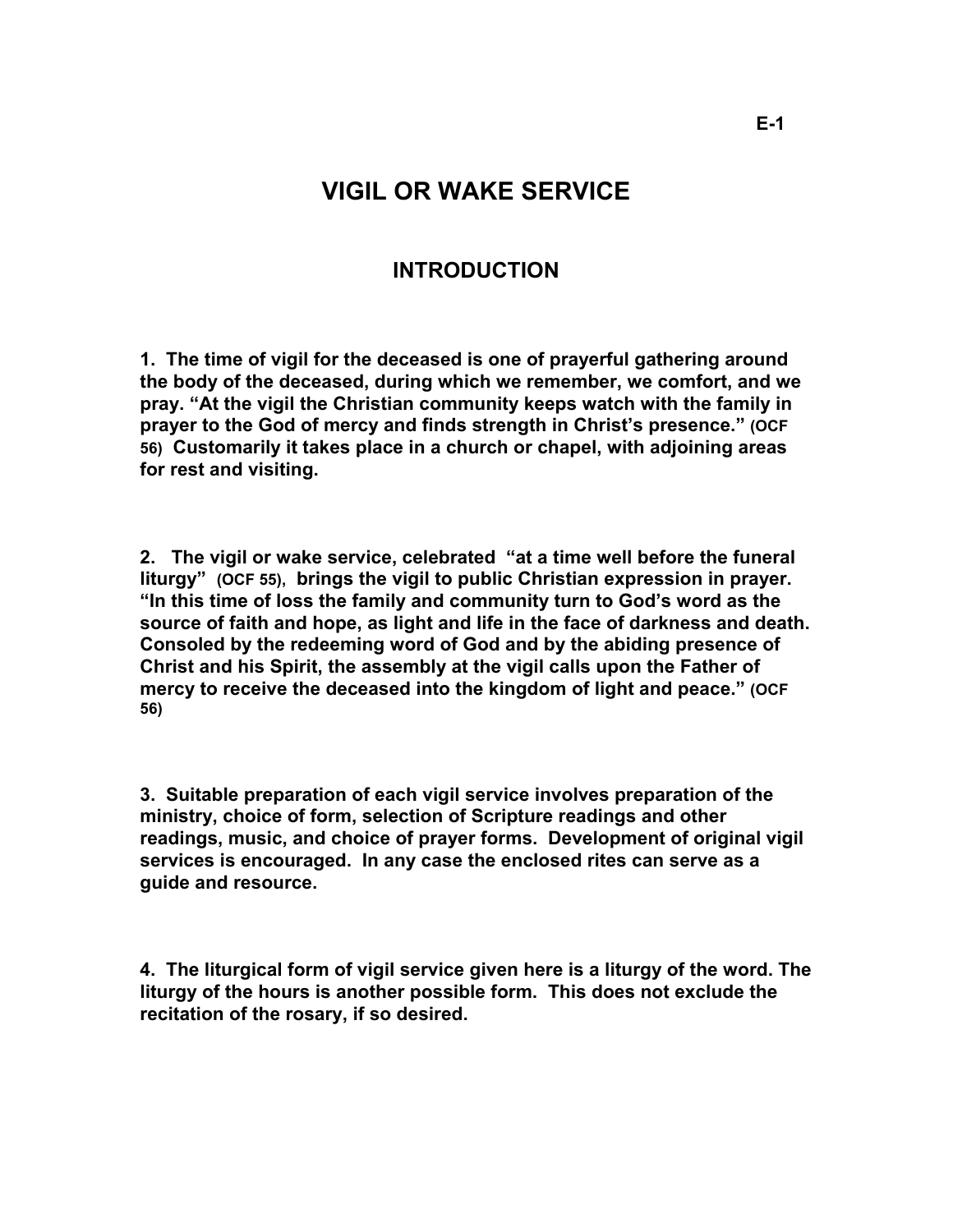# VIGIL OR WAKE SERVICE

## INTRODUCTION

**1. The time of vigil for the deceased is one of prayerful gathering around the body of the deceased, during which we remember, we comfort, and we pray. "At the vigil the Christian community keeps watch with the family in prayer to the God of mercy and finds strength in Christ's presence." (OCF 56) Customarily it takes place in a church or chapel, with adjoining areas for rest and visiting.**

**2. The vigil or wake service, celebrated "at a time well before the funeral liturgy" (OCF 55), brings the vigil to public Christian expression in prayer. "In this time of loss the family and community turn to God's word as the source of faith and hope, as light and life in the face of darkness and death. Consoled by the redeeming word of God and by the abiding presence of Christ and his Spirit, the assembly at the vigil calls upon the Father of mercy to receive the deceased into the kingdom of light and peace." (OCF 56)**

**3. Suitable preparation of each vigil service involves preparation of the ministry, choice of form, selection of Scripture readings and other readings, music, and choice of prayer forms. Development of original vigil services is encouraged. In any case the enclosed rites can serve as a guide and resource.**

**4. The liturgical form of vigil service given here is a liturgy of the word. The liturgy of the hours is another possible form. This does not exclude the recitation of the rosary, if so desired.**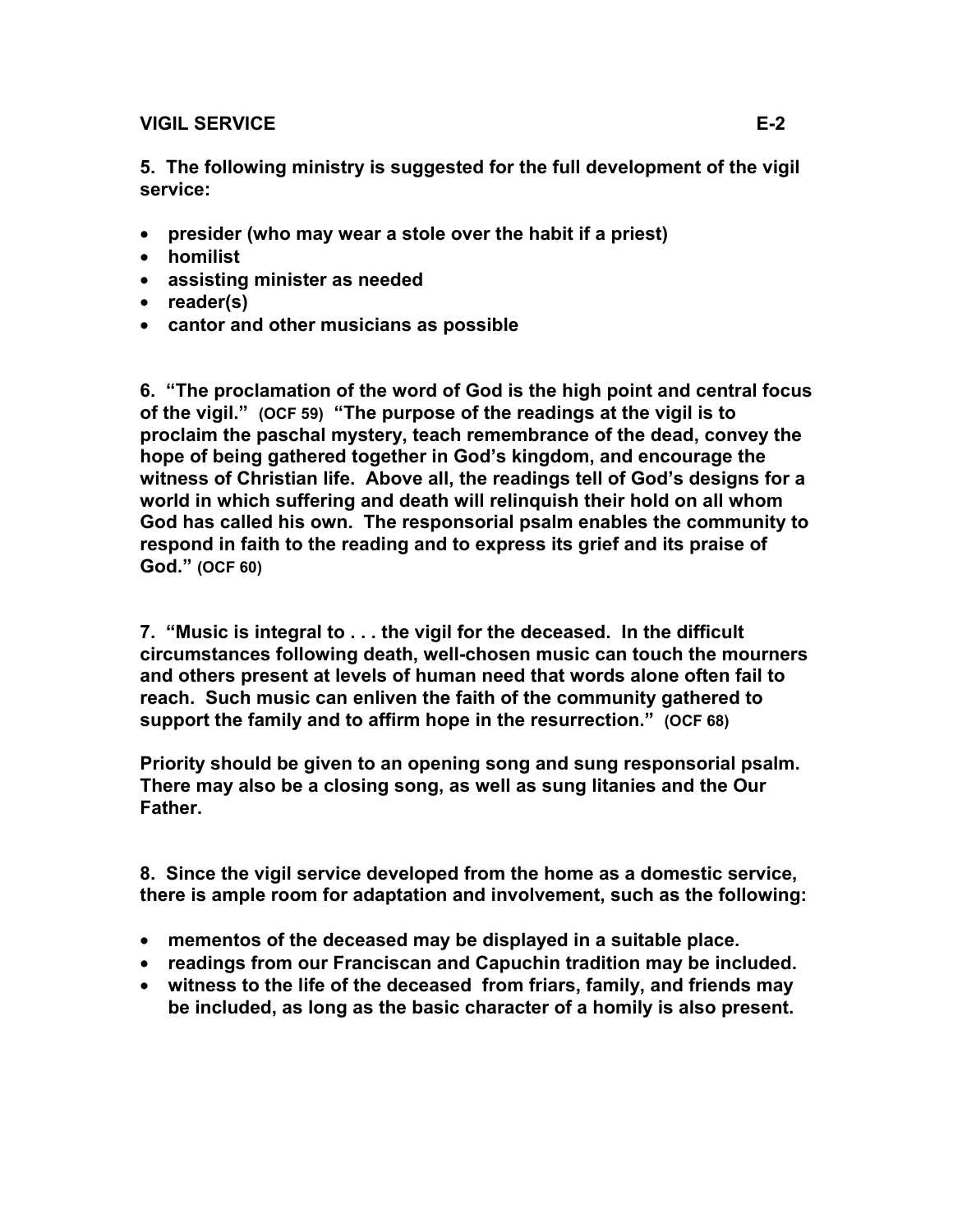## VIGIL SERVICE

**5. The following ministry is suggested for the full development of the vigil service:**

- **presider (who may wear a stole over the habit if a priest)**
- **homilist**
- **assisting minister as needed**
- **reader(s)**
- **cantor and other musicians as possible**

**6. "The proclamation of the word of God is the high point and central focus of the vigil." (OCF 59) "The purpose of the readings at the vigil is to proclaim the paschal mystery, teach remembrance of the dead, convey the hope of being gathered together in God's kingdom, and encourage the witness of Christian life. Above all, the readings tell of God's designs for a world in which suffering and death will relinquish their hold on all whom God has called his own. The responsorial psalm enables the community to respond in faith to the reading and to express its grief and its praise of God." (OCF 60)**

**7. "Music is integral to . . . the vigil for the deceased. In the difficult circumstances following death, well-chosen music can touch the mourners and others present at levels of human need that words alone often fail to reach. Such music can enliven the faith of the community gathered to support the family and to affirm hope in the resurrection." (OCF 68)**

**Priority should be given to an opening song and sung responsorial psalm. There may also be a closing song, as well as sung litanies and the Our Father.**

**8. Since the vigil service developed from the home as a domestic service, there is ample room for adaptation and involvement, such as the following:**

- **mementos of the deceased may be displayed in a suitable place.**
- **readings from our Franciscan and Capuchin tradition may be included.**
- **witness to the life of the deceased from friars, family, and friends may be included, as long as the basic character of a homily is also present.**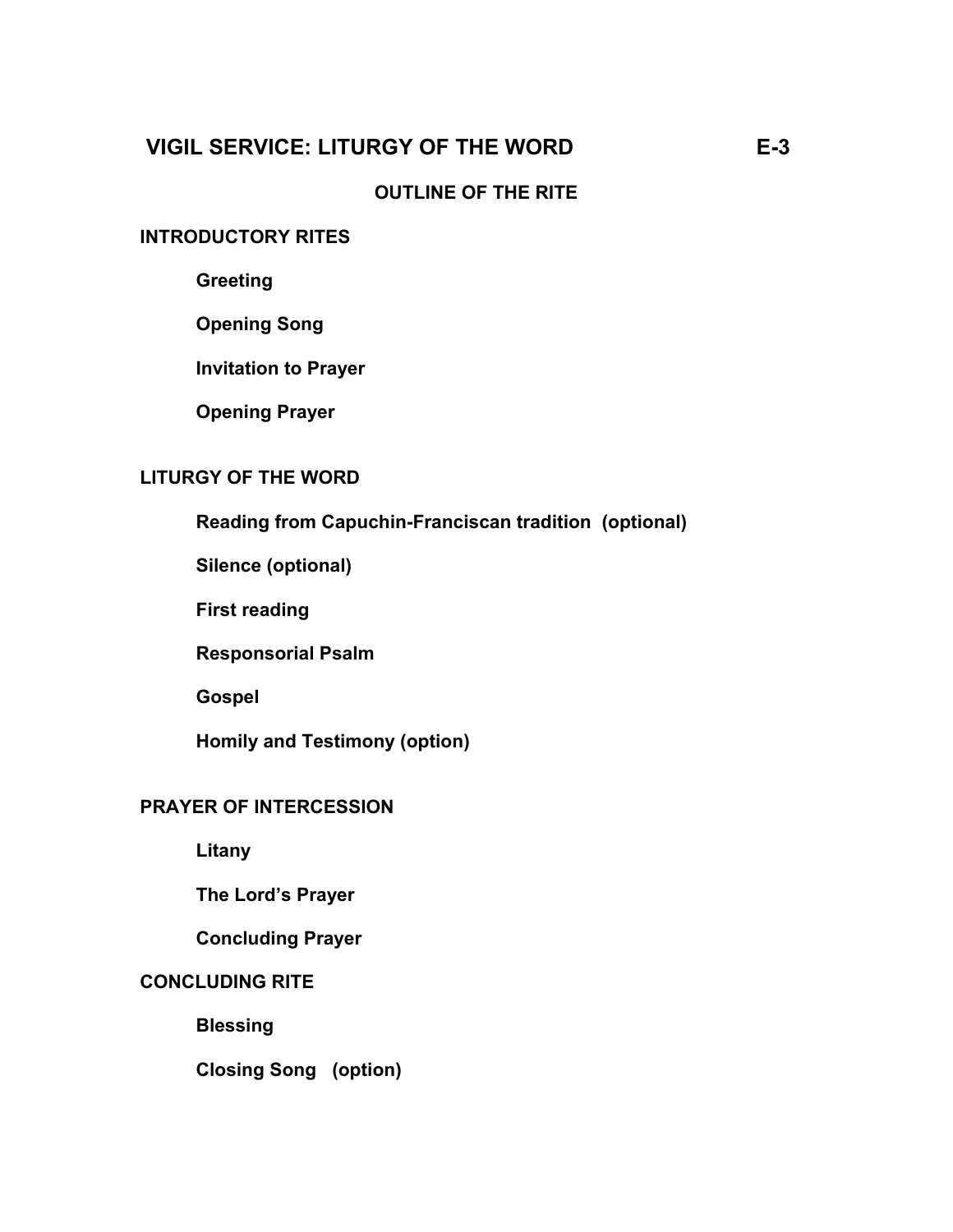# VIGIL SERVICE: LITURGY OF THE WORD E-3

## OUTLINE OF THE RITE

### INTRODUCTORY RITES

**Greeting**

**Opening Song**

**Invitation to Prayer**

**Opening Prayer**

### LITURGY OF THE WORD

**Reading from Capuchin-Franciscan tradition (optional)**

**Silence (optional)**

**First reading**

**Responsorial Psalm**

**Gospel**

**Homily and Testimony (option)**

### PRAYER OF INTERCESSION

**Litany**

**The Lord's Prayer**

**Concluding Prayer**

### CONCLUDING RITE

**Blessing**

**Closing Song (option)**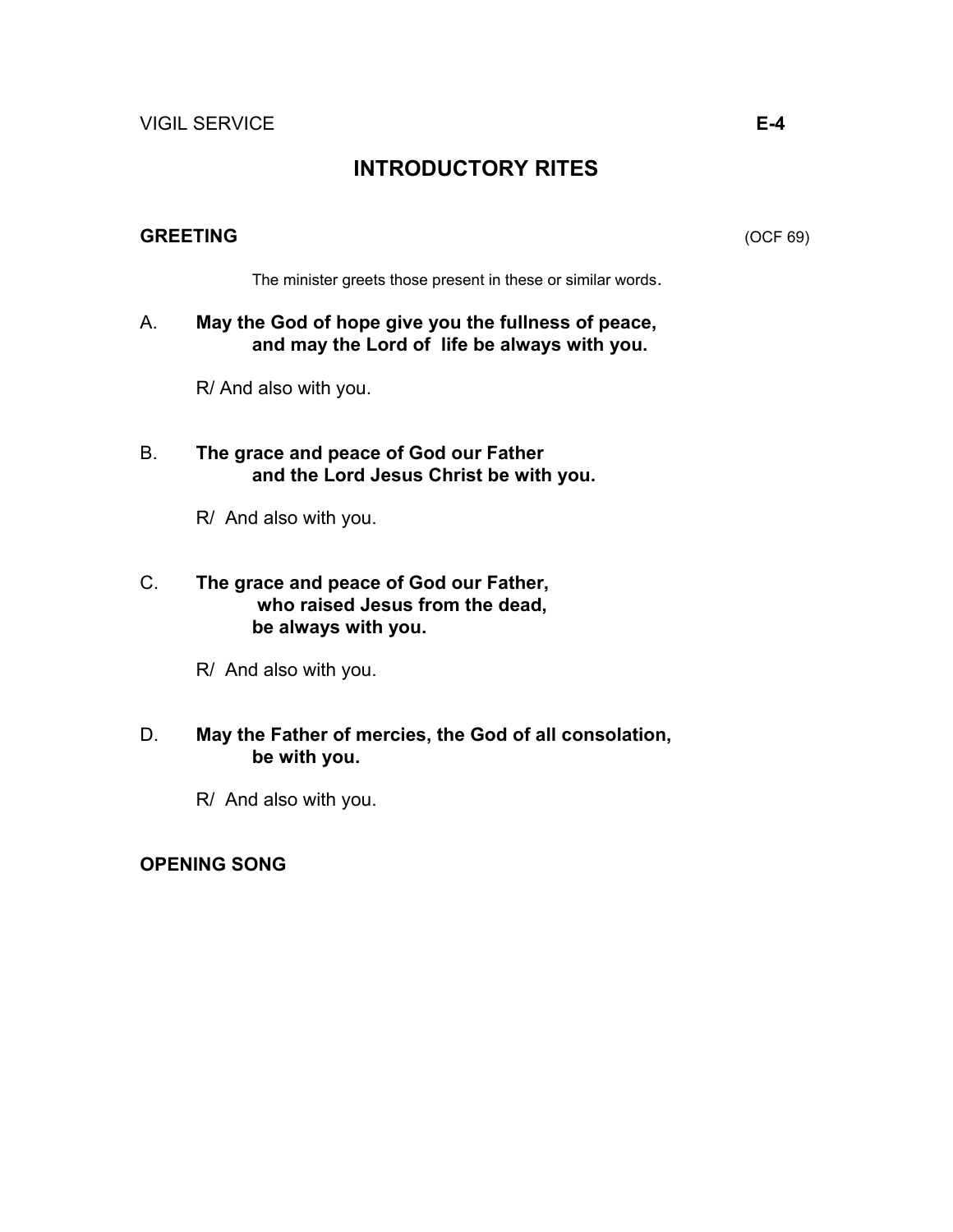# INTRODUCTORY RITES

## GREETING

(OCF 69)

The minister greets those present in these or similar words.

A. **May the God of hope give you the fullness of peace,
and may the Lord of life be always with you.**

R/ And also with you.

B. **The grace and peace of God our Father
and the Lord Jesus Christ be with you.**

R/ And also with you.

C. **The grace and peace of God our Father,
who raised Jesus from the dead,
be always with you.**

R/ And also with you.

D. **May the Father of mercies, the God of all consolation,
be with you.**

R/ And also with you.

## OPENING SONG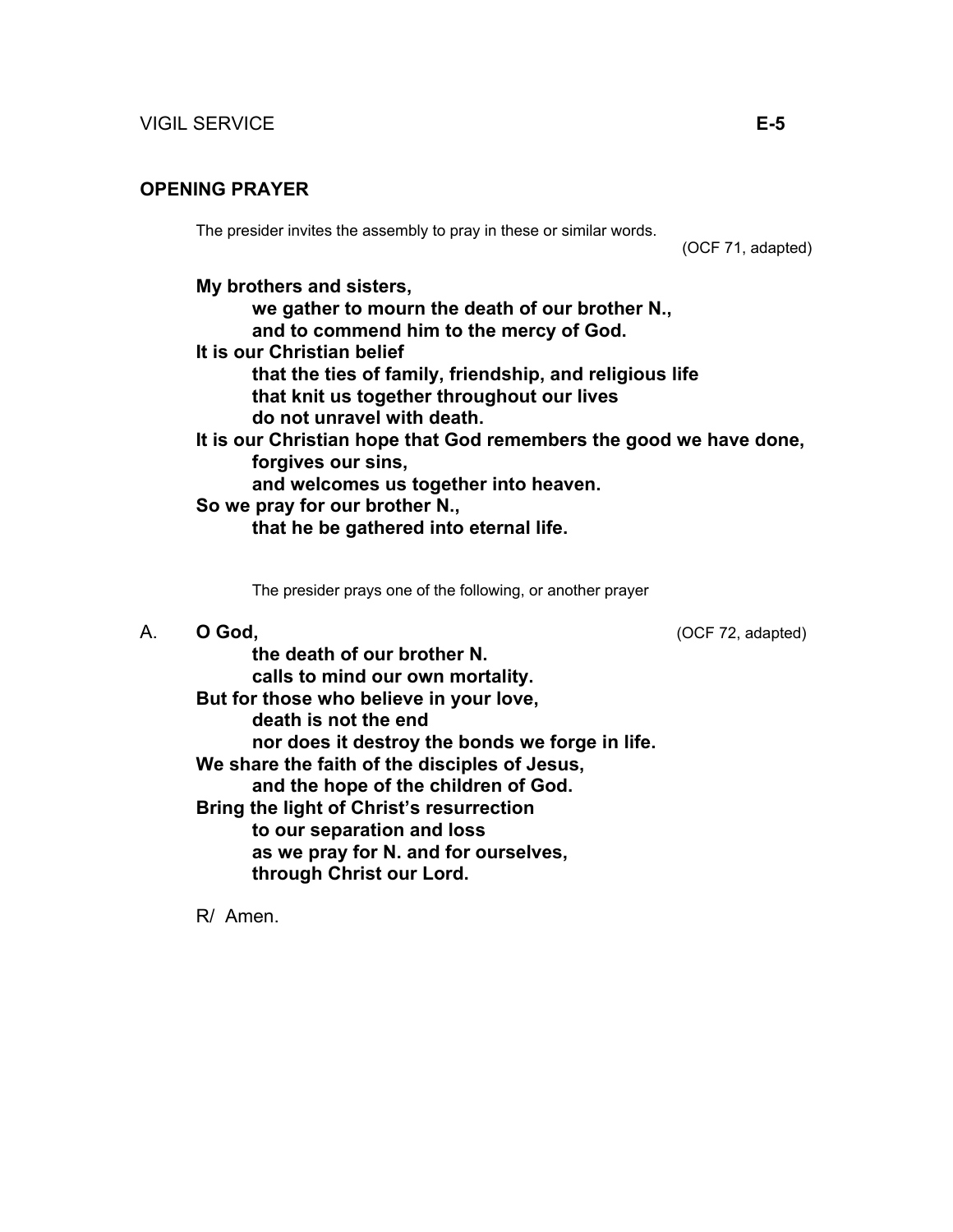## OPENING PRAYER

The presider invites the assembly to pray in these or similar words.

(OCF 71, adapted)

**My brothers and sisters,**
**we gather to mourn the death of our brother N.,**
**and to commend him to the mercy of God.**
**It is our Christian belief**
**that the ties of family, friendship, and religious life**
**that knit us together throughout our lives**
**do not unravel with death.**
**It is our Christian hope that God remembers the good we have done,**
**forgives our sins,**
**and welcomes us together into heaven.**
**So we pray for our brother N.,**
**that he be gathered into eternal life.**

The presider prays one of the following, or another prayer

A. **O God,** (OCF 72, adapted)
**the death of our brother N.**
**calls to mind our own mortality.**
**But for those who believe in your love,**
**death is not the end**
**nor does it destroy the bonds we forge in life.**
**We share the faith of the disciples of Jesus,**
**and the hope of the children of God.**
**Bring the light of Christ's resurrection**
**to our separation and loss**
**as we pray for N. and for ourselves,**
**through Christ our Lord.**

R/ Amen.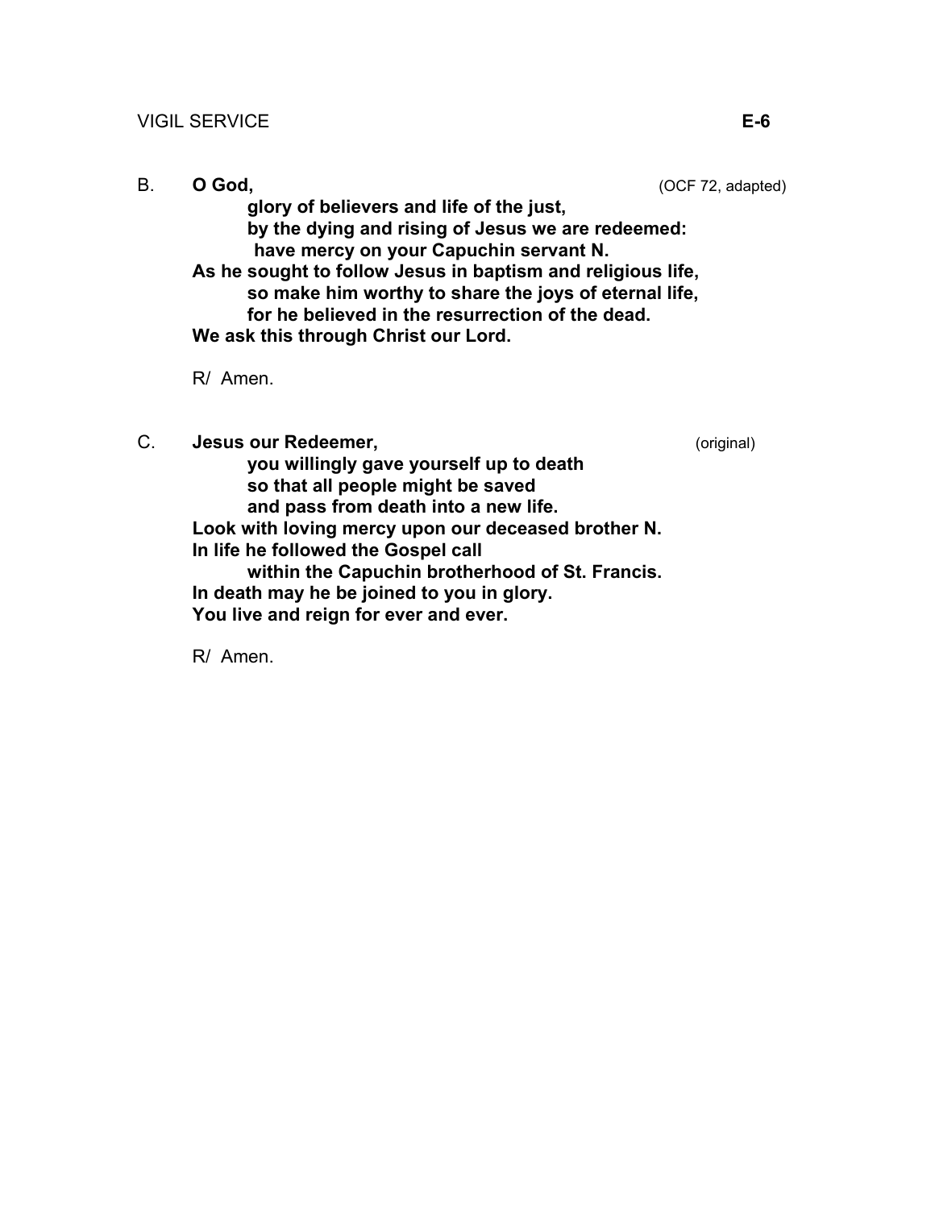B. **O God,** (OCF 72, adapted)

**glory of believers and life of the just,**
**by the dying and rising of Jesus we are redeemed:**
**have mercy on your Capuchin servant N.**
**As he sought to follow Jesus in baptism and religious life,**
**so make him worthy to share the joys of eternal life,**
**for he believed in the resurrection of the dead.**
**We ask this through Christ our Lord.**

R/ Amen.

C. **Jesus our Redeemer,** (original)

**you willingly gave yourself up to death**
**so that all people might be saved**
**and pass from death into a new life.**
**Look with loving mercy upon our deceased brother N.**
**In life he followed the Gospel call**
**within the Capuchin brotherhood of St. Francis.**
**In death may he be joined to you in glory.**
**You live and reign for ever and ever.**

R/ Amen.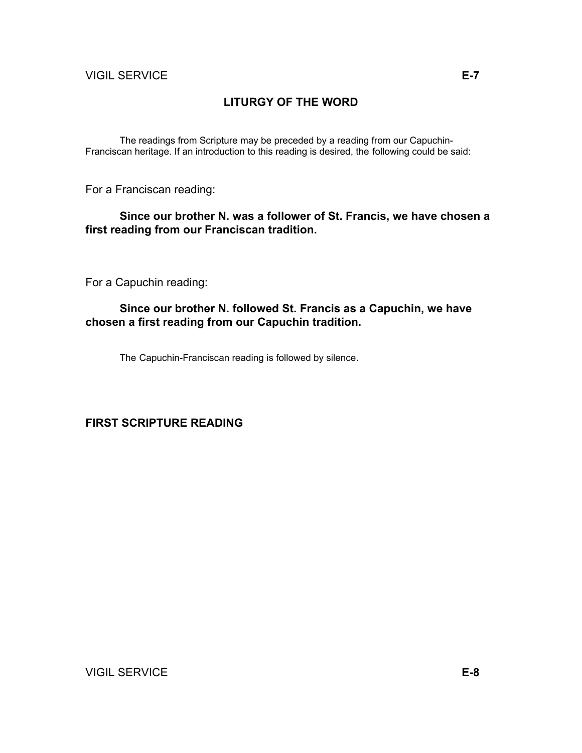## LITURGY OF THE WORD

The readings from Scripture may be preceded by a reading from our Capuchin-Franciscan heritage. If an introduction to this reading is desired, the following could be said:

For a Franciscan reading:

**Since our brother N. was a follower of St. Francis, we have chosen a first reading from our Franciscan tradition.**

For a Capuchin reading:

**Since our brother N. followed St. Francis as a Capuchin, we have chosen a first reading from our Capuchin tradition.**

The Capuchin-Franciscan reading is followed by silence.

**FIRST SCRIPTURE READING**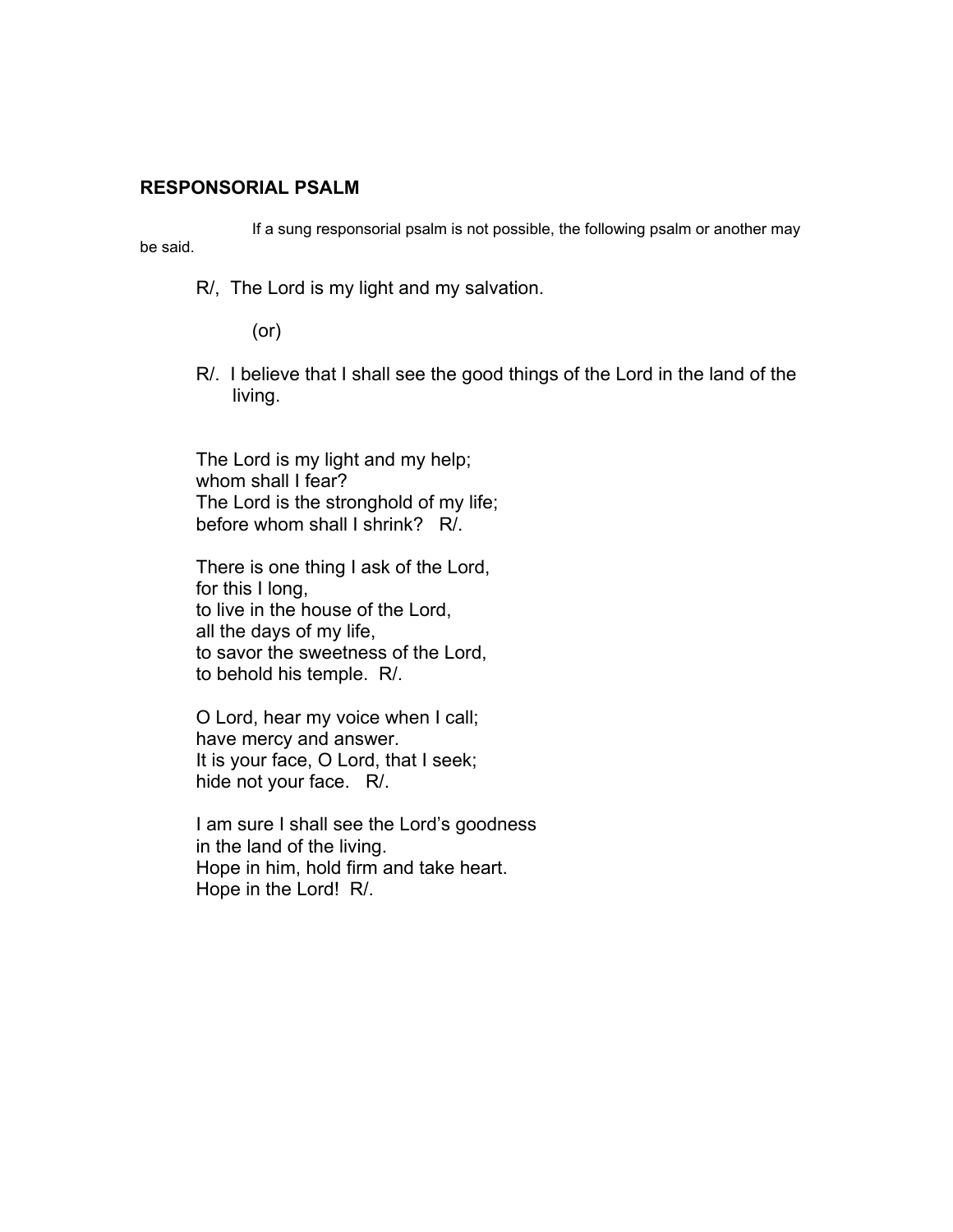## RESPONSORIAL PSALM

If a sung responsorial psalm is not possible, the following psalm or another may be said.

R/, The Lord is my light and my salvation.

(or)

R/. I believe that I shall see the good things of the Lord in the land of the living.

The Lord is my light and my help;
whom shall I fear?
The Lord is the stronghold of my life;
before whom shall I shrink? R/.

There is one thing I ask of the Lord,
for this I long,
to live in the house of the Lord,
all the days of my life,
to savor the sweetness of the Lord,
to behold his temple. R/.

O Lord, hear my voice when I call;
have mercy and answer.
It is your face, O Lord, that I seek;
hide not your face. R/.

I am sure I shall see the Lord's goodness
in the land of the living.
Hope in him, hold firm and take heart.
Hope in the Lord! R/.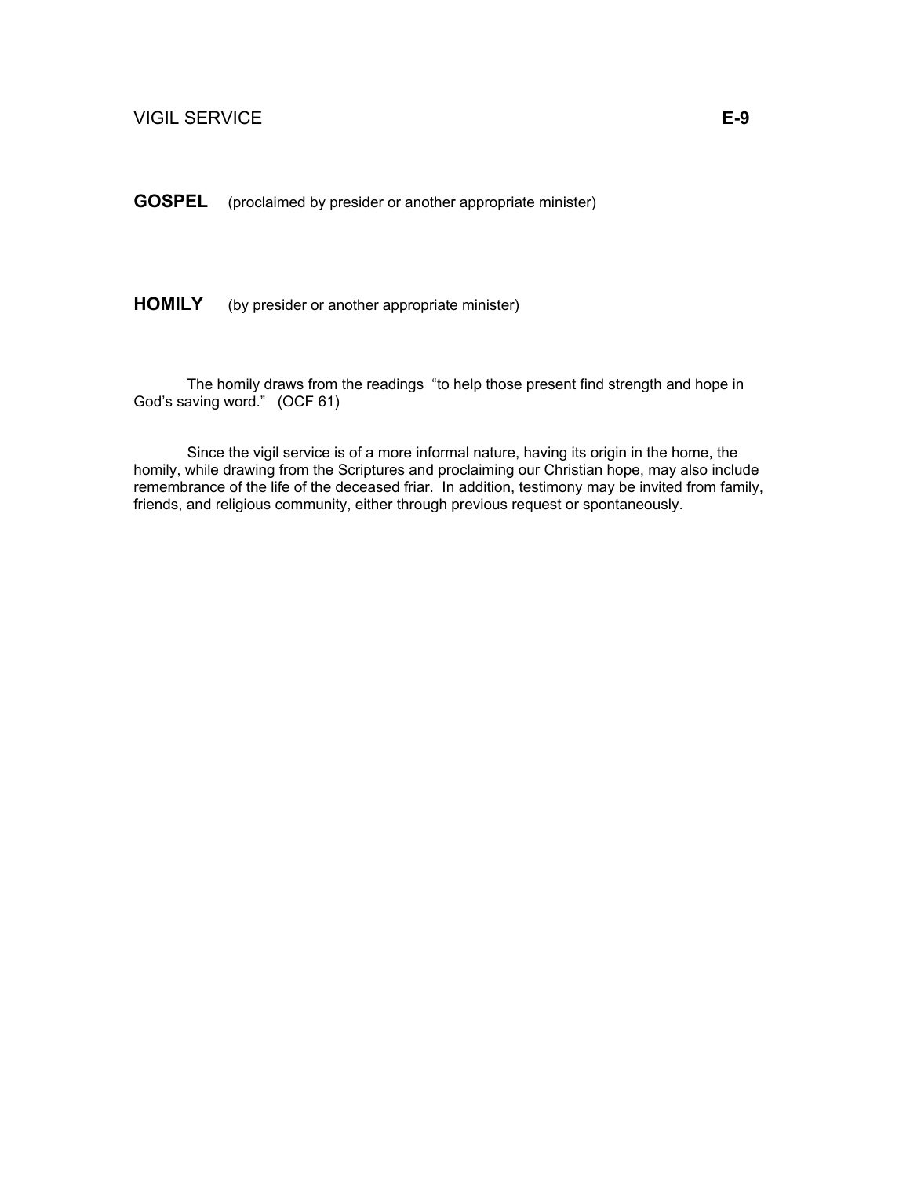**GOSPEL** (proclaimed by presider or another appropriate minister)

**HOMILY** (by presider or another appropriate minister)

The homily draws from the readings "to help those present find strength and hope in God's saving word." (OCF 61)

Since the vigil service is of a more informal nature, having its origin in the home, the homily, while drawing from the Scriptures and proclaiming our Christian hope, may also include remembrance of the life of the deceased friar. In addition, testimony may be invited from family, friends, and religious community, either through previous request or spontaneously.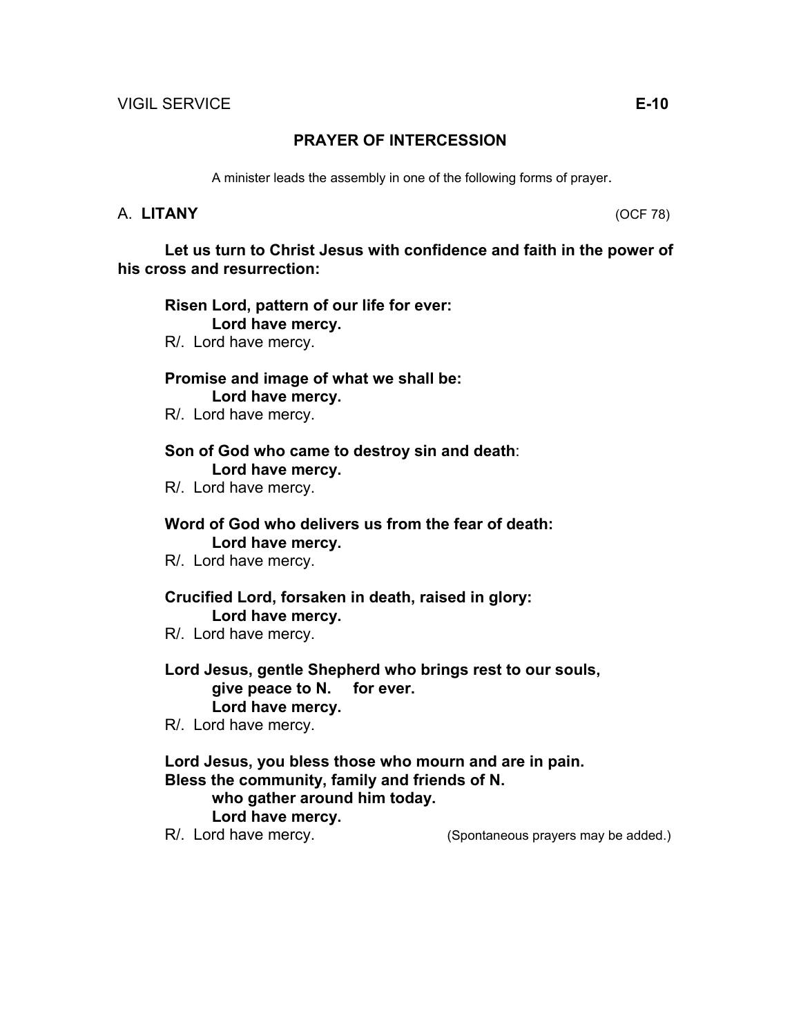## PRAYER OF INTERCESSION

A minister leads the assembly in one of the following forms of prayer.

### A. **LITANY** (OCF 78)

**Let us turn to Christ Jesus with confidence and faith in the power of his cross and resurrection:**

**Risen Lord, pattern of our life for ever:**
**Lord have mercy.**
R/. Lord have mercy.

**Promise and image of what we shall be:**
**Lord have mercy.**
R/. Lord have mercy.

**Son of God who came to destroy sin and death**:
**Lord have mercy.**
R/. Lord have mercy.

**Word of God who delivers us from the fear of death:**
**Lord have mercy.**
R/. Lord have mercy.

**Crucified Lord, forsaken in death, raised in glory:**
**Lord have mercy.**
R/. Lord have mercy.

**Lord Jesus, gentle Shepherd who brings rest to our souls,**
**give peace to N. for ever.**
**Lord have mercy.**
R/. Lord have mercy.

**Lord Jesus, you bless those who mourn and are in pain.**
**Bless the community, family and friends of N.**
**who gather around him today.**
**Lord have mercy.**
R/. Lord have mercy. (Spontaneous prayers may be added.)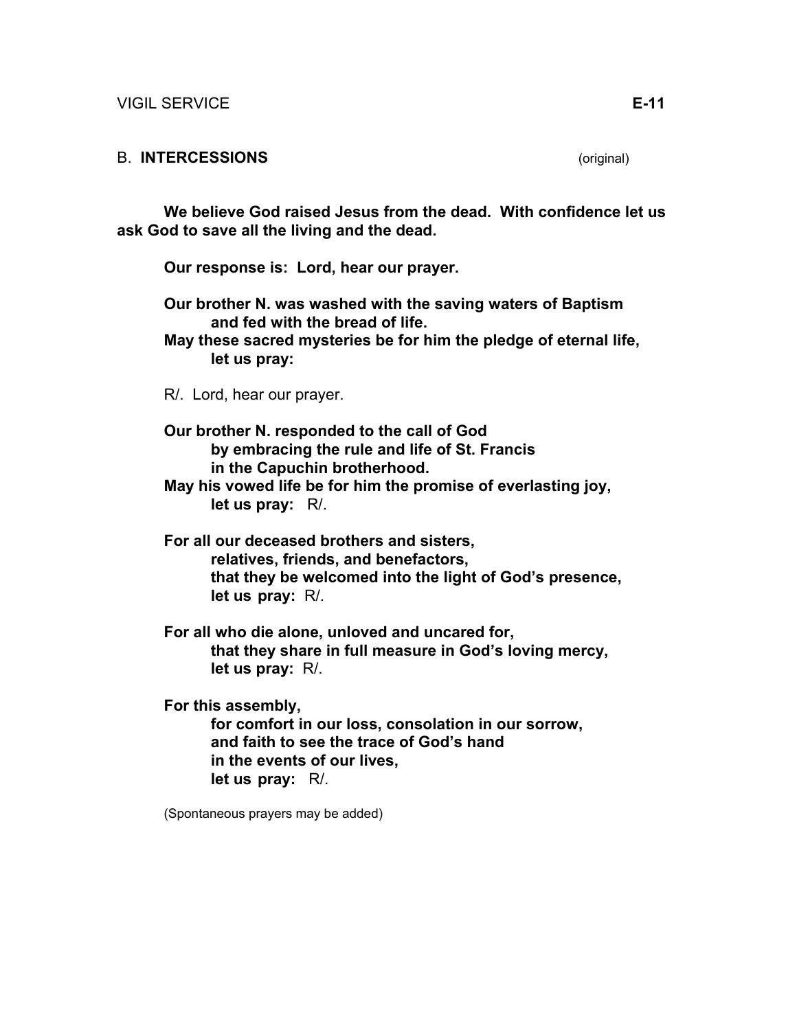## B. **INTERCESSIONS** (original)

**We believe God raised Jesus from the dead. With confidence let us ask God to save all the living and the dead.**

**Our response is: Lord, hear our prayer.**

**Our brother N. was washed with the saving waters of Baptism**
**and fed with the bread of life.**
**May these sacred mysteries be for him the pledge of eternal life,**
**let us pray:**

R/. Lord, hear our prayer.

**Our brother N. responded to the call of God**
**by embracing the rule and life of St. Francis**
**in the Capuchin brotherhood.**
**May his vowed life be for him the promise of everlasting joy,**
**let us pray:** R/.

**For all our deceased brothers and sisters,**
**relatives, friends, and benefactors,**
**that they be welcomed into the light of God's presence,**
**let us pray:** R/.

**For all who die alone, unloved and uncared for,**
**that they share in full measure in God's loving mercy,**
**let us pray:** R/.

**For this assembly,**
**for comfort in our loss, consolation in our sorrow,**
**and faith to see the trace of God's hand**
**in the events of our lives,**
**let us pray:** R/.

(Spontaneous prayers may be added)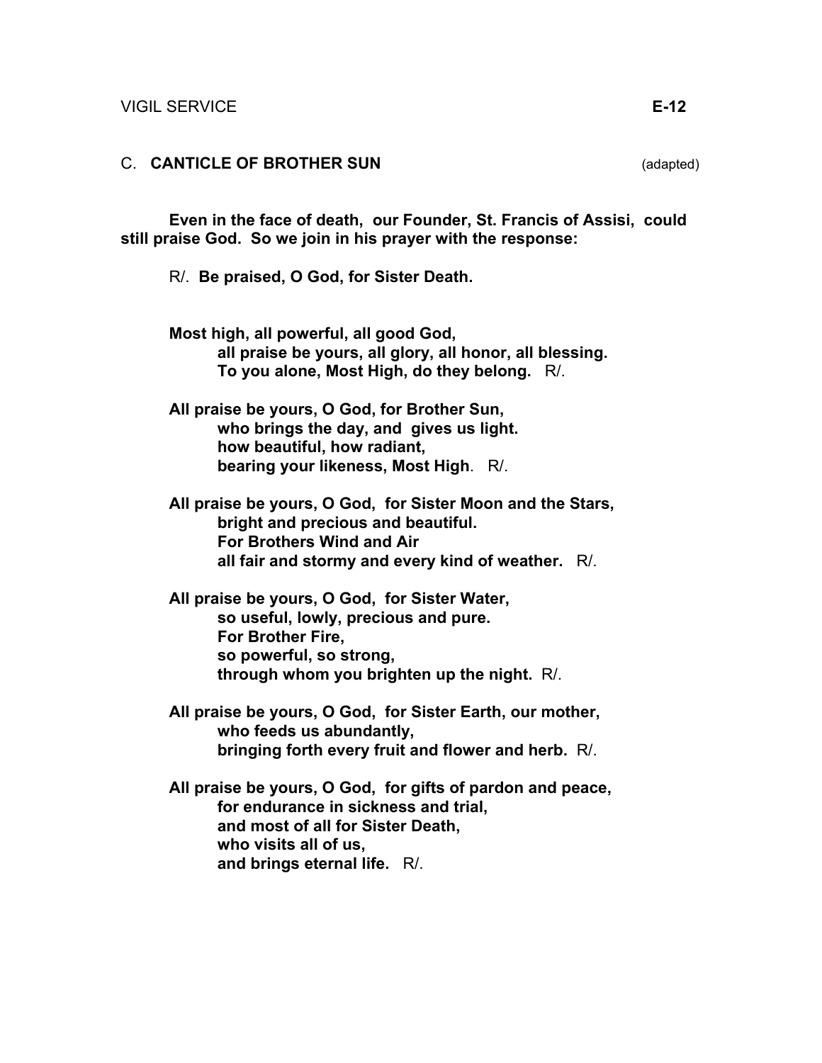## C. **CANTICLE OF BROTHER SUN** (adapted)

**Even in the face of death, our Founder, St. Francis of Assisi, could still praise God. So we join in his prayer with the response:**

R/. **Be praised, O God, for Sister Death.**

**Most high, all powerful, all good God,**
**all praise be yours, all glory, all honor, all blessing.**
**To you alone, Most High, do they belong.** R/.

**All praise be yours, O God, for Brother Sun,**
**who brings the day, and gives us light.**
**how beautiful, how radiant,**
**bearing your likeness, Most High**. R/.

**All praise be yours, O God, for Sister Moon and the Stars,**
**bright and precious and beautiful.**
**For Brothers Wind and Air**
**all fair and stormy and every kind of weather.** R/.

**All praise be yours, O God, for Sister Water,**
**so useful, lowly, precious and pure.**
**For Brother Fire,**
**so powerful, so strong,**
**through whom you brighten up the night.** R/.

**All praise be yours, O God, for Sister Earth, our mother,**
**who feeds us abundantly,**
**bringing forth every fruit and flower and herb.** R/.

**All praise be yours, O God, for gifts of pardon and peace,**
**for endurance in sickness and trial,**
**and most of all for Sister Death,**
**who visits all of us,**
**and brings eternal life.** R/.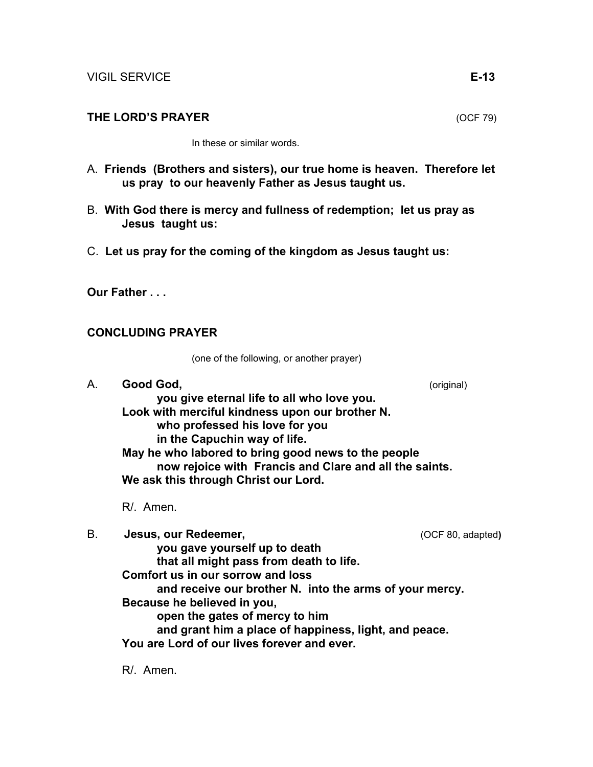## THE LORD'S PRAYER (OCF 79)

In these or similar words.

A. **Friends (Brothers and sisters), our true home is heaven. Therefore let us pray to our heavenly Father as Jesus taught us.**

B. **With God there is mercy and fullness of redemption; let us pray as Jesus taught us:**

C. **Let us pray for the coming of the kingdom as Jesus taught us:**

**Our Father . . .**

## CONCLUDING PRAYER

(one of the following, or another prayer)

A. **Good God,** (original)
**you give eternal life to all who love you.**
**Look with merciful kindness upon our brother N.**
**who professed his love for you**
**in the Capuchin way of life.**
**May he who labored to bring good news to the people**
**now rejoice with Francis and Clare and all the saints.**
**We ask this through Christ our Lord.**

R/. Amen.

B. **Jesus, our Redeemer,** (OCF 80, adapted)
**you gave yourself up to death**
**that all might pass from death to life.**
**Comfort us in our sorrow and loss**
**and receive our brother N. into the arms of your mercy.**
**Because he believed in you,**
**open the gates of mercy to him**
**and grant him a place of happiness, light, and peace.**
**You are Lord of our lives forever and ever.**

R/. Amen.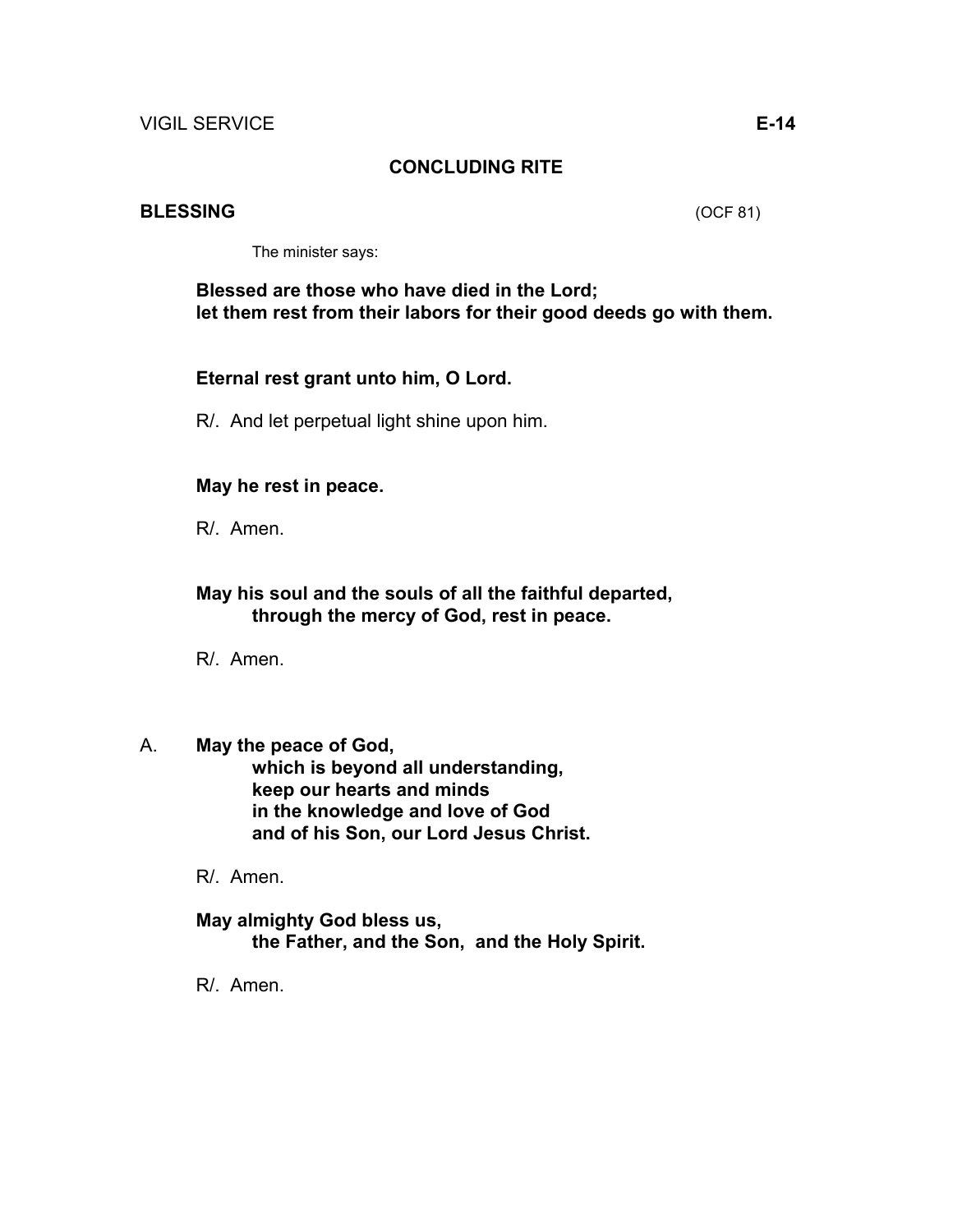## CONCLUDING RITE

### BLESSING (OCF 81)

The minister says:

**Blessed are those who have died in the Lord;**
**let them rest from their labors for their good deeds go with them.**

**Eternal rest grant unto him, O Lord.**

R/. And let perpetual light shine upon him.

**May he rest in peace.**

R/. Amen.

**May his soul and the souls of all the faithful departed,**
**through the mercy of God, rest in peace.**

R/. Amen.

A. **May the peace of God,**
**which is beyond all understanding,**
**keep our hearts and minds**
**in the knowledge and love of God**
**and of his Son, our Lord Jesus Christ.**

R/. Amen.

**May almighty God bless us,**
**the Father, and the Son, and the Holy Spirit.**

R/. Amen.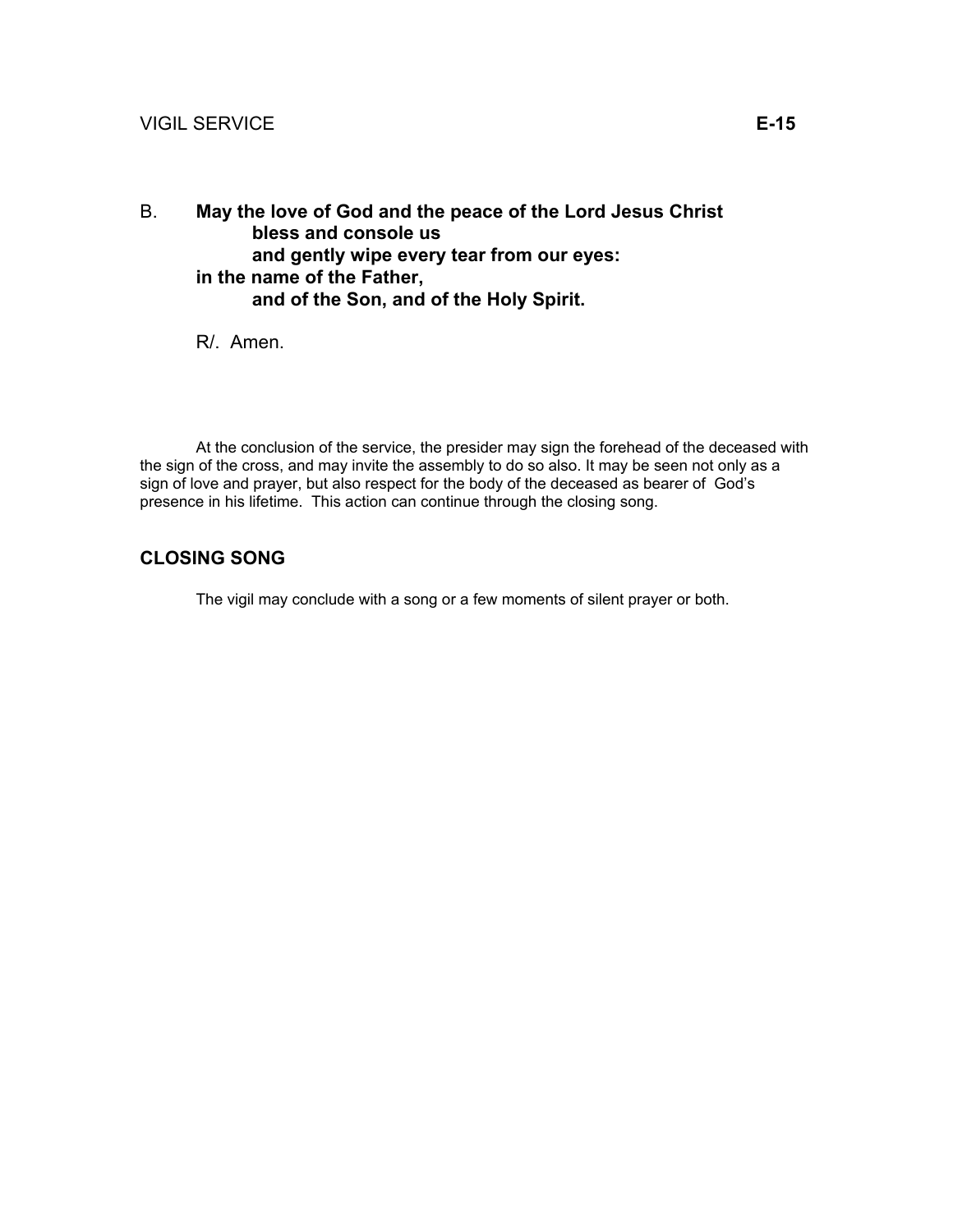B. **May the love of God and the peace of the Lord Jesus Christ**
**bless and console us**
**and gently wipe every tear from our eyes:**
**in the name of the Father,**
**and of the Son, and of the Holy Spirit.**

R/. Amen.

At the conclusion of the service, the presider may sign the forehead of the deceased with the sign of the cross, and may invite the assembly to do so also. It may be seen not only as a sign of love and prayer, but also respect for the body of the deceased as bearer of God's presence in his lifetime. This action can continue through the closing song.

## CLOSING SONG

The vigil may conclude with a song or a few moments of silent prayer or both.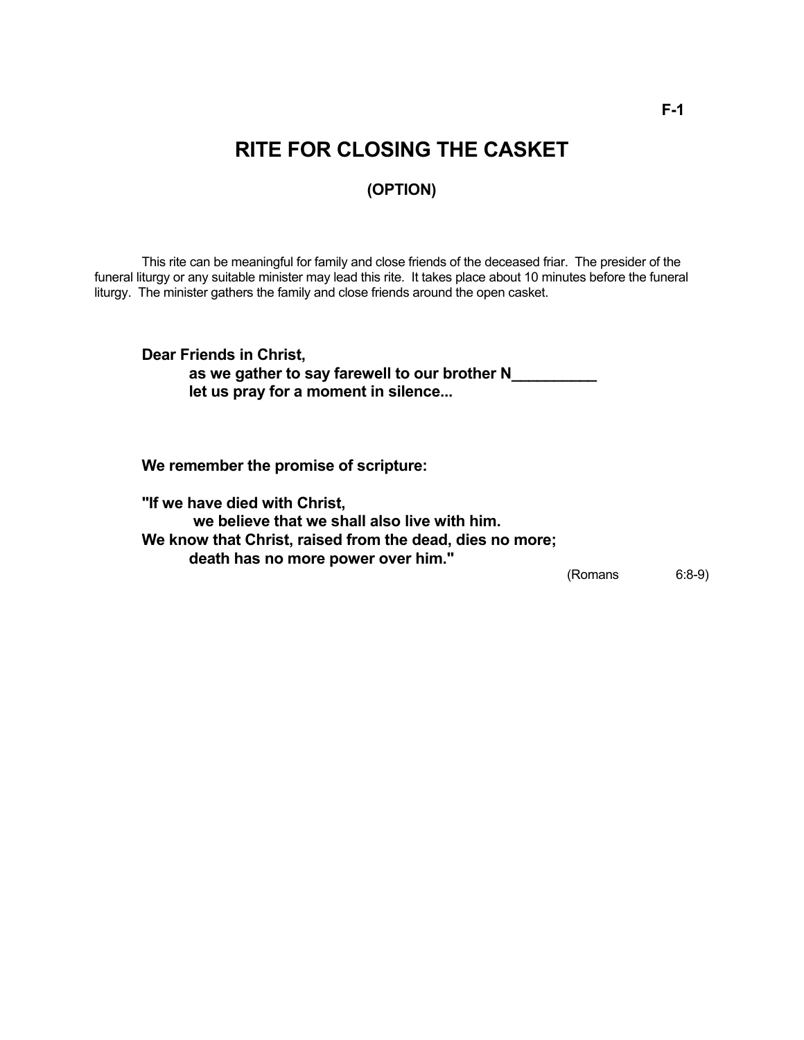# RITE FOR CLOSING THE CASKET

### (OPTION)

This rite can be meaningful for family and close friends of the deceased friar. The presider of the funeral liturgy or any suitable minister may lead this rite. It takes place about 10 minutes before the funeral liturgy. The minister gathers the family and close friends around the open casket.

**Dear Friends in Christ,**
**as we gather to say farewell to our brother N__________**
**let us pray for a moment in silence...**

**We remember the promise of scripture:**

**"If we have died with Christ,**
**we believe that we shall also live with him.**
**We know that Christ, raised from the dead, dies no more;**
**death has no more power over him."**

(Romans 6:8-9)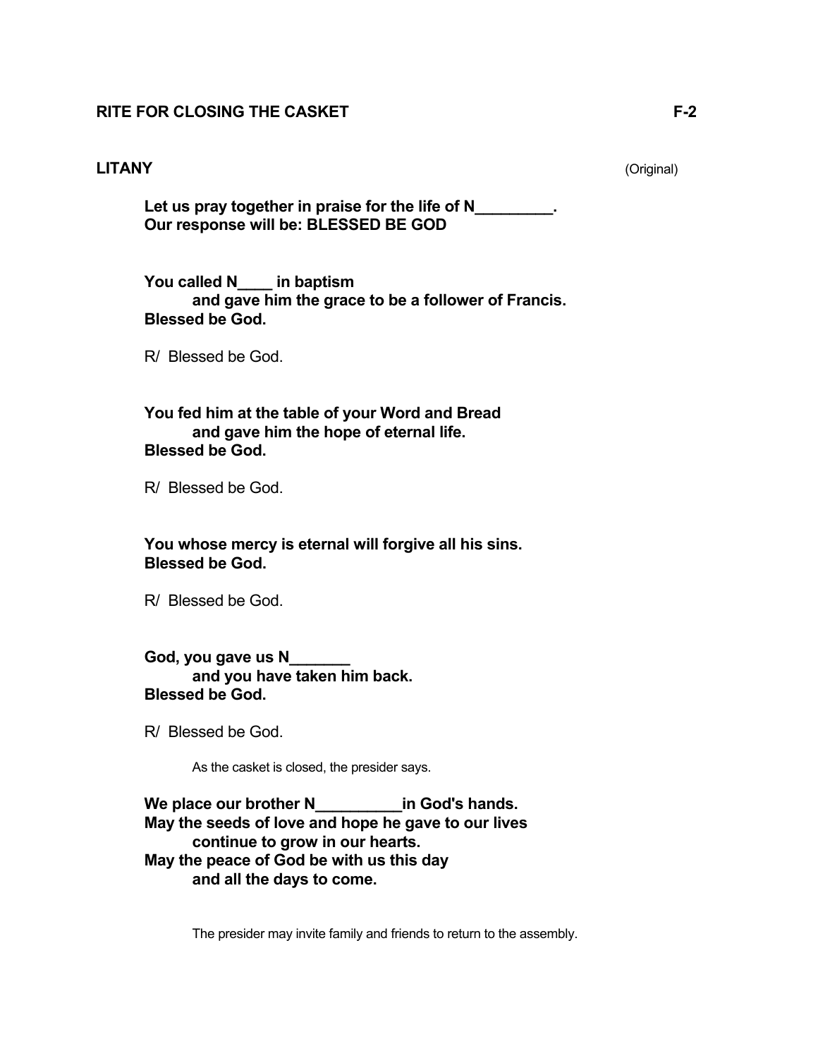## RITE FOR CLOSING THE CASKET F-2

### LITANY (Original)

**Let us pray together in praise for the life of N_________.**
**Our response will be: BLESSED BE GOD**

**You called N____ in baptism**
**and gave him the grace to be a follower of Francis.**
**Blessed be God.**

R/ Blessed be God.

**You fed him at the table of your Word and Bread**
**and gave him the hope of eternal life.**
**Blessed be God.**

R/ Blessed be God.

**You whose mercy is eternal will forgive all his sins.**
**Blessed be God.**

R/ Blessed be God.

**God, you gave us N_______**
**and you have taken him back.**
**Blessed be God.**

R/ Blessed be God.

As the casket is closed, the presider says.

**We place our brother N__________in God's hands.**
**May the seeds of love and hope he gave to our lives**
**continue to grow in our hearts.**
**May the peace of God be with us this day**
**and all the days to come.**

The presider may invite family and friends to return to the assembly.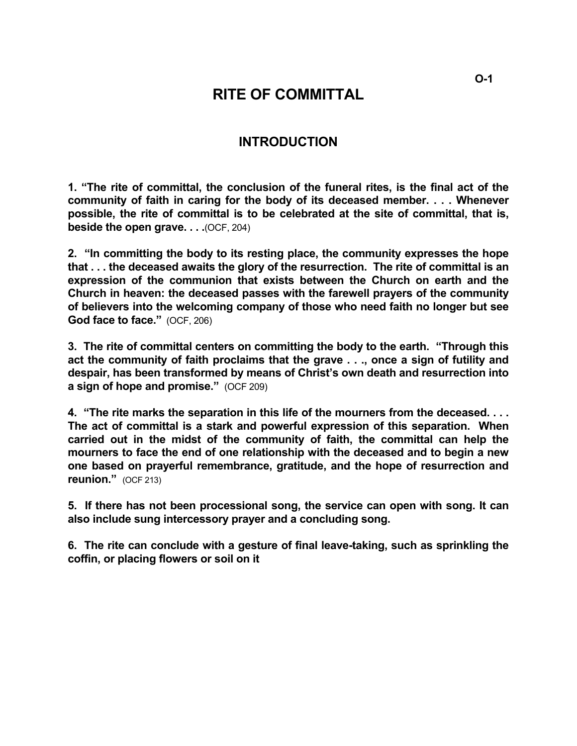# RITE OF COMMITTAL

## INTRODUCTION

**1. "The rite of committal, the conclusion of the funeral rites, is the final act of the community of faith in caring for the body of its deceased member. . . . Whenever possible, the rite of committal is to be celebrated at the site of committal, that is, beside the open grave. . . .**(OCF, 204)

**2. "In committing the body to its resting place, the community expresses the hope that . . . the deceased awaits the glory of the resurrection. The rite of committal is an expression of the communion that exists between the Church on earth and the Church in heaven: the deceased passes with the farewell prayers of the community of believers into the welcoming company of those who need faith no longer but see God face to face."** (OCF, 206)

**3. The rite of committal centers on committing the body to the earth. "Through this act the community of faith proclaims that the grave . . ., once a sign of futility and despair, has been transformed by means of Christ's own death and resurrection into a sign of hope and promise."** (OCF 209)

**4. "The rite marks the separation in this life of the mourners from the deceased. . . . The act of committal is a stark and powerful expression of this separation. When carried out in the midst of the community of faith, the committal can help the mourners to face the end of one relationship with the deceased and to begin a new one based on prayerful remembrance, gratitude, and the hope of resurrection and reunion."** (OCF 213)

**5. If there has not been processional song, the service can open with song. It can also include sung intercessory prayer and a concluding song.**

**6. The rite can conclude with a gesture of final leave-taking, such as sprinkling the coffin, or placing flowers or soil on it**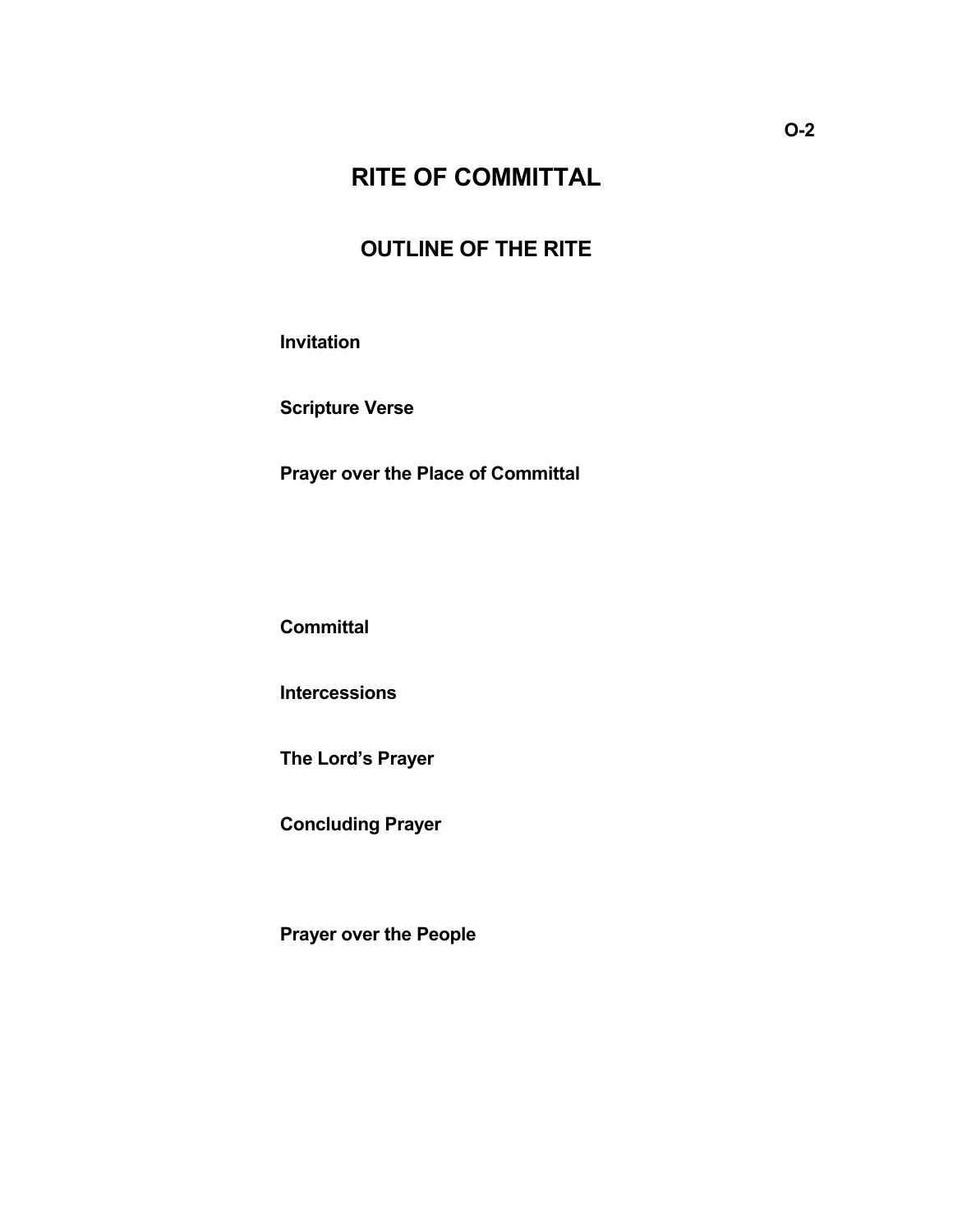O-2

# RITE OF COMMITTAL

## OUTLINE OF THE RITE

**Invitation**

**Scripture Verse**

**Prayer over the Place of Committal**

**Committal**

**Intercessions**

**The Lord's Prayer**

**Concluding Prayer**

**Prayer over the People**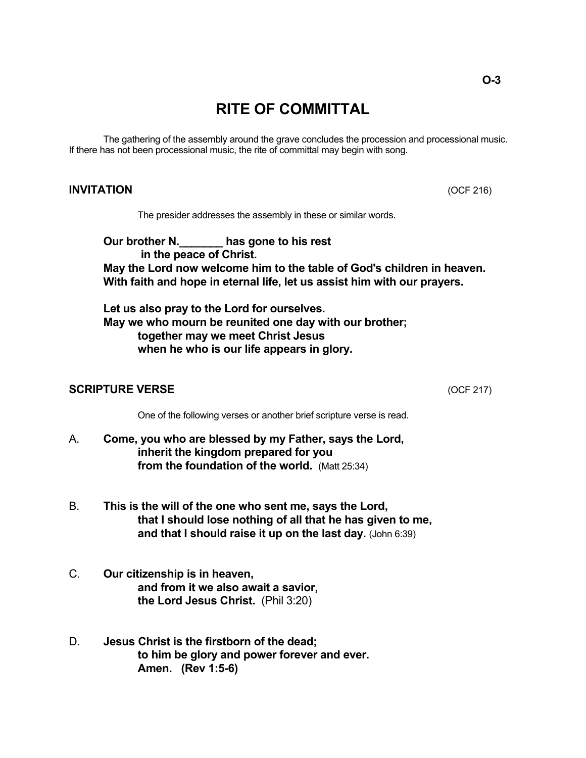# RITE OF COMMITTAL

The gathering of the assembly around the grave concludes the procession and processional music. If there has not been processional music, the rite of committal may begin with song.

## INVITATION (OCF 216)

The presider addresses the assembly in these or similar words.

**Our brother N._______ has gone to his rest**
**in the peace of Christ.**
**May the Lord now welcome him to the table of God's children in heaven.**
**With faith and hope in eternal life, let us assist him with our prayers.**

**Let us also pray to the Lord for ourselves.**
**May we who mourn be reunited one day with our brother;**
**together may we meet Christ Jesus**
**when he who is our life appears in glory.**

## SCRIPTURE VERSE (OCF 217)

One of the following verses or another brief scripture verse is read.

A. **Come, you who are blessed by my Father, says the Lord,**
**inherit the kingdom prepared for you**
**from the foundation of the world.** (Matt 25:34)

B. **This is the will of the one who sent me, says the Lord,**
**that I should lose nothing of all that he has given to me,**
**and that I should raise it up on the last day.** (John 6:39)

C. **Our citizenship is in heaven,**
**and from it we also await a savior,**
**the Lord Jesus Christ.** (Phil 3:20)

D. **Jesus Christ is the firstborn of the dead;**
**to him be glory and power forever and ever.**
**Amen. (Rev 1:5-6)**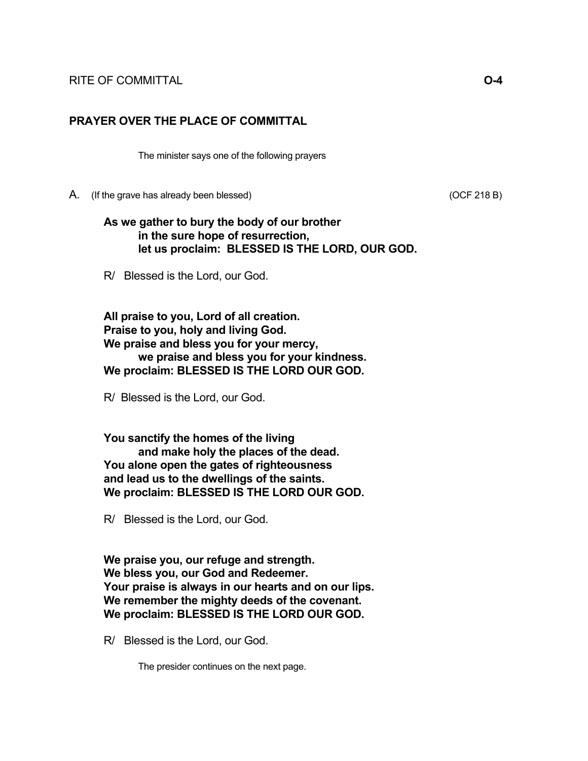## PRAYER OVER THE PLACE OF COMMITTAL

The minister says one of the following prayers

A. (If the grave has already been blessed) (OCF 218 B)

**As we gather to bury the body of our brother**
**in the sure hope of resurrection,**
**let us proclaim: BLESSED IS THE LORD, OUR GOD.**

R/ Blessed is the Lord, our God.

**All praise to you, Lord of all creation.**
**Praise to you, holy and living God.**
**We praise and bless you for your mercy,**
**we praise and bless you for your kindness.**
**We proclaim: BLESSED IS THE LORD OUR GOD.**

R/ Blessed is the Lord, our God.

**You sanctify the homes of the living**
**and make holy the places of the dead.**
**You alone open the gates of righteousness**
**and lead us to the dwellings of the saints.**
**We proclaim: BLESSED IS THE LORD OUR GOD.**

R/ Blessed is the Lord, our God.

**We praise you, our refuge and strength.**
**We bless you, our God and Redeemer.**
**Your praise is always in our hearts and on our lips.**
**We remember the mighty deeds of the covenant.**
**We proclaim: BLESSED IS THE LORD OUR GOD.**

R/ Blessed is the Lord, our God.

The presider continues on the next page.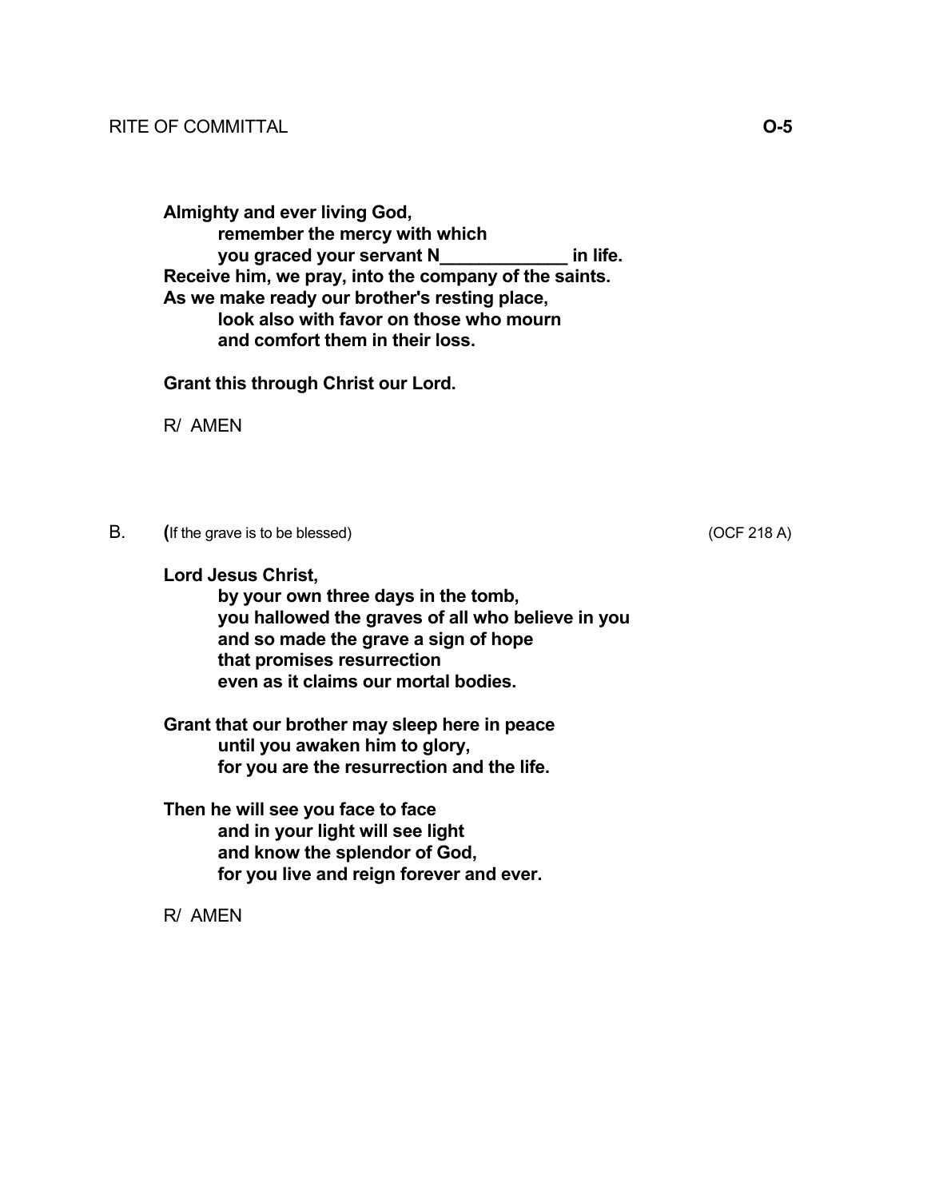**Almighty and ever living God,**
**remember the mercy with which**
**you graced your servant N_____________ in life.**
**Receive him, we pray, into the company of the saints.**
**As we make ready our brother's resting place,**
**look also with favor on those who mourn**
**and comfort them in their loss.**

**Grant this through Christ our Lord.**

R/ AMEN

B. (If the grave is to be blessed) (OCF 218 A)

**Lord Jesus Christ,**
**by your own three days in the tomb,**
**you hallowed the graves of all who believe in you**
**and so made the grave a sign of hope**
**that promises resurrection**
**even as it claims our mortal bodies.**

**Grant that our brother may sleep here in peace**
**until you awaken him to glory,**
**for you are the resurrection and the life.**

**Then he will see you face to face**
**and in your light will see light**
**and know the splendor of God,**
**for you live and reign forever and ever.**

R/ AMEN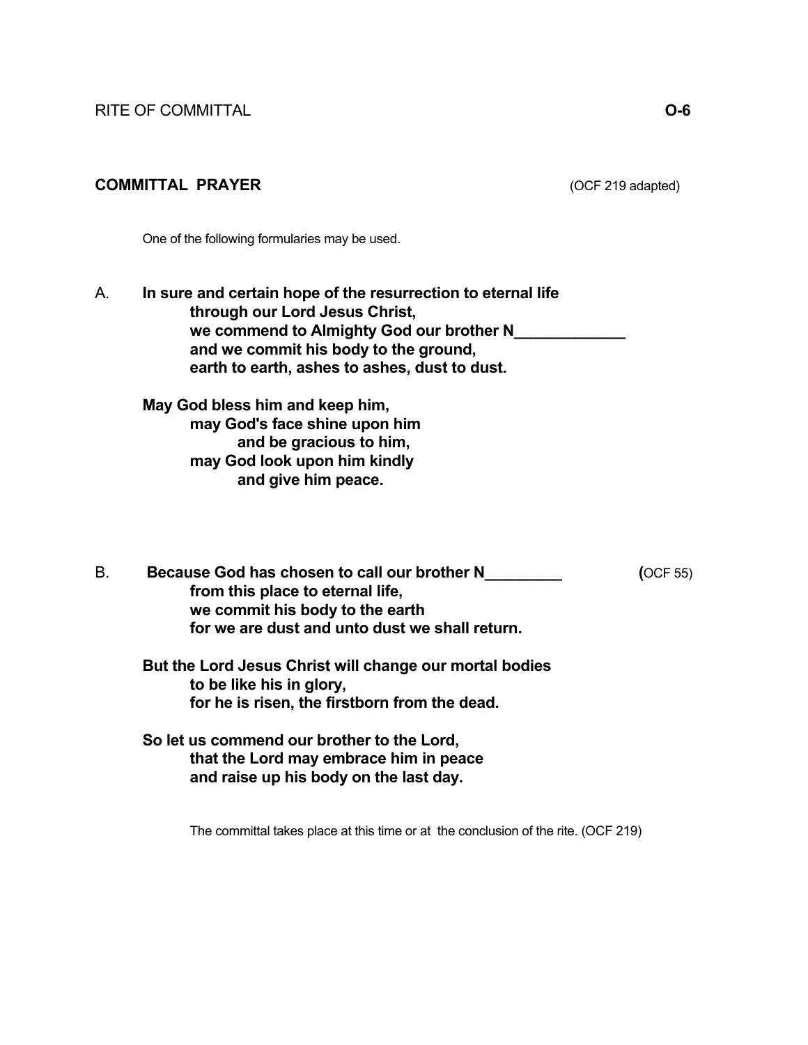RITE OF COMMITTAL **O-6**

## COMMITTAL PRAYER

(OCF 219 adapted)

One of the following formularies may be used.

A. **In sure and certain hope of the resurrection to eternal life**
**through our Lord Jesus Christ,**
**we commend to Almighty God our brother N_____________**
**and we commit his body to the ground,**
**earth to earth, ashes to ashes, dust to dust.**

**May God bless him and keep him,**
**may God's face shine upon him**
**and be gracious to him,**
**may God look upon him kindly**
**and give him peace.**

B. **Because God has chosen to call our brother N_________** (OCF 55)
**from this place to eternal life,**
**we commit his body to the earth**
**for we are dust and unto dust we shall return.**

**But the Lord Jesus Christ will change our mortal bodies**
**to be like his in glory,**
**for he is risen, the firstborn from the dead.**

**So let us commend our brother to the Lord,**
**that the Lord may embrace him in peace**
**and raise up his body on the last day.**

The committal takes place at this time or at the conclusion of the rite. (OCF 219)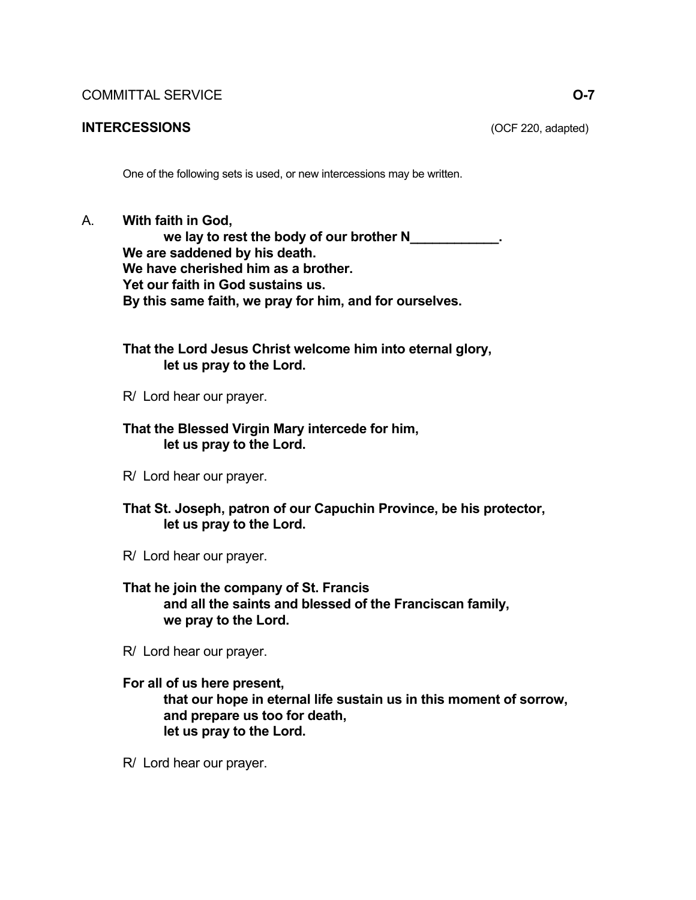## INTERCESSIONS

(OCF 220, adapted)

One of the following sets is used, or new intercessions may be written.

A. **With faith in God,**
**we lay to rest the body of our brother N____________.**
**We are saddened by his death.**
**We have cherished him as a brother.**
**Yet our faith in God sustains us.**
**By this same faith, we pray for him, and for ourselves.**

**That the Lord Jesus Christ welcome him into eternal glory,**
**let us pray to the Lord.**

R/ Lord hear our prayer.

**That the Blessed Virgin Mary intercede for him,**
**let us pray to the Lord.**

R/ Lord hear our prayer.

**That St. Joseph, patron of our Capuchin Province, be his protector,**
**let us pray to the Lord.**

R/ Lord hear our prayer.

**That he join the company of St. Francis**
**and all the saints and blessed of the Franciscan family,**
**we pray to the Lord.**

R/ Lord hear our prayer.

**For all of us here present,**
**that our hope in eternal life sustain us in this moment of sorrow,**
**and prepare us too for death,**
**let us pray to the Lord.**

R/ Lord hear our prayer.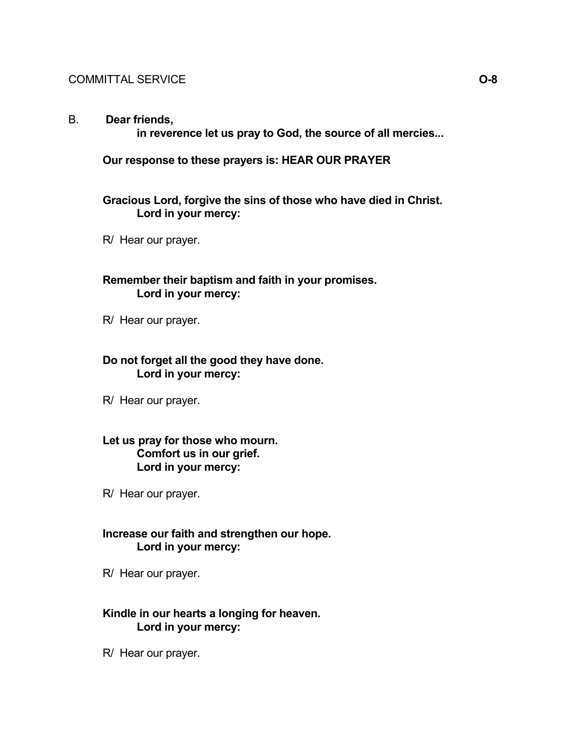B. **Dear friends,**
**in reverence let us pray to God, the source of all mercies...**

**Our response to these prayers is: HEAR OUR PRAYER**

**Gracious Lord, forgive the sins of those who have died in Christ.**
**Lord in your mercy:**

R/ Hear our prayer.

**Remember their baptism and faith in your promises.**
**Lord in your mercy:**

R/ Hear our prayer.

**Do not forget all the good they have done.**
**Lord in your mercy:**

R/ Hear our prayer.

**Let us pray for those who mourn.**
**Comfort us in our grief.**
**Lord in your mercy:**

R/ Hear our prayer.

**Increase our faith and strengthen our hope.**
**Lord in your mercy:**

R/ Hear our prayer.

**Kindle in our hearts a longing for heaven.**
**Lord in your mercy:**

R/ Hear our prayer.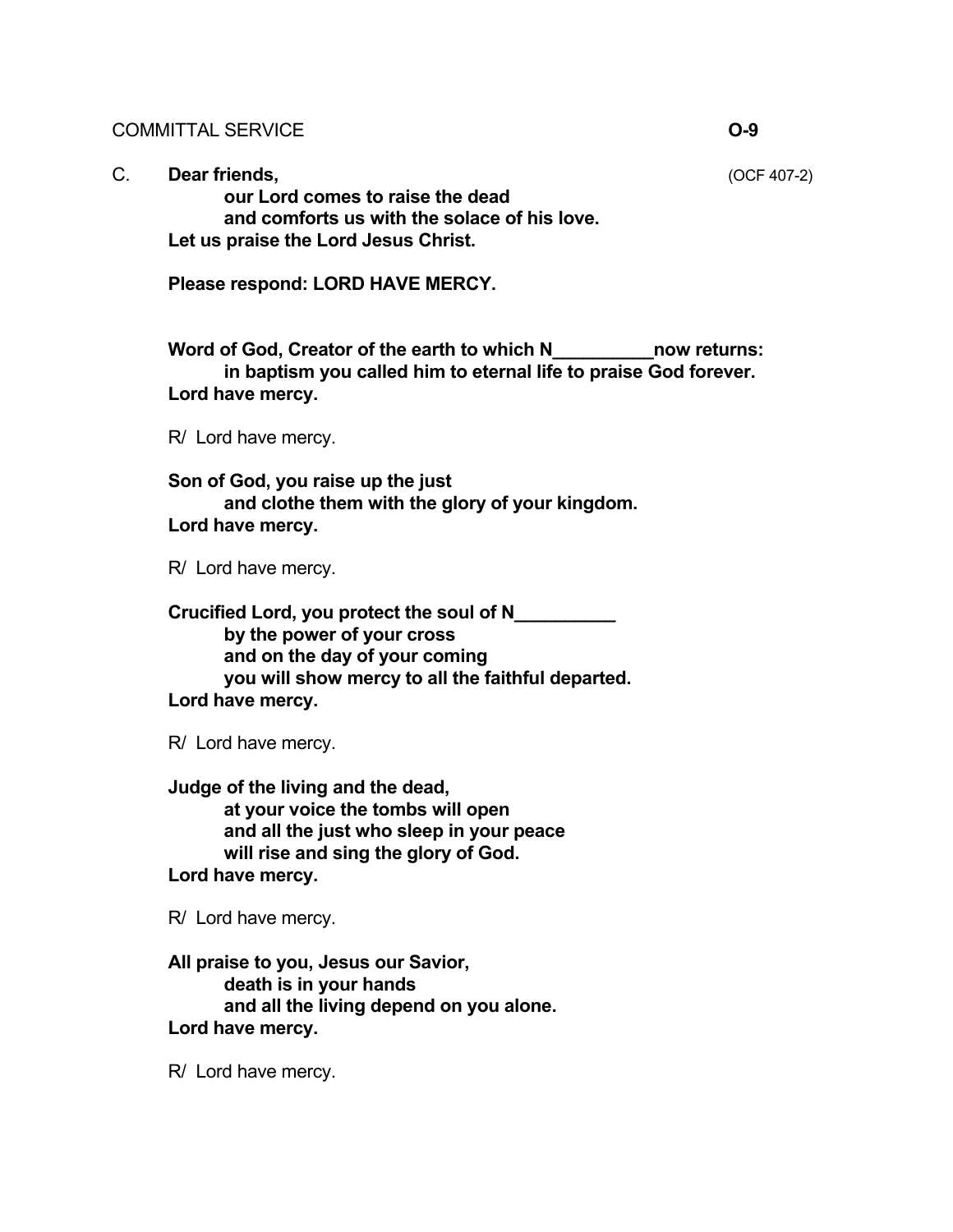COMMITTAL SERVICE **O-9**

C. **Dear friends,** (OCF 407-2)
**our Lord comes to raise the dead**
**and comforts us with the solace of his love.**
**Let us praise the Lord Jesus Christ.**

**Please respond: LORD HAVE MERCY.**

**Word of God, Creator of the earth to which N__________now returns:**
**in baptism you called him to eternal life to praise God forever.**
**Lord have mercy.**

R/ Lord have mercy.

**Son of God, you raise up the just**
**and clothe them with the glory of your kingdom.**
**Lord have mercy.**

R/ Lord have mercy.

**Crucified Lord, you protect the soul of N__________**
**by the power of your cross**
**and on the day of your coming**
**you will show mercy to all the faithful departed.**
**Lord have mercy.**

R/ Lord have mercy.

**Judge of the living and the dead,**
**at your voice the tombs will open**
**and all the just who sleep in your peace**
**will rise and sing the glory of God.**
**Lord have mercy.**

R/ Lord have mercy.

**All praise to you, Jesus our Savior,**
**death is in your hands**
**and all the living depend on you alone.**
**Lord have mercy.**

R/ Lord have mercy.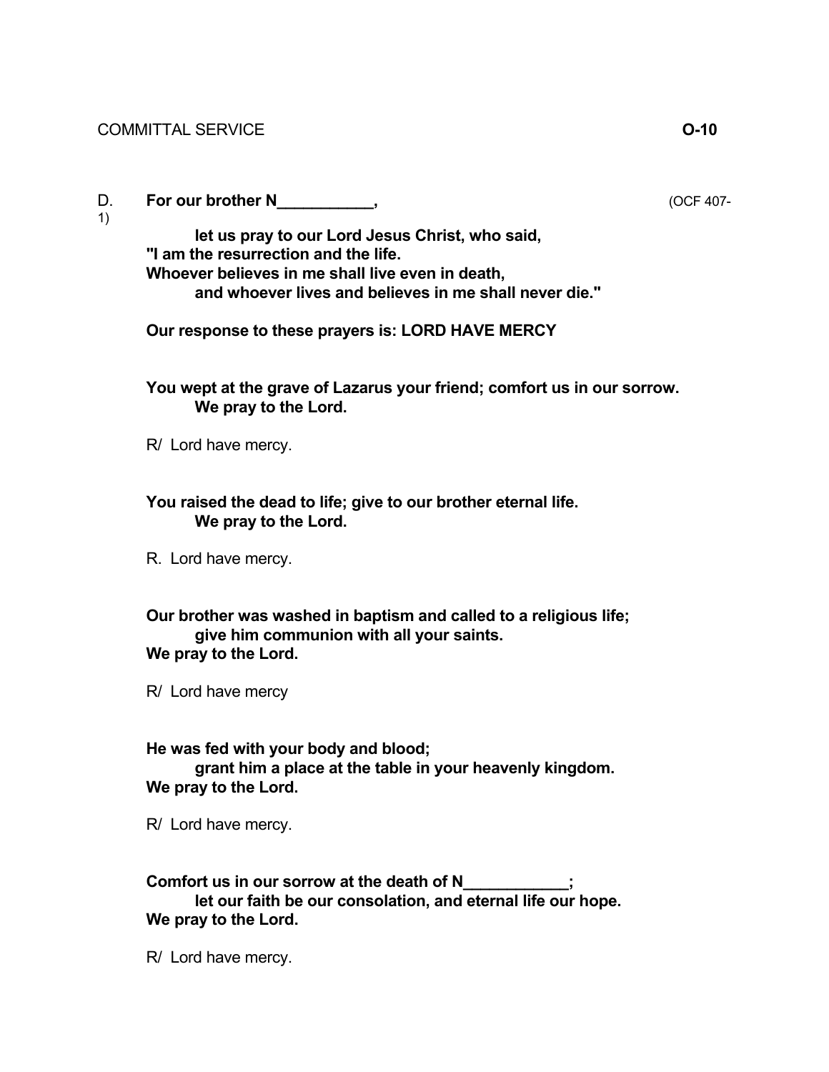COMMITTAL SERVICE **O-10**

D. **For our brother N___________,** (OCF 407-1)

**let us pray to our Lord Jesus Christ, who said,**
**"I am the resurrection and the life.**
**Whoever believes in me shall live even in death,**
**and whoever lives and believes in me shall never die."**

**Our response to these prayers is: LORD HAVE MERCY**

**You wept at the grave of Lazarus your friend; comfort us in our sorrow.**
**We pray to the Lord.**

R/ Lord have mercy.

**You raised the dead to life; give to our brother eternal life.**
**We pray to the Lord.**

R. Lord have mercy.

**Our brother was washed in baptism and called to a religious life;**
**give him communion with all your saints.**
**We pray to the Lord.**

R/ Lord have mercy

**He was fed with your body and blood;**
**grant him a place at the table in your heavenly kingdom.**
**We pray to the Lord.**

R/ Lord have mercy.

**Comfort us in our sorrow at the death of N____________;**
**let our faith be our consolation, and eternal life our hope.**
**We pray to the Lord.**

R/ Lord have mercy.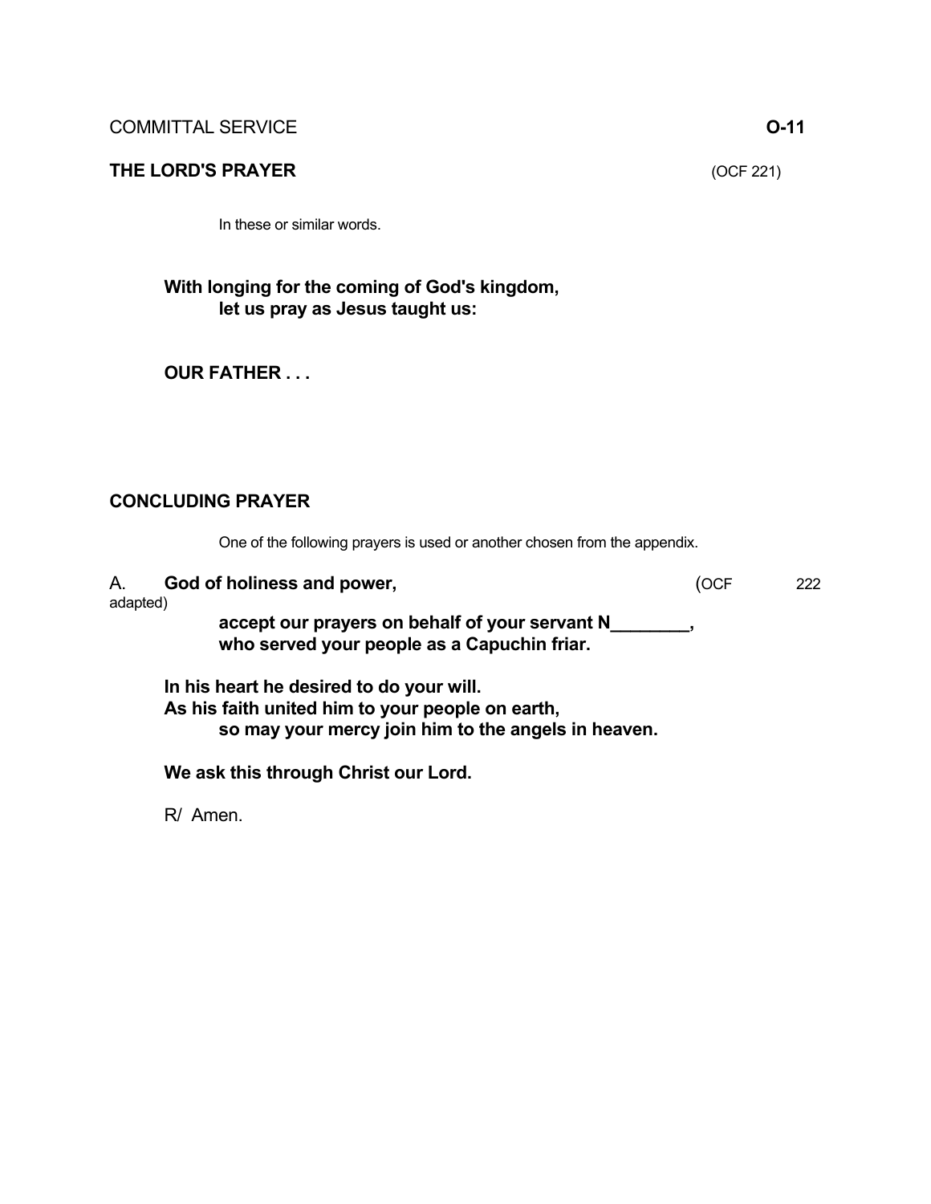COMMITTAL SERVICE **O-11**

## THE LORD'S PRAYER (OCF 221)

In these or similar words.

**With longing for the coming of God's kingdom,**
**let us pray as Jesus taught us:**

**OUR FATHER . . .**

## CONCLUDING PRAYER

One of the following prayers is used or another chosen from the appendix.

A. **God of holiness and power,** (OCF 222 adapted)
**accept our prayers on behalf of your servant N________,**
**who served your people as a Capuchin friar.**

**In his heart he desired to do your will.**
**As his faith united him to your people on earth,**
**so may your mercy join him to the angels in heaven.**

**We ask this through Christ our Lord.**

R/ Amen.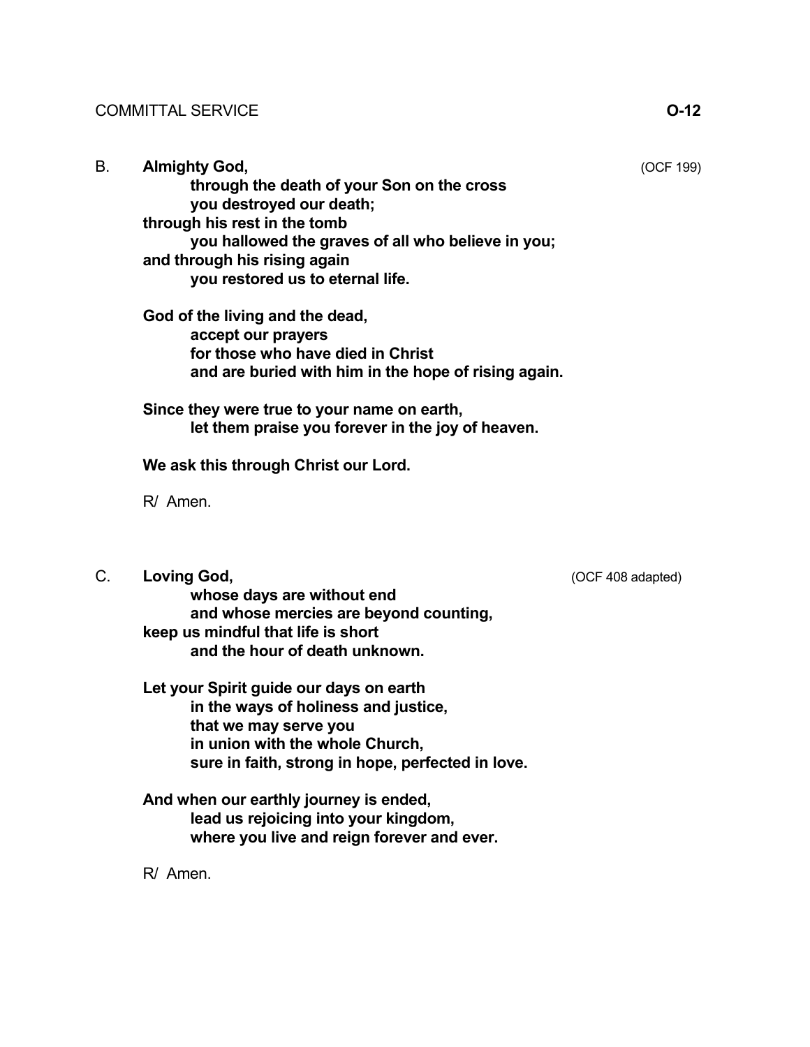B. **Almighty God,** (OCF 199)
**through the death of your Son on the cross**
**you destroyed our death;**
**through his rest in the tomb**
**you hallowed the graves of all who believe in you;**
**and through his rising again**
**you restored us to eternal life.**

**God of the living and the dead,**
**accept our prayers**
**for those who have died in Christ**
**and are buried with him in the hope of rising again.**

**Since they were true to your name on earth,**
**let them praise you forever in the joy of heaven.**

**We ask this through Christ our Lord.**

R/ Amen.

C. **Loving God,** (OCF 408 adapted)
**whose days are without end**
**and whose mercies are beyond counting,**
**keep us mindful that life is short**
**and the hour of death unknown.**

**Let your Spirit guide our days on earth**
**in the ways of holiness and justice,**
**that we may serve you**
**in union with the whole Church,**
**sure in faith, strong in hope, perfected in love.**

**And when our earthly journey is ended,**
**lead us rejoicing into your kingdom,**
**where you live and reign forever and ever.**

R/ Amen.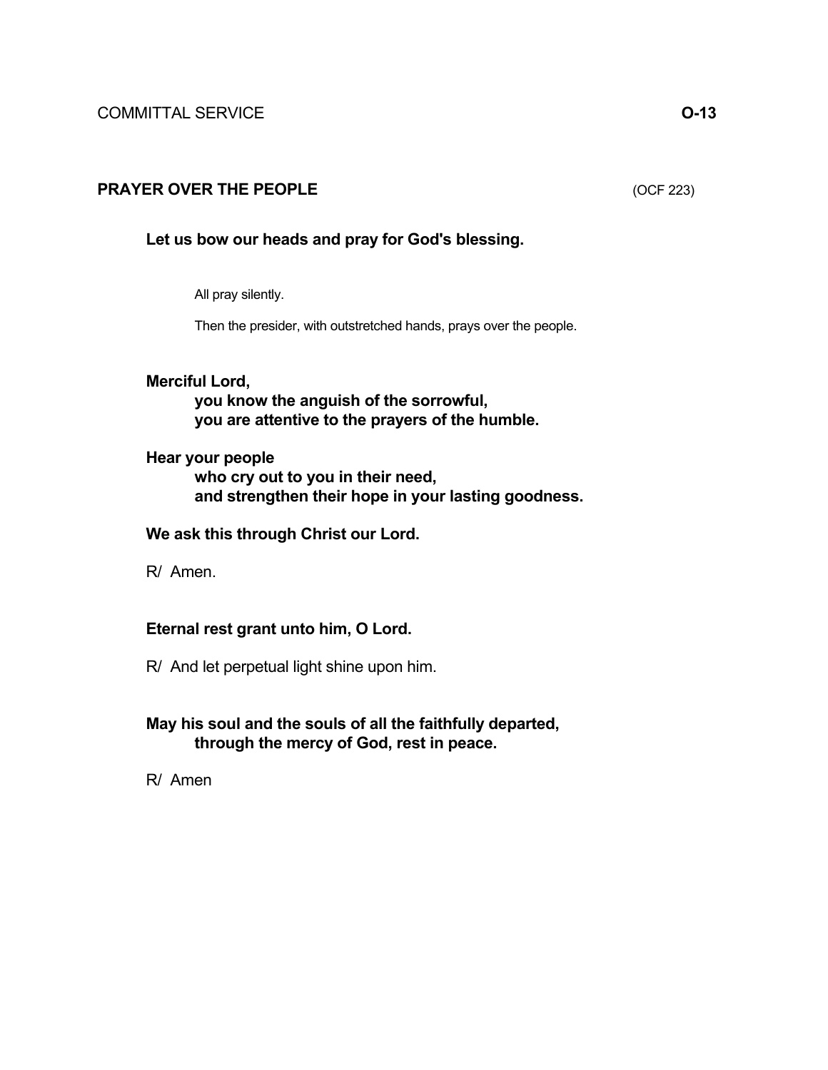## PRAYER OVER THE PEOPLE (OCF 223)

**Let us bow our heads and pray for God's blessing.**

All pray silently.

Then the presider, with outstretched hands, prays over the people.

**Merciful Lord,**
**you know the anguish of the sorrowful,**
**you are attentive to the prayers of the humble.**

**Hear your people**
**who cry out to you in their need,**
**and strengthen their hope in your lasting goodness.**

**We ask this through Christ our Lord.**

R/ Amen.

**Eternal rest grant unto him, O Lord.**

R/ And let perpetual light shine upon him.

**May his soul and the souls of all the faithfully departed,**
**through the mercy of God, rest in peace.**

R/ Amen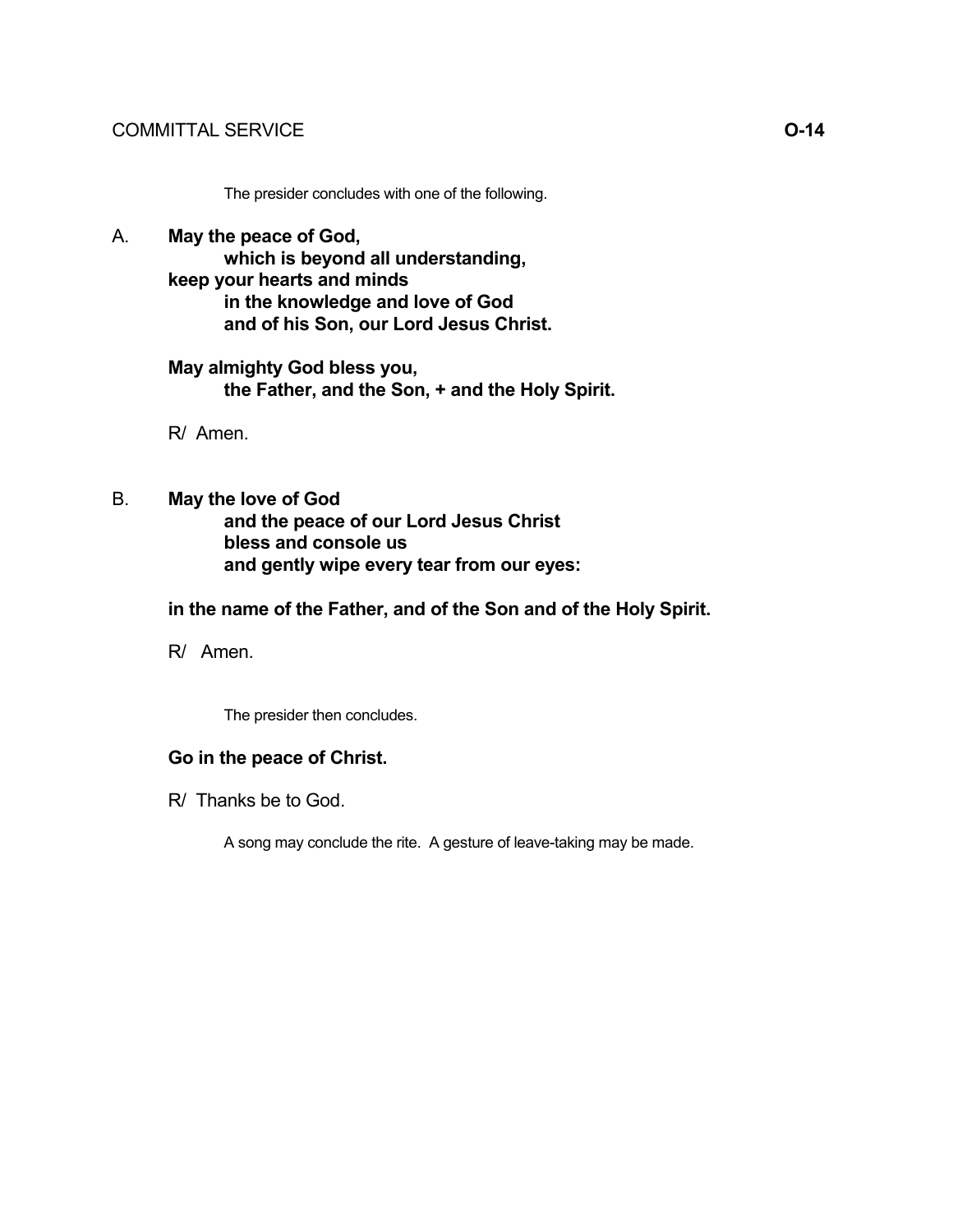The presider concludes with one of the following.

A. **May the peace of God,**
**which is beyond all understanding,**
**keep your hearts and minds**
**in the knowledge and love of God**
**and of his Son, our Lord Jesus Christ.**

**May almighty God bless you,**
**the Father, and the Son, + and the Holy Spirit.**

R/ Amen.

B. **May the love of God**
**and the peace of our Lord Jesus Christ**
**bless and console us**
**and gently wipe every tear from our eyes:**

**in the name of the Father, and of the Son and of the Holy Spirit.**

R/ Amen.

The presider then concludes.

**Go in the peace of Christ.**

R/ Thanks be to God.

A song may conclude the rite. A gesture of leave-taking may be made.